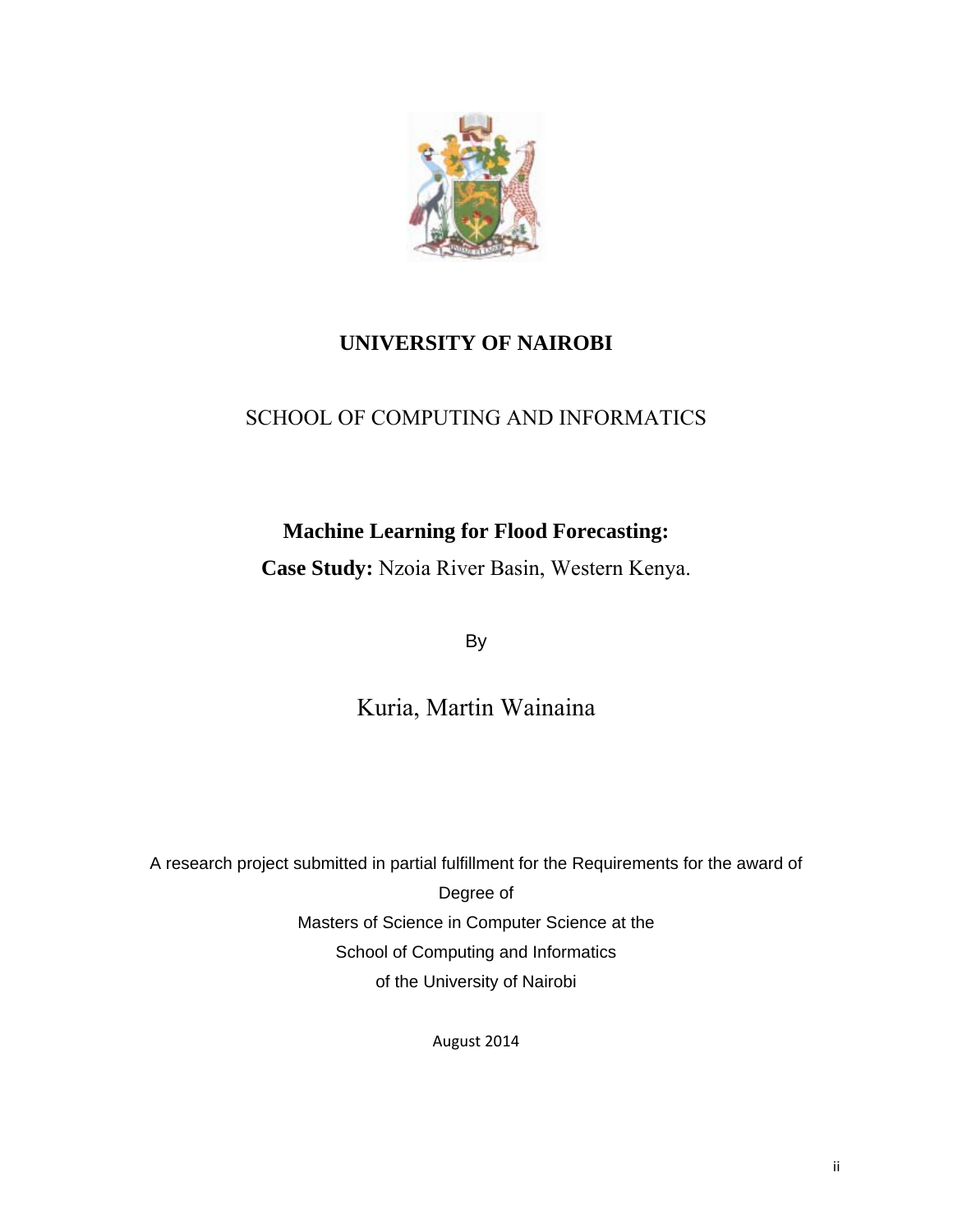# UNIVERSITY OF NAIROBI

## SCHOOL OF COMPUTING AND INFORMATICS

**Machine Learning for Flood Forecasting:**

**Case Study:** Nzoia River Basin, Western Kenya.

By

Kuria, Martin Wainaina

A research project submitted in partial fulfillment for the Requirements for the award of Degree of
Masters of Science in Computer Science at the
School of Computing and Informatics
of the University of Nairobi

August 2014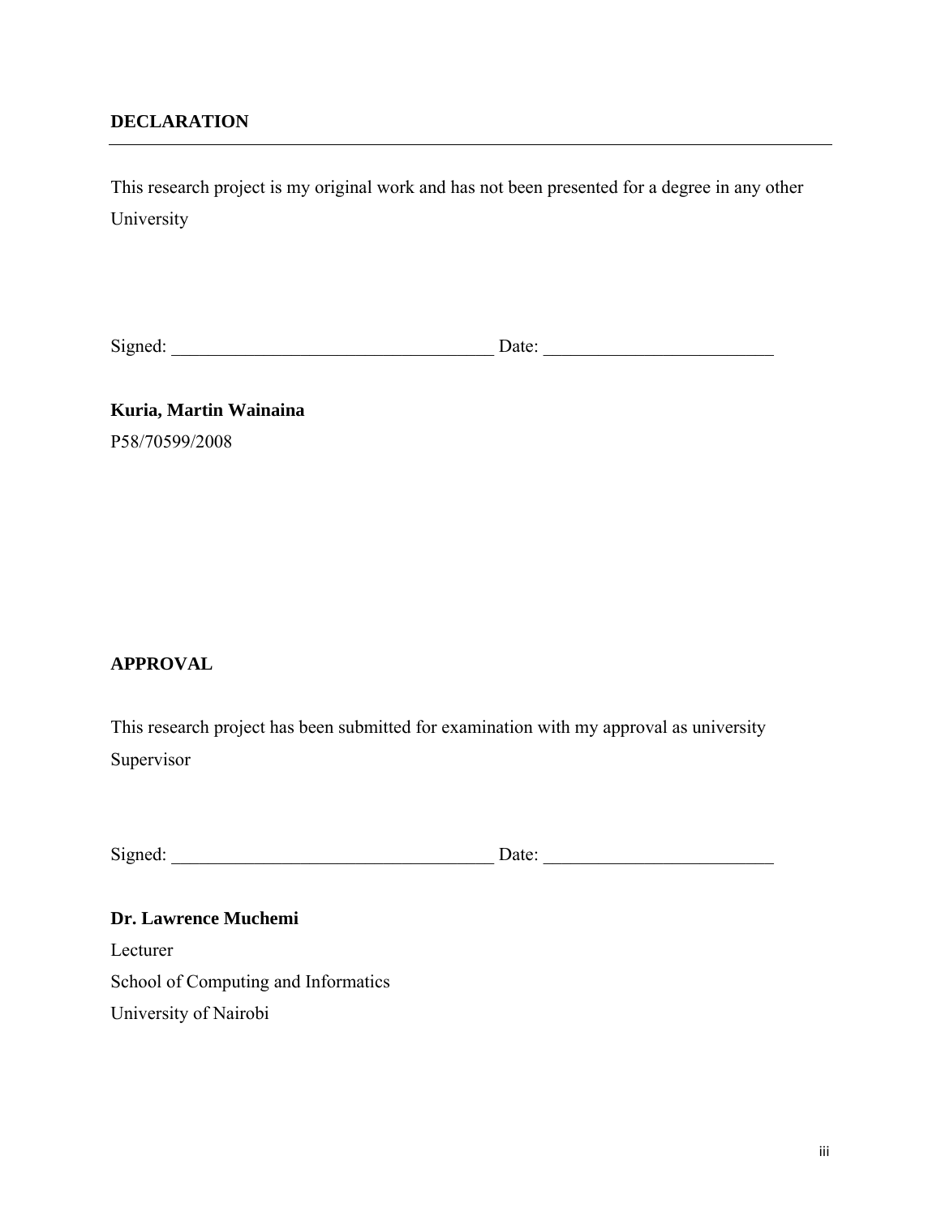## DECLARATION

This research project is my original work and has not been presented for a degree in any other University

Signed: ___________________________________ Date: _________________________

**Kuria, Martin Wainaina**

P58/70599/2008

## APPROVAL

This research project has been submitted for examination with my approval as university Supervisor

Signed: ___________________________________ Date: _________________________

**Dr. Lawrence Muchemi**

Lecturer

School of Computing and Informatics

University of Nairobi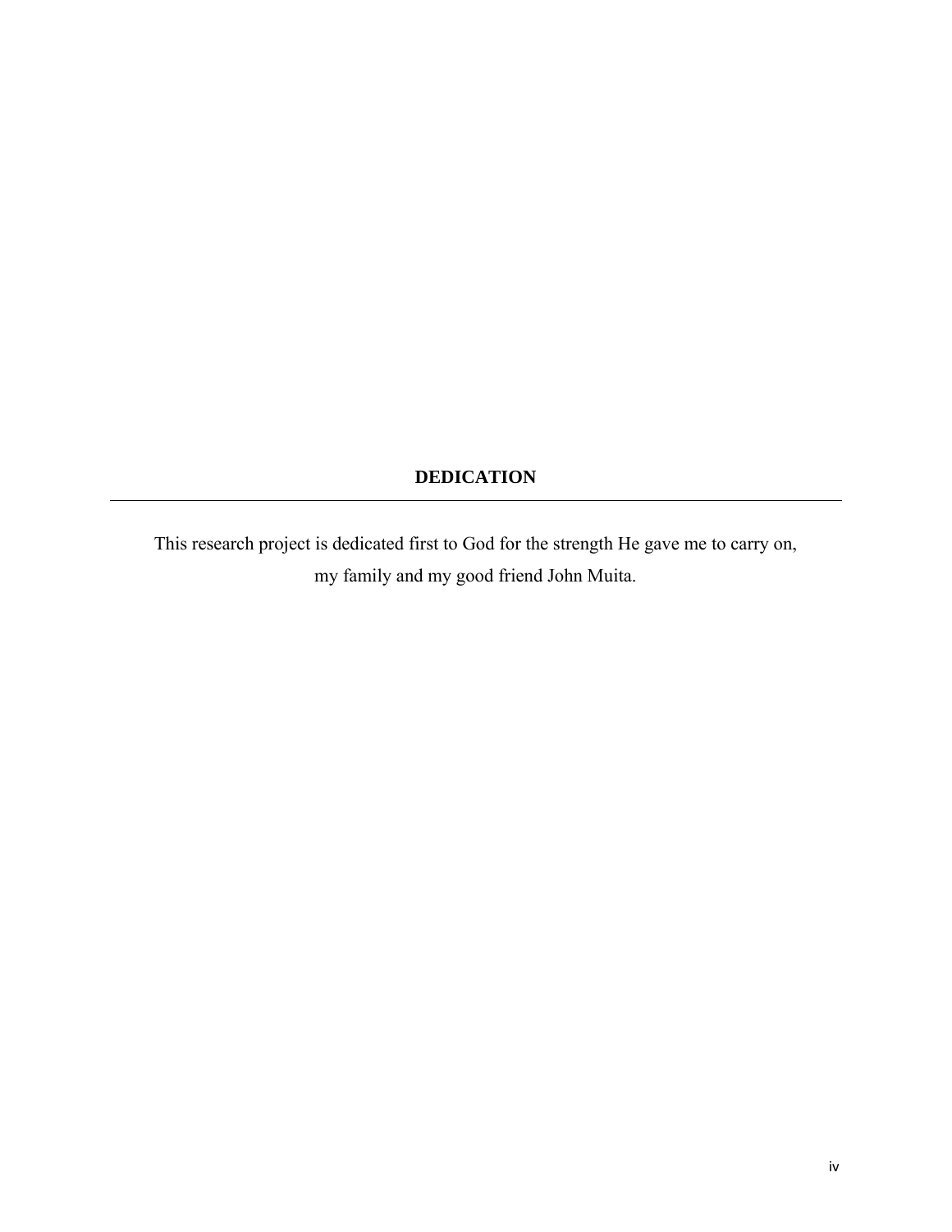## DEDICATION

This research project is dedicated first to God for the strength He gave me to carry on, my family and my good friend John Muita.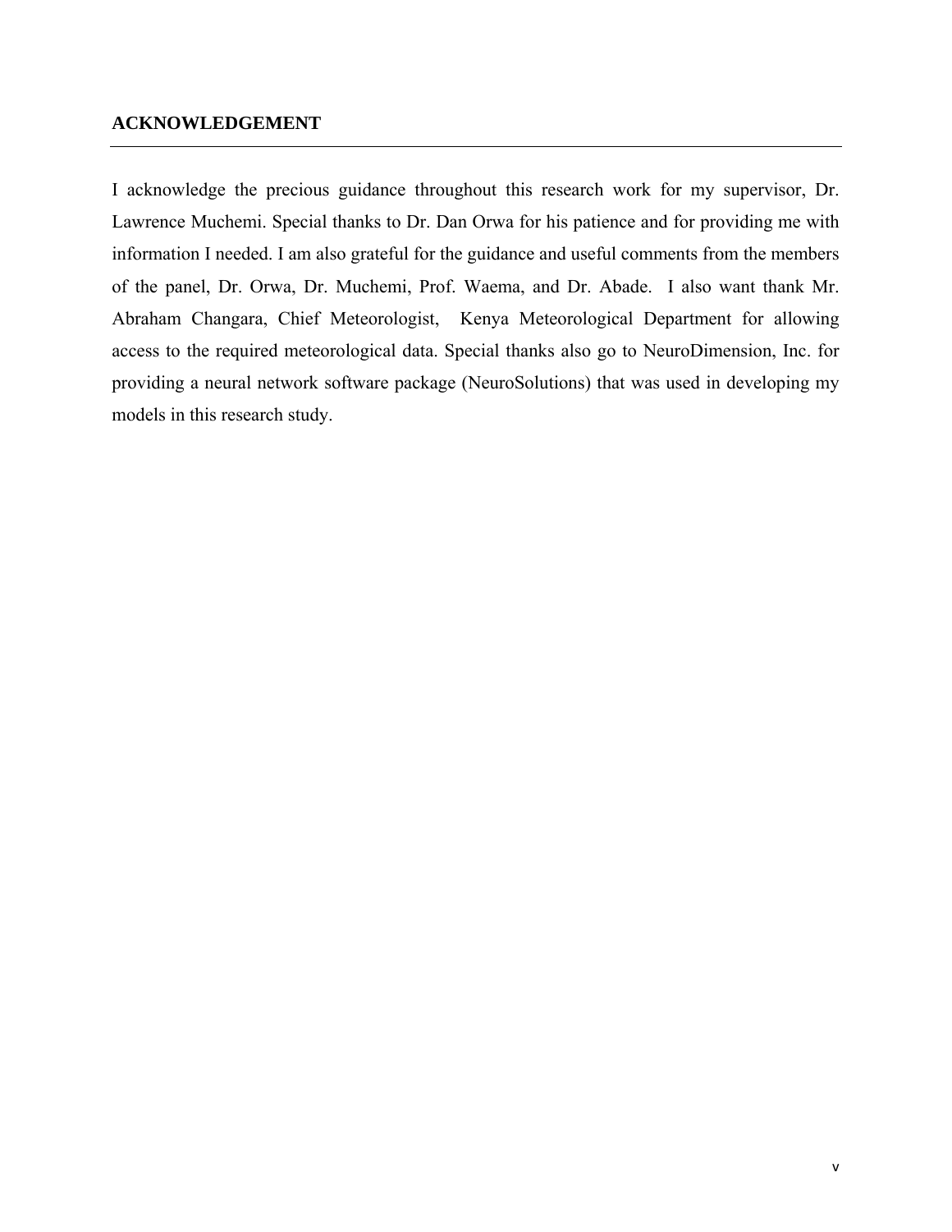## ACKNOWLEDGEMENT

I acknowledge the precious guidance throughout this research work for my supervisor, Dr. Lawrence Muchemi. Special thanks to Dr. Dan Orwa for his patience and for providing me with information I needed. I am also grateful for the guidance and useful comments from the members of the panel, Dr. Orwa, Dr. Muchemi, Prof. Waema, and Dr. Abade. I also want thank Mr. Abraham Changara, Chief Meteorologist, Kenya Meteorological Department for allowing access to the required meteorological data. Special thanks also go to NeuroDimension, Inc. for providing a neural network software package (NeuroSolutions) that was used in developing my models in this research study.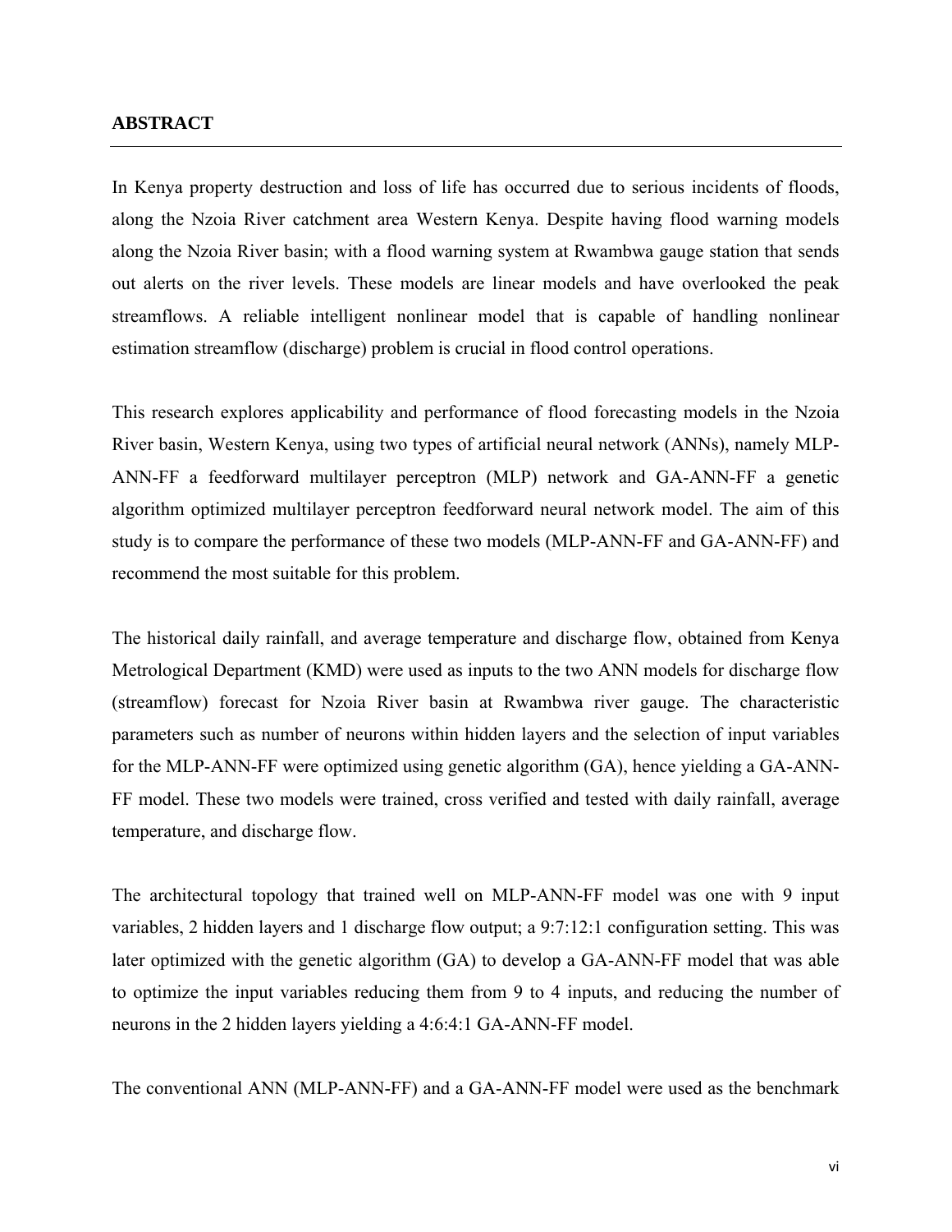## ABSTRACT

In Kenya property destruction and loss of life has occurred due to serious incidents of floods, along the Nzoia River catchment area Western Kenya. Despite having flood warning models along the Nzoia River basin; with a flood warning system at Rwambwa gauge station that sends out alerts on the river levels. These models are linear models and have overlooked the peak streamflows. A reliable intelligent nonlinear model that is capable of handling nonlinear estimation streamflow (discharge) problem is crucial in flood control operations.

This research explores applicability and performance of flood forecasting models in the Nzoia River basin, Western Kenya, using two types of artificial neural network (ANNs), namely MLP-ANN-FF a feedforward multilayer perceptron (MLP) network and GA-ANN-FF a genetic algorithm optimized multilayer perceptron feedforward neural network model. The aim of this study is to compare the performance of these two models (MLP-ANN-FF and GA-ANN-FF) and recommend the most suitable for this problem.

The historical daily rainfall, and average temperature and discharge flow, obtained from Kenya Metrological Department (KMD) were used as inputs to the two ANN models for discharge flow (streamflow) forecast for Nzoia River basin at Rwambwa river gauge. The characteristic parameters such as number of neurons within hidden layers and the selection of input variables for the MLP-ANN-FF were optimized using genetic algorithm (GA), hence yielding a GA-ANN-FF model. These two models were trained, cross verified and tested with daily rainfall, average temperature, and discharge flow.

The architectural topology that trained well on MLP-ANN-FF model was one with 9 input variables, 2 hidden layers and 1 discharge flow output; a 9:7:12:1 configuration setting. This was later optimized with the genetic algorithm (GA) to develop a GA-ANN-FF model that was able to optimize the input variables reducing them from 9 to 4 inputs, and reducing the number of neurons in the 2 hidden layers yielding a 4:6:4:1 GA-ANN-FF model.

The conventional ANN (MLP-ANN-FF) and a GA-ANN-FF model were used as the benchmark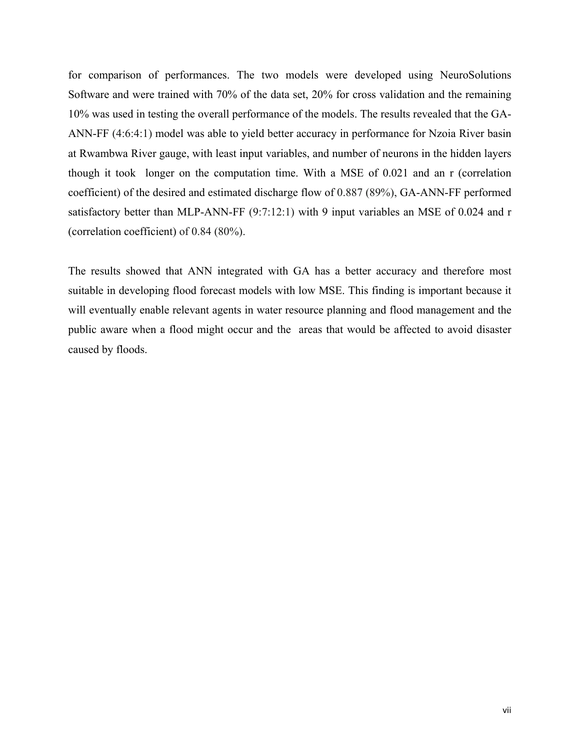for comparison of performances. The two models were developed using NeuroSolutions Software and were trained with 70% of the data set, 20% for cross validation and the remaining 10% was used in testing the overall performance of the models. The results revealed that the GA-ANN-FF (4:6:4:1) model was able to yield better accuracy in performance for Nzoia River basin at Rwambwa River gauge, with least input variables, and number of neurons in the hidden layers though it took longer on the computation time. With a MSE of 0.021 and an r (correlation coefficient) of the desired and estimated discharge flow of 0.887 (89%), GA-ANN-FF performed satisfactory better than MLP-ANN-FF (9:7:12:1) with 9 input variables an MSE of 0.024 and r (correlation coefficient) of 0.84 (80%).

The results showed that ANN integrated with GA has a better accuracy and therefore most suitable in developing flood forecast models with low MSE. This finding is important because it will eventually enable relevant agents in water resource planning and flood management and the public aware when a flood might occur and the areas that would be affected to avoid disaster caused by floods.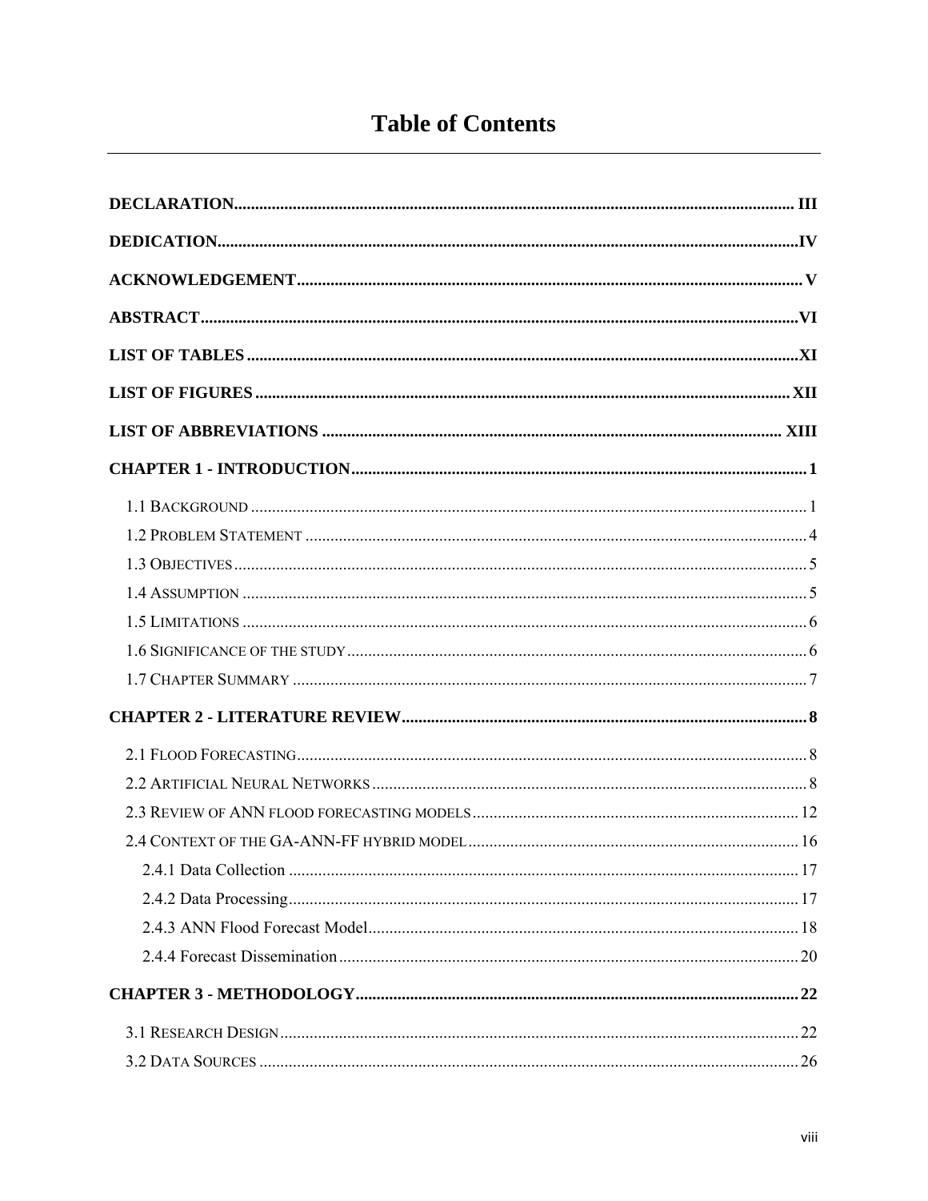# Table of Contents

**DECLARATION** ..... III

**DEDICATION** ..... IV

**ACKNOWLEDGEMENT** ..... V

**ABSTRACT** ..... VI

**LIST OF TABLES** ..... XI

**LIST OF FIGURES** ..... XII

**LIST OF ABBREVIATIONS** ..... XIII

**CHAPTER 1 - INTRODUCTION** ..... 1

- 1.1 Background ..... 1
- 1.2 Problem Statement ..... 4
- 1.3 Objectives ..... 5
- 1.4 Assumption ..... 5
- 1.5 Limitations ..... 6
- 1.6 Significance of the study ..... 6
- 1.7 Chapter Summary ..... 7

**CHAPTER 2 - LITERATURE REVIEW** ..... 8

- 2.1 Flood Forecasting ..... 8
- 2.2 Artificial Neural Networks ..... 8
- 2.3 Review of ANN flood forecasting models ..... 12
- 2.4 Context of the GA-ANN-FF hybrid model ..... 16
  - 2.4.1 Data Collection ..... 17
  - 2.4.2 Data Processing ..... 17
  - 2.4.3 ANN Flood Forecast Model ..... 18
  - 2.4.4 Forecast Dissemination ..... 20

**CHAPTER 3 - METHODOLOGY** ..... 22

- 3.1 Research Design ..... 22
- 3.2 Data Sources ..... 26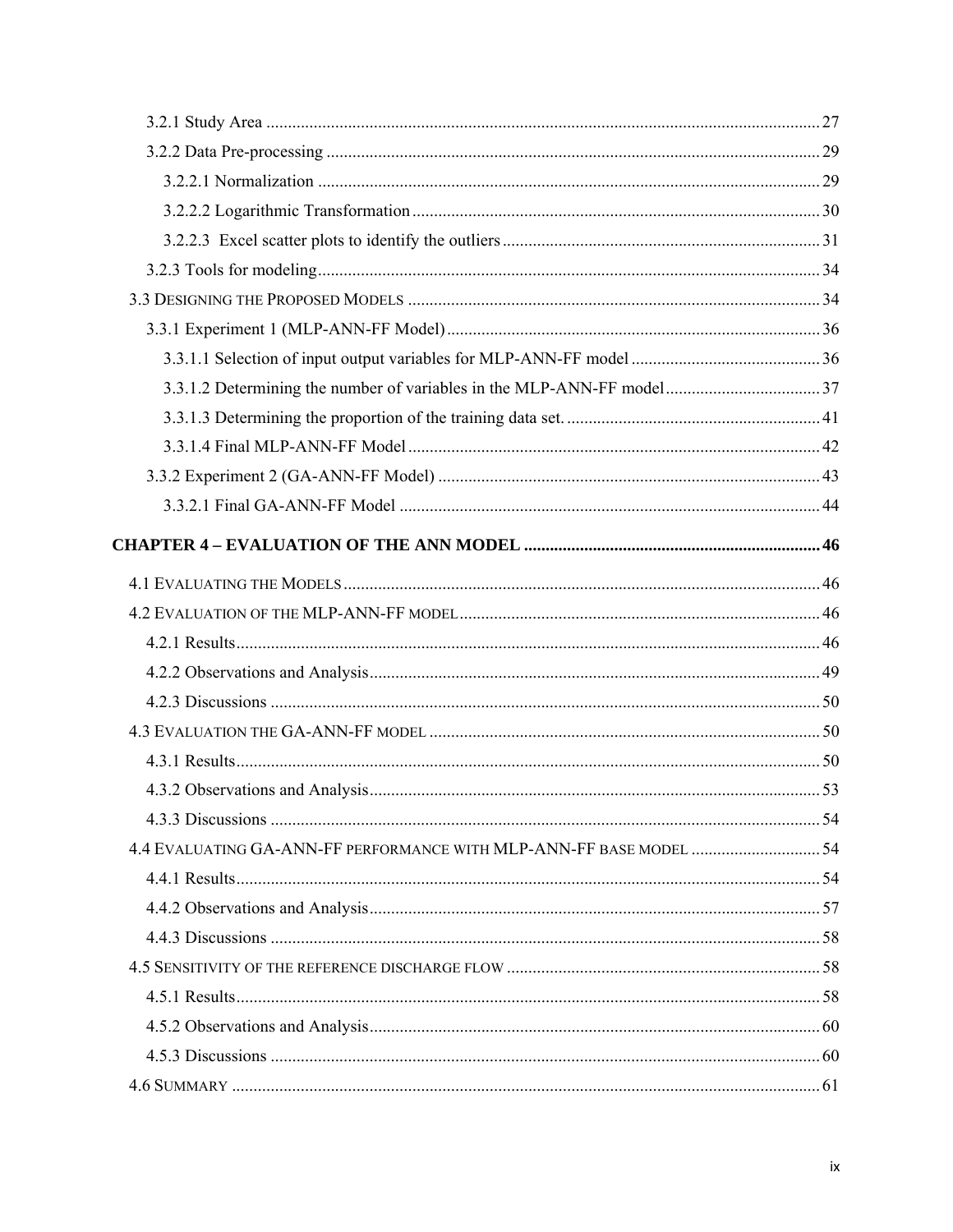3.2.1 Study Area ..... 27

3.2.2 Data Pre-processing ..... 29

3.2.2.1 Normalization ..... 29

3.2.2.2 Logarithmic Transformation ..... 30

3.2.2.3 Excel scatter plots to identify the outliers ..... 31

3.2.3 Tools for modeling ..... 34

3.3 DESIGNING THE PROPOSED MODELS ..... 34

3.3.1 Experiment 1 (MLP-ANN-FF Model) ..... 36

3.3.1.1 Selection of input output variables for MLP-ANN-FF model ..... 36

3.3.1.2 Determining the number of variables in the MLP-ANN-FF model ..... 37

3.3.1.3 Determining the proportion of the training data set. ..... 41

3.3.1.4 Final MLP-ANN-FF Model ..... 42

3.3.2 Experiment 2 (GA-ANN-FF Model) ..... 43

3.3.2.1 Final GA-ANN-FF Model ..... 44

**CHAPTER 4 – EVALUATION OF THE ANN MODEL ..... 46**

4.1 EVALUATING THE MODELS ..... 46

4.2 EVALUATION OF THE MLP-ANN-FF MODEL ..... 46

4.2.1 Results ..... 46

4.2.2 Observations and Analysis ..... 49

4.2.3 Discussions ..... 50

4.3 EVALUATION THE GA-ANN-FF MODEL ..... 50

4.3.1 Results ..... 50

4.3.2 Observations and Analysis ..... 53

4.3.3 Discussions ..... 54

4.4 EVALUATING GA-ANN-FF PERFORMANCE WITH MLP-ANN-FF BASE MODEL ..... 54

4.4.1 Results ..... 54

4.4.2 Observations and Analysis ..... 57

4.4.3 Discussions ..... 58

4.5 SENSITIVITY OF THE REFERENCE DISCHARGE FLOW ..... 58

4.5.1 Results ..... 58

4.5.2 Observations and Analysis ..... 60

4.5.3 Discussions ..... 60

4.6 SUMMARY ..... 61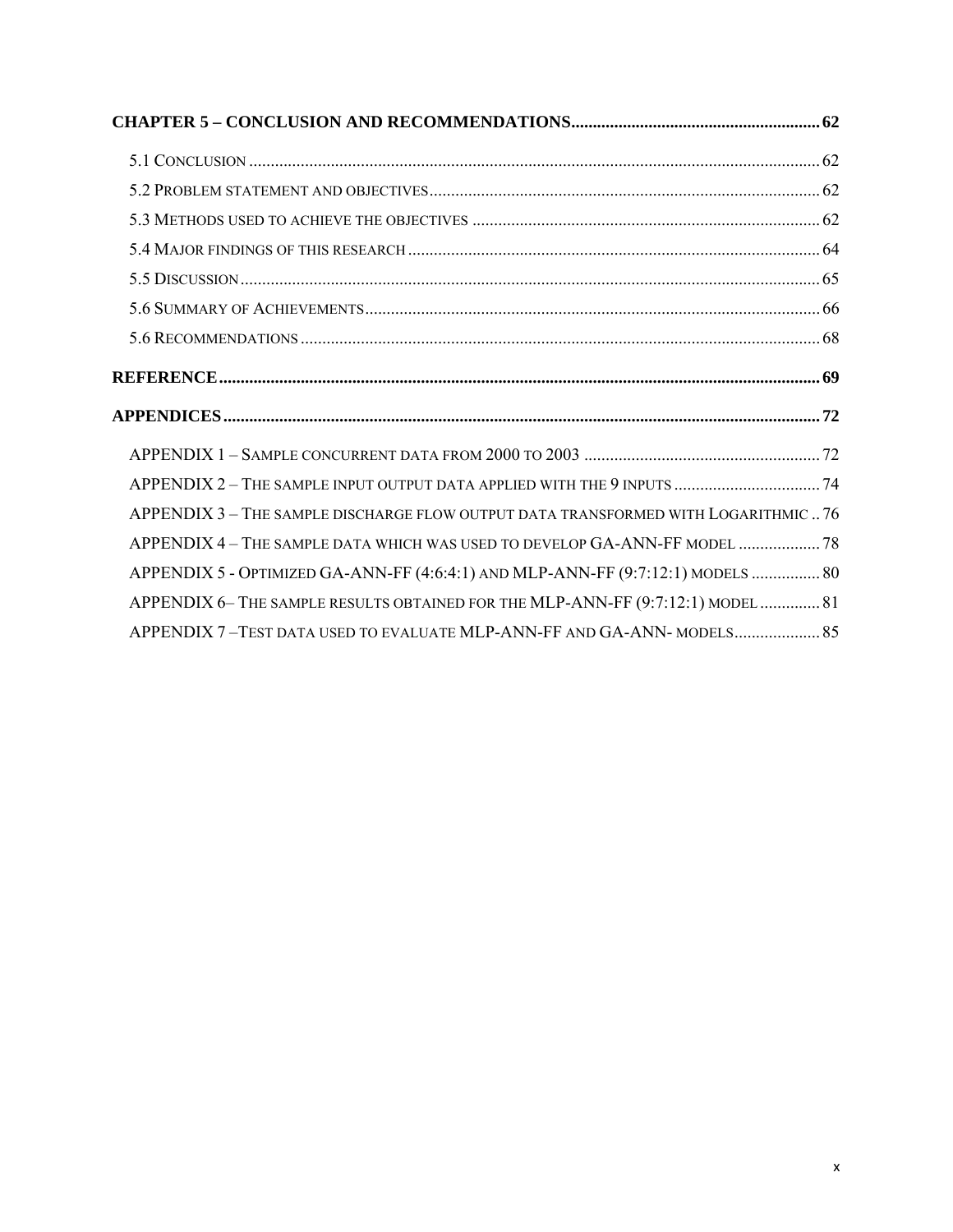**CHAPTER 5 – CONCLUSION AND RECOMMENDATIONS........................................................... 62**

5.1 CONCLUSION ..................................................................................................................... 62

5.2 PROBLEM STATEMENT AND OBJECTIVES ........................................................................... 62

5.3 METHODS USED TO ACHIEVE THE OBJECTIVES ................................................................. 62

5.4 MAJOR FINDINGS OF THIS RESEARCH ................................................................................ 64

5.5 DISCUSSION ....................................................................................................................... 65

5.6 SUMMARY OF ACHIEVEMENTS ......................................................................................... 66

5.6 RECOMMENDATIONS ......................................................................................................... 68

**REFERENCE ........................................................................................................................... 69**

**APPENDICES .......................................................................................................................... 72**

APPENDIX 1 – SAMPLE CONCURRENT DATA FROM 2000 TO 2003 ....................................................... 72

APPENDIX 2 – THE SAMPLE INPUT OUTPUT DATA APPLIED WITH THE 9 INPUTS .................................. 74

APPENDIX 3 – THE SAMPLE DISCHARGE FLOW OUTPUT DATA TRANSFORMED WITH LOGARITHMIC .. 76

APPENDIX 4 – THE SAMPLE DATA WHICH WAS USED TO DEVELOP GA-ANN-FF MODEL ................... 78

APPENDIX 5 - OPTIMIZED GA-ANN-FF (4:6:4:1) AND MLP-ANN-FF (9:7:12:1) MODELS ................ 80

APPENDIX 6– THE SAMPLE RESULTS OBTAINED FOR THE MLP-ANN-FF (9:7:12:1) MODEL .............. 81

APPENDIX 7 –TEST DATA USED TO EVALUATE MLP-ANN-FF AND GA-ANN- MODELS .................... 85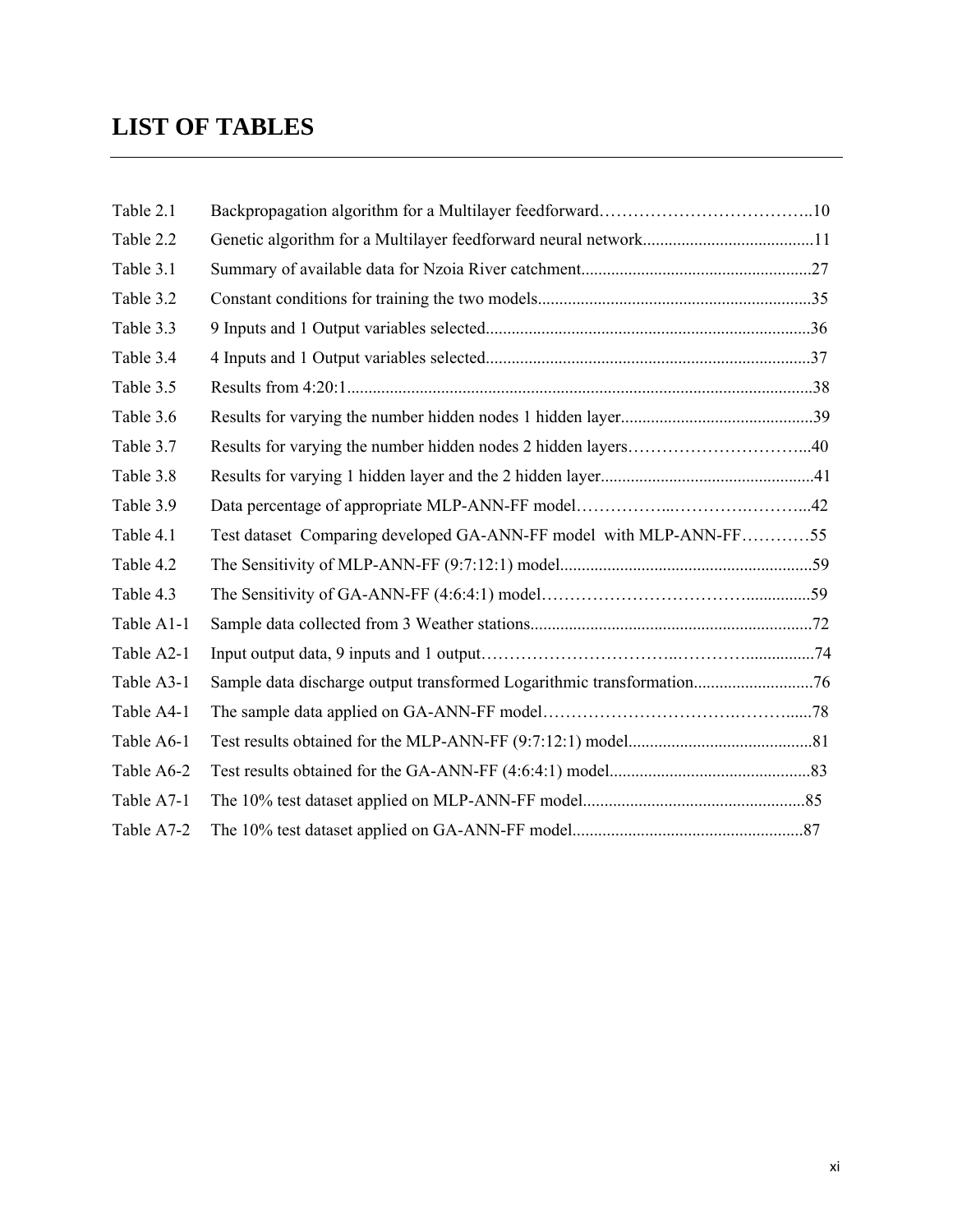# LIST OF TABLES

| | | |
|---|---|---|
| Table 2.1 | Backpropagation algorithm for a Multilayer feedforward | 10 |
| Table 2.2 | Genetic algorithm for a Multilayer feedforward neural network | 11 |
| Table 3.1 | Summary of available data for Nzoia River catchment | 27 |
| Table 3.2 | Constant conditions for training the two models | 35 |
| Table 3.3 | 9 Inputs and 1 Output variables selected | 36 |
| Table 3.4 | 4 Inputs and 1 Output variables selected | 37 |
| Table 3.5 | Results from 4:20:1 | 38 |
| Table 3.6 | Results for varying the number hidden nodes 1 hidden layer | 39 |
| Table 3.7 | Results for varying the number hidden nodes 2 hidden layers | 40 |
| Table 3.8 | Results for varying 1 hidden layer and the 2 hidden layer | 41 |
| Table 3.9 | Data percentage of appropriate MLP-ANN-FF model | 42 |
| Table 4.1 | Test dataset Comparing developed GA-ANN-FF model with MLP-ANN-FF | 55 |
| Table 4.2 | The Sensitivity of MLP-ANN-FF (9:7:12:1) model | 59 |
| Table 4.3 | The Sensitivity of GA-ANN-FF (4:6:4:1) model | 59 |
| Table A1-1 | Sample data collected from 3 Weather stations | 72 |
| Table A2-1 | Input output data, 9 inputs and 1 output | 74 |
| Table A3-1 | Sample data discharge output transformed Logarithmic transformation | 76 |
| Table A4-1 | The sample data applied on GA-ANN-FF model | 78 |
| Table A6-1 | Test results obtained for the MLP-ANN-FF (9:7:12:1) model | 81 |
| Table A6-2 | Test results obtained for the GA-ANN-FF (4:6:4:1) model | 83 |
| Table A7-1 | The 10% test dataset applied on MLP-ANN-FF model | 85 |
| Table A7-2 | The 10% test dataset applied on GA-ANN-FF model | 87 |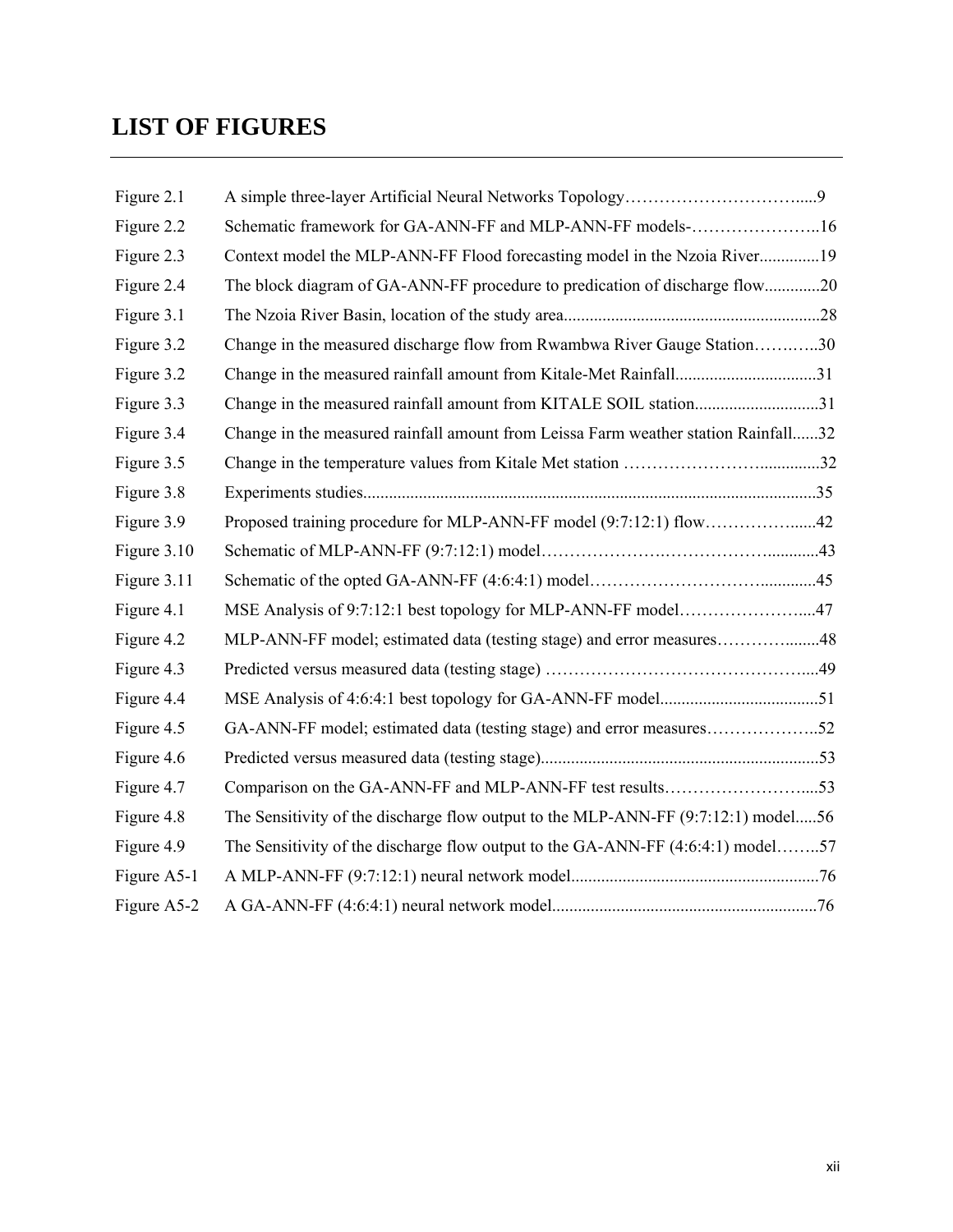# LIST OF FIGURES

| | | |
|---|---|---|
| Figure 2.1 | A simple three-layer Artificial Neural Networks Topology | 9 |
| Figure 2.2 | Schematic framework for GA-ANN-FF and MLP-ANN-FF models- | 16 |
| Figure 2.3 | Context model the MLP-ANN-FF Flood forecasting model in the Nzoia River | 19 |
| Figure 2.4 | The block diagram of GA-ANN-FF procedure to predication of discharge flow | 20 |
| Figure 3.1 | The Nzoia River Basin, location of the study area | 28 |
| Figure 3.2 | Change in the measured discharge flow from Rwambwa River Gauge Station | 30 |
| Figure 3.2 | Change in the measured rainfall amount from Kitale-Met Rainfall | 31 |
| Figure 3.3 | Change in the measured rainfall amount from KITALE SOIL station | 31 |
| Figure 3.4 | Change in the measured rainfall amount from Leissa Farm weather station Rainfall | 32 |
| Figure 3.5 | Change in the temperature values from Kitale Met station | 32 |
| Figure 3.8 | Experiments studies | 35 |
| Figure 3.9 | Proposed training procedure for MLP-ANN-FF model (9:7:12:1) flow | 42 |
| Figure 3.10 | Schematic of MLP-ANN-FF (9:7:12:1) model | 43 |
| Figure 3.11 | Schematic of the opted GA-ANN-FF (4:6:4:1) model | 45 |
| Figure 4.1 | MSE Analysis of 9:7:12:1 best topology for MLP-ANN-FF model | 47 |
| Figure 4.2 | MLP-ANN-FF model; estimated data (testing stage) and error measures | 48 |
| Figure 4.3 | Predicted versus measured data (testing stage) | 49 |
| Figure 4.4 | MSE Analysis of 4:6:4:1 best topology for GA-ANN-FF model | 51 |
| Figure 4.5 | GA-ANN-FF model; estimated data (testing stage) and error measures | 52 |
| Figure 4.6 | Predicted versus measured data (testing stage) | 53 |
| Figure 4.7 | Comparison on the GA-ANN-FF and MLP-ANN-FF test results | 53 |
| Figure 4.8 | The Sensitivity of the discharge flow output to the MLP-ANN-FF (9:7:12:1) model | 56 |
| Figure 4.9 | The Sensitivity of the discharge flow output to the GA-ANN-FF (4:6:4:1) model | 57 |
| Figure A5-1 | A MLP-ANN-FF (9:7:12:1) neural network model | 76 |
| Figure A5-2 | A GA-ANN-FF (4:6:4:1) neural network model | 76 |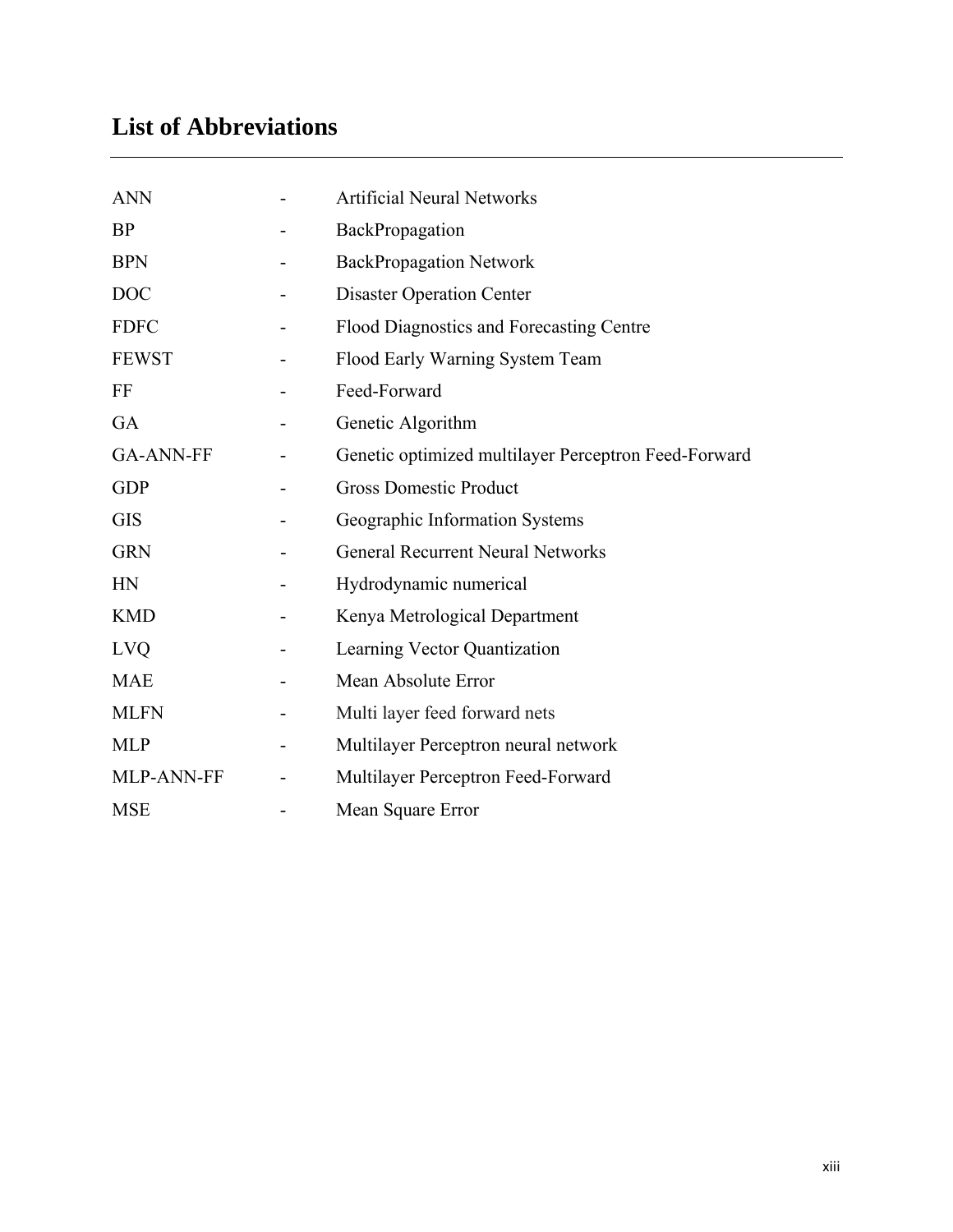## List of Abbreviations

| | | |
|---|---|---|
| ANN | - | Artificial Neural Networks |
| BP | - | BackPropagation |
| BPN | - | BackPropagation Network |
| DOC | - | Disaster Operation Center |
| FDFC | - | Flood Diagnostics and Forecasting Centre |
| FEWST | - | Flood Early Warning System Team |
| FF | - | Feed-Forward |
| GA | - | Genetic Algorithm |
| GA-ANN-FF | - | Genetic optimized multilayer Perceptron Feed-Forward |
| GDP | - | Gross Domestic Product |
| GIS | - | Geographic Information Systems |
| GRN | - | General Recurrent Neural Networks |
| HN | - | Hydrodynamic numerical |
| KMD | - | Kenya Metrological Department |
| LVQ | - | Learning Vector Quantization |
| MAE | - | Mean Absolute Error |
| MLFN | - | Multi layer feed forward nets |
| MLP | - | Multilayer Perceptron neural network |
| MLP-ANN-FF | - | Multilayer Perceptron Feed-Forward |
| MSE | - | Mean Square Error |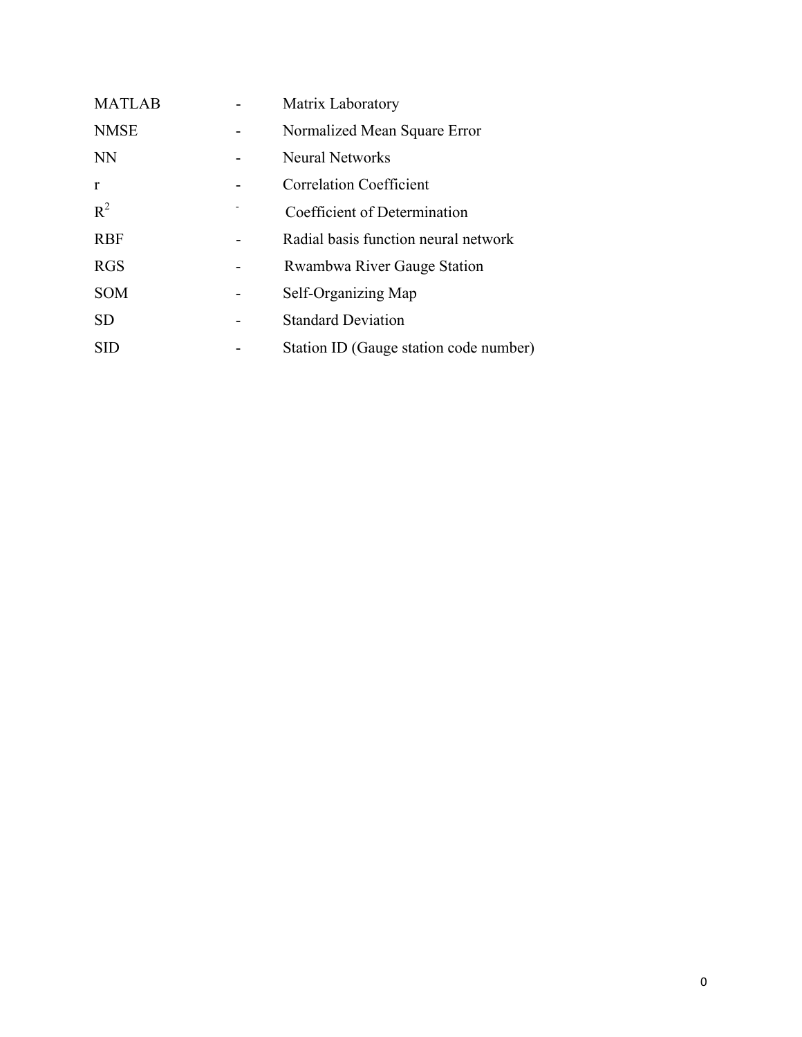| | | |
|---|---|---|
| MATLAB | - | Matrix Laboratory |
| NMSE | - | Normalized Mean Square Error |
| NN | - | Neural Networks |
| r | - | Correlation Coefficient |
| $R^2$ | - | Coefficient of Determination |
| RBF | - | Radial basis function neural network |
| RGS | - | Rwambwa River Gauge Station |
| SOM | - | Self-Organizing Map |
| SD | - | Standard Deviation |
| SID | - | Station ID (Gauge station code number) |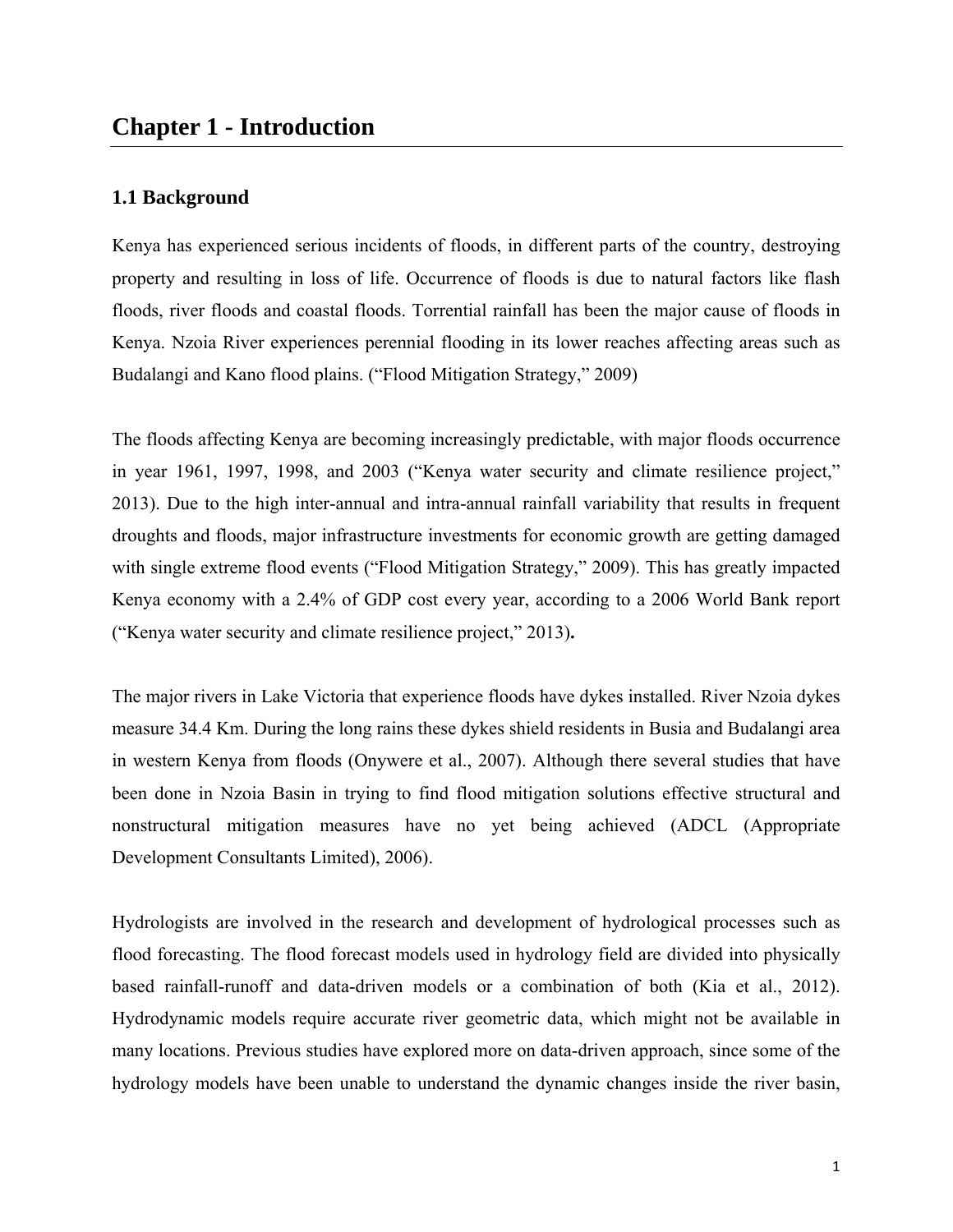# Chapter 1 - Introduction

## 1.1 Background

Kenya has experienced serious incidents of floods, in different parts of the country, destroying property and resulting in loss of life. Occurrence of floods is due to natural factors like flash floods, river floods and coastal floods. Torrential rainfall has been the major cause of floods in Kenya. Nzoia River experiences perennial flooding in its lower reaches affecting areas such as Budalangi and Kano flood plains. ("Flood Mitigation Strategy," 2009)

The floods affecting Kenya are becoming increasingly predictable, with major floods occurrence in year 1961, 1997, 1998, and 2003 ("Kenya water security and climate resilience project," 2013). Due to the high inter-annual and intra-annual rainfall variability that results in frequent droughts and floods, major infrastructure investments for economic growth are getting damaged with single extreme flood events ("Flood Mitigation Strategy," 2009). This has greatly impacted Kenya economy with a 2.4% of GDP cost every year, according to a 2006 World Bank report ("Kenya water security and climate resilience project," 2013)**.**

The major rivers in Lake Victoria that experience floods have dykes installed. River Nzoia dykes measure 34.4 Km. During the long rains these dykes shield residents in Busia and Budalangi area in western Kenya from floods (Onywere et al., 2007). Although there several studies that have been done in Nzoia Basin in trying to find flood mitigation solutions effective structural and nonstructural mitigation measures have no yet being achieved (ADCL (Appropriate Development Consultants Limited), 2006).

Hydrologists are involved in the research and development of hydrological processes such as flood forecasting. The flood forecast models used in hydrology field are divided into physically based rainfall-runoff and data-driven models or a combination of both (Kia et al., 2012). Hydrodynamic models require accurate river geometric data, which might not be available in many locations. Previous studies have explored more on data-driven approach, since some of the hydrology models have been unable to understand the dynamic changes inside the river basin,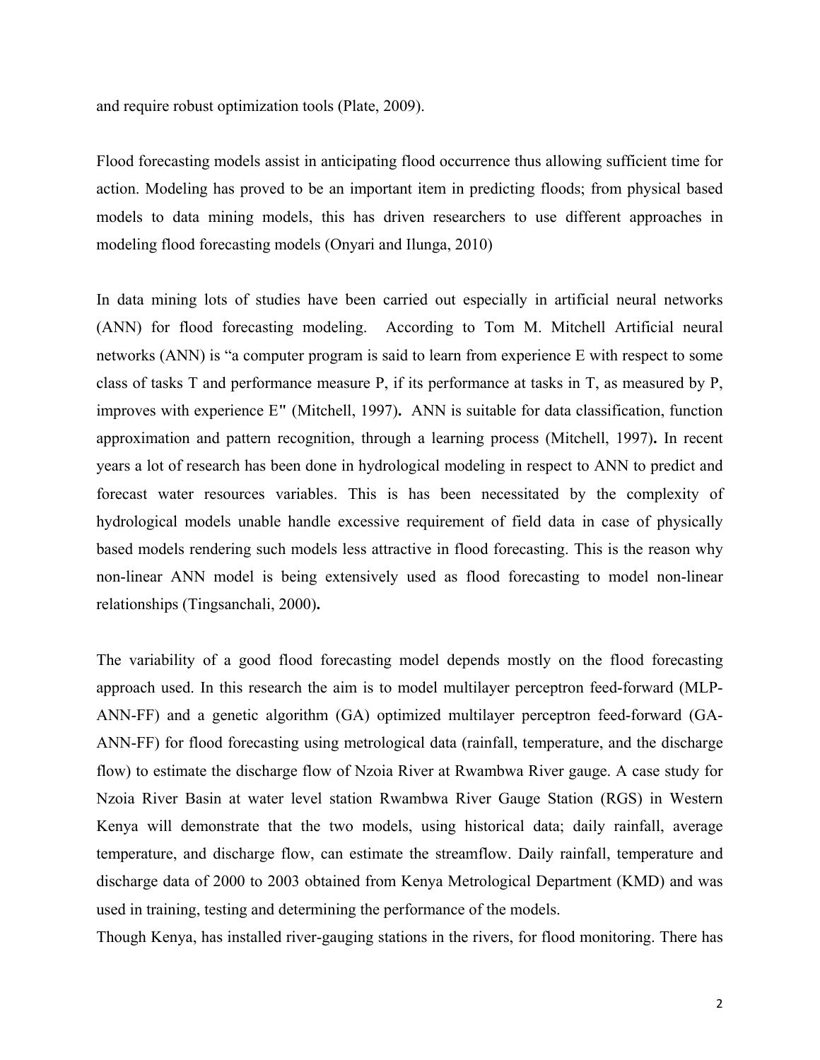and require robust optimization tools (Plate, 2009).

Flood forecasting models assist in anticipating flood occurrence thus allowing sufficient time for action. Modeling has proved to be an important item in predicting floods; from physical based models to data mining models, this has driven researchers to use different approaches in modeling flood forecasting models (Onyari and Ilunga, 2010)

In data mining lots of studies have been carried out especially in artificial neural networks (ANN) for flood forecasting modeling. According to Tom M. Mitchell Artificial neural networks (ANN) is "a computer program is said to learn from experience E with respect to some class of tasks T and performance measure P, if its performance at tasks in T, as measured by P, improves with experience E" (Mitchell, 1997)**.** ANN is suitable for data classification, function approximation and pattern recognition, through a learning process (Mitchell, 1997)**.** In recent years a lot of research has been done in hydrological modeling in respect to ANN to predict and forecast water resources variables. This is has been necessitated by the complexity of hydrological models unable handle excessive requirement of field data in case of physically based models rendering such models less attractive in flood forecasting. This is the reason why non-linear ANN model is being extensively used as flood forecasting to model non-linear relationships (Tingsanchali, 2000)**.**

The variability of a good flood forecasting model depends mostly on the flood forecasting approach used. In this research the aim is to model multilayer perceptron feed-forward (MLP-ANN-FF) and a genetic algorithm (GA) optimized multilayer perceptron feed-forward (GA-ANN-FF) for flood forecasting using metrological data (rainfall, temperature, and the discharge flow) to estimate the discharge flow of Nzoia River at Rwambwa River gauge. A case study for Nzoia River Basin at water level station Rwambwa River Gauge Station (RGS) in Western Kenya will demonstrate that the two models, using historical data; daily rainfall, average temperature, and discharge flow, can estimate the streamflow. Daily rainfall, temperature and discharge data of 2000 to 2003 obtained from Kenya Metrological Department (KMD) and was used in training, testing and determining the performance of the models.

Though Kenya, has installed river-gauging stations in the rivers, for flood monitoring. There has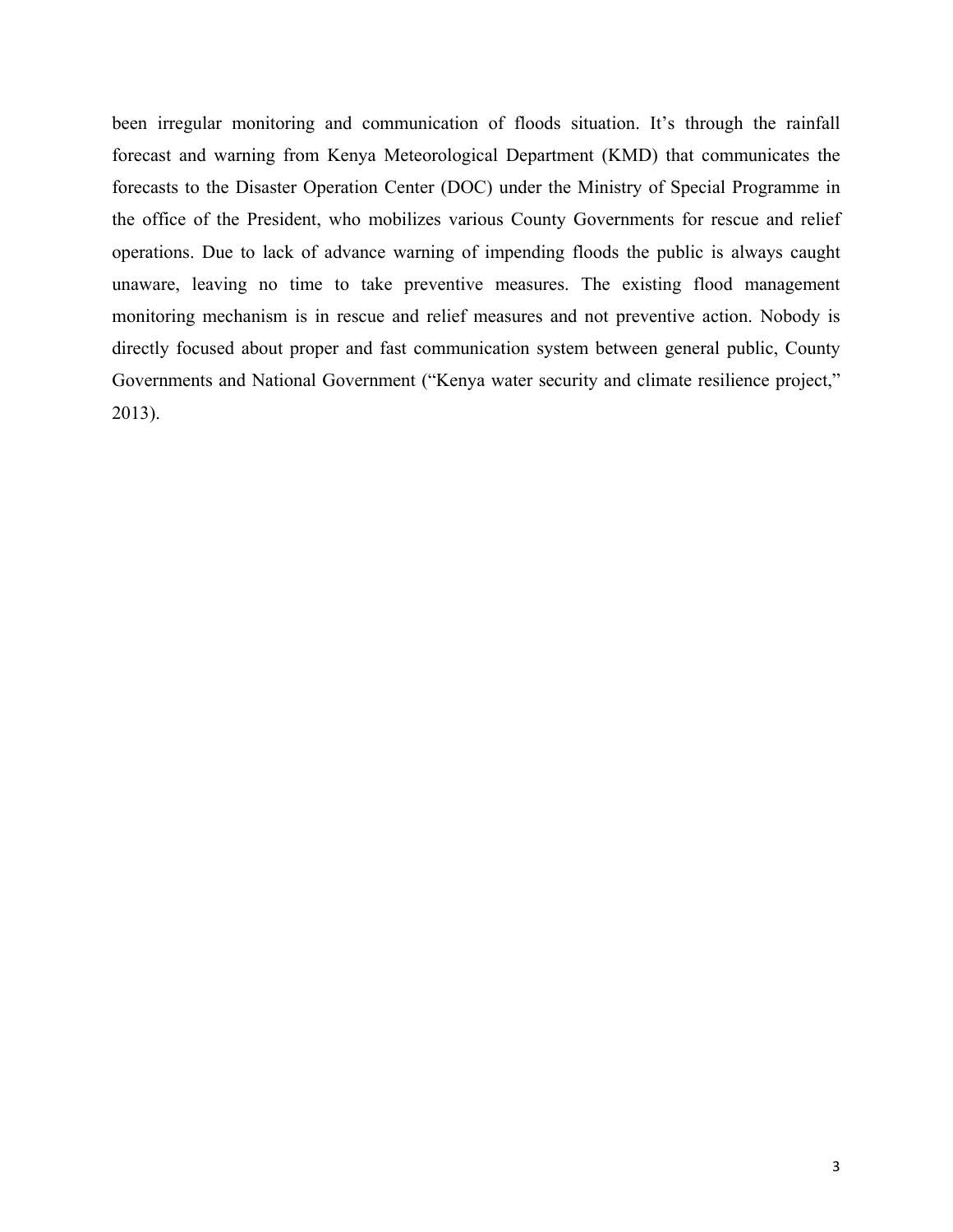been irregular monitoring and communication of floods situation. It's through the rainfall forecast and warning from Kenya Meteorological Department (KMD) that communicates the forecasts to the Disaster Operation Center (DOC) under the Ministry of Special Programme in the office of the President, who mobilizes various County Governments for rescue and relief operations. Due to lack of advance warning of impending floods the public is always caught unaware, leaving no time to take preventive measures. The existing flood management monitoring mechanism is in rescue and relief measures and not preventive action. Nobody is directly focused about proper and fast communication system between general public, County Governments and National Government ("Kenya water security and climate resilience project," 2013).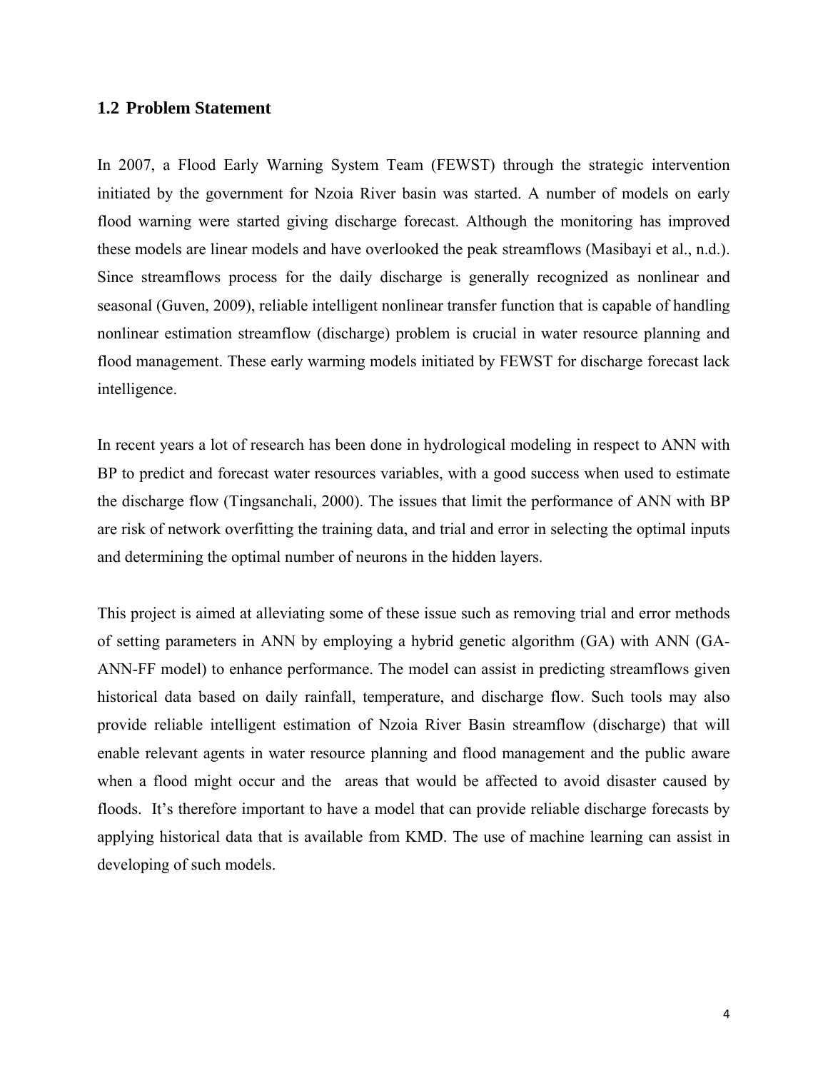## 1.2 Problem Statement

In 2007, a Flood Early Warning System Team (FEWST) through the strategic intervention initiated by the government for Nzoia River basin was started. A number of models on early flood warning were started giving discharge forecast. Although the monitoring has improved these models are linear models and have overlooked the peak streamflows (Masibayi et al., n.d.). Since streamflows process for the daily discharge is generally recognized as nonlinear and seasonal (Guven, 2009), reliable intelligent nonlinear transfer function that is capable of handling nonlinear estimation streamflow (discharge) problem is crucial in water resource planning and flood management. These early warming models initiated by FEWST for discharge forecast lack intelligence.

In recent years a lot of research has been done in hydrological modeling in respect to ANN with BP to predict and forecast water resources variables, with a good success when used to estimate the discharge flow (Tingsanchali, 2000). The issues that limit the performance of ANN with BP are risk of network overfitting the training data, and trial and error in selecting the optimal inputs and determining the optimal number of neurons in the hidden layers.

This project is aimed at alleviating some of these issue such as removing trial and error methods of setting parameters in ANN by employing a hybrid genetic algorithm (GA) with ANN (GA-ANN-FF model) to enhance performance. The model can assist in predicting streamflows given historical data based on daily rainfall, temperature, and discharge flow. Such tools may also provide reliable intelligent estimation of Nzoia River Basin streamflow (discharge) that will enable relevant agents in water resource planning and flood management and the public aware when a flood might occur and the areas that would be affected to avoid disaster caused by floods. It's therefore important to have a model that can provide reliable discharge forecasts by applying historical data that is available from KMD. The use of machine learning can assist in developing of such models.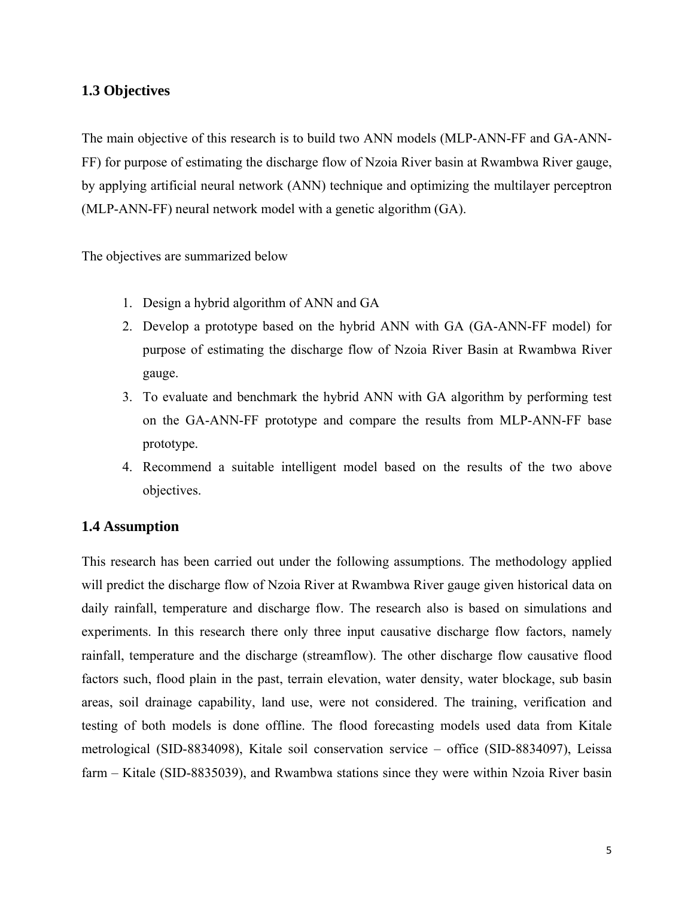## 1.3 Objectives

The main objective of this research is to build two ANN models (MLP-ANN-FF and GA-ANN-FF) for purpose of estimating the discharge flow of Nzoia River basin at Rwambwa River gauge, by applying artificial neural network (ANN) technique and optimizing the multilayer perceptron (MLP-ANN-FF) neural network model with a genetic algorithm (GA).

The objectives are summarized below

1. Design a hybrid algorithm of ANN and GA
2. Develop a prototype based on the hybrid ANN with GA (GA-ANN-FF model) for purpose of estimating the discharge flow of Nzoia River Basin at Rwambwa River gauge.
3. To evaluate and benchmark the hybrid ANN with GA algorithm by performing test on the GA-ANN-FF prototype and compare the results from MLP-ANN-FF base prototype.
4. Recommend a suitable intelligent model based on the results of the two above objectives.

## 1.4 Assumption

This research has been carried out under the following assumptions. The methodology applied will predict the discharge flow of Nzoia River at Rwambwa River gauge given historical data on daily rainfall, temperature and discharge flow. The research also is based on simulations and experiments. In this research there only three input causative discharge flow factors, namely rainfall, temperature and the discharge (streamflow). The other discharge flow causative flood factors such, flood plain in the past, terrain elevation, water density, water blockage, sub basin areas, soil drainage capability, land use, were not considered. The training, verification and testing of both models is done offline. The flood forecasting models used data from Kitale metrological (SID-8834098), Kitale soil conservation service – office (SID-8834097), Leissa farm – Kitale (SID-8835039), and Rwambwa stations since they were within Nzoia River basin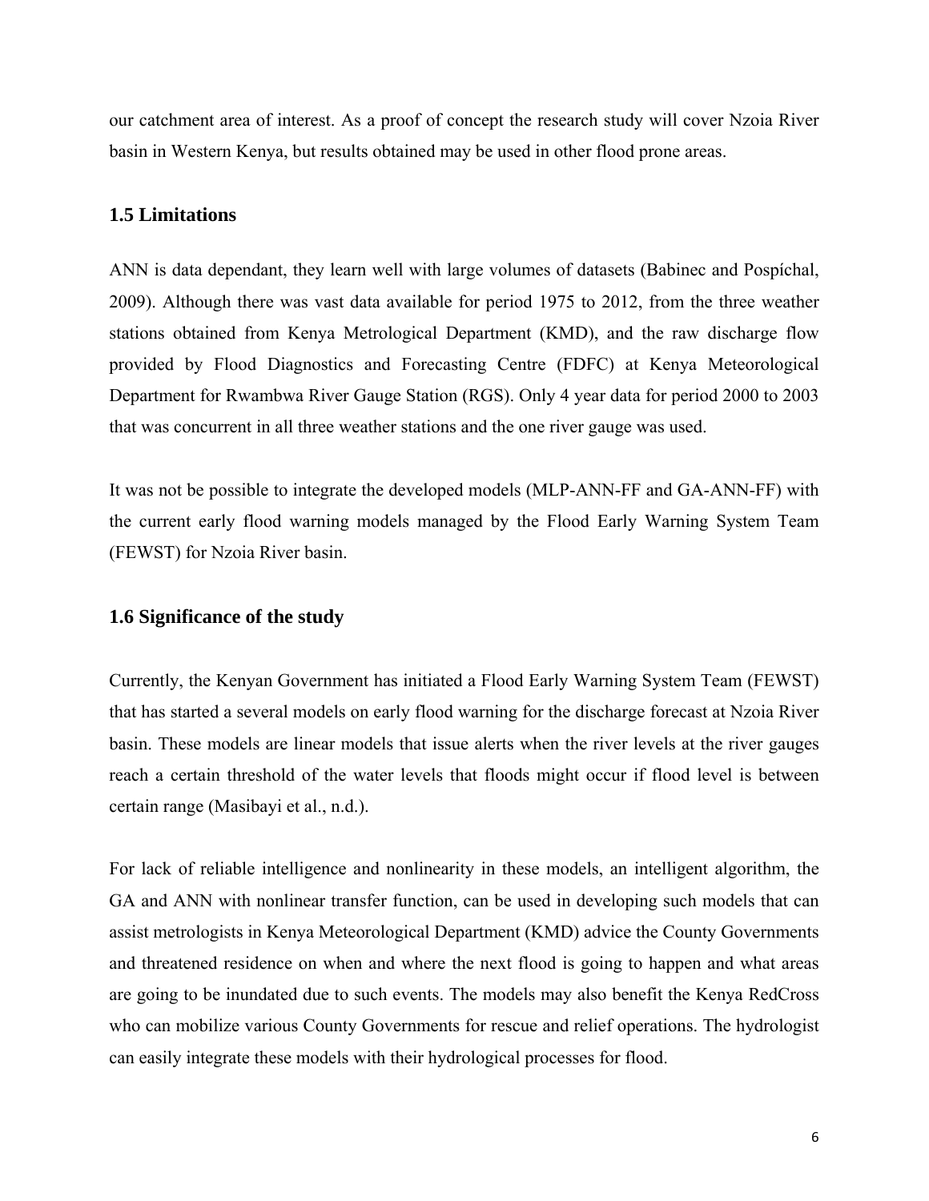our catchment area of interest. As a proof of concept the research study will cover Nzoia River basin in Western Kenya, but results obtained may be used in other flood prone areas.

### 1.5 Limitations

ANN is data dependant, they learn well with large volumes of datasets (Babinec and Pospíchal, 2009). Although there was vast data available for period 1975 to 2012, from the three weather stations obtained from Kenya Metrological Department (KMD), and the raw discharge flow provided by Flood Diagnostics and Forecasting Centre (FDFC) at Kenya Meteorological Department for Rwambwa River Gauge Station (RGS). Only 4 year data for period 2000 to 2003 that was concurrent in all three weather stations and the one river gauge was used.

It was not be possible to integrate the developed models (MLP-ANN-FF and GA-ANN-FF) with the current early flood warning models managed by the Flood Early Warning System Team (FEWST) for Nzoia River basin.

### 1.6 Significance of the study

Currently, the Kenyan Government has initiated a Flood Early Warning System Team (FEWST) that has started a several models on early flood warning for the discharge forecast at Nzoia River basin. These models are linear models that issue alerts when the river levels at the river gauges reach a certain threshold of the water levels that floods might occur if flood level is between certain range (Masibayi et al., n.d.).

For lack of reliable intelligence and nonlinearity in these models, an intelligent algorithm, the GA and ANN with nonlinear transfer function, can be used in developing such models that can assist metrologists in Kenya Meteorological Department (KMD) advice the County Governments and threatened residence on when and where the next flood is going to happen and what areas are going to be inundated due to such events. The models may also benefit the Kenya RedCross who can mobilize various County Governments for rescue and relief operations. The hydrologist can easily integrate these models with their hydrological processes for flood.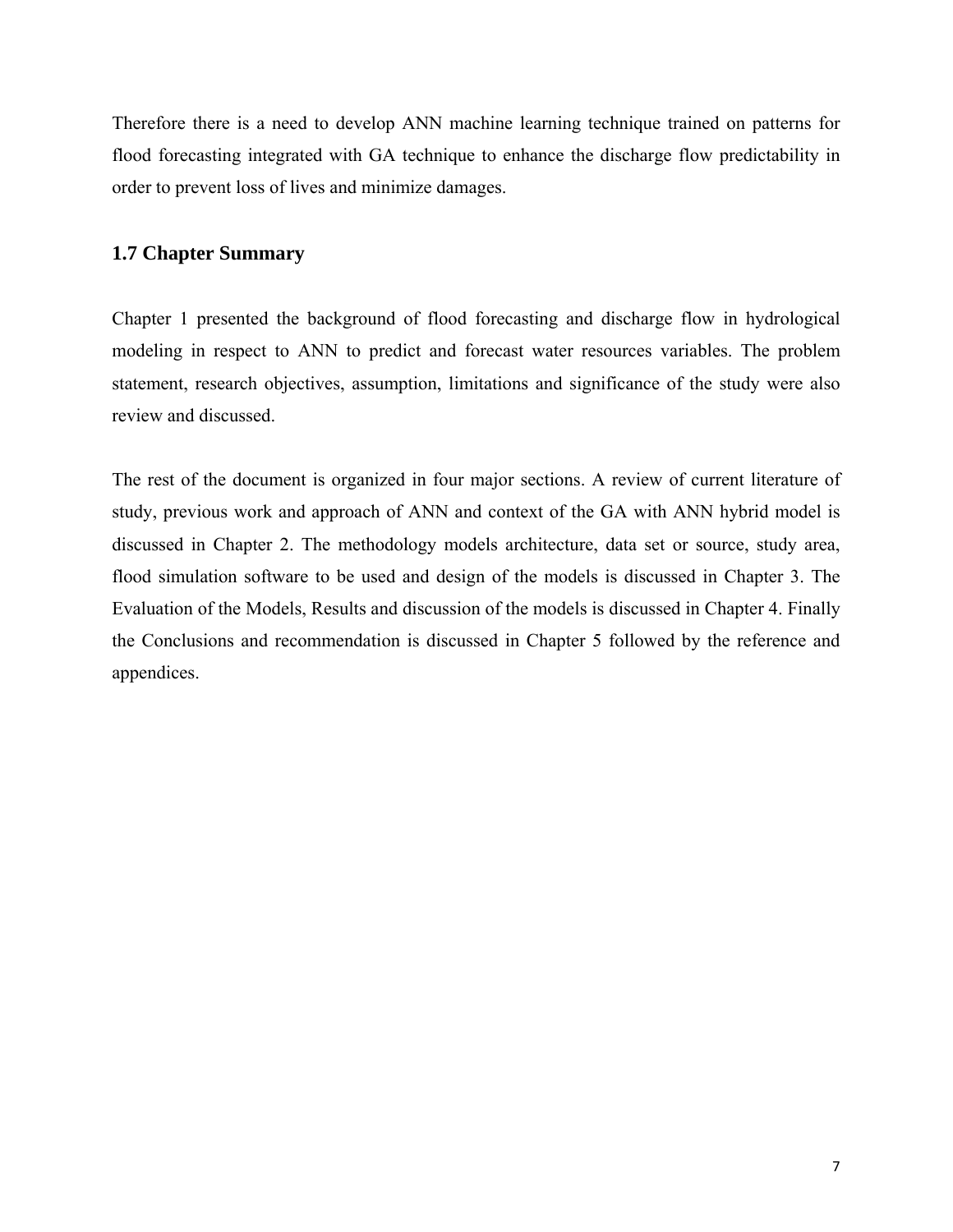Therefore there is a need to develop ANN machine learning technique trained on patterns for flood forecasting integrated with GA technique to enhance the discharge flow predictability in order to prevent loss of lives and minimize damages.

### 1.7 Chapter Summary

Chapter 1 presented the background of flood forecasting and discharge flow in hydrological modeling in respect to ANN to predict and forecast water resources variables. The problem statement, research objectives, assumption, limitations and significance of the study were also review and discussed.

The rest of the document is organized in four major sections. A review of current literature of study, previous work and approach of ANN and context of the GA with ANN hybrid model is discussed in Chapter 2. The methodology models architecture, data set or source, study area, flood simulation software to be used and design of the models is discussed in Chapter 3. The Evaluation of the Models, Results and discussion of the models is discussed in Chapter 4. Finally the Conclusions and recommendation is discussed in Chapter 5 followed by the reference and appendices.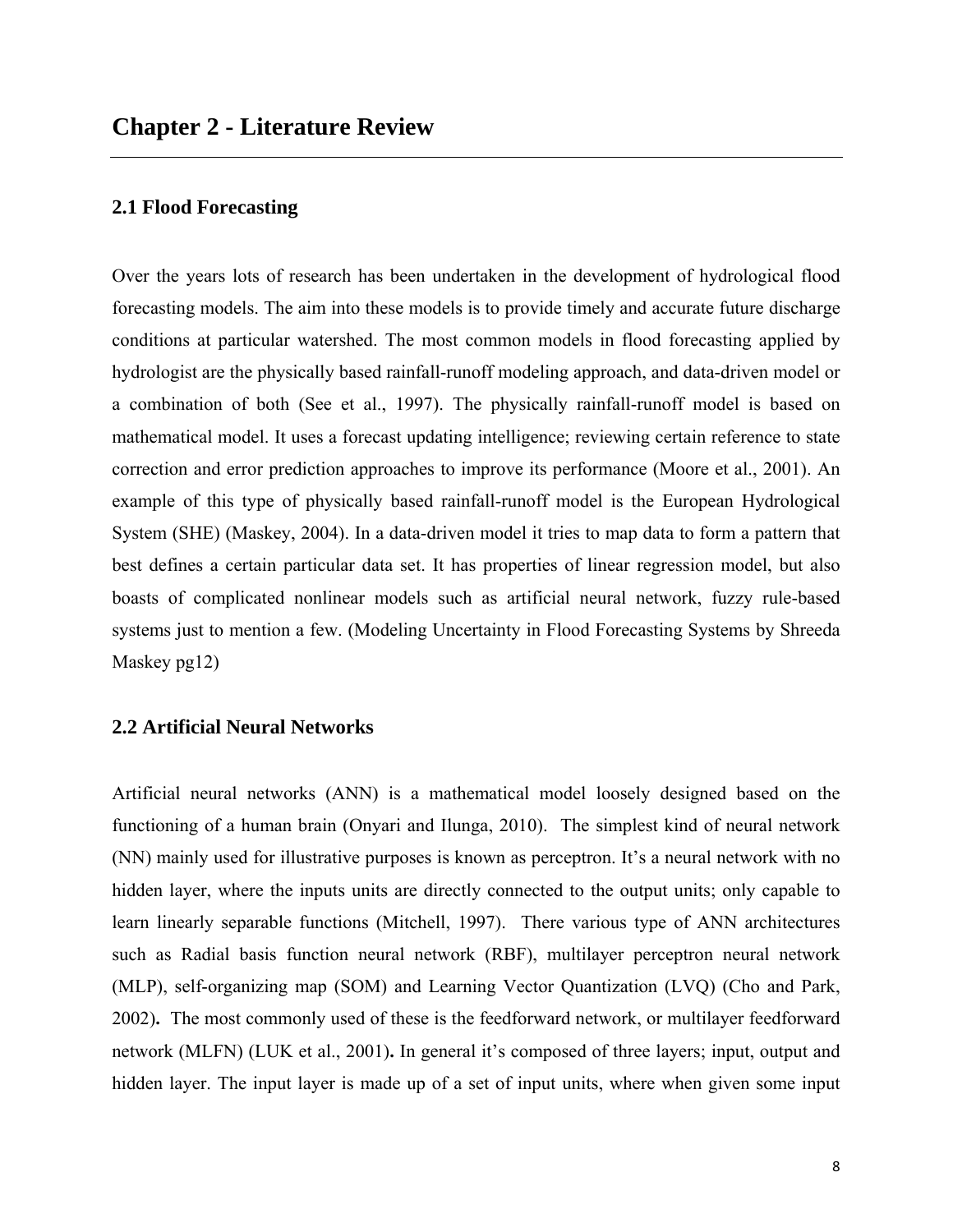# Chapter 2 - Literature Review

## 2.1 Flood Forecasting

Over the years lots of research has been undertaken in the development of hydrological flood forecasting models. The aim into these models is to provide timely and accurate future discharge conditions at particular watershed. The most common models in flood forecasting applied by hydrologist are the physically based rainfall-runoff modeling approach, and data-driven model or a combination of both (See et al., 1997). The physically rainfall-runoff model is based on mathematical model. It uses a forecast updating intelligence; reviewing certain reference to state correction and error prediction approaches to improve its performance (Moore et al., 2001). An example of this type of physically based rainfall-runoff model is the European Hydrological System (SHE) (Maskey, 2004). In a data-driven model it tries to map data to form a pattern that best defines a certain particular data set. It has properties of linear regression model, but also boasts of complicated nonlinear models such as artificial neural network, fuzzy rule-based systems just to mention a few. (Modeling Uncertainty in Flood Forecasting Systems by Shreeda Maskey pg12)

## 2.2 Artificial Neural Networks

Artificial neural networks (ANN) is a mathematical model loosely designed based on the functioning of a human brain (Onyari and Ilunga, 2010). The simplest kind of neural network (NN) mainly used for illustrative purposes is known as perceptron. It's a neural network with no hidden layer, where the inputs units are directly connected to the output units; only capable to learn linearly separable functions (Mitchell, 1997). There various type of ANN architectures such as Radial basis function neural network (RBF), multilayer perceptron neural network (MLP), self-organizing map (SOM) and Learning Vector Quantization (LVQ) (Cho and Park, 2002)**.** The most commonly used of these is the feedforward network, or multilayer feedforward network (MLFN) (LUK et al., 2001)**.** In general it's composed of three layers; input, output and hidden layer. The input layer is made up of a set of input units, where when given some input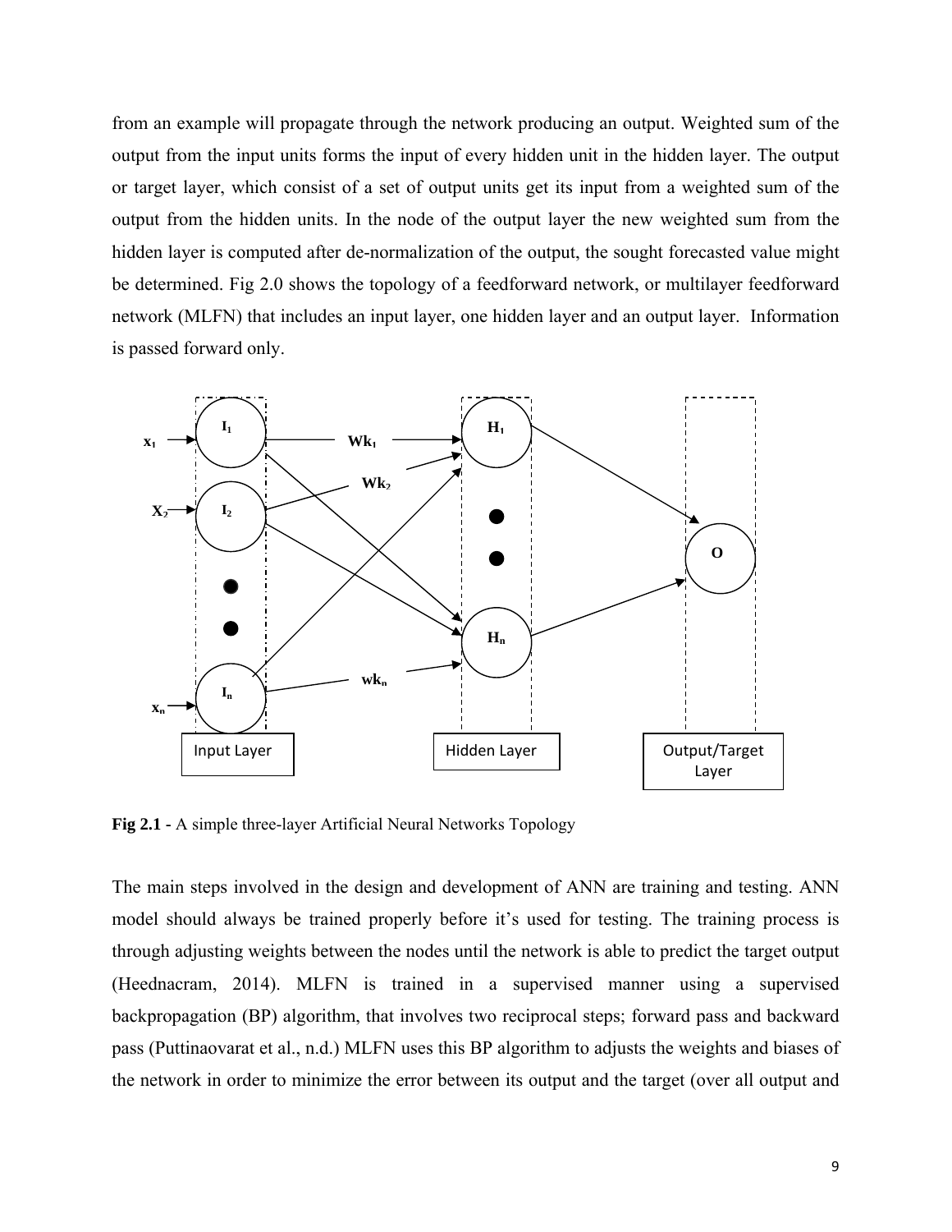from an example will propagate through the network producing an output. Weighted sum of the output from the input units forms the input of every hidden unit in the hidden layer. The output or target layer, which consist of a set of output units get its input from a weighted sum of the output from the hidden units. In the node of the output layer the new weighted sum from the hidden layer is computed after de-normalization of the output, the sought forecasted value might be determined. Fig 2.0 shows the topology of a feedforward network, or multilayer feedforward network (MLFN) that includes an input layer, one hidden layer and an output layer. Information is passed forward only.

**Fig 2.1** - A simple three-layer Artificial Neural Networks Topology

The main steps involved in the design and development of ANN are training and testing. ANN model should always be trained properly before it's used for testing. The training process is through adjusting weights between the nodes until the network is able to predict the target output (Heednacram, 2014). MLFN is trained in a supervised manner using a supervised backpropagation (BP) algorithm, that involves two reciprocal steps; forward pass and backward pass (Puttinaovarat et al., n.d.) MLFN uses this BP algorithm to adjusts the weights and biases of the network in order to minimize the error between its output and the target (over all output and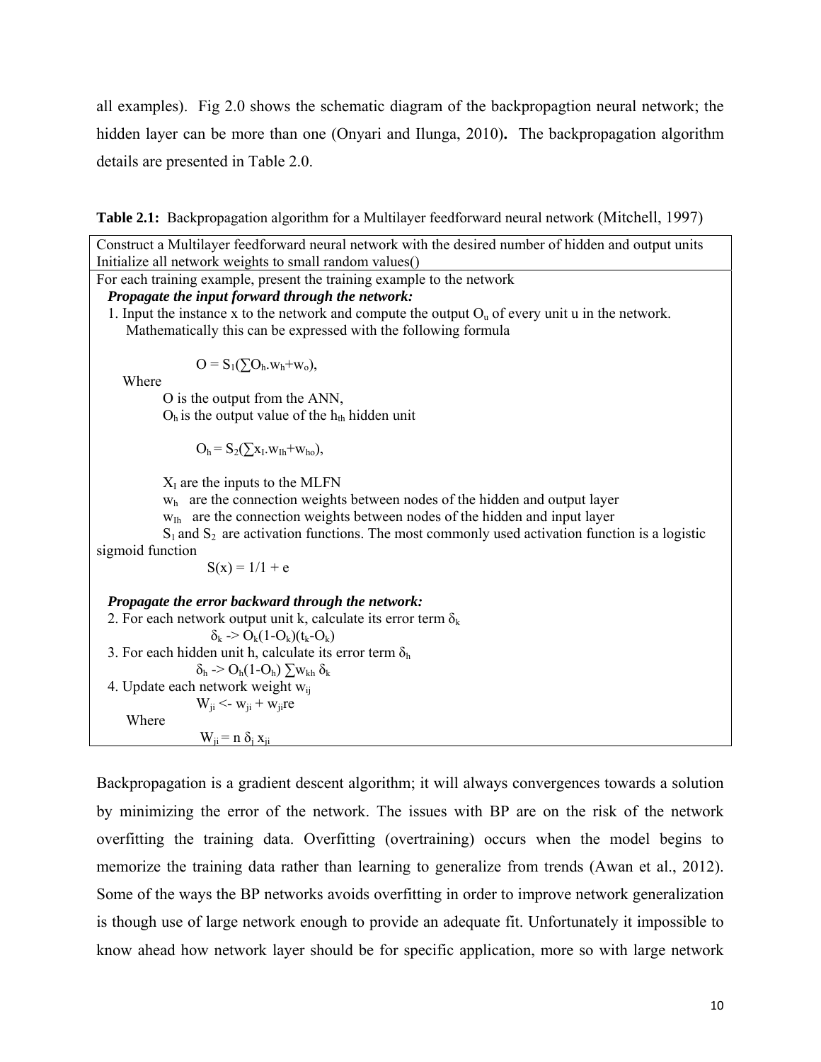all examples). Fig 2.0 shows the schematic diagram of the backpropagtion neural network; the hidden layer can be more than one (Onyari and Ilunga, 2010)**.** The backpropagation algorithm details are presented in Table 2.0.

**Table 2.1:** Backpropagation algorithm for a Multilayer feedforward neural network (Mitchell, 1997)

Construct a Multilayer feedforward neural network with the desired number of hidden and output units
Initialize all network weights to small random values()

For each training example, present the training example to the network

***Propagate the input forward through the network:***

1. Input the instance x to the network and compute the output $O_u$ of every unit u in the network. Mathematically this can be expressed with the following formula

$$O = S_1(\sum O_h.w_h+w_o),$$

Where

O is the output from the ANN,

$O_h$ is the output value of the $h_{th}$ hidden unit

$$O_h = S_2(\sum x_I.w_{Ih}+w_{ho}),$$

$X_I$ are the inputs to the MLFN

$w_h$ are the connection weights between nodes of the hidden and output layer

$w_{Ih}$ are the connection weights between nodes of the hidden and input layer

$S_1$ and $S_2$ are activation functions. The most commonly used activation function is a logistic sigmoid function

$$S(x) = 1/1 + e$$

***Propagate the error backward through the network:***

2. For each network output unit k, calculate its error term $\delta_k$

$$\delta_k \rightarrow O_k(1-O_k)(t_k-O_k)$$

3. For each hidden unit h, calculate its error term $\delta_h$

$$\delta_h \rightarrow O_h(1-O_h) \sum w_{kh} \delta_k$$

4. Update each network weight $w_{ij}$

$$W_{ji} \leftarrow w_{ji} + w_{ji}re$$

Where

$$W_{ji} = n\ \delta_j\ x_{ji}$$

Backpropagation is a gradient descent algorithm; it will always convergences towards a solution by minimizing the error of the network. The issues with BP are on the risk of the network overfitting the training data. Overfitting (overtraining) occurs when the model begins to memorize the training data rather than learning to generalize from trends (Awan et al., 2012). Some of the ways the BP networks avoids overfitting in order to improve network generalization is though use of large network enough to provide an adequate fit. Unfortunately it impossible to know ahead how network layer should be for specific application, more so with large network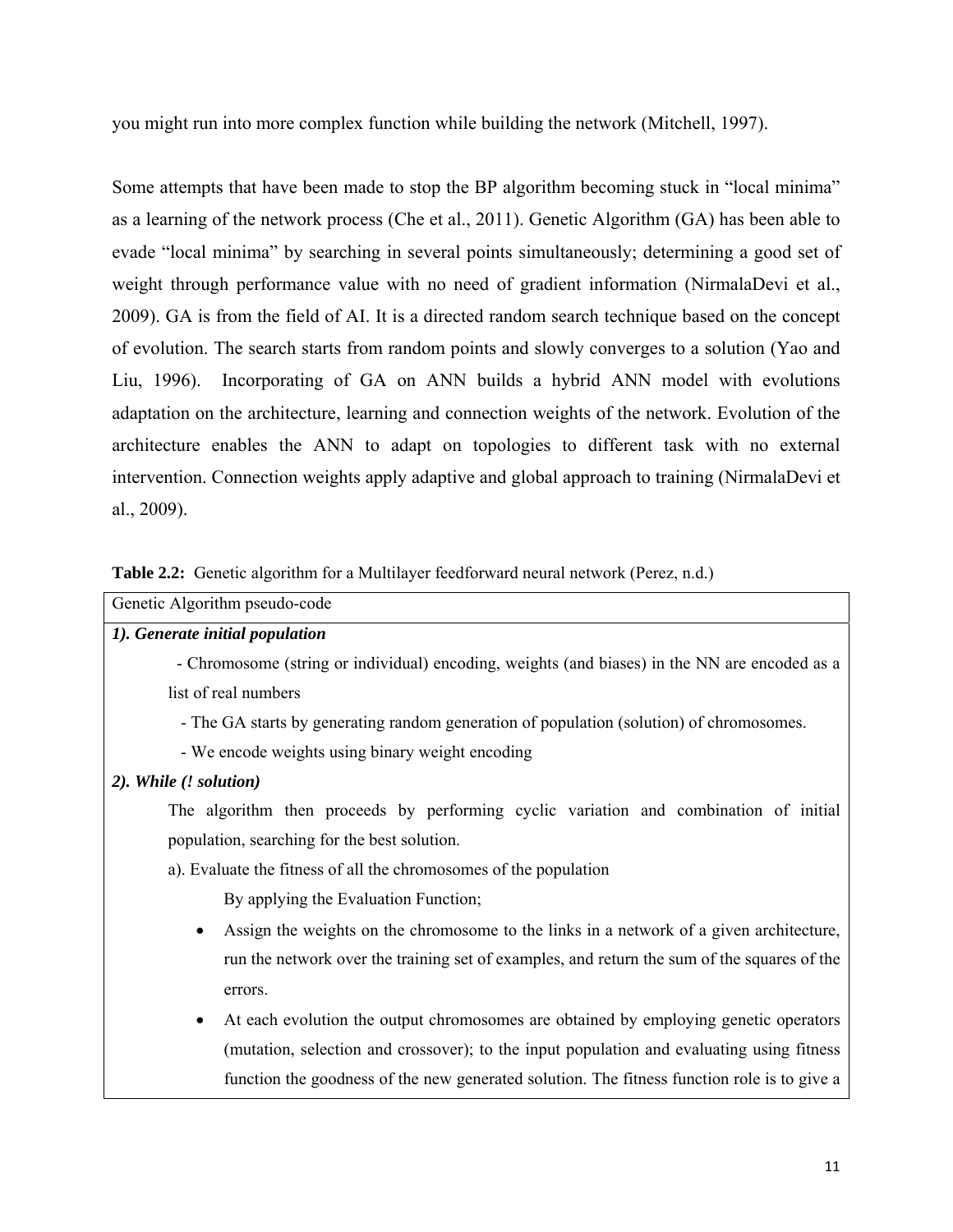you might run into more complex function while building the network (Mitchell, 1997).

Some attempts that have been made to stop the BP algorithm becoming stuck in "local minima" as a learning of the network process (Che et al., 2011). Genetic Algorithm (GA) has been able to evade "local minima" by searching in several points simultaneously; determining a good set of weight through performance value with no need of gradient information (NirmalaDevi et al., 2009). GA is from the field of AI. It is a directed random search technique based on the concept of evolution. The search starts from random points and slowly converges to a solution (Yao and Liu, 1996). Incorporating of GA on ANN builds a hybrid ANN model with evolutions adaptation on the architecture, learning and connection weights of the network. Evolution of the architecture enables the ANN to adapt on topologies to different task with no external intervention. Connection weights apply adaptive and global approach to training (NirmalaDevi et al., 2009).

**Table 2.2:** Genetic algorithm for a Multilayer feedforward neural network (Perez, n.d.)

| Genetic Algorithm pseudo-code |
|---|
| ***1). Generate initial population*** <br> - Chromosome (string or individual) encoding, weights (and biases) in the NN are encoded as a list of real numbers <br> - The GA starts by generating random generation of population (solution) of chromosomes. <br> - We encode weights using binary weight encoding <br> ***2). While (! solution)*** <br> The algorithm then proceeds by performing cyclic variation and combination of initial population, searching for the best solution. <br> a). Evaluate the fitness of all the chromosomes of the population <br> By applying the Evaluation Function; <br> • Assign the weights on the chromosome to the links in a network of a given architecture, run the network over the training set of examples, and return the sum of the squares of the errors. <br> • At each evolution the output chromosomes are obtained by employing genetic operators (mutation, selection and crossover); to the input population and evaluating using fitness function the goodness of the new generated solution. The fitness function role is to give a |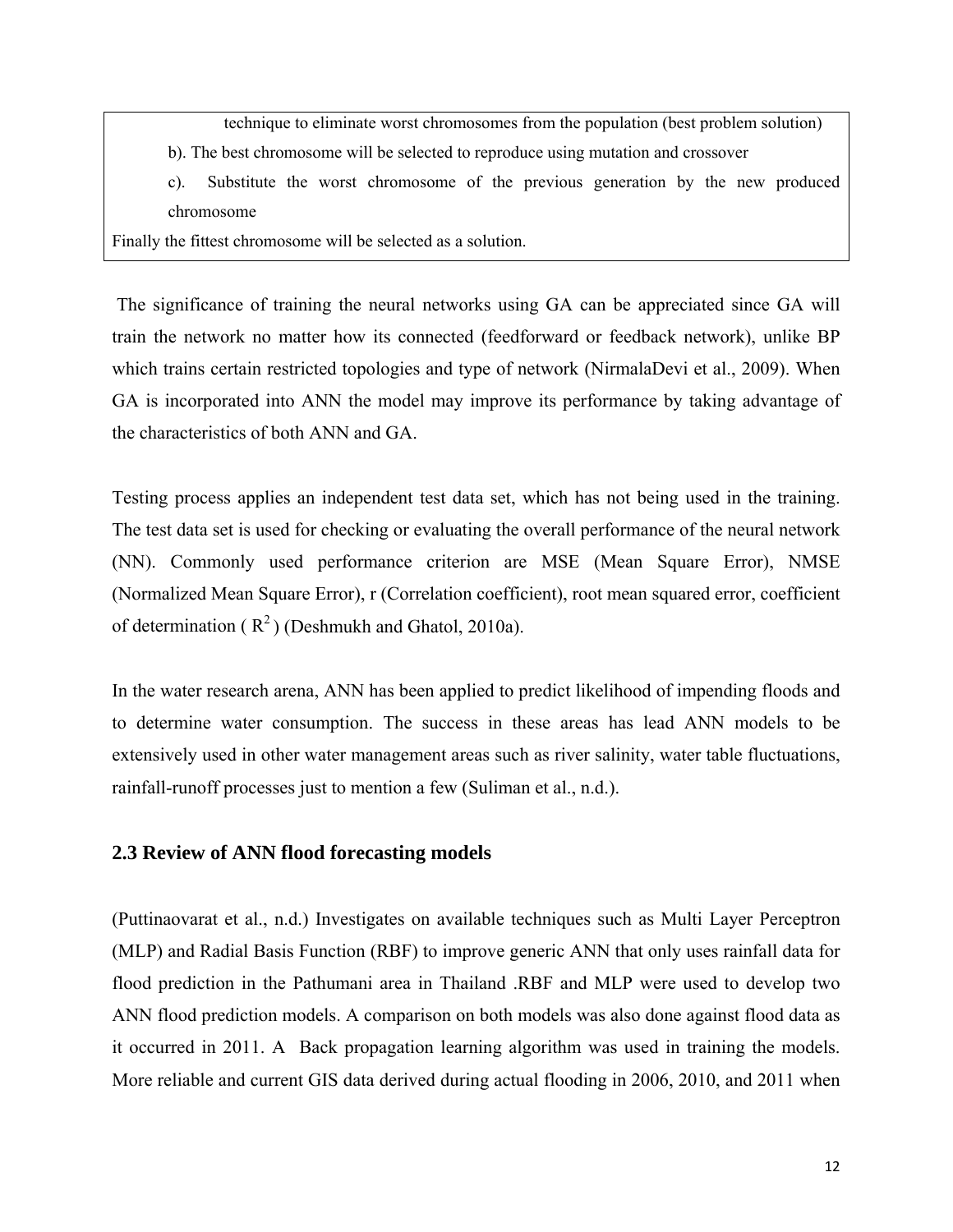technique to eliminate worst chromosomes from the population (best problem solution)

b). The best chromosome will be selected to reproduce using mutation and crossover

c). Substitute the worst chromosome of the previous generation by the new produced chromosome

Finally the fittest chromosome will be selected as a solution.

The significance of training the neural networks using GA can be appreciated since GA will train the network no matter how its connected (feedforward or feedback network), unlike BP which trains certain restricted topologies and type of network (NirmalaDevi et al., 2009). When GA is incorporated into ANN the model may improve its performance by taking advantage of the characteristics of both ANN and GA.

Testing process applies an independent test data set, which has not being used in the training. The test data set is used for checking or evaluating the overall performance of the neural network (NN). Commonly used performance criterion are MSE (Mean Square Error), NMSE (Normalized Mean Square Error), r (Correlation coefficient), root mean squared error, coefficient of determination ( $R^2$ ) (Deshmukh and Ghatol, 2010a).

In the water research arena, ANN has been applied to predict likelihood of impending floods and to determine water consumption. The success in these areas has lead ANN models to be extensively used in other water management areas such as river salinity, water table fluctuations, rainfall-runoff processes just to mention a few (Suliman et al., n.d.).

## 2.3 Review of ANN flood forecasting models

(Puttinaovarat et al., n.d.) Investigates on available techniques such as Multi Layer Perceptron (MLP) and Radial Basis Function (RBF) to improve generic ANN that only uses rainfall data for flood prediction in the Pathumani area in Thailand .RBF and MLP were used to develop two ANN flood prediction models. A comparison on both models was also done against flood data as it occurred in 2011. A Back propagation learning algorithm was used in training the models. More reliable and current GIS data derived during actual flooding in 2006, 2010, and 2011 when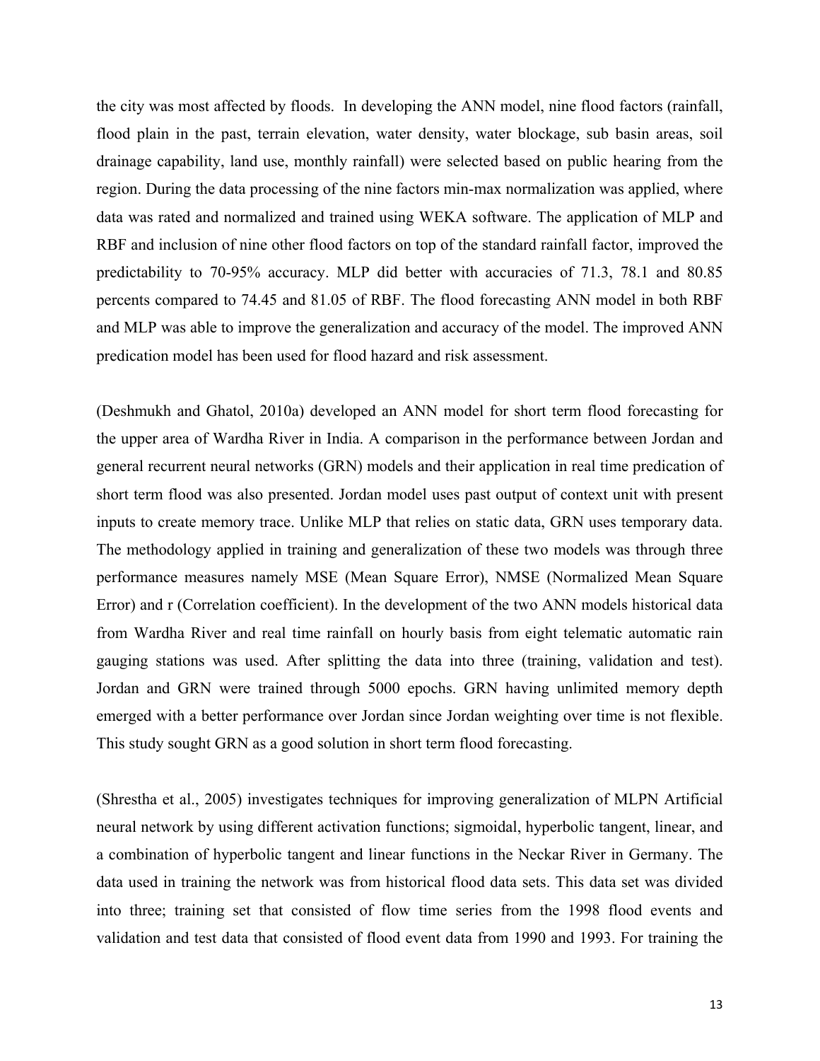the city was most affected by floods. In developing the ANN model, nine flood factors (rainfall, flood plain in the past, terrain elevation, water density, water blockage, sub basin areas, soil drainage capability, land use, monthly rainfall) were selected based on public hearing from the region. During the data processing of the nine factors min-max normalization was applied, where data was rated and normalized and trained using WEKA software. The application of MLP and RBF and inclusion of nine other flood factors on top of the standard rainfall factor, improved the predictability to 70-95% accuracy. MLP did better with accuracies of 71.3, 78.1 and 80.85 percents compared to 74.45 and 81.05 of RBF. The flood forecasting ANN model in both RBF and MLP was able to improve the generalization and accuracy of the model. The improved ANN predication model has been used for flood hazard and risk assessment.

(Deshmukh and Ghatol, 2010a) developed an ANN model for short term flood forecasting for the upper area of Wardha River in India. A comparison in the performance between Jordan and general recurrent neural networks (GRN) models and their application in real time predication of short term flood was also presented. Jordan model uses past output of context unit with present inputs to create memory trace. Unlike MLP that relies on static data, GRN uses temporary data. The methodology applied in training and generalization of these two models was through three performance measures namely MSE (Mean Square Error), NMSE (Normalized Mean Square Error) and r (Correlation coefficient). In the development of the two ANN models historical data from Wardha River and real time rainfall on hourly basis from eight telematic automatic rain gauging stations was used. After splitting the data into three (training, validation and test). Jordan and GRN were trained through 5000 epochs. GRN having unlimited memory depth emerged with a better performance over Jordan since Jordan weighting over time is not flexible. This study sought GRN as a good solution in short term flood forecasting.

(Shrestha et al., 2005) investigates techniques for improving generalization of MLPN Artificial neural network by using different activation functions; sigmoidal, hyperbolic tangent, linear, and a combination of hyperbolic tangent and linear functions in the Neckar River in Germany. The data used in training the network was from historical flood data sets. This data set was divided into three; training set that consisted of flow time series from the 1998 flood events and validation and test data that consisted of flood event data from 1990 and 1993. For training the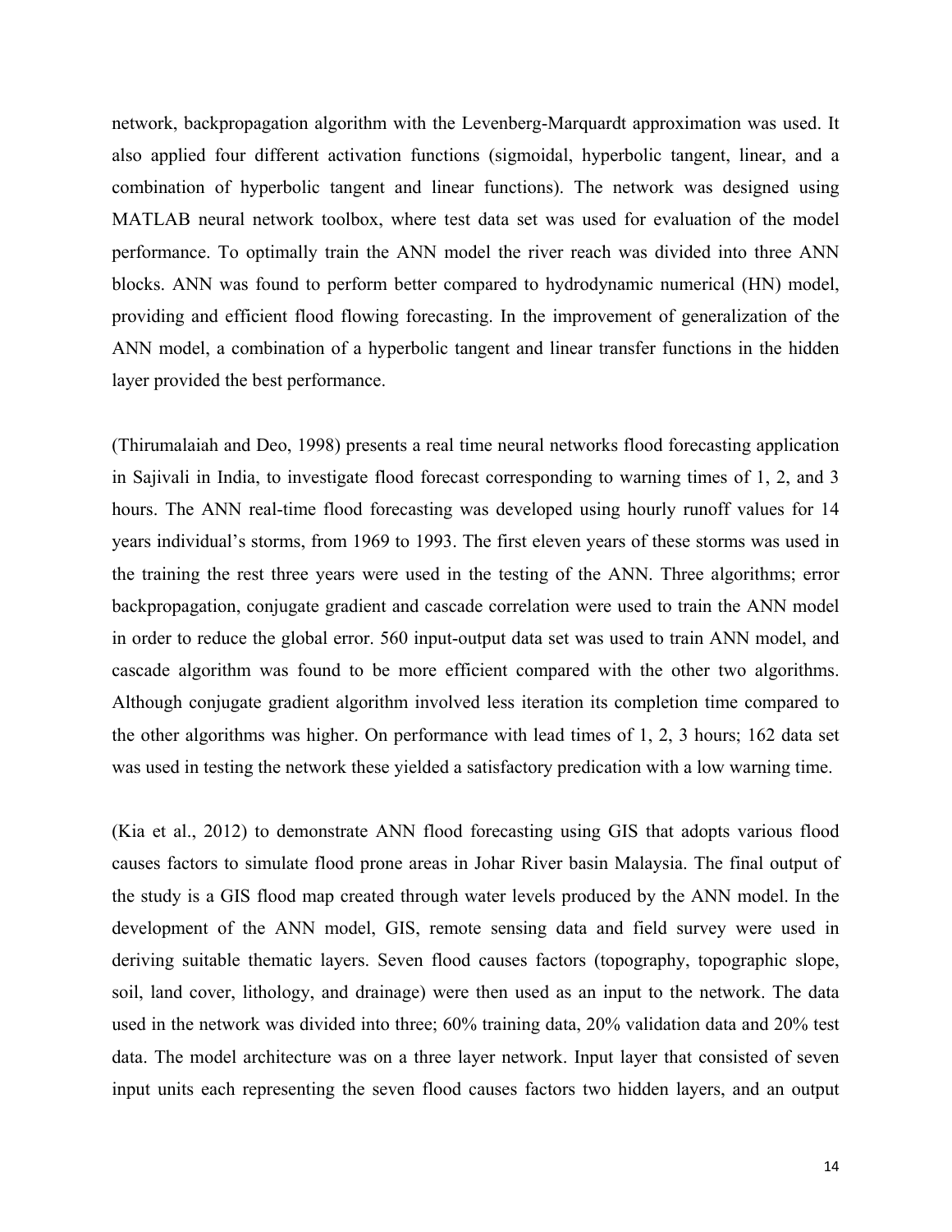network, backpropagation algorithm with the Levenberg-Marquardt approximation was used. It also applied four different activation functions (sigmoidal, hyperbolic tangent, linear, and a combination of hyperbolic tangent and linear functions). The network was designed using MATLAB neural network toolbox, where test data set was used for evaluation of the model performance. To optimally train the ANN model the river reach was divided into three ANN blocks. ANN was found to perform better compared to hydrodynamic numerical (HN) model, providing and efficient flood flowing forecasting. In the improvement of generalization of the ANN model, a combination of a hyperbolic tangent and linear transfer functions in the hidden layer provided the best performance.

(Thirumalaiah and Deo, 1998) presents a real time neural networks flood forecasting application in Sajivali in India, to investigate flood forecast corresponding to warning times of 1, 2, and 3 hours. The ANN real-time flood forecasting was developed using hourly runoff values for 14 years individual's storms, from 1969 to 1993. The first eleven years of these storms was used in the training the rest three years were used in the testing of the ANN. Three algorithms; error backpropagation, conjugate gradient and cascade correlation were used to train the ANN model in order to reduce the global error. 560 input-output data set was used to train ANN model, and cascade algorithm was found to be more efficient compared with the other two algorithms. Although conjugate gradient algorithm involved less iteration its completion time compared to the other algorithms was higher. On performance with lead times of 1, 2, 3 hours; 162 data set was used in testing the network these yielded a satisfactory predication with a low warning time.

(Kia et al., 2012) to demonstrate ANN flood forecasting using GIS that adopts various flood causes factors to simulate flood prone areas in Johar River basin Malaysia. The final output of the study is a GIS flood map created through water levels produced by the ANN model. In the development of the ANN model, GIS, remote sensing data and field survey were used in deriving suitable thematic layers. Seven flood causes factors (topography, topographic slope, soil, land cover, lithology, and drainage) were then used as an input to the network. The data used in the network was divided into three; 60% training data, 20% validation data and 20% test data. The model architecture was on a three layer network. Input layer that consisted of seven input units each representing the seven flood causes factors two hidden layers, and an output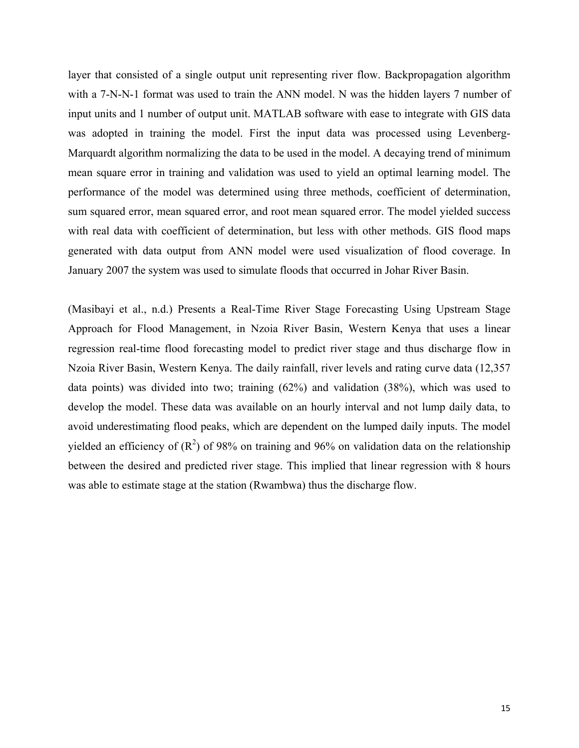layer that consisted of a single output unit representing river flow. Backpropagation algorithm with a 7-N-N-1 format was used to train the ANN model. N was the hidden layers 7 number of input units and 1 number of output unit. MATLAB software with ease to integrate with GIS data was adopted in training the model. First the input data was processed using Levenberg-Marquardt algorithm normalizing the data to be used in the model. A decaying trend of minimum mean square error in training and validation was used to yield an optimal learning model. The performance of the model was determined using three methods, coefficient of determination, sum squared error, mean squared error, and root mean squared error. The model yielded success with real data with coefficient of determination, but less with other methods. GIS flood maps generated with data output from ANN model were used visualization of flood coverage. In January 2007 the system was used to simulate floods that occurred in Johar River Basin.

(Masibayi et al., n.d.) Presents a Real-Time River Stage Forecasting Using Upstream Stage Approach for Flood Management, in Nzoia River Basin, Western Kenya that uses a linear regression real-time flood forecasting model to predict river stage and thus discharge flow in Nzoia River Basin, Western Kenya. The daily rainfall, river levels and rating curve data (12,357 data points) was divided into two; training (62%) and validation (38%), which was used to develop the model. These data was available on an hourly interval and not lump daily data, to avoid underestimating flood peaks, which are dependent on the lumped daily inputs. The model yielded an efficiency of ($R^2$) of 98% on training and 96% on validation data on the relationship between the desired and predicted river stage. This implied that linear regression with 8 hours was able to estimate stage at the station (Rwambwa) thus the discharge flow.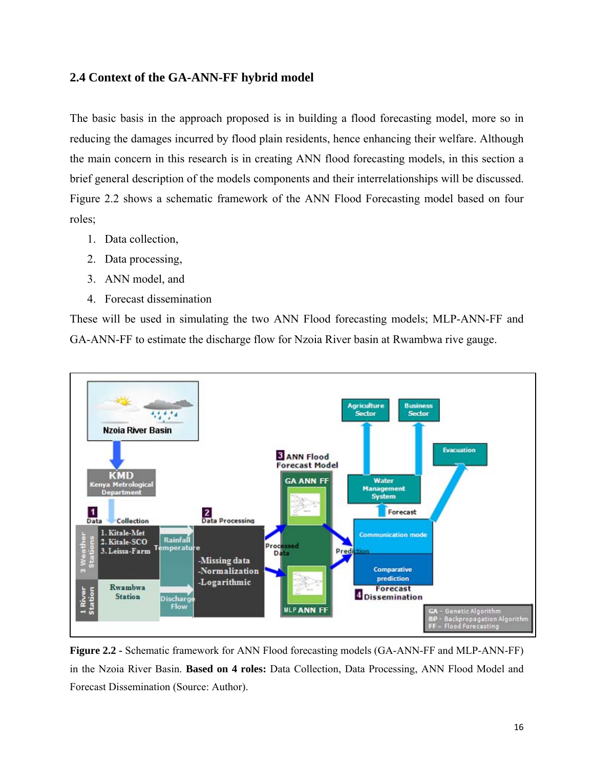### 2.4 Context of the GA-ANN-FF hybrid model

The basic basis in the approach proposed is in building a flood forecasting model, more so in reducing the damages incurred by flood plain residents, hence enhancing their welfare. Although the main concern in this research is in creating ANN flood forecasting models, in this section a brief general description of the models components and their interrelationships will be discussed. Figure 2.2 shows a schematic framework of the ANN Flood Forecasting model based on four roles;

1. Data collection,
2. Data processing,
3. ANN model, and
4. Forecast dissemination

These will be used in simulating the two ANN Flood forecasting models; MLP-ANN-FF and GA-ANN-FF to estimate the discharge flow for Nzoia River basin at Rwambwa rive gauge.

**Figure 2.2** - Schematic framework for ANN Flood forecasting models (GA-ANN-FF and MLP-ANN-FF) in the Nzoia River Basin. **Based on 4 roles:** Data Collection, Data Processing, ANN Flood Model and Forecast Dissemination (Source: Author).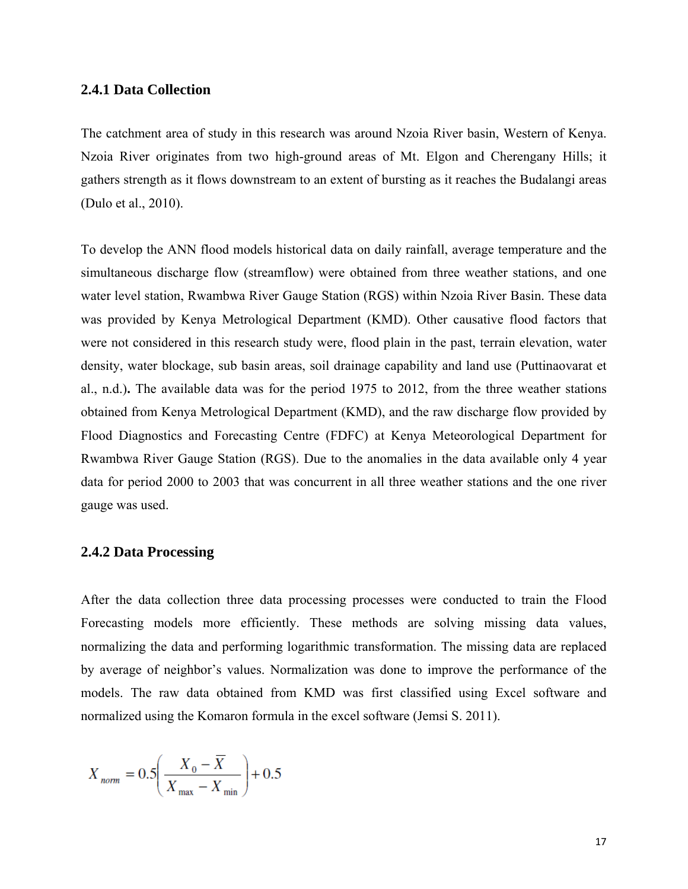### 2.4.1 Data Collection

The catchment area of study in this research was around Nzoia River basin, Western of Kenya. Nzoia River originates from two high-ground areas of Mt. Elgon and Cherengany Hills; it gathers strength as it flows downstream to an extent of bursting as it reaches the Budalangi areas (Dulo et al., 2010).

To develop the ANN flood models historical data on daily rainfall, average temperature and the simultaneous discharge flow (streamflow) were obtained from three weather stations, and one water level station, Rwambwa River Gauge Station (RGS) within Nzoia River Basin. These data was provided by Kenya Metrological Department (KMD). Other causative flood factors that were not considered in this research study were, flood plain in the past, terrain elevation, water density, water blockage, sub basin areas, soil drainage capability and land use (Puttinaovarat et al., n.d.)**.** The available data was for the period 1975 to 2012, from the three weather stations obtained from Kenya Metrological Department (KMD), and the raw discharge flow provided by Flood Diagnostics and Forecasting Centre (FDFC) at Kenya Meteorological Department for Rwambwa River Gauge Station (RGS). Due to the anomalies in the data available only 4 year data for period 2000 to 2003 that was concurrent in all three weather stations and the one river gauge was used.

### 2.4.2 Data Processing

After the data collection three data processing processes were conducted to train the Flood Forecasting models more efficiently. These methods are solving missing data values, normalizing the data and performing logarithmic transformation. The missing data are replaced by average of neighbor's values. Normalization was done to improve the performance of the models. The raw data obtained from KMD was first classified using Excel software and normalized using the Komaron formula in the excel software (Jemsi S. 2011).

$$X_{norm} = 0.5\left(\frac{X_0 - \overline{X}}{X_{\max} - X_{\min}}\right) + 0.5$$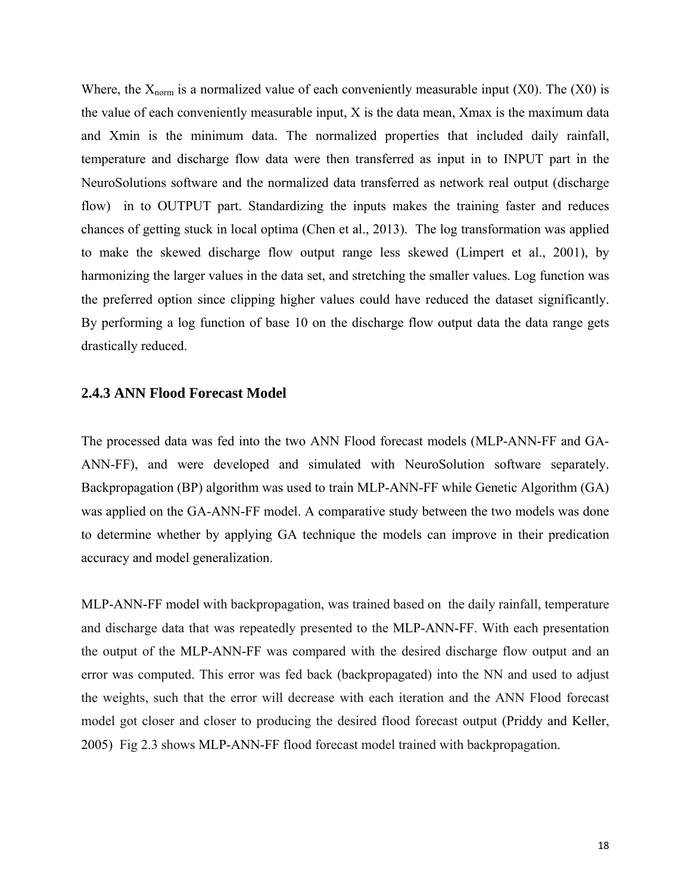Where, the $X_{norm}$ is a normalized value of each conveniently measurable input (X0). The (X0) is the value of each conveniently measurable input, X is the data mean, Xmax is the maximum data and Xmin is the minimum data. The normalized properties that included daily rainfall, temperature and discharge flow data were then transferred as input in to INPUT part in the NeuroSolutions software and the normalized data transferred as network real output (discharge flow) in to OUTPUT part. Standardizing the inputs makes the training faster and reduces chances of getting stuck in local optima (Chen et al., 2013). The log transformation was applied to make the skewed discharge flow output range less skewed (Limpert et al., 2001), by harmonizing the larger values in the data set, and stretching the smaller values. Log function was the preferred option since clipping higher values could have reduced the dataset significantly. By performing a log function of base 10 on the discharge flow output data the data range gets drastically reduced.

### 2.4.3 ANN Flood Forecast Model

The processed data was fed into the two ANN Flood forecast models (MLP-ANN-FF and GA-ANN-FF), and were developed and simulated with NeuroSolution software separately. Backpropagation (BP) algorithm was used to train MLP-ANN-FF while Genetic Algorithm (GA) was applied on the GA-ANN-FF model. A comparative study between the two models was done to determine whether by applying GA technique the models can improve in their predication accuracy and model generalization.

MLP-ANN-FF model with backpropagation, was trained based on the daily rainfall, temperature and discharge data that was repeatedly presented to the MLP-ANN-FF. With each presentation the output of the MLP-ANN-FF was compared with the desired discharge flow output and an error was computed. This error was fed back (backpropagated) into the NN and used to adjust the weights, such that the error will decrease with each iteration and the ANN Flood forecast model got closer and closer to producing the desired flood forecast output (Priddy and Keller, 2005) Fig 2.3 shows MLP-ANN-FF flood forecast model trained with backpropagation.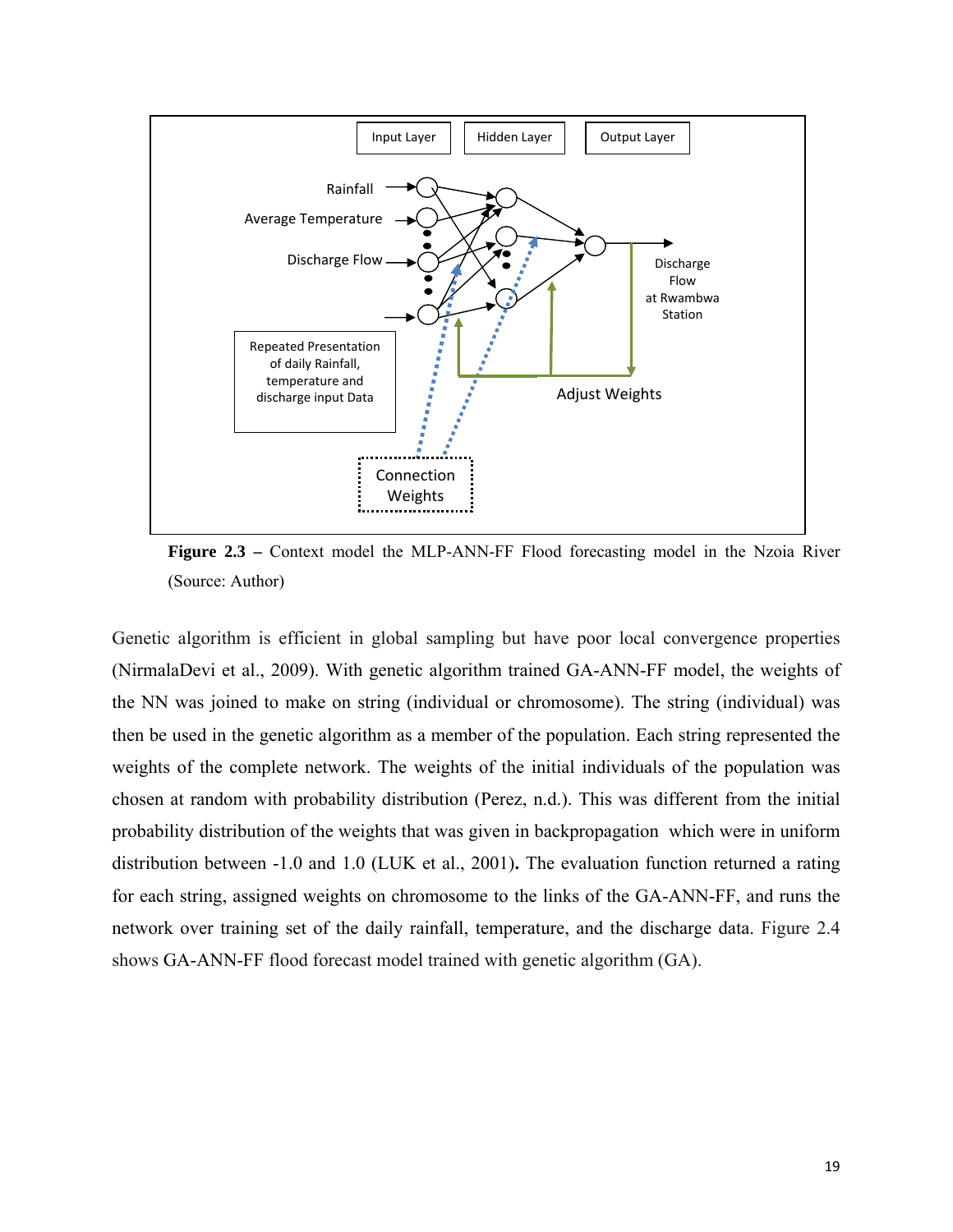**Figure 2.3 –** Context model the MLP-ANN-FF Flood forecasting model in the Nzoia River (Source: Author)

Genetic algorithm is efficient in global sampling but have poor local convergence properties (NirmalaDevi et al., 2009). With genetic algorithm trained GA-ANN-FF model, the weights of the NN was joined to make on string (individual or chromosome). The string (individual) was then be used in the genetic algorithm as a member of the population. Each string represented the weights of the complete network. The weights of the initial individuals of the population was chosen at random with probability distribution (Perez, n.d.). This was different from the initial probability distribution of the weights that was given in backpropagation which were in uniform distribution between -1.0 and 1.0 (LUK et al., 2001)**.** The evaluation function returned a rating for each string, assigned weights on chromosome to the links of the GA-ANN-FF, and runs the network over training set of the daily rainfall, temperature, and the discharge data. Figure 2.4 shows GA-ANN-FF flood forecast model trained with genetic algorithm (GA).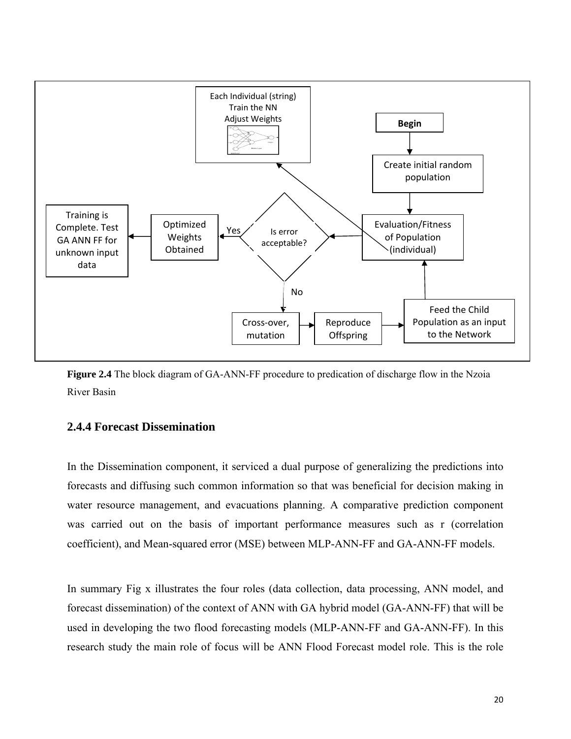Each Individual (string) Train the NN Adjust Weights

Begin

Create initial random population

Evaluation/Fitness of Population (individual)

Is error acceptable?

Yes

No

Optimized Weights Obtained

Training is Complete. Test GA ANN FF for unknown input data

Cross-over, mutation

Reproduce Offspring

Feed the Child Population as an input to the Network

**Figure 2.4** The block diagram of GA-ANN-FF procedure to predication of discharge flow in the Nzoia River Basin

### 2.4.4 Forecast Dissemination

In the Dissemination component, it serviced a dual purpose of generalizing the predictions into forecasts and diffusing such common information so that was beneficial for decision making in water resource management, and evacuations planning. A comparative prediction component was carried out on the basis of important performance measures such as r (correlation coefficient), and Mean-squared error (MSE) between MLP-ANN-FF and GA-ANN-FF models.

In summary Fig x illustrates the four roles (data collection, data processing, ANN model, and forecast dissemination) of the context of ANN with GA hybrid model (GA-ANN-FF) that will be used in developing the two flood forecasting models (MLP-ANN-FF and GA-ANN-FF). In this research study the main role of focus will be ANN Flood Forecast model role. This is the role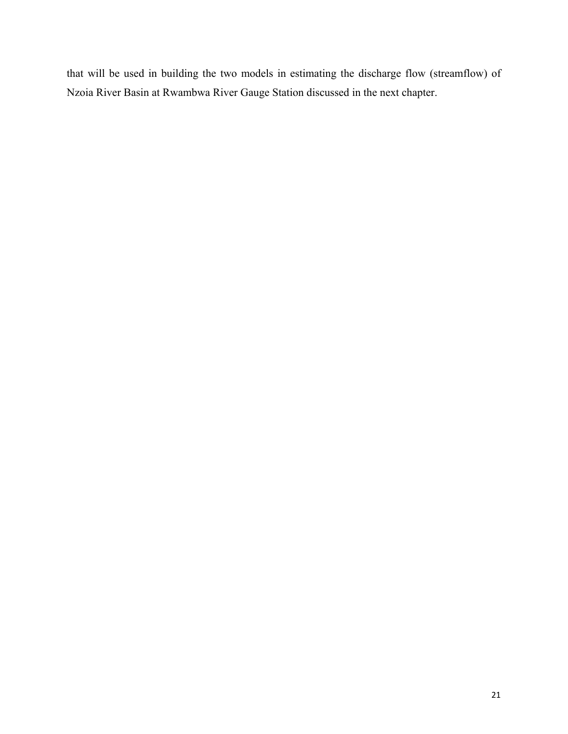that will be used in building the two models in estimating the discharge flow (streamflow) of Nzoia River Basin at Rwambwa River Gauge Station discussed in the next chapter.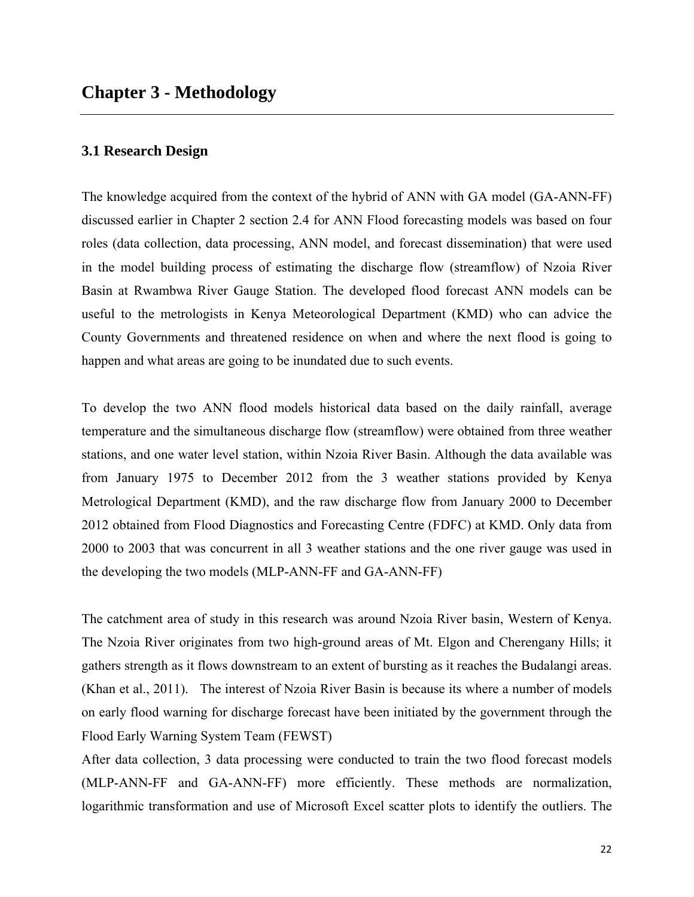# Chapter 3 - Methodology

## 3.1 Research Design

The knowledge acquired from the context of the hybrid of ANN with GA model (GA-ANN-FF) discussed earlier in Chapter 2 section 2.4 for ANN Flood forecasting models was based on four roles (data collection, data processing, ANN model, and forecast dissemination) that were used in the model building process of estimating the discharge flow (streamflow) of Nzoia River Basin at Rwambwa River Gauge Station. The developed flood forecast ANN models can be useful to the metrologists in Kenya Meteorological Department (KMD) who can advice the County Governments and threatened residence on when and where the next flood is going to happen and what areas are going to be inundated due to such events.

To develop the two ANN flood models historical data based on the daily rainfall, average temperature and the simultaneous discharge flow (streamflow) were obtained from three weather stations, and one water level station, within Nzoia River Basin. Although the data available was from January 1975 to December 2012 from the 3 weather stations provided by Kenya Metrological Department (KMD), and the raw discharge flow from January 2000 to December 2012 obtained from Flood Diagnostics and Forecasting Centre (FDFC) at KMD. Only data from 2000 to 2003 that was concurrent in all 3 weather stations and the one river gauge was used in the developing the two models (MLP-ANN-FF and GA-ANN-FF)

The catchment area of study in this research was around Nzoia River basin, Western of Kenya. The Nzoia River originates from two high-ground areas of Mt. Elgon and Cherengany Hills; it gathers strength as it flows downstream to an extent of bursting as it reaches the Budalangi areas. (Khan et al., 2011). The interest of Nzoia River Basin is because its where a number of models on early flood warning for discharge forecast have been initiated by the government through the Flood Early Warning System Team (FEWST)

After data collection, 3 data processing were conducted to train the two flood forecast models (MLP-ANN-FF and GA-ANN-FF) more efficiently. These methods are normalization, logarithmic transformation and use of Microsoft Excel scatter plots to identify the outliers. The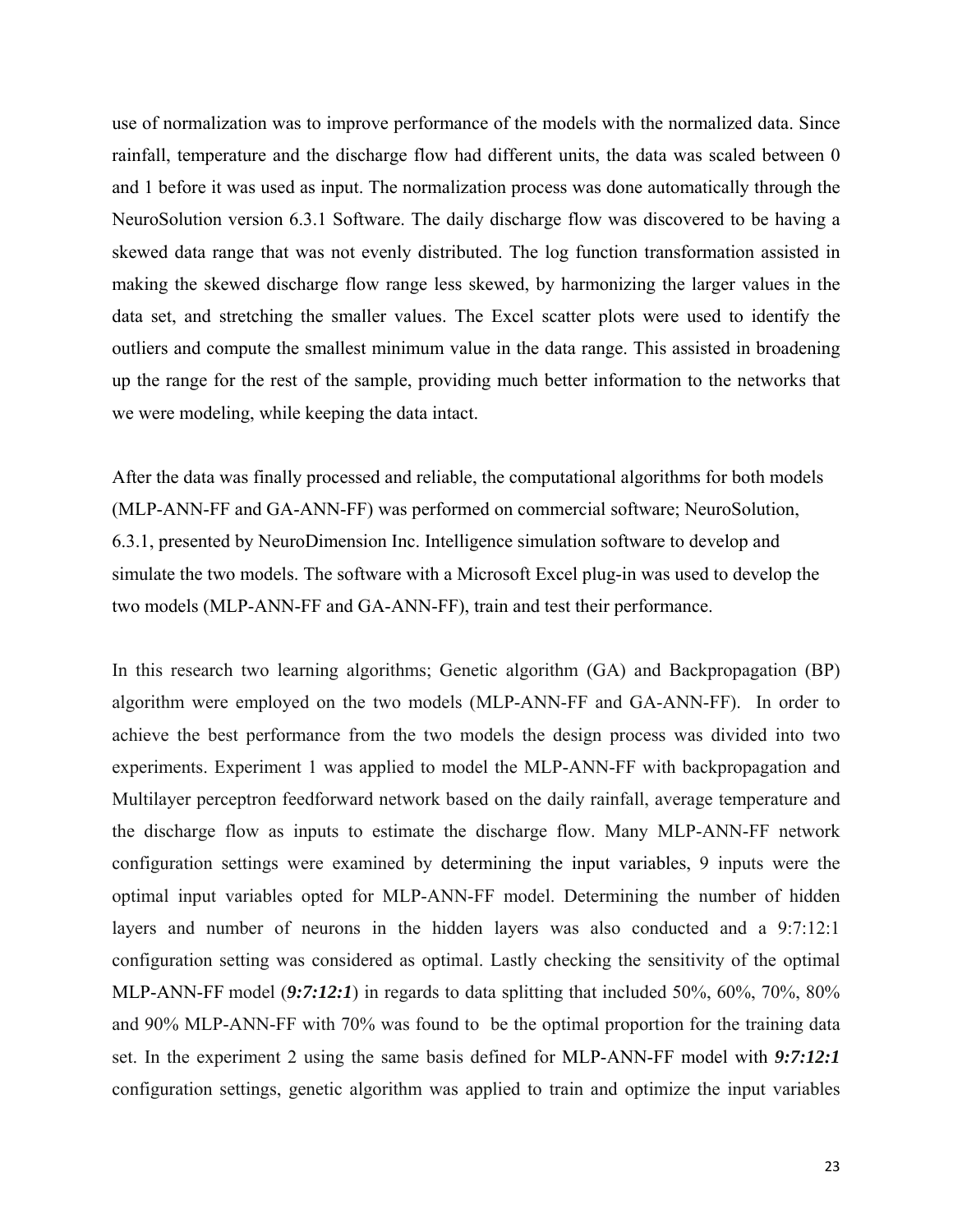use of normalization was to improve performance of the models with the normalized data. Since rainfall, temperature and the discharge flow had different units, the data was scaled between 0 and 1 before it was used as input. The normalization process was done automatically through the NeuroSolution version 6.3.1 Software. The daily discharge flow was discovered to be having a skewed data range that was not evenly distributed. The log function transformation assisted in making the skewed discharge flow range less skewed, by harmonizing the larger values in the data set, and stretching the smaller values. The Excel scatter plots were used to identify the outliers and compute the smallest minimum value in the data range. This assisted in broadening up the range for the rest of the sample, providing much better information to the networks that we were modeling, while keeping the data intact.

After the data was finally processed and reliable, the computational algorithms for both models (MLP-ANN-FF and GA-ANN-FF) was performed on commercial software; NeuroSolution, 6.3.1, presented by NeuroDimension Inc. Intelligence simulation software to develop and simulate the two models. The software with a Microsoft Excel plug-in was used to develop the two models (MLP-ANN-FF and GA-ANN-FF), train and test their performance.

In this research two learning algorithms; Genetic algorithm (GA) and Backpropagation (BP) algorithm were employed on the two models (MLP-ANN-FF and GA-ANN-FF). In order to achieve the best performance from the two models the design process was divided into two experiments. Experiment 1 was applied to model the MLP-ANN-FF with backpropagation and Multilayer perceptron feedforward network based on the daily rainfall, average temperature and the discharge flow as inputs to estimate the discharge flow. Many MLP-ANN-FF network configuration settings were examined by determining the input variables, 9 inputs were the optimal input variables opted for MLP-ANN-FF model. Determining the number of hidden layers and number of neurons in the hidden layers was also conducted and a 9:7:12:1 configuration setting was considered as optimal. Lastly checking the sensitivity of the optimal MLP-ANN-FF model (***9:7:12:1***) in regards to data splitting that included 50%, 60%, 70%, 80% and 90% MLP-ANN-FF with 70% was found to be the optimal proportion for the training data set. In the experiment 2 using the same basis defined for MLP-ANN-FF model with ***9:7:12:1*** configuration settings, genetic algorithm was applied to train and optimize the input variables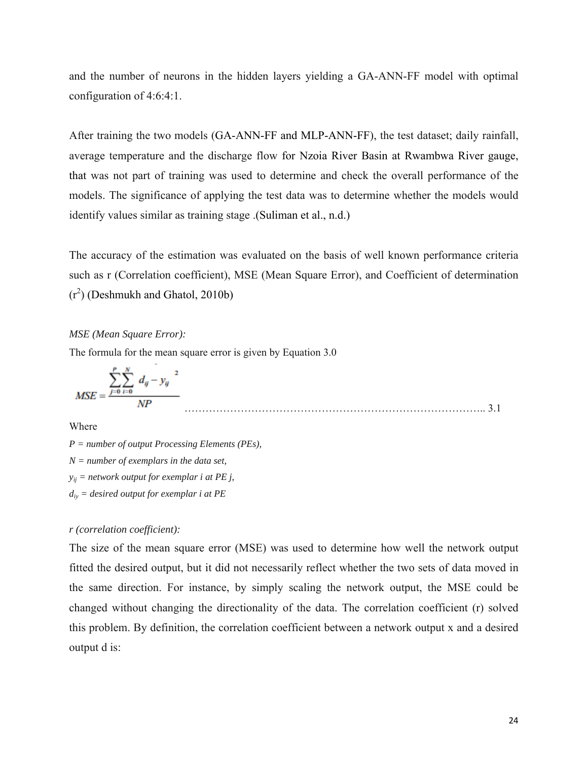and the number of neurons in the hidden layers yielding a GA-ANN-FF model with optimal configuration of 4:6:4:1.

After training the two models (GA-ANN-FF and MLP-ANN-FF), the test dataset; daily rainfall, average temperature and the discharge flow for Nzoia River Basin at Rwambwa River gauge, that was not part of training was used to determine and check the overall performance of the models. The significance of applying the test data was to determine whether the models would identify values similar as training stage .(Suliman et al., n.d.)

The accuracy of the estimation was evaluated on the basis of well known performance criteria such as r (Correlation coefficient), MSE (Mean Square Error), and Coefficient of determination ($r^2$) (Deshmukh and Ghatol, 2010b)

*MSE (Mean Square Error):*

The formula for the mean square error is given by Equation 3.0

$$MSE = \frac{\sum_{j=0}^{P}\sum_{i=0}^{N} \left(d_{ij} - y_{ij}\right)^2}{NP} \quad \text{……….. 3.1}$$

Where

*P = number of output Processing Elements (PEs),*

*N = number of exemplars in the data set,*

*$y_{ij}$ = network output for exemplar i at PE j,*

*$d_{iy}$ = desired output for exemplar i at PE*

*r (correlation coefficient):*

The size of the mean square error (MSE) was used to determine how well the network output fitted the desired output, but it did not necessarily reflect whether the two sets of data moved in the same direction. For instance, by simply scaling the network output, the MSE could be changed without changing the directionality of the data. The correlation coefficient (r) solved this problem. By definition, the correlation coefficient between a network output x and a desired output d is: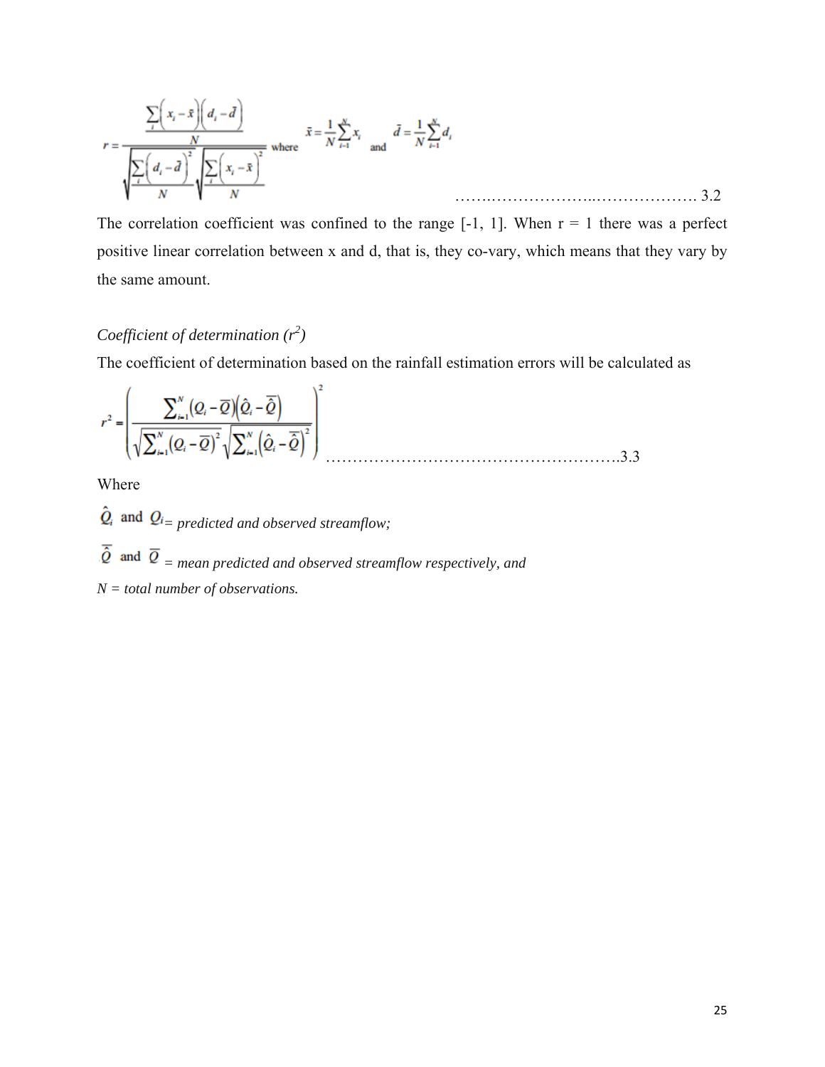$$r = \frac{\frac{\sum_i \left(x_i - \bar{x}\right)\left(d_i - \bar{d}\right)}{N}}{\sqrt{\frac{\sum_i \left(d_i - \bar{d}\right)^2}{N}}\sqrt{\frac{\sum_i \left(x_i - \bar{x}\right)^2}{N}}} \text{ where } \bar{x} = \frac{1}{N}\sum_{i=1}^{N} x_i \text{ and } \bar{d} = \frac{1}{N}\sum_{i=1}^{N} d_i \quad \text{……..………………..………………. 3.2}$$

The correlation coefficient was confined to the range [-1, 1]. When r = 1 there was a perfect positive linear correlation between x and d, that is, they co-vary, which means that they vary by the same amount.

*Coefficient of determination ($r^2$)*

The coefficient of determination based on the rainfall estimation errors will be calculated as

$$r^2 = \left( \frac{\sum_{i=1}^{N} (Q_i - \overline{Q})(\hat{Q}_i - \overline{\hat{Q}})}{\sqrt{\sum_{i=1}^{N} (Q_i - \overline{Q})^2}\sqrt{\sum_{i=1}^{N} (\hat{Q}_i - \overline{\hat{Q}})^2}} \right)^2 \quad \text{………………………………………………..3.3}$$

Where

$\hat{Q}_i$ and $Q_i$ = *predicted and observed streamflow;*

$\overline{\hat{Q}}$ and $\overline{Q}$ = *mean predicted and observed streamflow respectively, and*

*N = total number of observations.*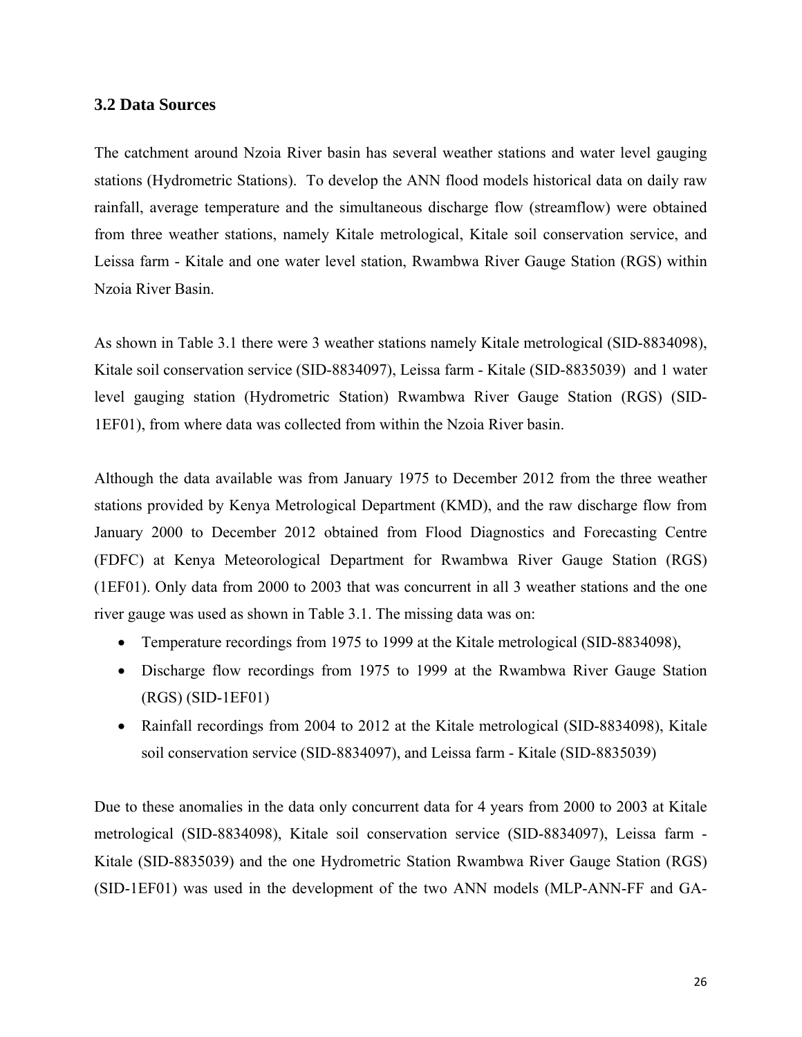### 3.2 Data Sources

The catchment around Nzoia River basin has several weather stations and water level gauging stations (Hydrometric Stations). To develop the ANN flood models historical data on daily raw rainfall, average temperature and the simultaneous discharge flow (streamflow) were obtained from three weather stations, namely Kitale metrological, Kitale soil conservation service, and Leissa farm - Kitale and one water level station, Rwambwa River Gauge Station (RGS) within Nzoia River Basin.

As shown in Table 3.1 there were 3 weather stations namely Kitale metrological (SID-8834098), Kitale soil conservation service (SID-8834097), Leissa farm - Kitale (SID-8835039) and 1 water level gauging station (Hydrometric Station) Rwambwa River Gauge Station (RGS) (SID-1EF01), from where data was collected from within the Nzoia River basin.

Although the data available was from January 1975 to December 2012 from the three weather stations provided by Kenya Metrological Department (KMD), and the raw discharge flow from January 2000 to December 2012 obtained from Flood Diagnostics and Forecasting Centre (FDFC) at Kenya Meteorological Department for Rwambwa River Gauge Station (RGS) (1EF01). Only data from 2000 to 2003 that was concurrent in all 3 weather stations and the one river gauge was used as shown in Table 3.1. The missing data was on:

- Temperature recordings from 1975 to 1999 at the Kitale metrological (SID-8834098),
- Discharge flow recordings from 1975 to 1999 at the Rwambwa River Gauge Station (RGS) (SID-1EF01)
- Rainfall recordings from 2004 to 2012 at the Kitale metrological (SID-8834098), Kitale soil conservation service (SID-8834097), and Leissa farm - Kitale (SID-8835039)

Due to these anomalies in the data only concurrent data for 4 years from 2000 to 2003 at Kitale metrological (SID-8834098), Kitale soil conservation service (SID-8834097), Leissa farm - Kitale (SID-8835039) and the one Hydrometric Station Rwambwa River Gauge Station (RGS) (SID-1EF01) was used in the development of the two ANN models (MLP-ANN-FF and GA-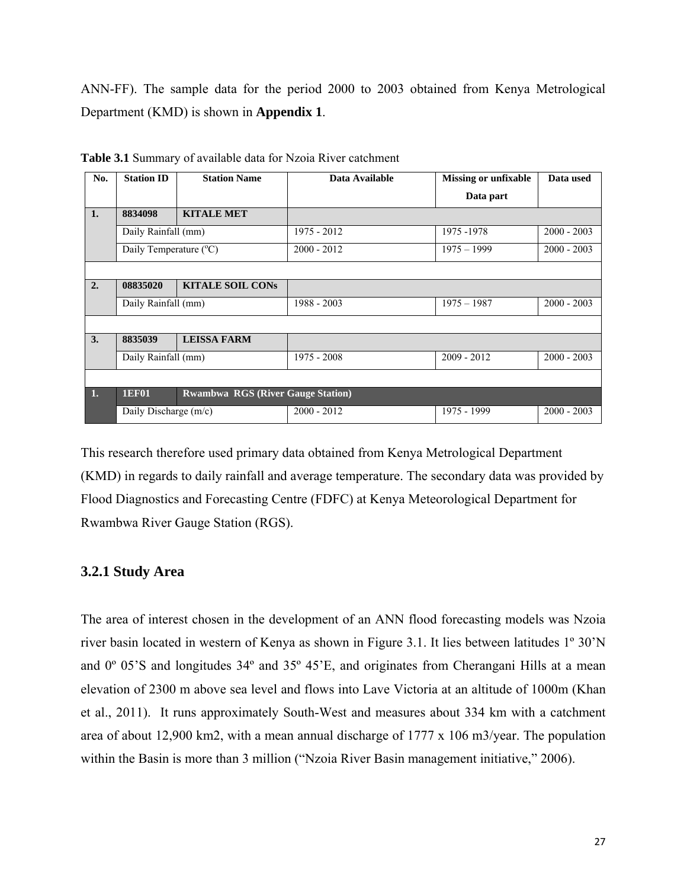ANN-FF). The sample data for the period 2000 to 2003 obtained from Kenya Metrological Department (KMD) is shown in **Appendix 1**.

**Table 3.1** Summary of available data for Nzoia River catchment

| No. | Station ID | Station Name | Data Available | Missing or unfixable Data part | Data used |
|---|---|---|---|---|---|
| **1.** | **8834098** | **KITALE MET** | | | |
| | Daily Rainfall (mm) | | 1975 - 2012 | 1975 -1978 | 2000 - 2003 |
| | Daily Temperature (ºC) | | 2000 - 2012 | 1975 – 1999 | 2000 - 2003 |
| | | | | | |
| **2.** | **08835020** | **KITALE SOIL CONs** | | | |
| | Daily Rainfall (mm) | | 1988 - 2003 | 1975 – 1987 | 2000 - 2003 |
| | | | | | |
| **3.** | **8835039** | **LEISSA FARM** | | | |
| | Daily Rainfall (mm) | | 1975 - 2008 | 2009 - 2012 | 2000 - 2003 |
| | | | | | |
| **1.** | **1EF01** | **Rwambwa RGS (River Gauge Station)** | | | |
| | Daily Discharge (m/c) | | 2000 - 2012 | 1975 - 1999 | 2000 - 2003 |

This research therefore used primary data obtained from Kenya Metrological Department (KMD) in regards to daily rainfall and average temperature. The secondary data was provided by Flood Diagnostics and Forecasting Centre (FDFC) at Kenya Meteorological Department for Rwambwa River Gauge Station (RGS).

### 3.2.1 Study Area

The area of interest chosen in the development of an ANN flood forecasting models was Nzoia river basin located in western of Kenya as shown in Figure 3.1. It lies between latitudes 1º 30'N and 0º 05'S and longitudes 34º and 35º 45'E, and originates from Cherangani Hills at a mean elevation of 2300 m above sea level and flows into Lave Victoria at an altitude of 1000m (Khan et al., 2011). It runs approximately South-West and measures about 334 km with a catchment area of about 12,900 km2, with a mean annual discharge of 1777 x 106 m3/year. The population within the Basin is more than 3 million ("Nzoia River Basin management initiative," 2006).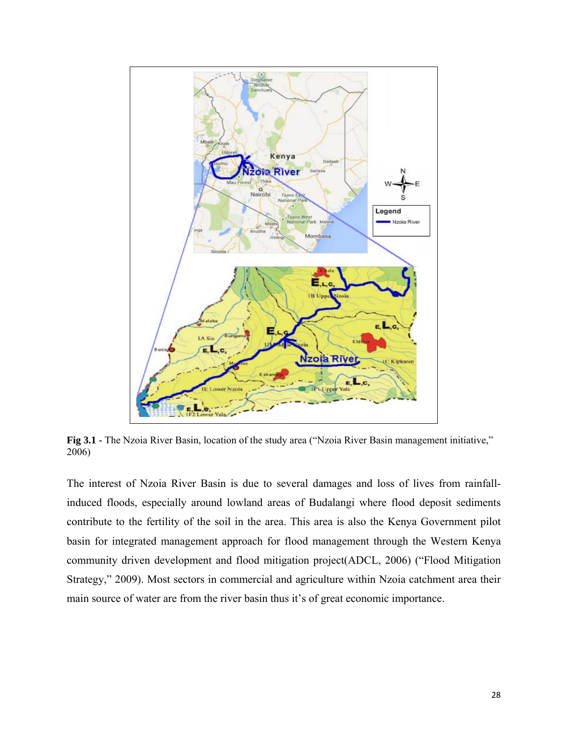**Fig 3.1** - The Nzoia River Basin, location of the study area ("Nzoia River Basin management initiative," 2006)

The interest of Nzoia River Basin is due to several damages and loss of lives from rainfall-induced floods, especially around lowland areas of Budalangi where flood deposit sediments contribute to the fertility of the soil in the area. This area is also the Kenya Government pilot basin for integrated management approach for flood management through the Western Kenya community driven development and flood mitigation project(ADCL, 2006) ("Flood Mitigation Strategy," 2009). Most sectors in commercial and agriculture within Nzoia catchment area their main source of water are from the river basin thus it's of great economic importance.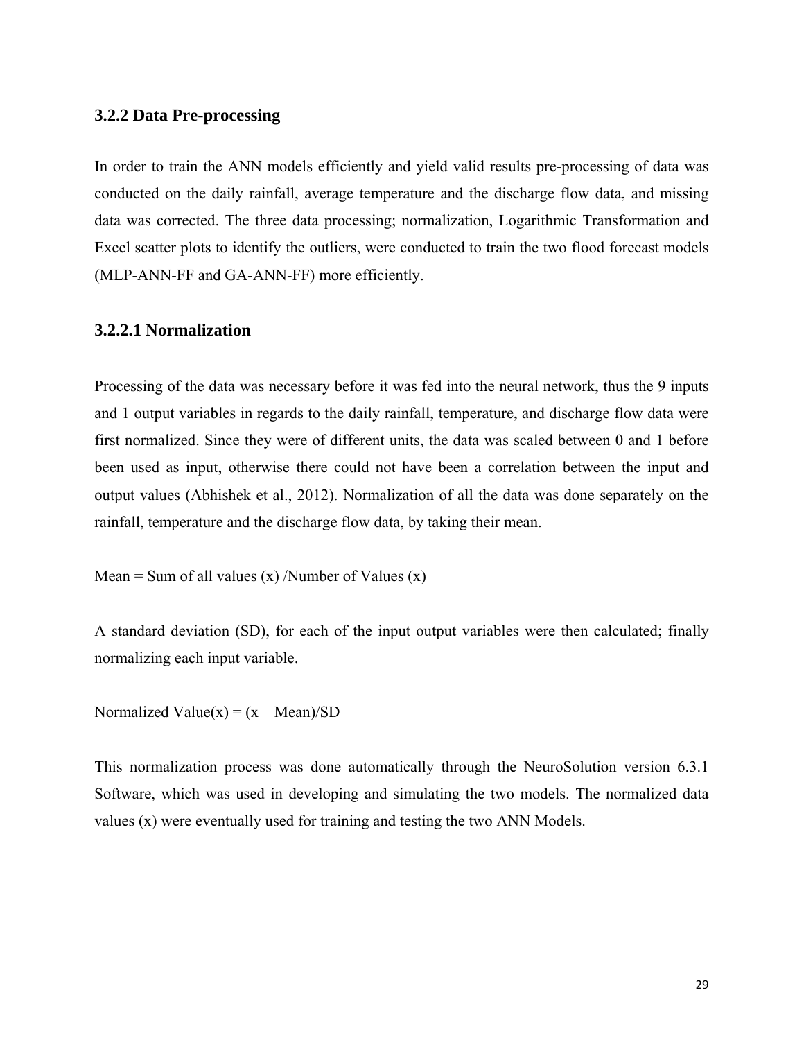### 3.2.2 Data Pre-processing

In order to train the ANN models efficiently and yield valid results pre-processing of data was conducted on the daily rainfall, average temperature and the discharge flow data, and missing data was corrected. The three data processing; normalization, Logarithmic Transformation and Excel scatter plots to identify the outliers, were conducted to train the two flood forecast models (MLP-ANN-FF and GA-ANN-FF) more efficiently.

#### 3.2.2.1 Normalization

Processing of the data was necessary before it was fed into the neural network, thus the 9 inputs and 1 output variables in regards to the daily rainfall, temperature, and discharge flow data were first normalized. Since they were of different units, the data was scaled between 0 and 1 before been used as input, otherwise there could not have been a correlation between the input and output values (Abhishek et al., 2012). Normalization of all the data was done separately on the rainfall, temperature and the discharge flow data, by taking their mean.

Mean = Sum of all values (x) /Number of Values (x)

A standard deviation (SD), for each of the input output variables were then calculated; finally normalizing each input variable.

Normalized Value(x) = (x – Mean)/SD

This normalization process was done automatically through the NeuroSolution version 6.3.1 Software, which was used in developing and simulating the two models. The normalized data values (x) were eventually used for training and testing the two ANN Models.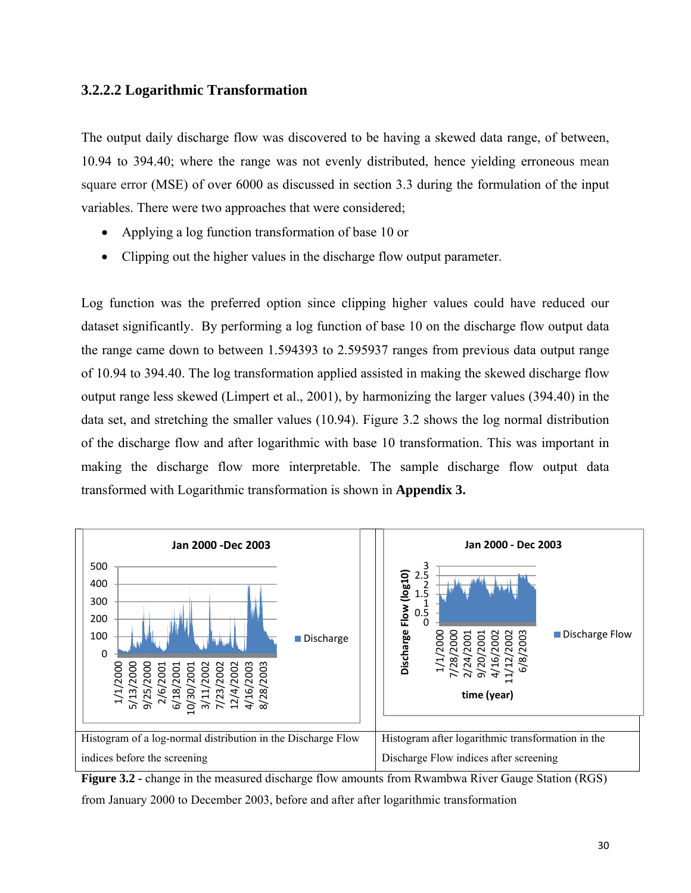### 3.2.2.2 Logarithmic Transformation

The output daily discharge flow was discovered to be having a skewed data range, of between, 10.94 to 394.40; where the range was not evenly distributed, hence yielding erroneous mean square error (MSE) of over 6000 as discussed in section 3.3 during the formulation of the input variables. There were two approaches that were considered;

- Applying a log function transformation of base 10 or
- Clipping out the higher values in the discharge flow output parameter.

Log function was the preferred option since clipping higher values could have reduced our dataset significantly. By performing a log function of base 10 on the discharge flow output data the range came down to between 1.594393 to 2.595937 ranges from previous data output range of 10.94 to 394.40. The log transformation applied assisted in making the skewed discharge flow output range less skewed (Limpert et al., 2001), by harmonizing the larger values (394.40) in the data set, and stretching the smaller values (10.94). Figure 3.2 shows the log normal distribution of the discharge flow and after logarithmic with base 10 transformation. This was important in making the discharge flow more interpretable. The sample discharge flow output data transformed with Logarithmic transformation is shown in **Appendix 3.**

| Histogram of a log-normal distribution in the Discharge Flow indices before the screening | Histogram after logarithmic transformation in the Discharge Flow indices after screening |
|---|---|

**Figure 3.2** - change in the measured discharge flow amounts from Rwambwa River Gauge Station (RGS) from January 2000 to December 2003, before and after after logarithmic transformation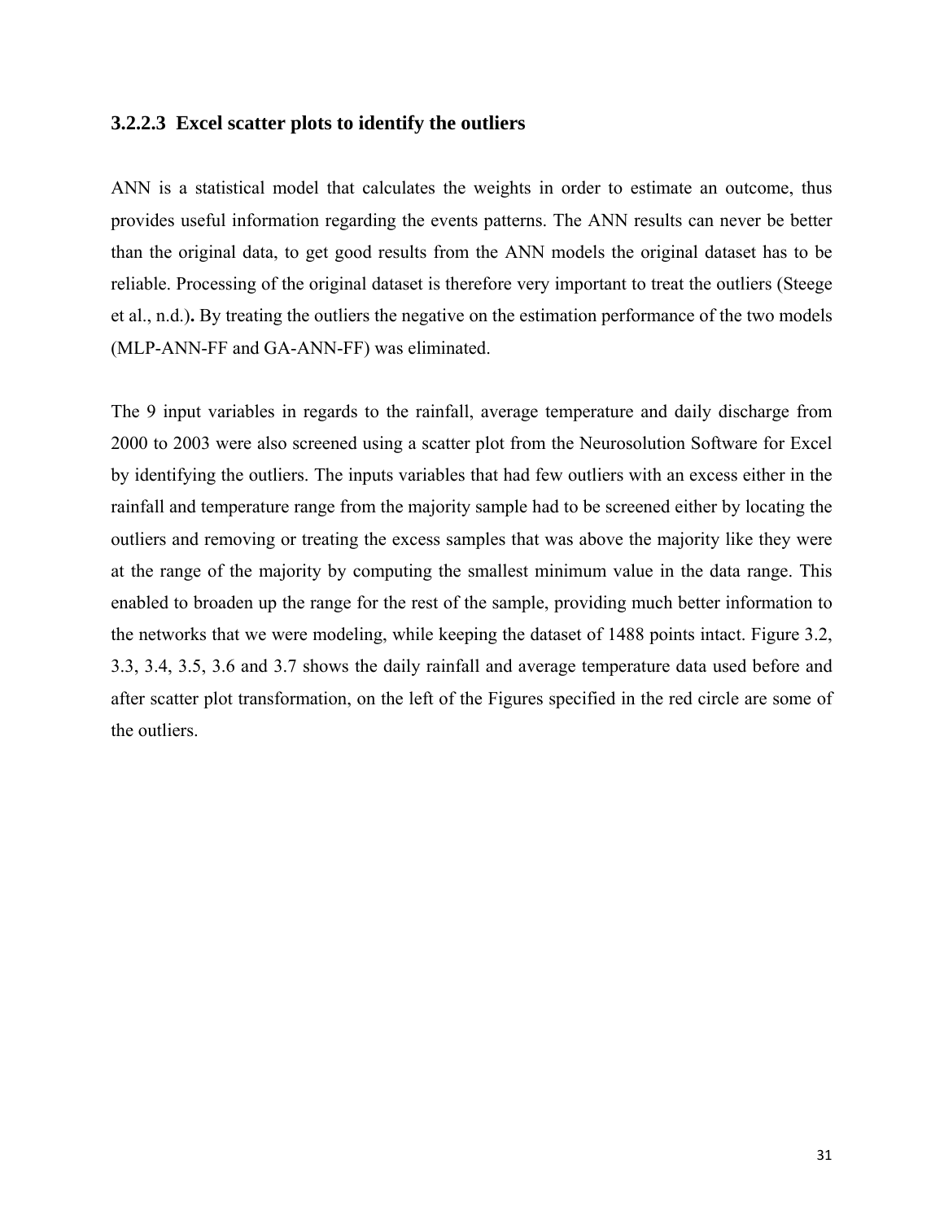#### 3.2.2.3 Excel scatter plots to identify the outliers

ANN is a statistical model that calculates the weights in order to estimate an outcome, thus provides useful information regarding the events patterns. The ANN results can never be better than the original data, to get good results from the ANN models the original dataset has to be reliable. Processing of the original dataset is therefore very important to treat the outliers (Steege et al., n.d.)**.** By treating the outliers the negative on the estimation performance of the two models (MLP-ANN-FF and GA-ANN-FF) was eliminated.

The 9 input variables in regards to the rainfall, average temperature and daily discharge from 2000 to 2003 were also screened using a scatter plot from the Neurosolution Software for Excel by identifying the outliers. The inputs variables that had few outliers with an excess either in the rainfall and temperature range from the majority sample had to be screened either by locating the outliers and removing or treating the excess samples that was above the majority like they were at the range of the majority by computing the smallest minimum value in the data range. This enabled to broaden up the range for the rest of the sample, providing much better information to the networks that we were modeling, while keeping the dataset of 1488 points intact. Figure 3.2, 3.3, 3.4, 3.5, 3.6 and 3.7 shows the daily rainfall and average temperature data used before and after scatter plot transformation, on the left of the Figures specified in the red circle are some of the outliers.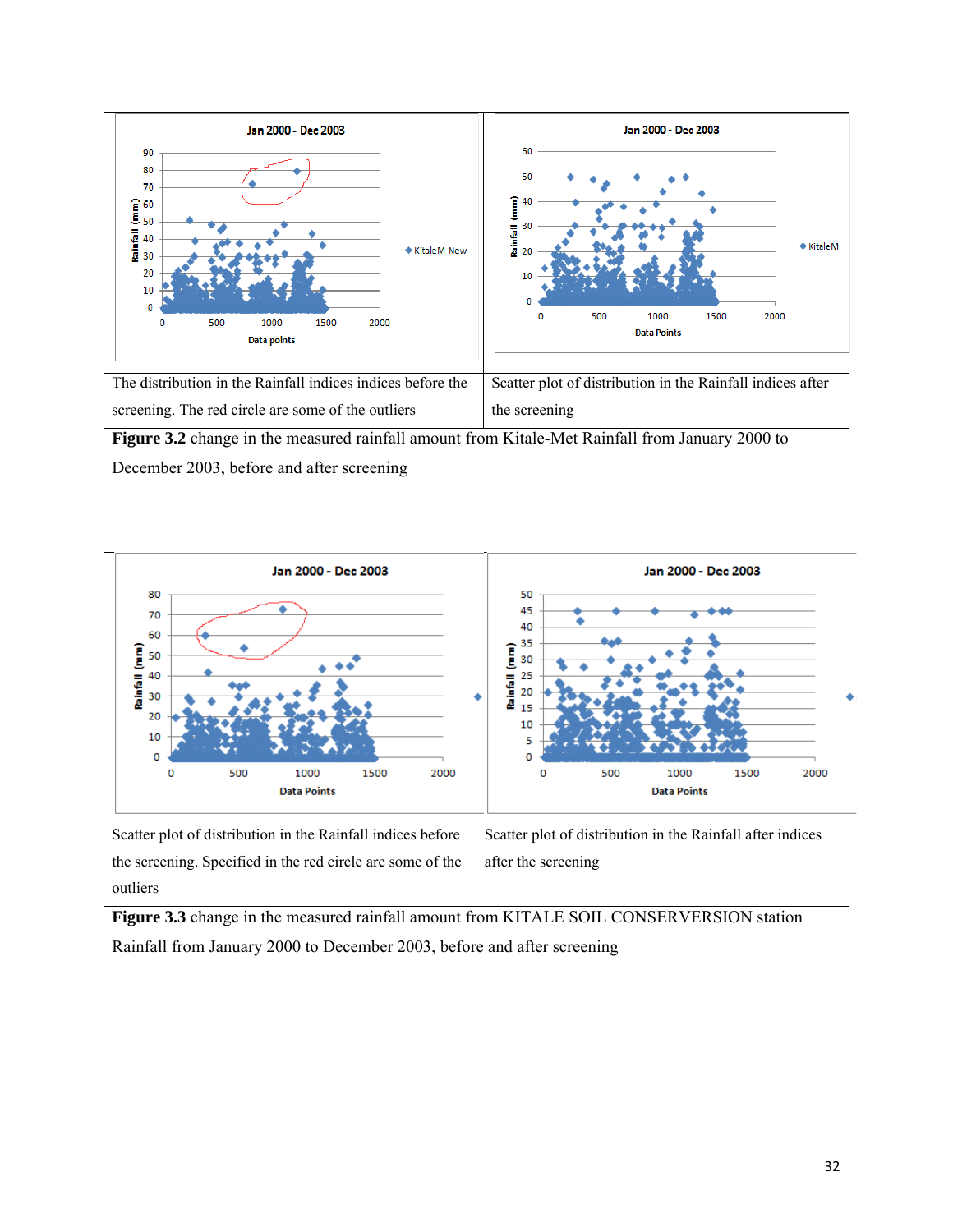| Jan 2000 - Dec 2003 | Jan 2000 - Dec 2003 |
| --- | --- |
| The distribution in the Rainfall indices indices before the screening. The red circle are some of the outliers | Scatter plot of distribution in the Rainfall indices after the screening |

**Figure 3.2** change in the measured rainfall amount from Kitale-Met Rainfall from January 2000 to December 2003, before and after screening

| Jan 2000 - Dec 2003 | Jan 2000 - Dec 2003 |
| --- | --- |
| Scatter plot of distribution in the Rainfall indices before the screening. Specified in the red circle are some of the outliers | Scatter plot of distribution in the Rainfall after indices after the screening |

**Figure 3.3** change in the measured rainfall amount from KITALE SOIL CONSERVERSION station Rainfall from January 2000 to December 2003, before and after screening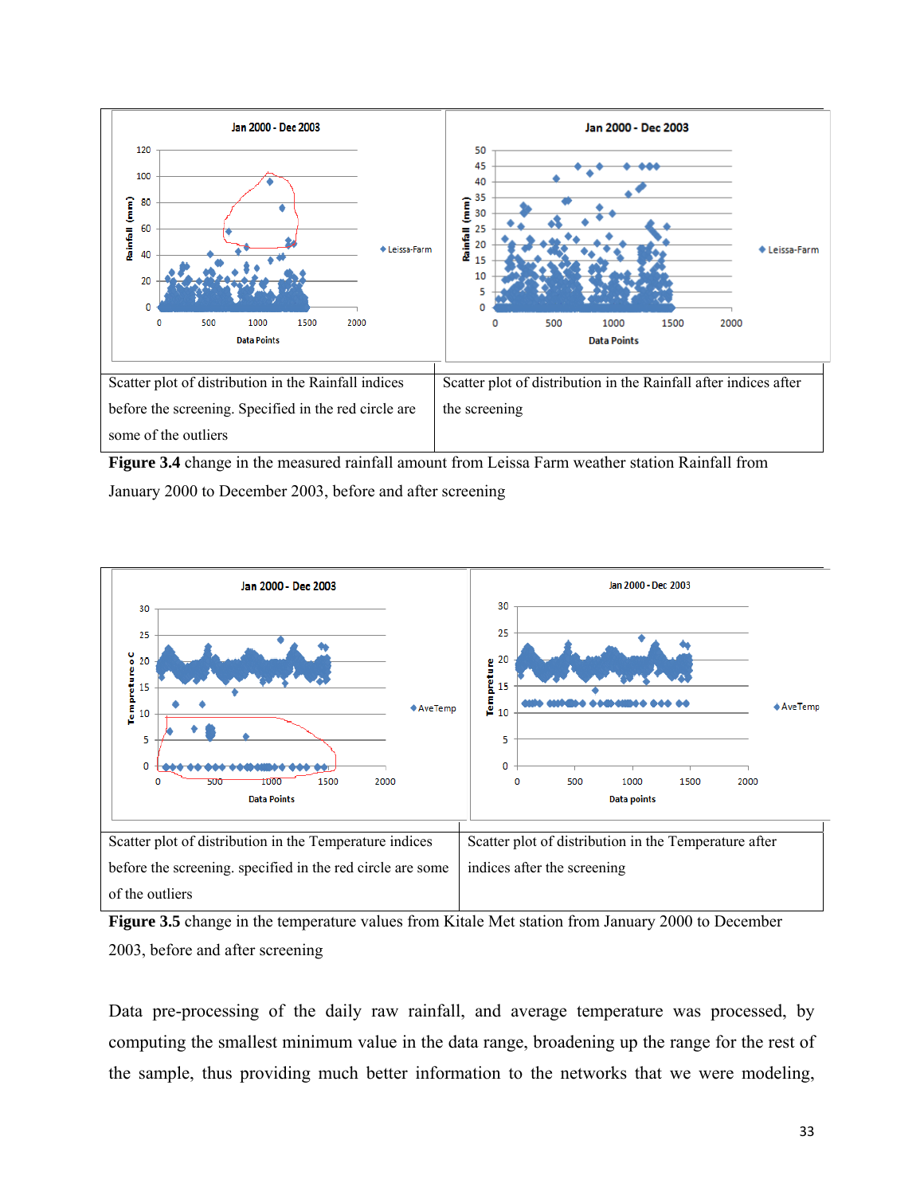| Scatter plot of distribution in the Rainfall indices before the screening. Specified in the red circle are some of the outliers | Scatter plot of distribution in the Rainfall after indices after the screening |
|---|---|

**Figure 3.4** change in the measured rainfall amount from Leissa Farm weather station Rainfall from January 2000 to December 2003, before and after screening

| Scatter plot of distribution in the Temperature indices before the screening. specified in the red circle are some of the outliers | Scatter plot of distribution in the Temperature after indices after the screening |
|---|---|

**Figure 3.5** change in the temperature values from Kitale Met station from January 2000 to December 2003, before and after screening

Data pre-processing of the daily raw rainfall, and average temperature was processed, by computing the smallest minimum value in the data range, broadening up the range for the rest of the sample, thus providing much better information to the networks that we were modeling,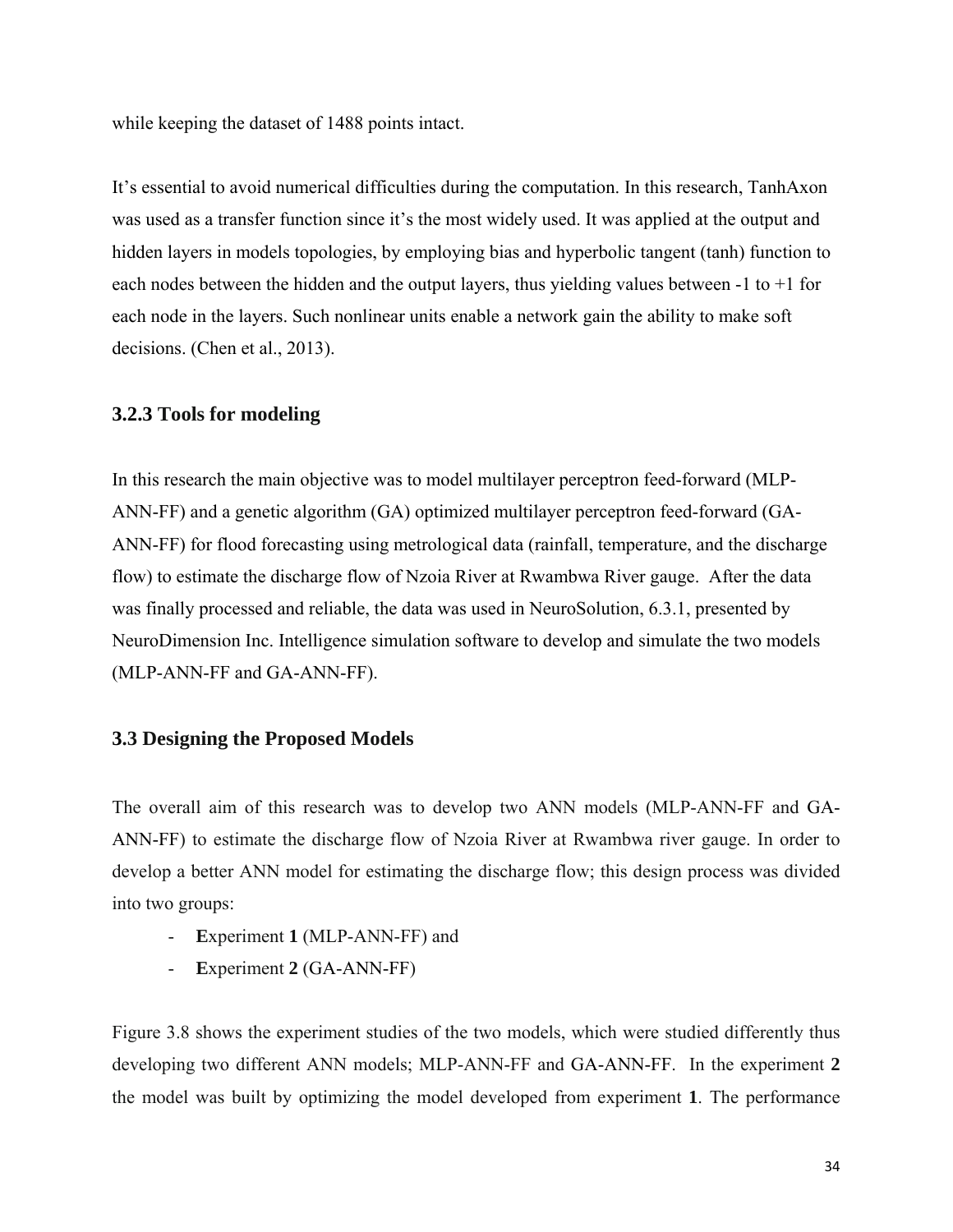while keeping the dataset of 1488 points intact.

It’s essential to avoid numerical difficulties during the computation. In this research, TanhAxon was used as a transfer function since it’s the most widely used. It was applied at the output and hidden layers in models topologies, by employing bias and hyperbolic tangent (tanh) function to each nodes between the hidden and the output layers, thus yielding values between -1 to +1 for each node in the layers. Such nonlinear units enable a network gain the ability to make soft decisions. (Chen et al., 2013).

### 3.2.3 Tools for modeling

In this research the main objective was to model multilayer perceptron feed-forward (MLP-ANN-FF) and a genetic algorithm (GA) optimized multilayer perceptron feed-forward (GA-ANN-FF) for flood forecasting using metrological data (rainfall, temperature, and the discharge flow) to estimate the discharge flow of Nzoia River at Rwambwa River gauge. After the data was finally processed and reliable, the data was used in NeuroSolution, 6.3.1, presented by NeuroDimension Inc. Intelligence simulation software to develop and simulate the two models (MLP-ANN-FF and GA-ANN-FF).

## 3.3 Designing the Proposed Models

The overall aim of this research was to develop two ANN models (MLP-ANN-FF and GA-ANN-FF) to estimate the discharge flow of Nzoia River at Rwambwa river gauge. In order to develop a better ANN model for estimating the discharge flow; this design process was divided into two groups:

- **E**xperiment **1** (MLP-ANN-FF) and
- **E**xperiment **2** (GA-ANN-FF)

Figure 3.8 shows the experiment studies of the two models, which were studied differently thus developing two different ANN models; MLP-ANN-FF and GA-ANN-FF. In the experiment **2** the model was built by optimizing the model developed from experiment **1**. The performance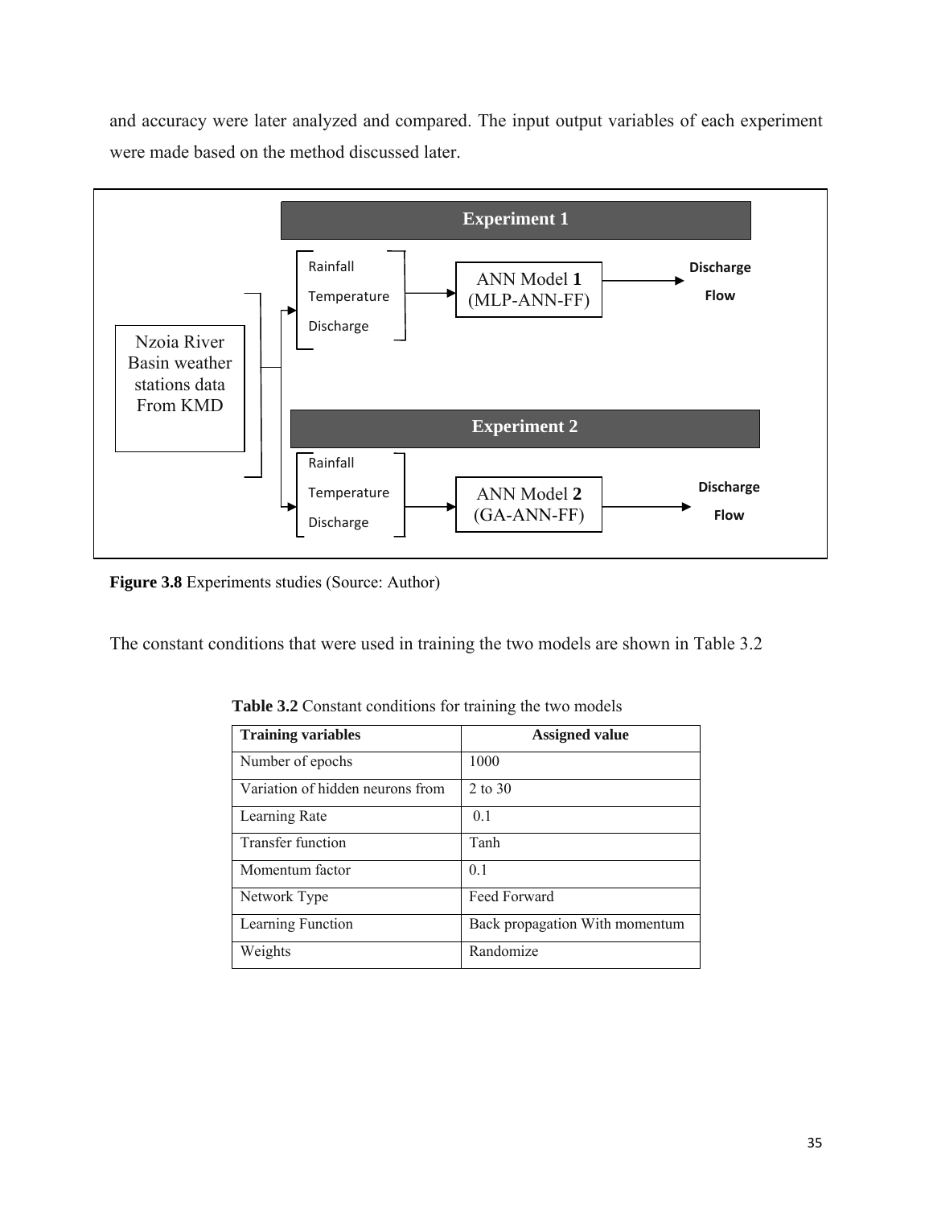and accuracy were later analyzed and compared. The input output variables of each experiment were made based on the method discussed later.

**Experiment 1**

Nzoia River Basin weather stations data From KMD

Rainfall
Temperature
Discharge

ANN Model **1** (MLP-ANN-FF)

**Discharge Flow**

**Experiment 2**

Rainfall
Temperature
Discharge

ANN Model **2** (GA-ANN-FF)

**Discharge Flow**

**Figure 3.8** Experiments studies (Source: Author)

The constant conditions that were used in training the two models are shown in Table 3.2

**Table 3.2** Constant conditions for training the two models

| **Training variables** | **Assigned value** |
|---|---|
| Number of epochs | 1000 |
| Variation of hidden neurons from | 2 to 30 |
| Learning Rate | 0.1 |
| Transfer function | Tanh |
| Momentum factor | 0.1 |
| Network Type | Feed Forward |
| Learning Function | Back propagation With momentum |
| Weights | Randomize |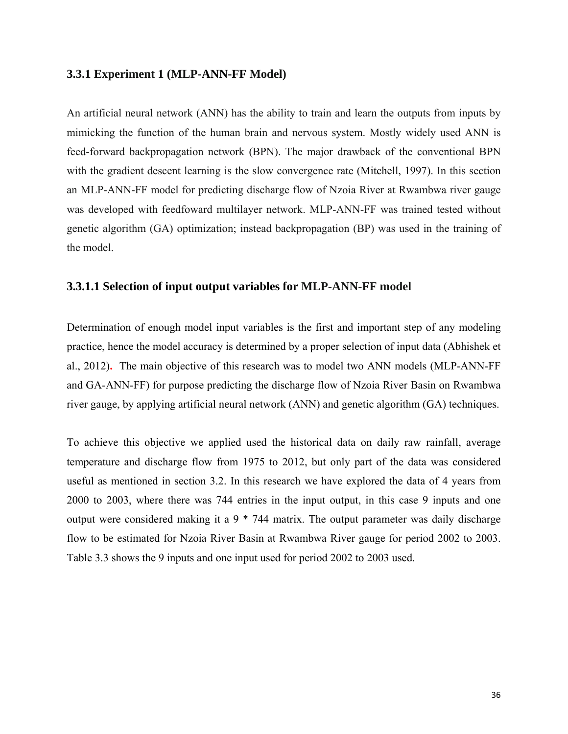### 3.3.1 Experiment 1 (MLP-ANN-FF Model)

An artificial neural network (ANN) has the ability to train and learn the outputs from inputs by mimicking the function of the human brain and nervous system. Mostly widely used ANN is feed-forward backpropagation network (BPN). The major drawback of the conventional BPN with the gradient descent learning is the slow convergence rate (Mitchell, 1997). In this section an MLP-ANN-FF model for predicting discharge flow of Nzoia River at Rwambwa river gauge was developed with feedfoward multilayer network. MLP-ANN-FF was trained tested without genetic algorithm (GA) optimization; instead backpropagation (BP) was used in the training of the model.

#### 3.3.1.1 Selection of input output variables for MLP-ANN-FF model

Determination of enough model input variables is the first and important step of any modeling practice, hence the model accuracy is determined by a proper selection of input data (Abhishek et al., 2012). The main objective of this research was to model two ANN models (MLP-ANN-FF and GA-ANN-FF) for purpose predicting the discharge flow of Nzoia River Basin on Rwambwa river gauge, by applying artificial neural network (ANN) and genetic algorithm (GA) techniques.

To achieve this objective we applied used the historical data on daily raw rainfall, average temperature and discharge flow from 1975 to 2012, but only part of the data was considered useful as mentioned in section 3.2. In this research we have explored the data of 4 years from 2000 to 2003, where there was 744 entries in the input output, in this case 9 inputs and one output were considered making it a 9 * 744 matrix. The output parameter was daily discharge flow to be estimated for Nzoia River Basin at Rwambwa River gauge for period 2002 to 2003. Table 3.3 shows the 9 inputs and one input used for period 2002 to 2003 used.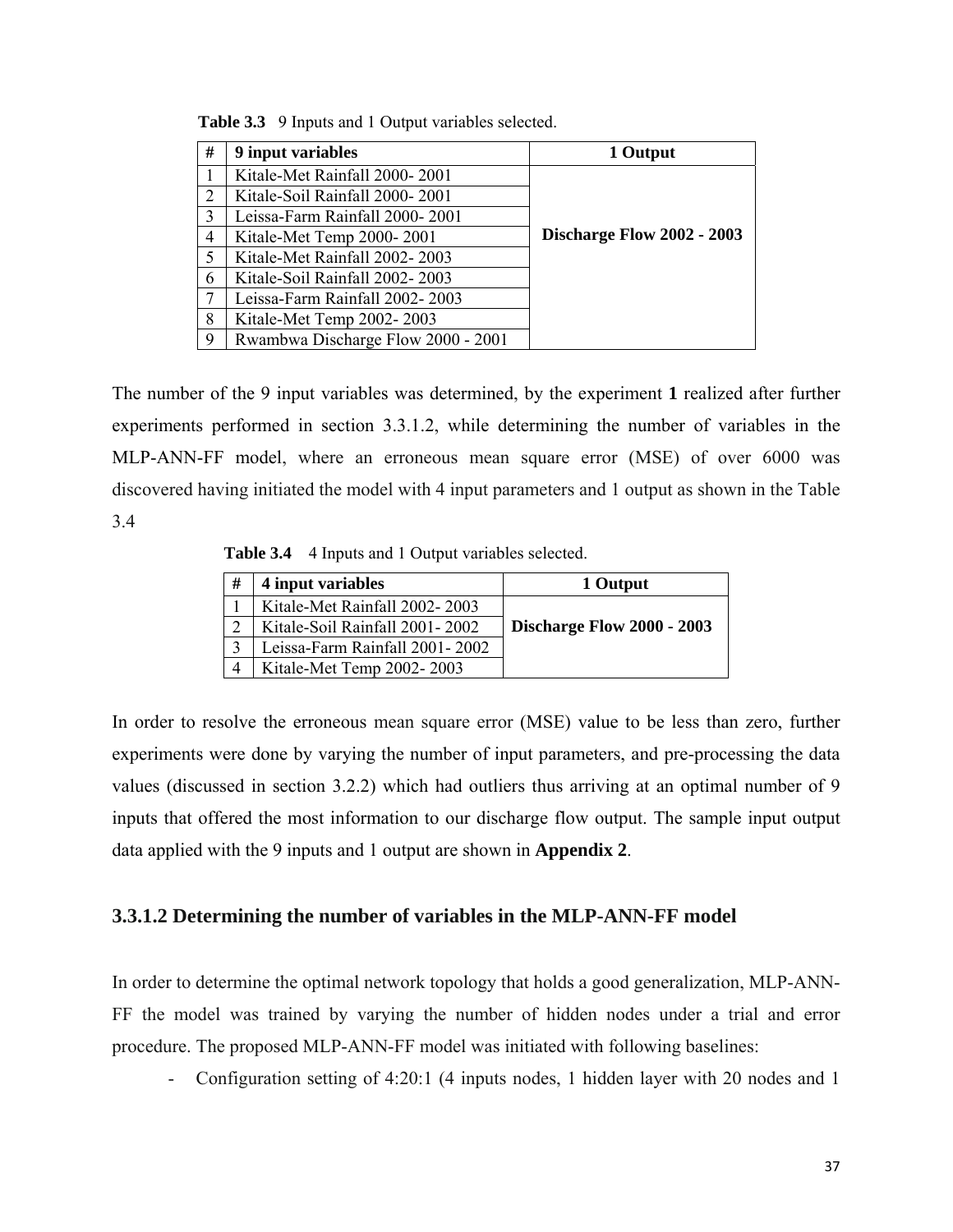**Table 3.3** 9 Inputs and 1 Output variables selected.

| # | 9 input variables | 1 Output |
|---|---|---|
| 1 | Kitale-Met Rainfall 2000- 2001 | Discharge Flow 2002 - 2003 |
| 2 | Kitale-Soil Rainfall 2000- 2001 | |
| 3 | Leissa-Farm Rainfall 2000- 2001 | |
| 4 | Kitale-Met Temp 2000- 2001 | |
| 5 | Kitale-Met Rainfall 2002- 2003 | |
| 6 | Kitale-Soil Rainfall 2002- 2003 | |
| 7 | Leissa-Farm Rainfall 2002- 2003 | |
| 8 | Kitale-Met Temp 2002- 2003 | |
| 9 | Rwambwa Discharge Flow 2000 - 2001 | |

The number of the 9 input variables was determined, by the experiment **1** realized after further experiments performed in section 3.3.1.2, while determining the number of variables in the MLP-ANN-FF model, where an erroneous mean square error (MSE) of over 6000 was discovered having initiated the model with 4 input parameters and 1 output as shown in the Table 3.4

**Table 3.4** 4 Inputs and 1 Output variables selected.

| # | 4 input variables | 1 Output |
|---|---|---|
| 1 | Kitale-Met Rainfall 2002- 2003 | Discharge Flow 2000 - 2003 |
| 2 | Kitale-Soil Rainfall 2001- 2002 | |
| 3 | Leissa-Farm Rainfall 2001- 2002 | |
| 4 | Kitale-Met Temp 2002- 2003 | |

In order to resolve the erroneous mean square error (MSE) value to be less than zero, further experiments were done by varying the number of input parameters, and pre-processing the data values (discussed in section 3.2.2) which had outliers thus arriving at an optimal number of 9 inputs that offered the most information to our discharge flow output. The sample input output data applied with the 9 inputs and 1 output are shown in **Appendix 2**.

### 3.3.1.2 Determining the number of variables in the MLP-ANN-FF model

In order to determine the optimal network topology that holds a good generalization, MLP-ANN-FF the model was trained by varying the number of hidden nodes under a trial and error procedure. The proposed MLP-ANN-FF model was initiated with following baselines:

- Configuration setting of 4:20:1 (4 inputs nodes, 1 hidden layer with 20 nodes and 1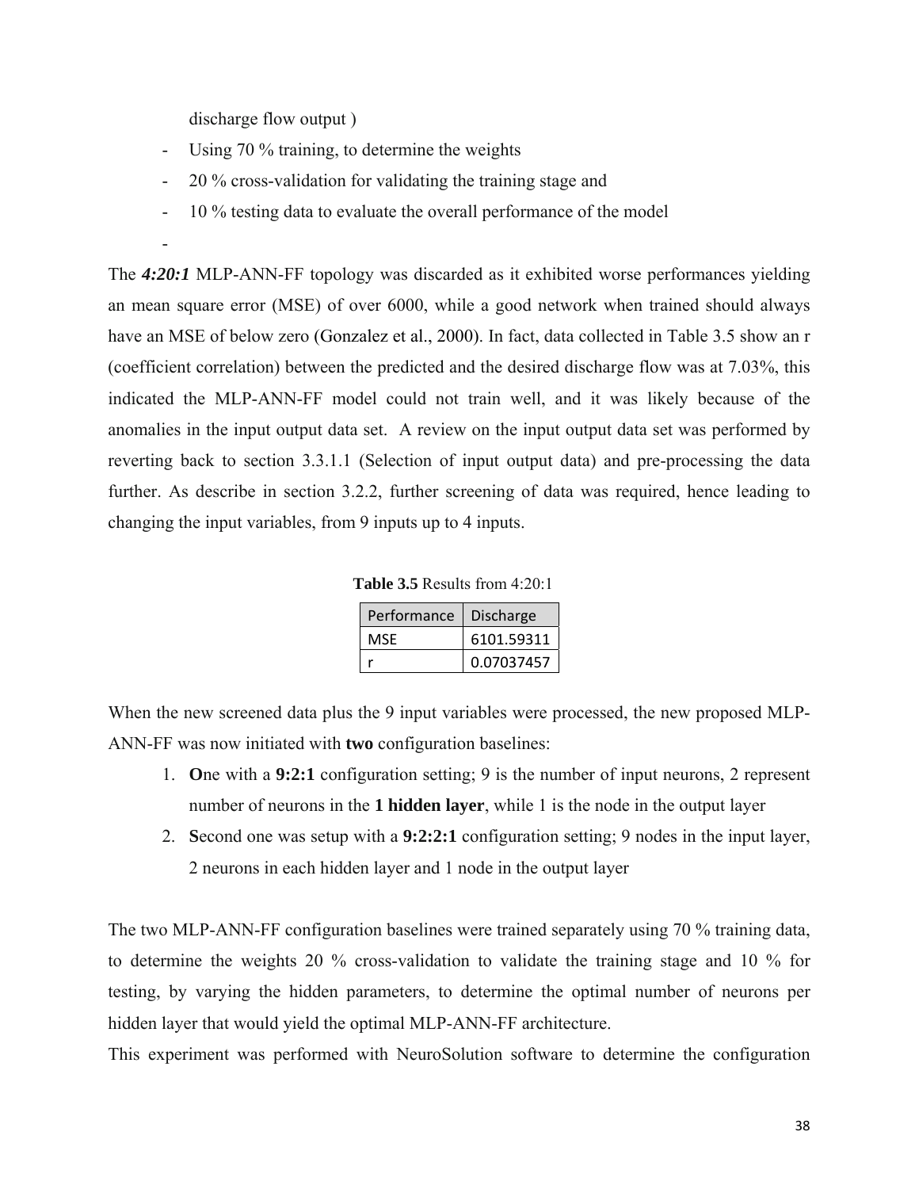discharge flow output )

- Using 70 % training, to determine the weights
- 20 % cross-validation for validating the training stage and
- 10 % testing data to evaluate the overall performance of the model
-

The ***4:20:1*** MLP-ANN-FF topology was discarded as it exhibited worse performances yielding an mean square error (MSE) of over 6000, while a good network when trained should always have an MSE of below zero (Gonzalez et al., 2000). In fact, data collected in Table 3.5 show an r (coefficient correlation) between the predicted and the desired discharge flow was at 7.03%, this indicated the MLP-ANN-FF model could not train well, and it was likely because of the anomalies in the input output data set. A review on the input output data set was performed by reverting back to section 3.3.1.1 (Selection of input output data) and pre-processing the data further. As describe in section 3.2.2, further screening of data was required, hence leading to changing the input variables, from 9 inputs up to 4 inputs.

**Table 3.5** Results from 4:20:1

| Performance | Discharge |
|---|---|
| MSE | 6101.59311 |
| r | 0.07037457 |

When the new screened data plus the 9 input variables were processed, the new proposed MLP-ANN-FF was now initiated with **two** configuration baselines:

1. **O**ne with a **9:2:1** configuration setting; 9 is the number of input neurons, 2 represent number of neurons in the **1 hidden layer**, while 1 is the node in the output layer
2. **S**econd one was setup with a **9:2:2:1** configuration setting; 9 nodes in the input layer, 2 neurons in each hidden layer and 1 node in the output layer

The two MLP-ANN-FF configuration baselines were trained separately using 70 % training data, to determine the weights 20 % cross-validation to validate the training stage and 10 % for testing, by varying the hidden parameters, to determine the optimal number of neurons per hidden layer that would yield the optimal MLP-ANN-FF architecture.

This experiment was performed with NeuroSolution software to determine the configuration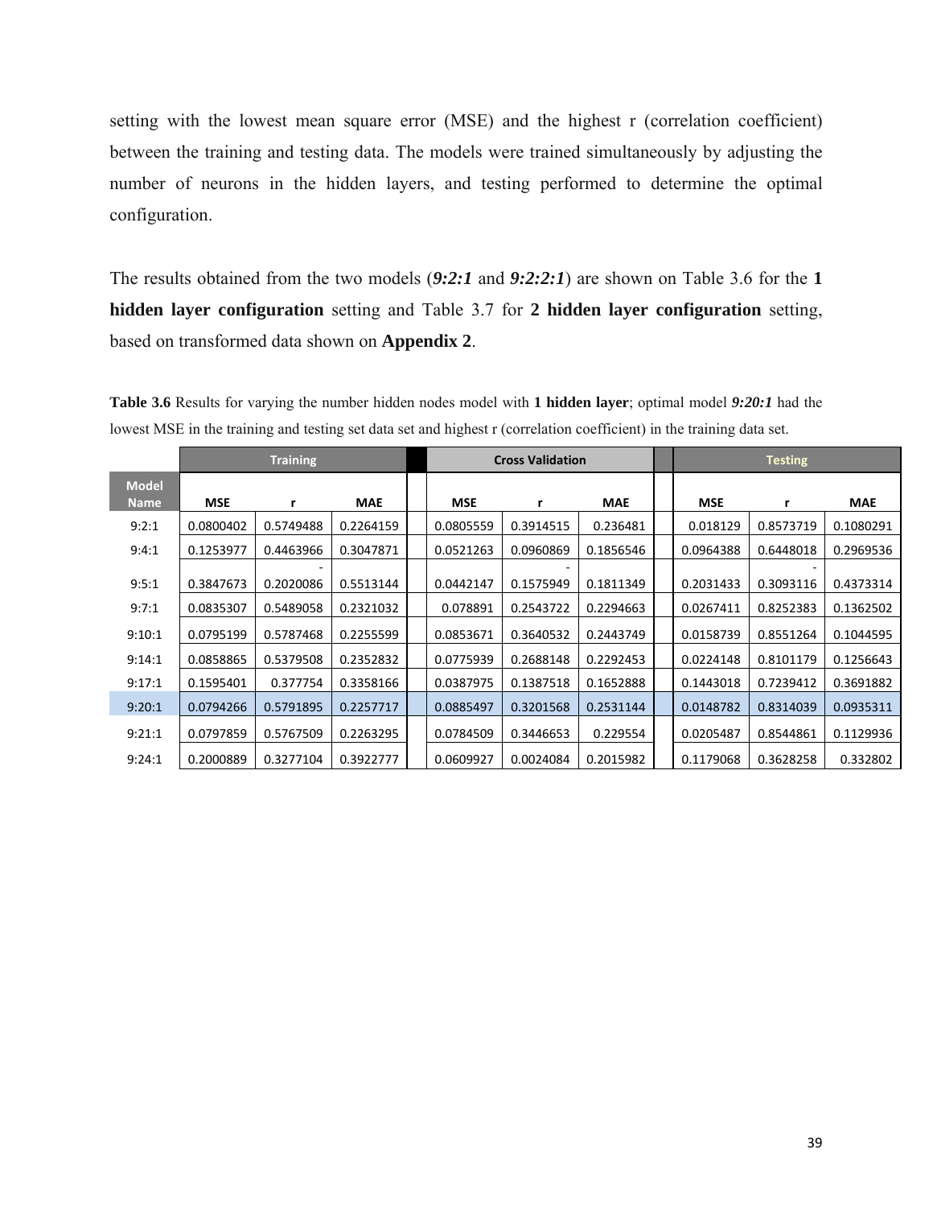setting with the lowest mean square error (MSE) and the highest r (correlation coefficient) between the training and testing data. The models were trained simultaneously by adjusting the number of neurons in the hidden layers, and testing performed to determine the optimal configuration.

The results obtained from the two models (***9:2:1*** and ***9:2:2:1***) are shown on Table 3.6 for the **1 hidden layer configuration** setting and Table 3.7 for **2 hidden layer configuration** setting, based on transformed data shown on **Appendix 2**.

**Table 3.6** Results for varying the number hidden nodes model with **1 hidden layer**; optimal model ***9:20:1*** had the lowest MSE in the training and testing set data set and highest r (correlation coefficient) in the training data set.

| | Training | | | Cross Validation | | | Testing | | |
|---|---|---|---|---|---|---|---|---|---|
| Model Name | MSE | r | MAE | MSE | r | MAE | MSE | r | MAE |
| 9:2:1 | 0.0800402 | 0.5749488 | 0.2264159 | 0.0805559 | 0.3914515 | 0.236481 | 0.018129 | 0.8573719 | 0.1080291 |
| 9:4:1 | 0.1253977 | 0.4463966 | 0.3047871 | 0.0521263 | 0.0960869 | 0.1856546 | 0.0964388 | 0.6448018 | 0.2969536 |
| 9:5:1 | 0.3847673 | -0.2020086 | 0.5513144 | 0.0442147 | -0.1575949 | 0.1811349 | 0.2031433 | -0.3093116 | 0.4373314 |
| 9:7:1 | 0.0835307 | 0.5489058 | 0.2321032 | 0.078891 | 0.2543722 | 0.2294663 | 0.0267411 | 0.8252383 | 0.1362502 |
| 9:10:1 | 0.0795199 | 0.5787468 | 0.2255599 | 0.0853671 | 0.3640532 | 0.2443749 | 0.0158739 | 0.8551264 | 0.1044595 |
| 9:14:1 | 0.0858865 | 0.5379508 | 0.2352832 | 0.0775939 | 0.2688148 | 0.2292453 | 0.0224148 | 0.8101179 | 0.1256643 |
| 9:17:1 | 0.1595401 | 0.377754 | 0.3358166 | 0.0387975 | 0.1387518 | 0.1652888 | 0.1443018 | 0.7239412 | 0.3691882 |
| 9:20:1 | 0.0794266 | 0.5791895 | 0.2257717 | 0.0885497 | 0.3201568 | 0.2531144 | 0.0148782 | 0.8314039 | 0.0935311 |
| 9:21:1 | 0.0797859 | 0.5767509 | 0.2263295 | 0.0784509 | 0.3446653 | 0.229554 | 0.0205487 | 0.8544861 | 0.1129936 |
| 9:24:1 | 0.2000889 | 0.3277104 | 0.3922777 | 0.0609927 | 0.0024084 | 0.2015982 | 0.1179068 | 0.3628258 | 0.332802 |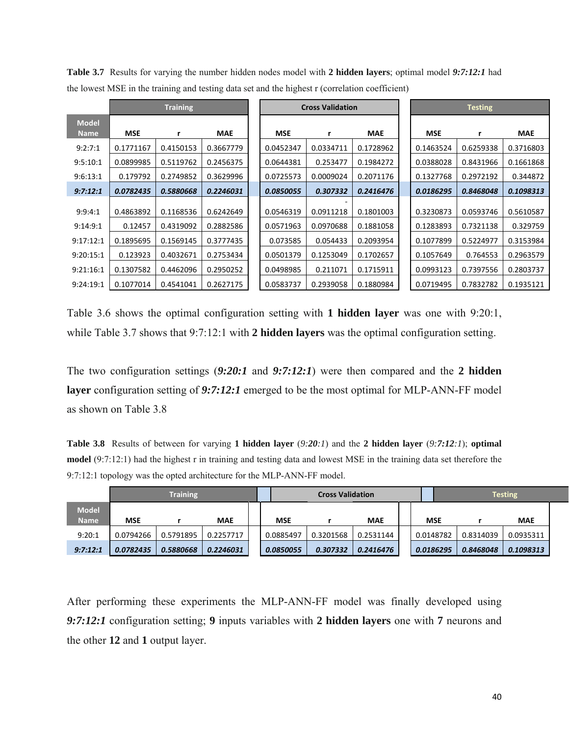**Table 3.7** Results for varying the number hidden nodes model with **2 hidden layers**; optimal model ***9:7:12:1*** had the lowest MSE in the training and testing data set and the highest r (correlation coefficient)

| | Training | | | Cross Validation | | | Testing | | |
|---|---|---|---|---|---|---|---|---|---|
| Model Name | MSE | r | MAE | MSE | r | MAE | MSE | r | MAE |
| 9:2:7:1 | 0.1771167 | 0.4150153 | 0.3667779 | 0.0452347 | 0.0334711 | 0.1728962 | 0.1463524 | 0.6259338 | 0.3716803 |
| 9:5:10:1 | 0.0899985 | 0.5119762 | 0.2456375 | 0.0644381 | 0.253477 | 0.1984272 | 0.0388028 | 0.8431966 | 0.1661868 |
| 9:6:13:1 | 0.179792 | 0.2749852 | 0.3629996 | 0.0725573 | 0.0009024 | 0.2071176 | 0.1327768 | 0.2972192 | 0.344872 |
| ***9:7:12:1*** | ***0.0782435*** | ***0.5880668*** | ***0.2246031*** | ***0.0850055*** | ***0.307332*** | ***0.2416476*** | ***0.0186295*** | ***0.8468048*** | ***0.1098313*** |
| 9:9:4:1 | 0.4863892 | 0.1168536 | 0.6242649 | 0.0546319 | -0.0911218 | 0.1801003 | 0.3230873 | 0.0593746 | 0.5610587 |
| 9:14:9:1 | 0.12457 | 0.4319092 | 0.2882586 | 0.0571963 | 0.0970688 | 0.1881058 | 0.1283893 | 0.7321138 | 0.329759 |
| 9:17:12:1 | 0.1895695 | 0.1569145 | 0.3777435 | 0.073585 | 0.054433 | 0.2093954 | 0.1077899 | 0.5224977 | 0.3153984 |
| 9:20:15:1 | 0.123923 | 0.4032671 | 0.2753434 | 0.0501379 | 0.1253049 | 0.1702657 | 0.1057649 | 0.764553 | 0.2963579 |
| 9:21:16:1 | 0.1307582 | 0.4462096 | 0.2950252 | 0.0498985 | 0.211071 | 0.1715911 | 0.0993123 | 0.7397556 | 0.2803737 |
| 9:24:19:1 | 0.1077014 | 0.4541041 | 0.2627175 | 0.0583737 | 0.2939058 | 0.1880984 | 0.0719495 | 0.7832782 | 0.1935121 |

Table 3.6 shows the optimal configuration setting with **1 hidden layer** was one with 9:20:1, while Table 3.7 shows that 9:7:12:1 with **2 hidden layers** was the optimal configuration setting.

The two configuration settings (***9:20:1*** and ***9:7:12:1***) were then compared and the **2 hidden layer** configuration setting of ***9:7:12:1*** emerged to be the most optimal for MLP-ANN-FF model as shown on Table 3.8

**Table 3.8** Results of between for varying **1 hidden layer** (*9:**20**:1*) and the **2 hidden layer** (*9:**7**:**12**:1*); **optimal model** (9:7:12:1) had the highest r in training and testing data and lowest MSE in the training data set therefore the 9:7:12:1 topology was the opted architecture for the MLP-ANN-FF model.

| | Training | | | Cross Validation | | | Testing | | |
|---|---|---|---|---|---|---|---|---|---|
| Model Name | MSE | r | MAE | MSE | r | MAE | MSE | r | MAE |
| 9:20:1 | 0.0794266 | 0.5791895 | 0.2257717 | 0.0885497 | 0.3201568 | 0.2531144 | 0.0148782 | 0.8314039 | 0.0935311 |
| ***9:7:12:1*** | ***0.0782435*** | ***0.5880668*** | ***0.2246031*** | ***0.0850055*** | ***0.307332*** | ***0.2416476*** | ***0.0186295*** | ***0.8468048*** | ***0.1098313*** |

After performing these experiments the MLP-ANN-FF model was finally developed using ***9:7:12:1*** configuration setting; **9** inputs variables with **2 hidden layers** one with **7** neurons and the other **12** and **1** output layer.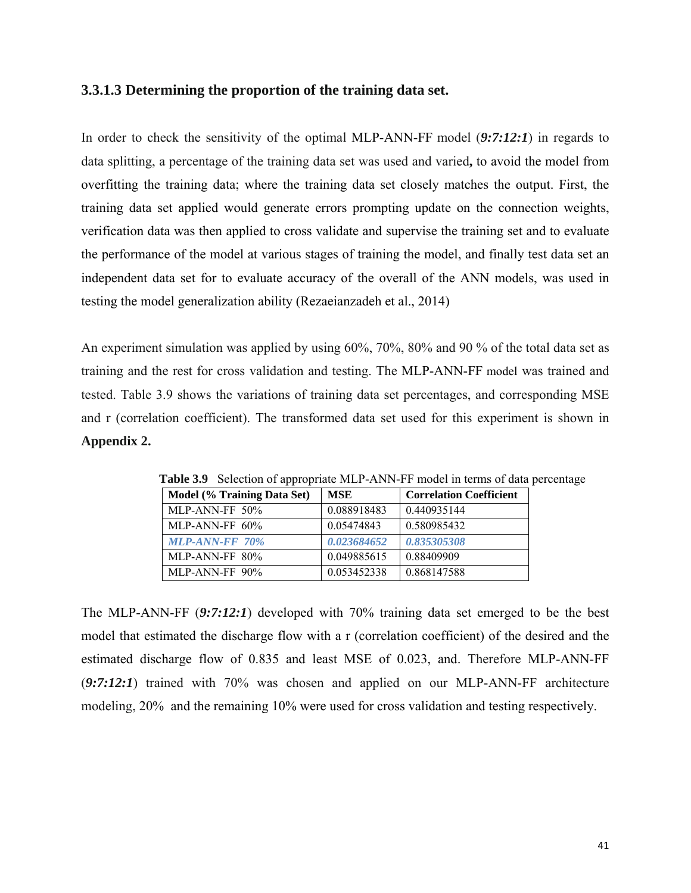### 3.3.1.3 Determining the proportion of the training data set.

In order to check the sensitivity of the optimal MLP-ANN-FF model (***9:7:12:1***) in regards to data splitting, a percentage of the training data set was used and varied**,** to avoid the model from overfitting the training data; where the training data set closely matches the output. First, the training data set applied would generate errors prompting update on the connection weights, verification data was then applied to cross validate and supervise the training set and to evaluate the performance of the model at various stages of training the model, and finally test data set an independent data set for to evaluate accuracy of the overall of the ANN models, was used in testing the model generalization ability (Rezaeianzadeh et al., 2014)

An experiment simulation was applied by using 60%, 70%, 80% and 90 % of the total data set as training and the rest for cross validation and testing. The MLP-ANN-FF model was trained and tested. Table 3.9 shows the variations of training data set percentages, and corresponding MSE and r (correlation coefficient). The transformed data set used for this experiment is shown in **Appendix 2.**

**Table 3.9** Selection of appropriate MLP-ANN-FF model in terms of data percentage

| Model (% Training Data Set) | MSE | Correlation Coefficient |
|---|---|---|
| MLP-ANN-FF 50% | 0.088918483 | 0.440935144 |
| MLP-ANN-FF 60% | 0.05474843 | 0.580985432 |
| ***MLP-ANN-FF 70%*** | ***0.023684652*** | ***0.835305308*** |
| MLP-ANN-FF 80% | 0.049885615 | 0.88409909 |
| MLP-ANN-FF 90% | 0.053452338 | 0.868147588 |

The MLP-ANN-FF (***9:7:12:1***) developed with 70% training data set emerged to be the best model that estimated the discharge flow with a r (correlation coefficient) of the desired and the estimated discharge flow of 0.835 and least MSE of 0.023, and. Therefore MLP-ANN-FF (***9:7:12:1***) trained with 70% was chosen and applied on our MLP-ANN-FF architecture modeling, 20% and the remaining 10% were used for cross validation and testing respectively.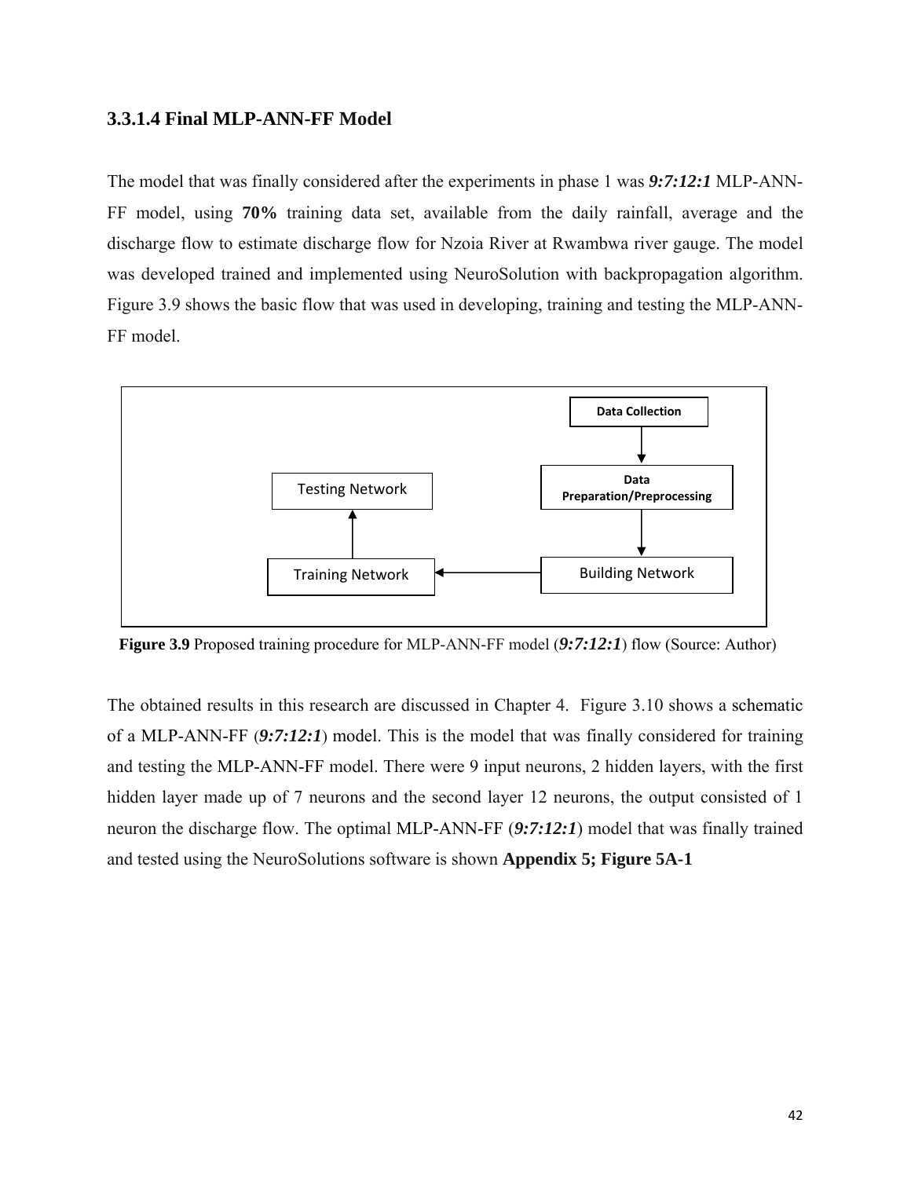### 3.3.1.4 Final MLP-ANN-FF Model

The model that was finally considered after the experiments in phase 1 was ***9:7:12:1*** MLP-ANN-FF model, using **70%** training data set, available from the daily rainfall, average and the discharge flow to estimate discharge flow for Nzoia River at Rwambwa river gauge. The model was developed trained and implemented using NeuroSolution with backpropagation algorithm. Figure 3.9 shows the basic flow that was used in developing, training and testing the MLP-ANN-FF model.

Data Collection → Data Preparation/Preprocessing → Building Network → Training Network → Testing Network

**Figure 3.9** Proposed training procedure for MLP-ANN-FF model (***9:7:12:1***) flow (Source: Author)

The obtained results in this research are discussed in Chapter 4. Figure 3.10 shows a schematic of a MLP-ANN-FF (***9:7:12:1***) model. This is the model that was finally considered for training and testing the MLP-ANN-FF model. There were 9 input neurons, 2 hidden layers, with the first hidden layer made up of 7 neurons and the second layer 12 neurons, the output consisted of 1 neuron the discharge flow. The optimal MLP-ANN-FF (***9:7:12:1***) model that was finally trained and tested using the NeuroSolutions software is shown **Appendix 5; Figure 5A-1**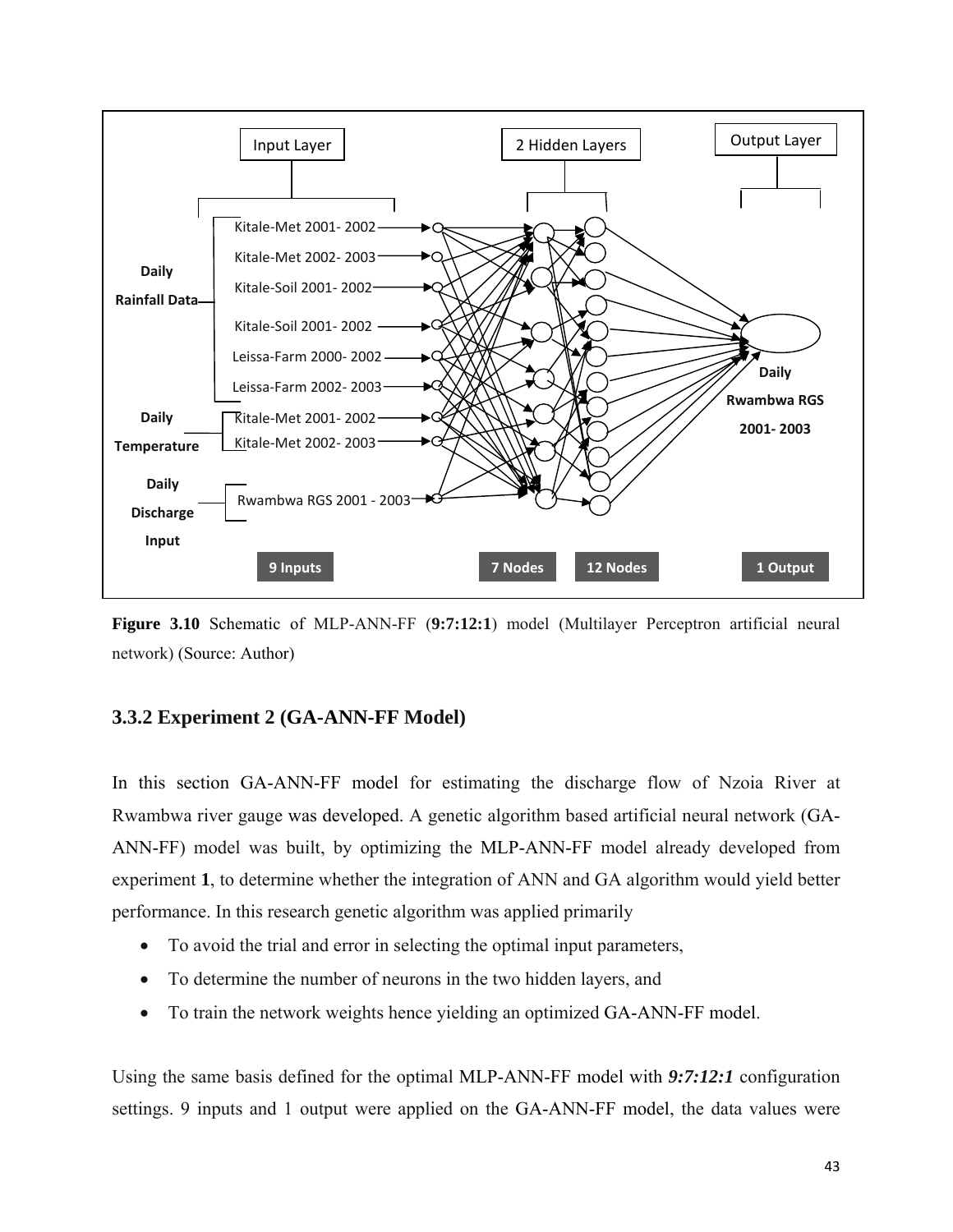**Figure 3.10** Schematic of MLP-ANN-FF (**9:7:12:1**) model (Multilayer Perceptron artificial neural network) (Source: Author)

### 3.3.2 Experiment 2 (GA-ANN-FF Model)

In this section GA-ANN-FF model for estimating the discharge flow of Nzoia River at Rwambwa river gauge was developed. A genetic algorithm based artificial neural network (GA-ANN-FF) model was built, by optimizing the MLP-ANN-FF model already developed from experiment **1**, to determine whether the integration of ANN and GA algorithm would yield better performance. In this research genetic algorithm was applied primarily

- To avoid the trial and error in selecting the optimal input parameters,
- To determine the number of neurons in the two hidden layers, and
- To train the network weights hence yielding an optimized GA-ANN-FF model.

Using the same basis defined for the optimal MLP-ANN-FF model with ***9:7:12:1*** configuration settings. 9 inputs and 1 output were applied on the GA-ANN-FF model, the data values were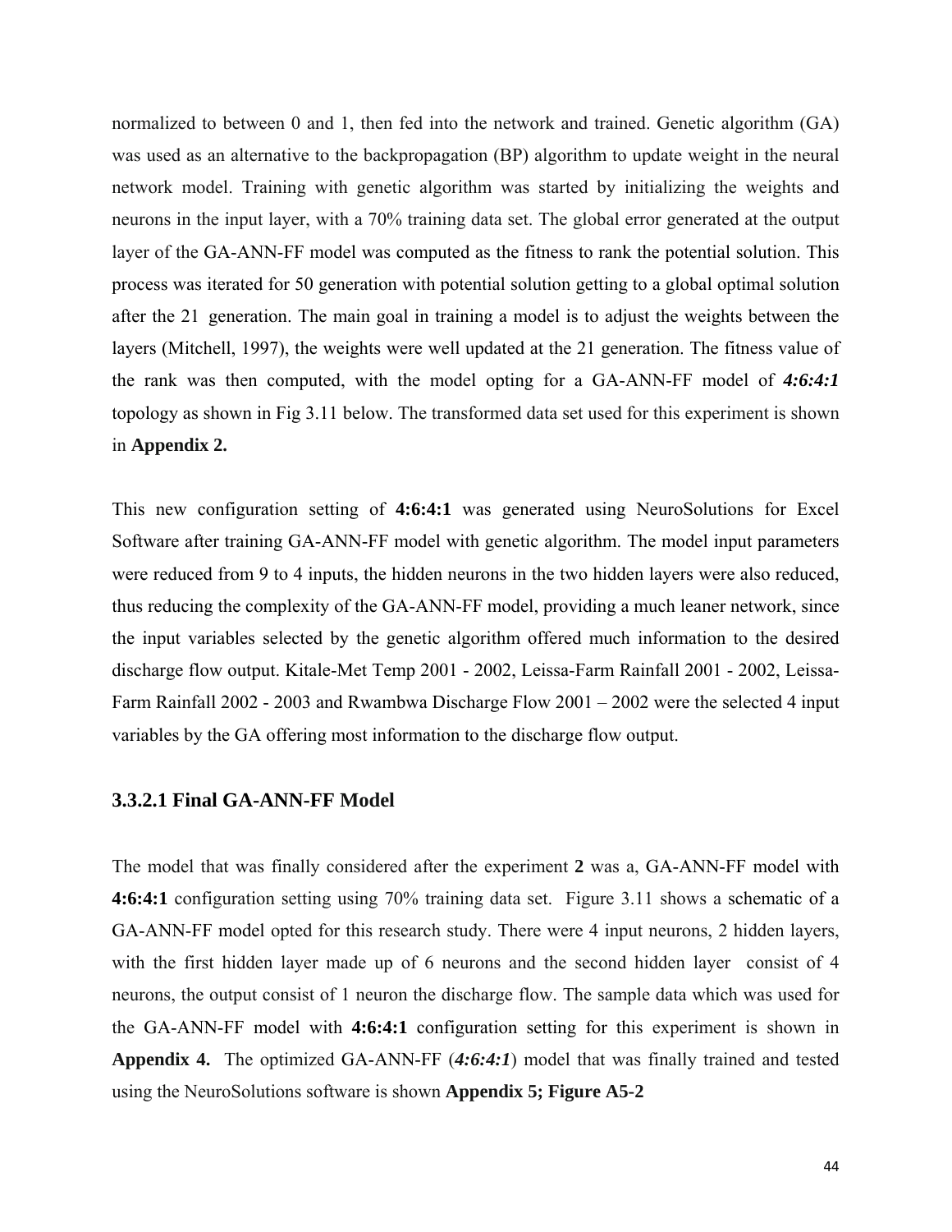normalized to between 0 and 1, then fed into the network and trained. Genetic algorithm (GA) was used as an alternative to the backpropagation (BP) algorithm to update weight in the neural network model. Training with genetic algorithm was started by initializing the weights and neurons in the input layer, with a 70% training data set. The global error generated at the output layer of the GA-ANN-FF model was computed as the fitness to rank the potential solution. This process was iterated for 50 generation with potential solution getting to a global optimal solution after the 21 generation. The main goal in training a model is to adjust the weights between the layers (Mitchell, 1997), the weights were well updated at the 21 generation. The fitness value of the rank was then computed, with the model opting for a GA-ANN-FF model of ***4:6:4:1*** topology as shown in Fig 3.11 below. The transformed data set used for this experiment is shown in **Appendix 2.**

This new configuration setting of **4:6:4:1** was generated using NeuroSolutions for Excel Software after training GA-ANN-FF model with genetic algorithm. The model input parameters were reduced from 9 to 4 inputs, the hidden neurons in the two hidden layers were also reduced, thus reducing the complexity of the GA-ANN-FF model, providing a much leaner network, since the input variables selected by the genetic algorithm offered much information to the desired discharge flow output. Kitale-Met Temp 2001 - 2002, Leissa-Farm Rainfall 2001 - 2002, Leissa-Farm Rainfall 2002 - 2003 and Rwambwa Discharge Flow 2001 – 2002 were the selected 4 input variables by the GA offering most information to the discharge flow output.

### 3.3.2.1 Final GA-ANN-FF Model

The model that was finally considered after the experiment **2** was a, GA-ANN-FF model with **4:6:4:1** configuration setting using 70% training data set. Figure 3.11 shows a schematic of a GA-ANN-FF model opted for this research study. There were 4 input neurons, 2 hidden layers, with the first hidden layer made up of 6 neurons and the second hidden layer consist of 4 neurons, the output consist of 1 neuron the discharge flow. The sample data which was used for the GA-ANN-FF model with **4:6:4:1** configuration setting for this experiment is shown in **Appendix 4.** The optimized GA-ANN-FF (***4:6:4:1***) model that was finally trained and tested using the NeuroSolutions software is shown **Appendix 5; Figure A5-2**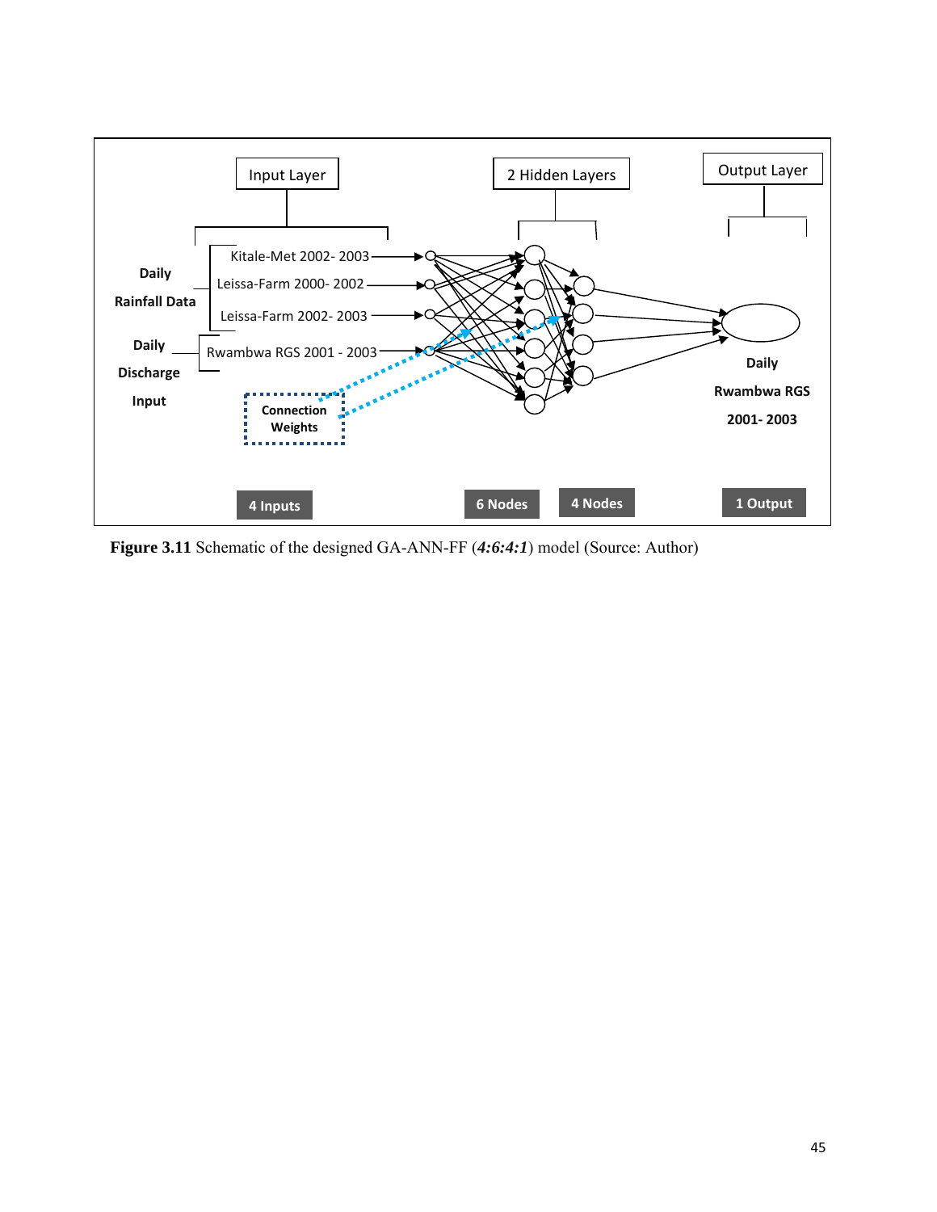**Figure 3.11** Schematic of the designed GA-ANN-FF (***4:6:4:1***) model (Source: Author)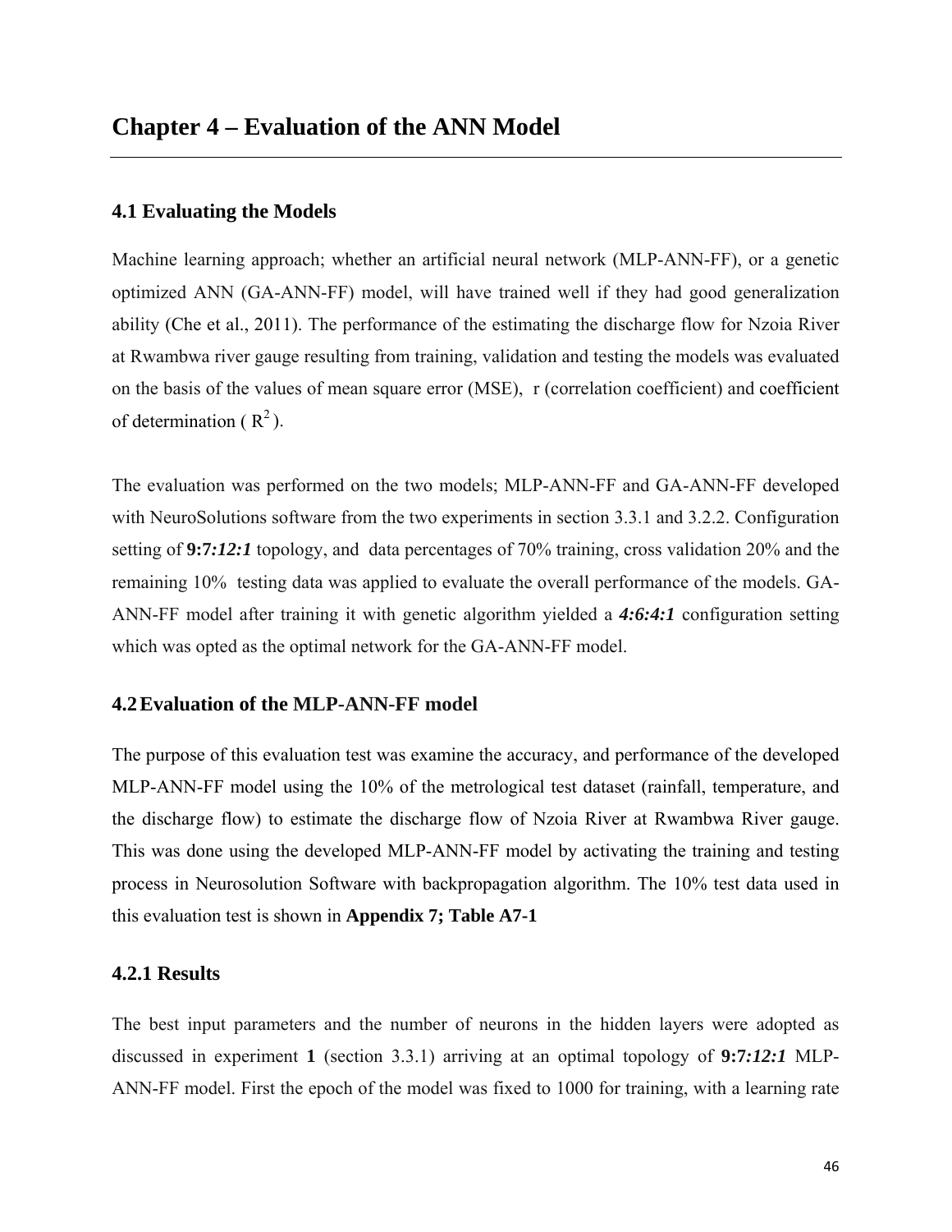# Chapter 4 – Evaluation of the ANN Model

## 4.1 Evaluating the Models

Machine learning approach; whether an artificial neural network (MLP-ANN-FF), or a genetic optimized ANN (GA-ANN-FF) model, will have trained well if they had good generalization ability (Che et al., 2011). The performance of the estimating the discharge flow for Nzoia River at Rwambwa river gauge resulting from training, validation and testing the models was evaluated on the basis of the values of mean square error (MSE), r (correlation coefficient) and coefficient of determination ( $R^2$ ).

The evaluation was performed on the two models; MLP-ANN-FF and GA-ANN-FF developed with NeuroSolutions software from the two experiments in section 3.3.1 and 3.2.2. Configuration setting of **9:7*:12:1*** topology, and data percentages of 70% training, cross validation 20% and the remaining 10% testing data was applied to evaluate the overall performance of the models. GA-ANN-FF model after training it with genetic algorithm yielded a ***4:6:4:1*** configuration setting which was opted as the optimal network for the GA-ANN-FF model.

## 4.2 Evaluation of the MLP-ANN-FF model

The purpose of this evaluation test was examine the accuracy, and performance of the developed MLP-ANN-FF model using the 10% of the metrological test dataset (rainfall, temperature, and the discharge flow) to estimate the discharge flow of Nzoia River at Rwambwa River gauge. This was done using the developed MLP-ANN-FF model by activating the training and testing process in Neurosolution Software with backpropagation algorithm. The 10% test data used in this evaluation test is shown in **Appendix 7; Table A7-1**

### 4.2.1 Results

The best input parameters and the number of neurons in the hidden layers were adopted as discussed in experiment **1** (section 3.3.1) arriving at an optimal topology of **9:7*:12:1*** MLP-ANN-FF model. First the epoch of the model was fixed to 1000 for training, with a learning rate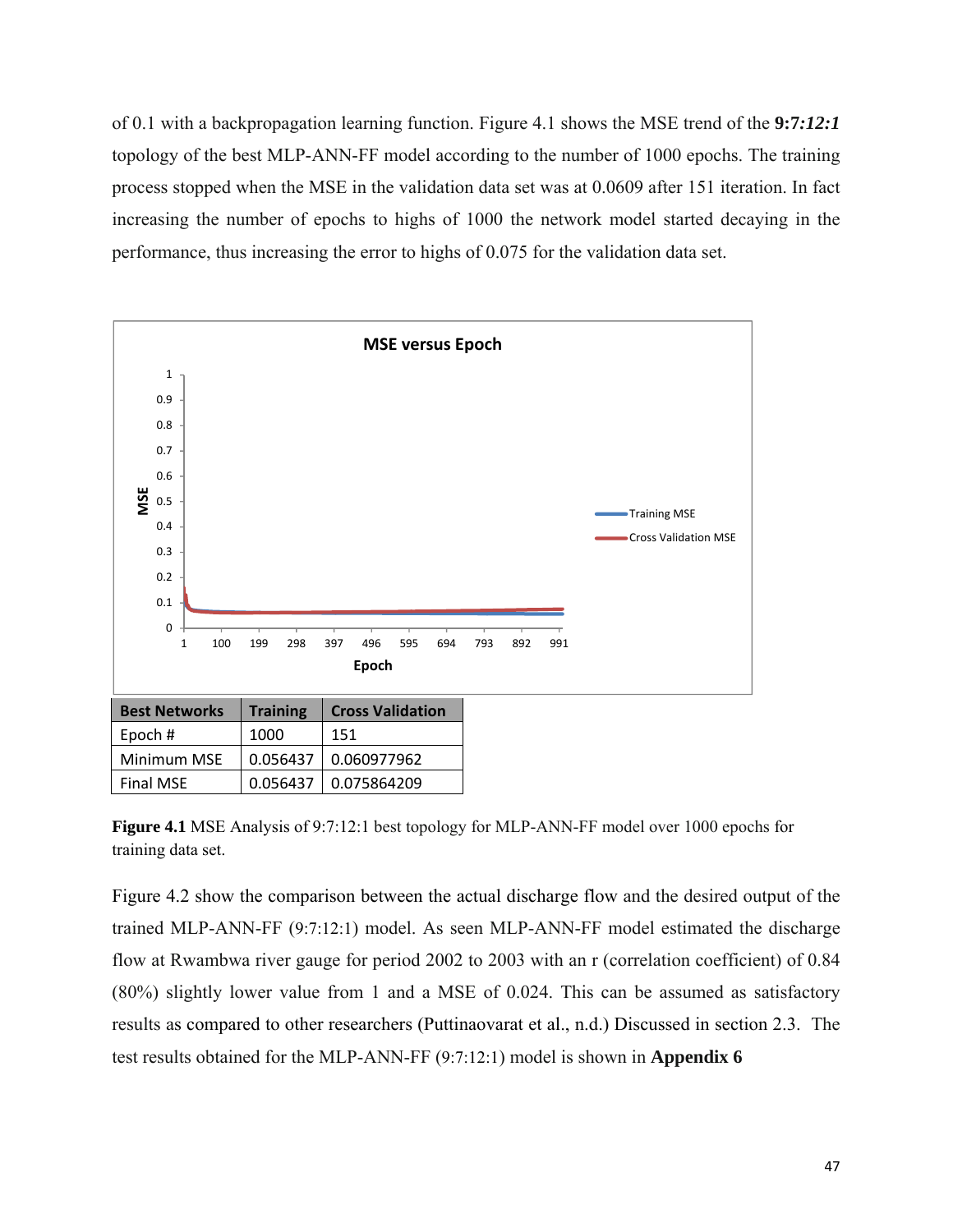of 0.1 with a backpropagation learning function. Figure 4.1 shows the MSE trend of the **9:7*:12:1*** topology of the best MLP-ANN-FF model according to the number of 1000 epochs. The training process stopped when the MSE in the validation data set was at 0.0609 after 151 iteration. In fact increasing the number of epochs to highs of 1000 the network model started decaying in the performance, thus increasing the error to highs of 0.075 for the validation data set.

| Best Networks | Training | Cross Validation |
|---|---|---|
| Epoch # | 1000 | 151 |
| Minimum MSE | 0.056437 | 0.060977962 |
| Final MSE | 0.056437 | 0.075864209 |

**Figure 4.1** MSE Analysis of 9:7:12:1 best topology for MLP-ANN-FF model over 1000 epochs for training data set.

Figure 4.2 show the comparison between the actual discharge flow and the desired output of the trained MLP-ANN-FF (9:7:12:1) model. As seen MLP-ANN-FF model estimated the discharge flow at Rwambwa river gauge for period 2002 to 2003 with an r (correlation coefficient) of 0.84 (80%) slightly lower value from 1 and a MSE of 0.024. This can be assumed as satisfactory results as compared to other researchers (Puttinaovarat et al., n.d.) Discussed in section 2.3. The test results obtained for the MLP-ANN-FF (9:7:12:1) model is shown in **Appendix 6**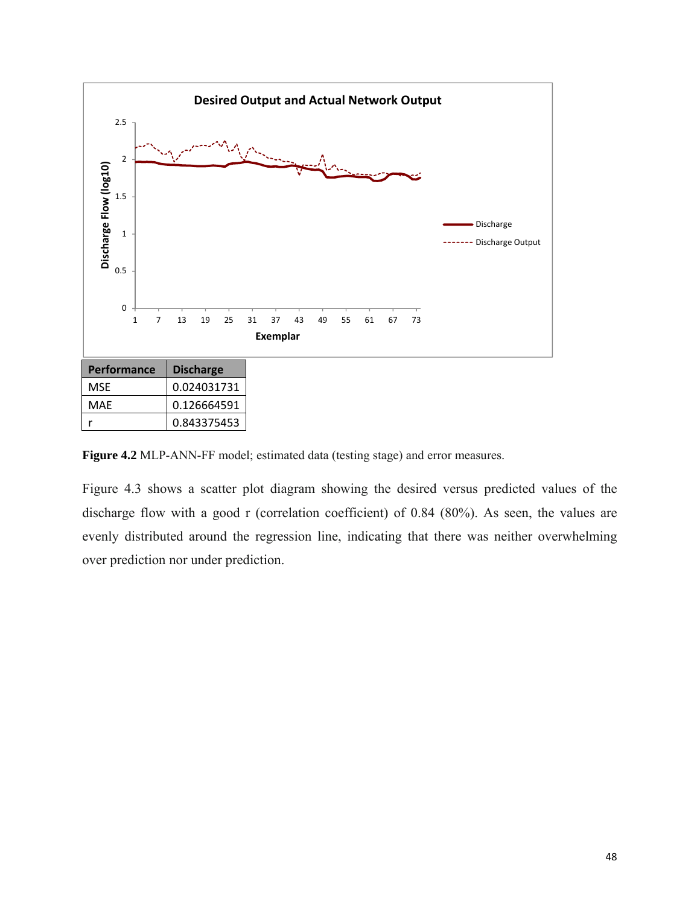| Performance | Discharge |
| --- | --- |
| MSE | 0.024031731 |
| MAE | 0.126664591 |
| r | 0.843375453 |

**Figure 4.2** MLP-ANN-FF model; estimated data (testing stage) and error measures.

Figure 4.3 shows a scatter plot diagram showing the desired versus predicted values of the discharge flow with a good r (correlation coefficient) of 0.84 (80%). As seen, the values are evenly distributed around the regression line, indicating that there was neither overwhelming over prediction nor under prediction.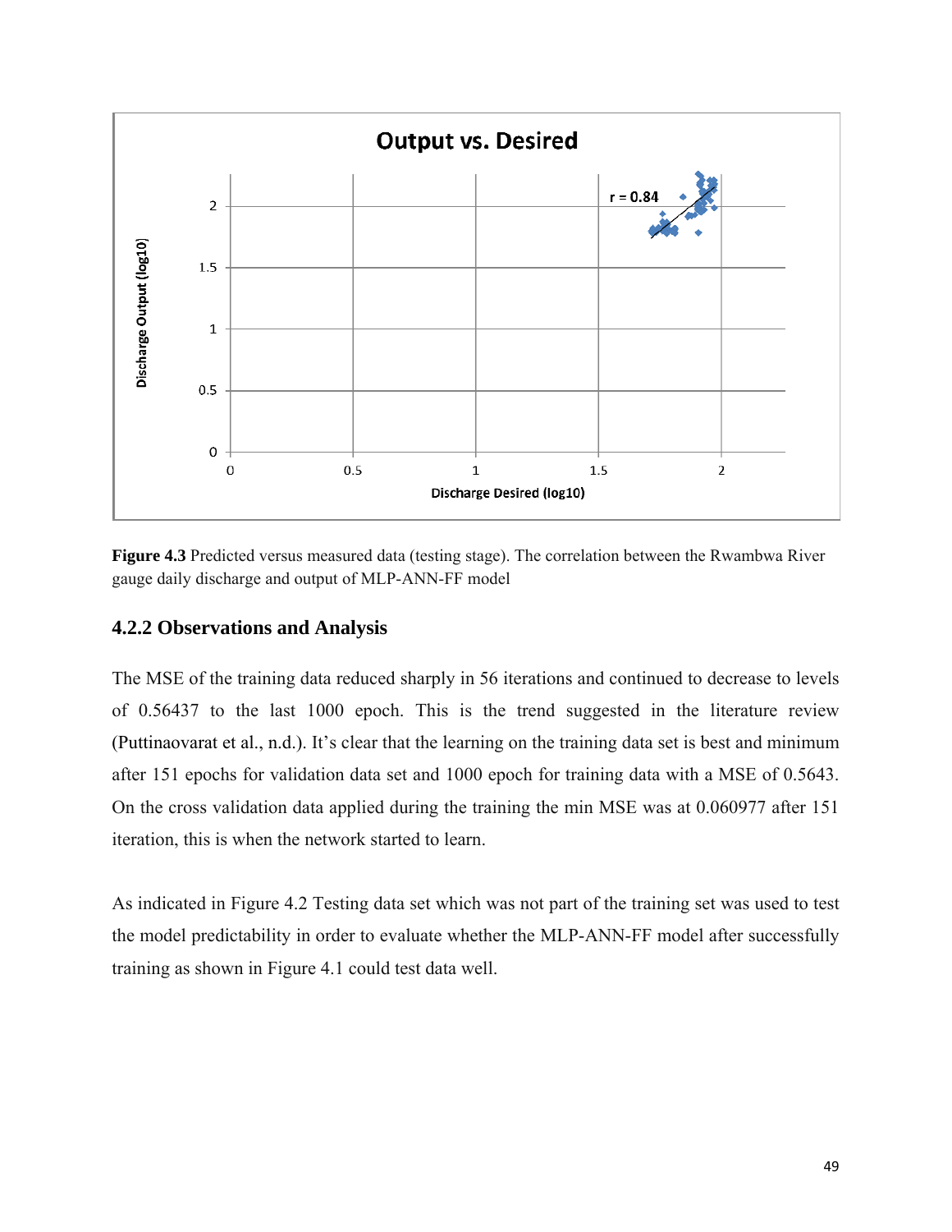**Figure 4.3** Predicted versus measured data (testing stage). The correlation between the Rwambwa River gauge daily discharge and output of MLP-ANN-FF model

### 4.2.2 Observations and Analysis

The MSE of the training data reduced sharply in 56 iterations and continued to decrease to levels of 0.56437 to the last 1000 epoch. This is the trend suggested in the literature review (Puttinaovarat et al., n.d.). It's clear that the learning on the training data set is best and minimum after 151 epochs for validation data set and 1000 epoch for training data with a MSE of 0.5643. On the cross validation data applied during the training the min MSE was at 0.060977 after 151 iteration, this is when the network started to learn.

As indicated in Figure 4.2 Testing data set which was not part of the training set was used to test the model predictability in order to evaluate whether the MLP-ANN-FF model after successfully training as shown in Figure 4.1 could test data well.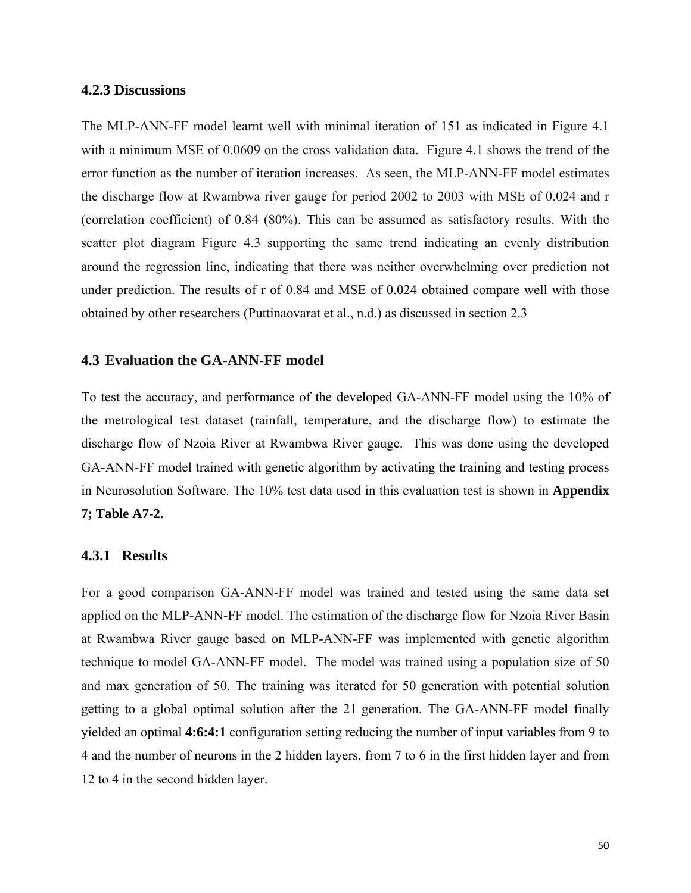### 4.2.3 Discussions

The MLP-ANN-FF model learnt well with minimal iteration of 151 as indicated in Figure 4.1 with a minimum MSE of 0.0609 on the cross validation data. Figure 4.1 shows the trend of the error function as the number of iteration increases. As seen, the MLP-ANN-FF model estimates the discharge flow at Rwambwa river gauge for period 2002 to 2003 with MSE of 0.024 and r (correlation coefficient) of 0.84 (80%). This can be assumed as satisfactory results. With the scatter plot diagram Figure 4.3 supporting the same trend indicating an evenly distribution around the regression line, indicating that there was neither overwhelming over prediction not under prediction. The results of r of 0.84 and MSE of 0.024 obtained compare well with those obtained by other researchers (Puttinaovarat et al., n.d.) as discussed in section 2.3

## 4.3 Evaluation the GA-ANN-FF model

To test the accuracy, and performance of the developed GA-ANN-FF model using the 10% of the metrological test dataset (rainfall, temperature, and the discharge flow) to estimate the discharge flow of Nzoia River at Rwambwa River gauge. This was done using the developed GA-ANN-FF model trained with genetic algorithm by activating the training and testing process in Neurosolution Software. The 10% test data used in this evaluation test is shown in **Appendix 7; Table A7-2.**

### 4.3.1 Results

For a good comparison GA-ANN-FF model was trained and tested using the same data set applied on the MLP-ANN-FF model. The estimation of the discharge flow for Nzoia River Basin at Rwambwa River gauge based on MLP-ANN-FF was implemented with genetic algorithm technique to model GA-ANN-FF model. The model was trained using a population size of 50 and max generation of 50. The training was iterated for 50 generation with potential solution getting to a global optimal solution after the 21 generation. The GA-ANN-FF model finally yielded an optimal **4:6:4:1** configuration setting reducing the number of input variables from 9 to 4 and the number of neurons in the 2 hidden layers, from 7 to 6 in the first hidden layer and from 12 to 4 in the second hidden layer.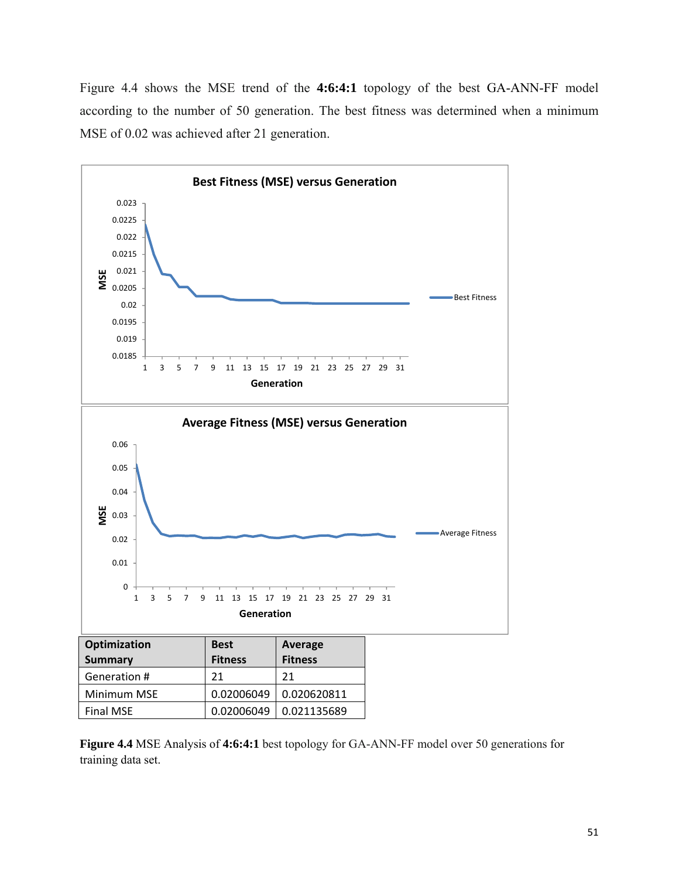Figure 4.4 shows the MSE trend of the **4:6:4:1** topology of the best GA-ANN-FF model according to the number of 50 generation. The best fitness was determined when a minimum MSE of 0.02 was achieved after 21 generation.

| Optimization Summary | Best Fitness | Average Fitness |
|---|---|---|
| Generation # | 21 | 21 |
| Minimum MSE | 0.02006049 | 0.020620811 |
| Final MSE | 0.02006049 | 0.021135689 |

**Figure 4.4** MSE Analysis of **4:6:4:1** best topology for GA-ANN-FF model over 50 generations for training data set.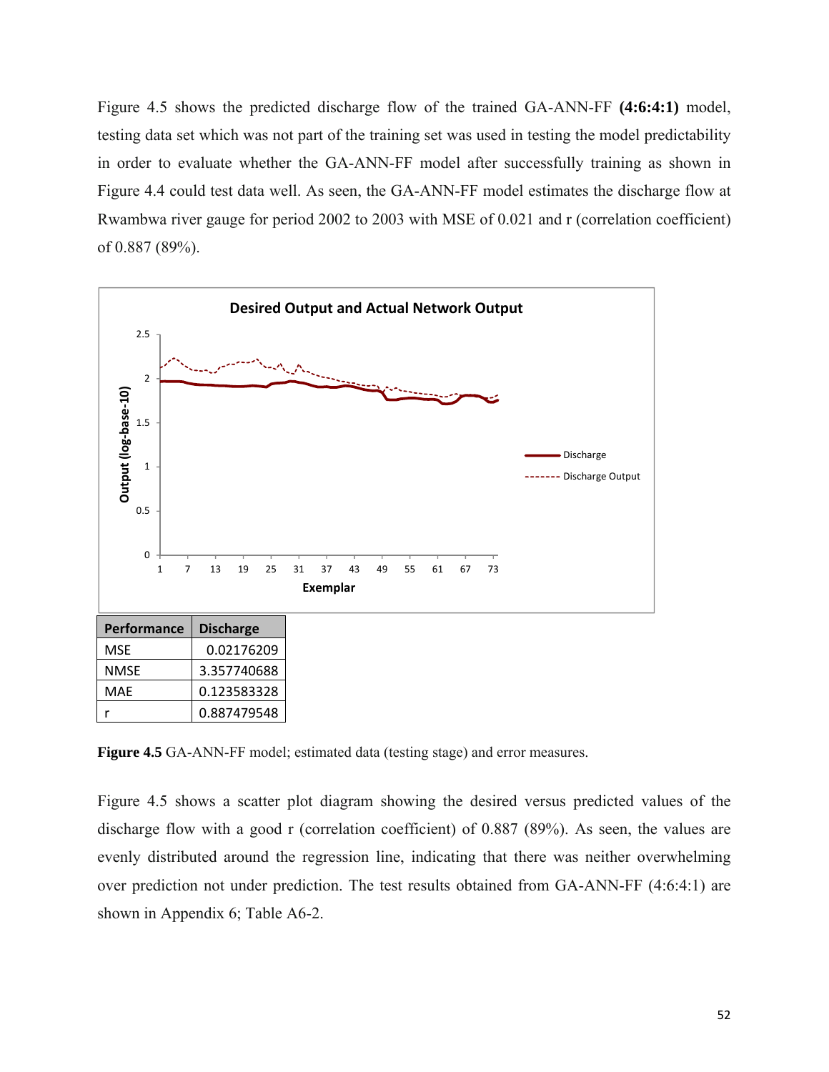Figure 4.5 shows the predicted discharge flow of the trained GA-ANN-FF **(4:6:4:1)** model, testing data set which was not part of the training set was used in testing the model predictability in order to evaluate whether the GA-ANN-FF model after successfully training as shown in Figure 4.4 could test data well. As seen, the GA-ANN-FF model estimates the discharge flow at Rwambwa river gauge for period 2002 to 2003 with MSE of 0.021 and r (correlation coefficient) of 0.887 (89%).

| Performance | Discharge |
|---|---|
| MSE | 0.02176209 |
| NMSE | 3.357740688 |
| MAE | 0.123583328 |
| r | 0.887479548 |

**Figure 4.5** GA-ANN-FF model; estimated data (testing stage) and error measures.

Figure 4.5 shows a scatter plot diagram showing the desired versus predicted values of the discharge flow with a good r (correlation coefficient) of 0.887 (89%). As seen, the values are evenly distributed around the regression line, indicating that there was neither overwhelming over prediction not under prediction. The test results obtained from GA-ANN-FF (4:6:4:1) are shown in Appendix 6; Table A6-2.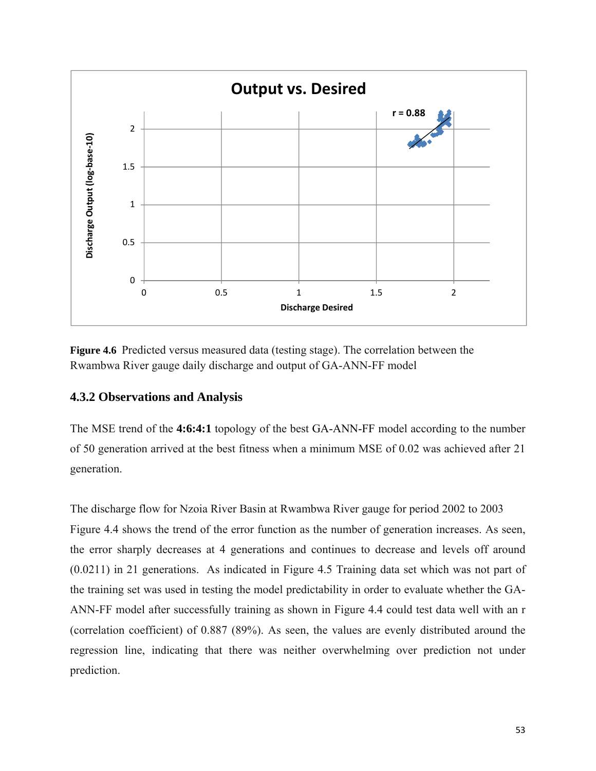**Figure 4.6** Predicted versus measured data (testing stage). The correlation between the Rwambwa River gauge daily discharge and output of GA-ANN-FF model

### 4.3.2 Observations and Analysis

The MSE trend of the **4:6:4:1** topology of the best GA-ANN-FF model according to the number of 50 generation arrived at the best fitness when a minimum MSE of 0.02 was achieved after 21 generation.

The discharge flow for Nzoia River Basin at Rwambwa River gauge for period 2002 to 2003 Figure 4.4 shows the trend of the error function as the number of generation increases. As seen, the error sharply decreases at 4 generations and continues to decrease and levels off around (0.0211) in 21 generations. As indicated in Figure 4.5 Training data set which was not part of the training set was used in testing the model predictability in order to evaluate whether the GA-ANN-FF model after successfully training as shown in Figure 4.4 could test data well with an r (correlation coefficient) of 0.887 (89%). As seen, the values are evenly distributed around the regression line, indicating that there was neither overwhelming over prediction not under prediction.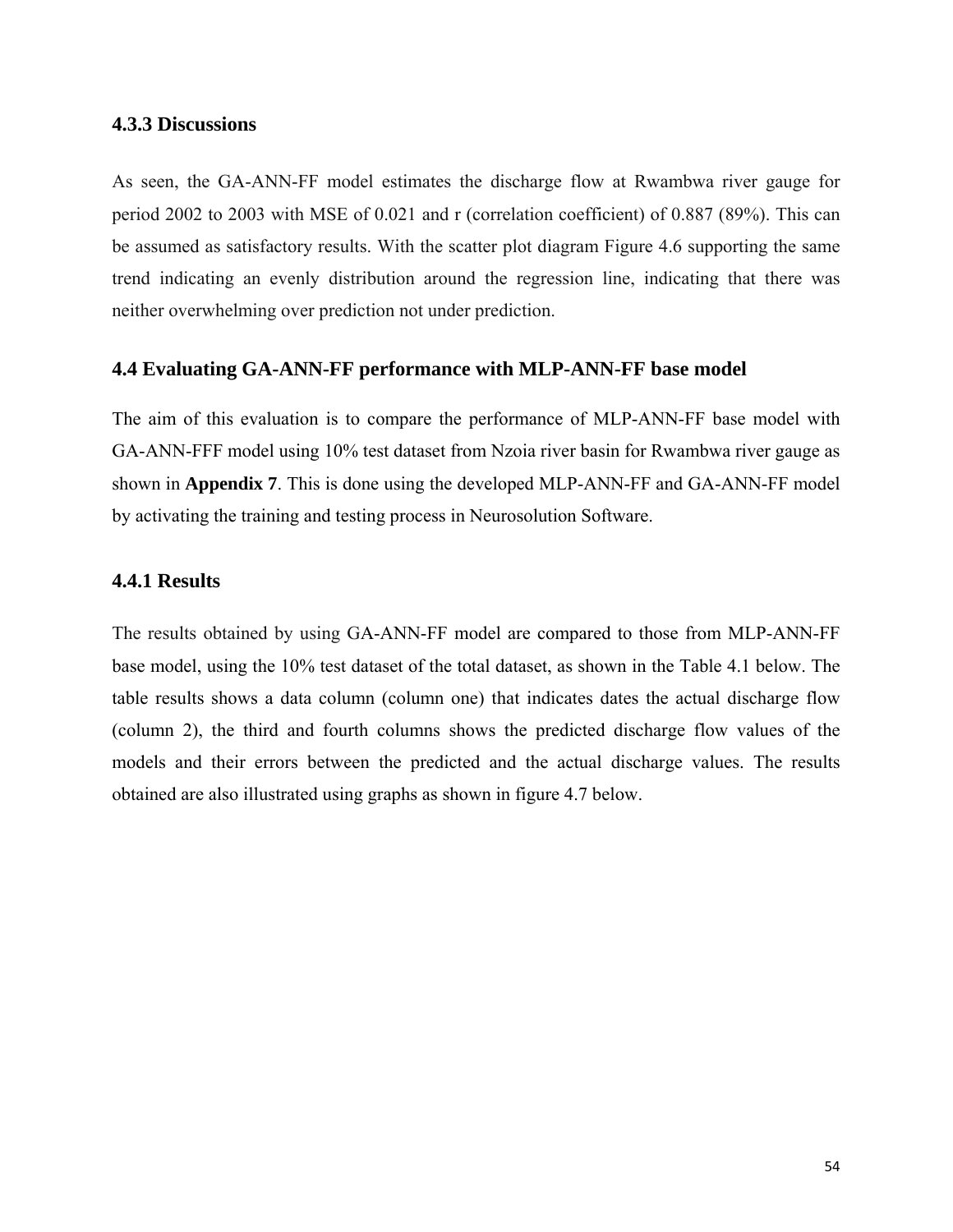### 4.3.3 Discussions

As seen, the GA-ANN-FF model estimates the discharge flow at Rwambwa river gauge for period 2002 to 2003 with MSE of 0.021 and r (correlation coefficient) of 0.887 (89%). This can be assumed as satisfactory results. With the scatter plot diagram Figure 4.6 supporting the same trend indicating an evenly distribution around the regression line, indicating that there was neither overwhelming over prediction not under prediction.

## 4.4 Evaluating GA-ANN-FF performance with MLP-ANN-FF base model

The aim of this evaluation is to compare the performance of MLP-ANN-FF base model with GA-ANN-FFF model using 10% test dataset from Nzoia river basin for Rwambwa river gauge as shown in **Appendix 7**. This is done using the developed MLP-ANN-FF and GA-ANN-FF model by activating the training and testing process in Neurosolution Software.

### 4.4.1 Results

The results obtained by using GA-ANN-FF model are compared to those from MLP-ANN-FF base model, using the 10% test dataset of the total dataset, as shown in the Table 4.1 below. The table results shows a data column (column one) that indicates dates the actual discharge flow (column 2), the third and fourth columns shows the predicted discharge flow values of the models and their errors between the predicted and the actual discharge values. The results obtained are also illustrated using graphs as shown in figure 4.7 below.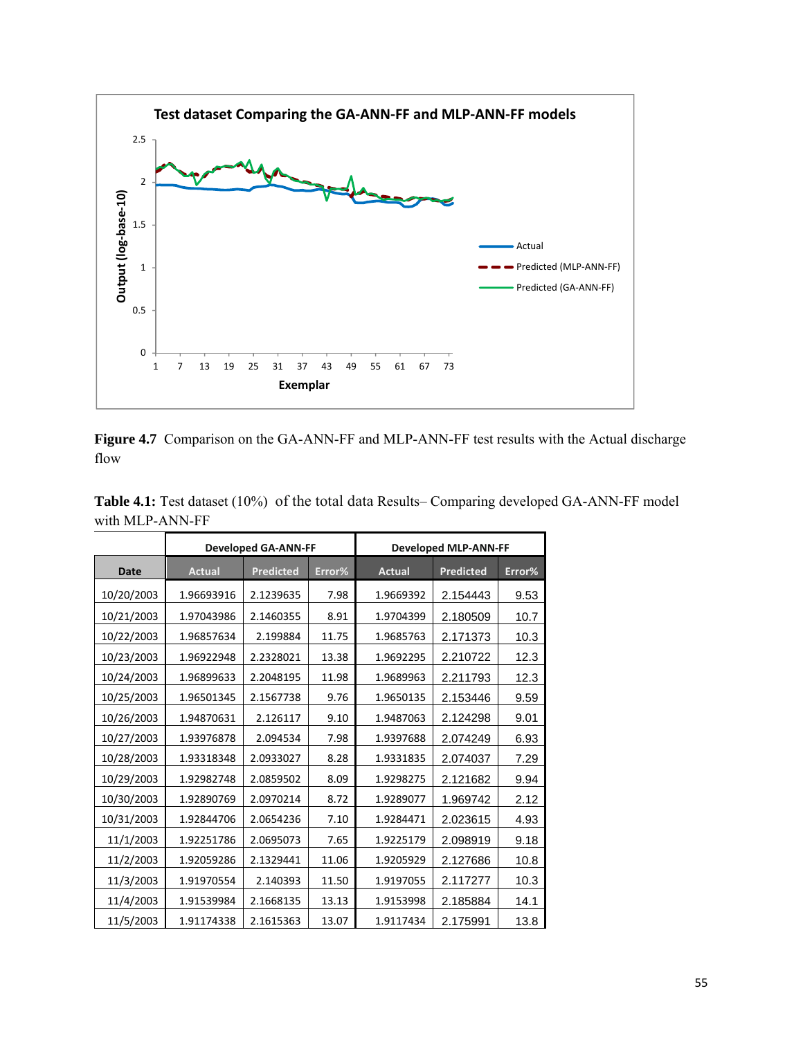**Figure 4.7** Comparison on the GA-ANN-FF and MLP-ANN-FF test results with the Actual discharge flow

**Table 4.1:** Test dataset (10%) of the total data Results– Comparing developed GA-ANN-FF model with MLP-ANN-FF

| | Developed GA-ANN-FF | | | Developed MLP-ANN-FF | | |
|---|---|---|---|---|---|---|
| Date | Actual | Predicted | Error% | Actual | Predicted | Error% |
| 10/20/2003 | 1.96693916 | 2.1239635 | 7.98 | 1.9669392 | 2.154443 | 9.53 |
| 10/21/2003 | 1.97043986 | 2.1460355 | 8.91 | 1.9704399 | 2.180509 | 10.7 |
| 10/22/2003 | 1.96857634 | 2.199884 | 11.75 | 1.9685763 | 2.171373 | 10.3 |
| 10/23/2003 | 1.96922948 | 2.2328021 | 13.38 | 1.9692295 | 2.210722 | 12.3 |
| 10/24/2003 | 1.96899633 | 2.2048195 | 11.98 | 1.9689963 | 2.211793 | 12.3 |
| 10/25/2003 | 1.96501345 | 2.1567738 | 9.76 | 1.9650135 | 2.153446 | 9.59 |
| 10/26/2003 | 1.94870631 | 2.126117 | 9.10 | 1.9487063 | 2.124298 | 9.01 |
| 10/27/2003 | 1.93976878 | 2.094534 | 7.98 | 1.9397688 | 2.074249 | 6.93 |
| 10/28/2003 | 1.93318348 | 2.0933027 | 8.28 | 1.9331835 | 2.074037 | 7.29 |
| 10/29/2003 | 1.92982748 | 2.0859502 | 8.09 | 1.9298275 | 2.121682 | 9.94 |
| 10/30/2003 | 1.92890769 | 2.0970214 | 8.72 | 1.9289077 | 1.969742 | 2.12 |
| 10/31/2003 | 1.92844706 | 2.0654236 | 7.10 | 1.9284471 | 2.023615 | 4.93 |
| 11/1/2003 | 1.92251786 | 2.0695073 | 7.65 | 1.9225179 | 2.098919 | 9.18 |
| 11/2/2003 | 1.92059286 | 2.1329441 | 11.06 | 1.9205929 | 2.127686 | 10.8 |
| 11/3/2003 | 1.91970554 | 2.140393 | 11.50 | 1.9197055 | 2.117277 | 10.3 |
| 11/4/2003 | 1.91539984 | 2.1668135 | 13.13 | 1.9153998 | 2.185884 | 14.1 |
| 11/5/2003 | 1.91174338 | 2.1615363 | 13.07 | 1.9117434 | 2.175991 | 13.8 |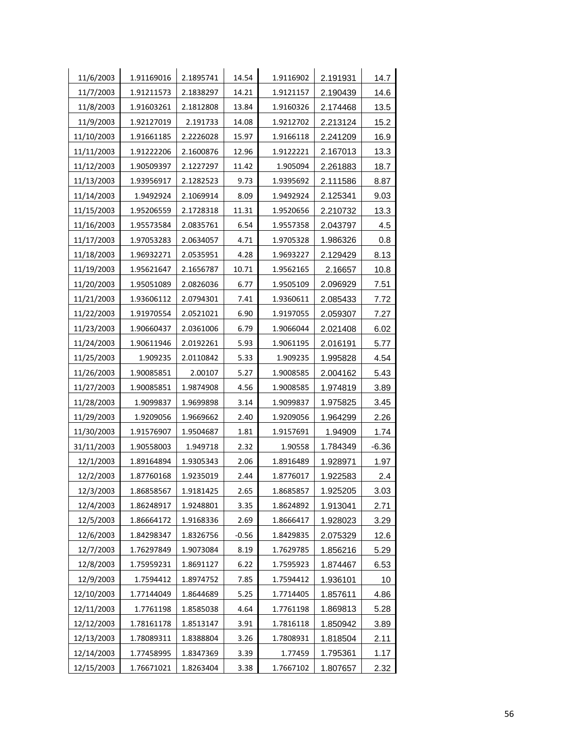| | | | | | | |
|---|---|---|---|---|---|---|
| 11/6/2003 | 1.91169016 | 2.1895741 | 14.54 | 1.9116902 | 2.191931 | 14.7 |
| 11/7/2003 | 1.91211573 | 2.1838297 | 14.21 | 1.9121157 | 2.190439 | 14.6 |
| 11/8/2003 | 1.91603261 | 2.1812808 | 13.84 | 1.9160326 | 2.174468 | 13.5 |
| 11/9/2003 | 1.92127019 | 2.191733 | 14.08 | 1.9212702 | 2.213124 | 15.2 |
| 11/10/2003 | 1.91661185 | 2.2226028 | 15.97 | 1.9166118 | 2.241209 | 16.9 |
| 11/11/2003 | 1.91222206 | 2.1600876 | 12.96 | 1.9122221 | 2.167013 | 13.3 |
| 11/12/2003 | 1.90509397 | 2.1227297 | 11.42 | 1.905094 | 2.261883 | 18.7 |
| 11/13/2003 | 1.93956917 | 2.1282523 | 9.73 | 1.9395692 | 2.111586 | 8.87 |
| 11/14/2003 | 1.9492924 | 2.1069914 | 8.09 | 1.9492924 | 2.125341 | 9.03 |
| 11/15/2003 | 1.95206559 | 2.1728318 | 11.31 | 1.9520656 | 2.210732 | 13.3 |
| 11/16/2003 | 1.95573584 | 2.0835761 | 6.54 | 1.9557358 | 2.043797 | 4.5 |
| 11/17/2003 | 1.97053283 | 2.0634057 | 4.71 | 1.9705328 | 1.986326 | 0.8 |
| 11/18/2003 | 1.96932271 | 2.0535951 | 4.28 | 1.9693227 | 2.129429 | 8.13 |
| 11/19/2003 | 1.95621647 | 2.1656787 | 10.71 | 1.9562165 | 2.16657 | 10.8 |
| 11/20/2003 | 1.95051089 | 2.0826036 | 6.77 | 1.9505109 | 2.096929 | 7.51 |
| 11/21/2003 | 1.93606112 | 2.0794301 | 7.41 | 1.9360611 | 2.085433 | 7.72 |
| 11/22/2003 | 1.91970554 | 2.0521021 | 6.90 | 1.9197055 | 2.059307 | 7.27 |
| 11/23/2003 | 1.90660437 | 2.0361006 | 6.79 | 1.9066044 | 2.021408 | 6.02 |
| 11/24/2003 | 1.90611946 | 2.0192261 | 5.93 | 1.9061195 | 2.016191 | 5.77 |
| 11/25/2003 | 1.909235 | 2.0110842 | 5.33 | 1.909235 | 1.995828 | 4.54 |
| 11/26/2003 | 1.90085851 | 2.00107 | 5.27 | 1.9008585 | 2.004162 | 5.43 |
| 11/27/2003 | 1.90085851 | 1.9874908 | 4.56 | 1.9008585 | 1.974819 | 3.89 |
| 11/28/2003 | 1.9099837 | 1.9699898 | 3.14 | 1.9099837 | 1.975825 | 3.45 |
| 11/29/2003 | 1.9209056 | 1.9669662 | 2.40 | 1.9209056 | 1.964299 | 2.26 |
| 11/30/2003 | 1.91576907 | 1.9504687 | 1.81 | 1.9157691 | 1.94909 | 1.74 |
| 31/11/2003 | 1.90558003 | 1.949718 | 2.32 | 1.90558 | 1.784349 | -6.36 |
| 12/1/2003 | 1.89164894 | 1.9305343 | 2.06 | 1.8916489 | 1.928971 | 1.97 |
| 12/2/2003 | 1.87760168 | 1.9235019 | 2.44 | 1.8776017 | 1.922583 | 2.4 |
| 12/3/2003 | 1.86858567 | 1.9181425 | 2.65 | 1.8685857 | 1.925205 | 3.03 |
| 12/4/2003 | 1.86248917 | 1.9248801 | 3.35 | 1.8624892 | 1.913041 | 2.71 |
| 12/5/2003 | 1.86664172 | 1.9168336 | 2.69 | 1.8666417 | 1.928023 | 3.29 |
| 12/6/2003 | 1.84298347 | 1.8326756 | -0.56 | 1.8429835 | 2.075329 | 12.6 |
| 12/7/2003 | 1.76297849 | 1.9073084 | 8.19 | 1.7629785 | 1.856216 | 5.29 |
| 12/8/2003 | 1.75959231 | 1.8691127 | 6.22 | 1.7595923 | 1.874467 | 6.53 |
| 12/9/2003 | 1.7594412 | 1.8974752 | 7.85 | 1.7594412 | 1.936101 | 10 |
| 12/10/2003 | 1.77144049 | 1.8644689 | 5.25 | 1.7714405 | 1.857611 | 4.86 |
| 12/11/2003 | 1.7761198 | 1.8585038 | 4.64 | 1.7761198 | 1.869813 | 5.28 |
| 12/12/2003 | 1.78161178 | 1.8513147 | 3.91 | 1.7816118 | 1.850942 | 3.89 |
| 12/13/2003 | 1.78089311 | 1.8388804 | 3.26 | 1.7808931 | 1.818504 | 2.11 |
| 12/14/2003 | 1.77458995 | 1.8347369 | 3.39 | 1.77459 | 1.795361 | 1.17 |
| 12/15/2003 | 1.76671021 | 1.8263404 | 3.38 | 1.7667102 | 1.807657 | 2.32 |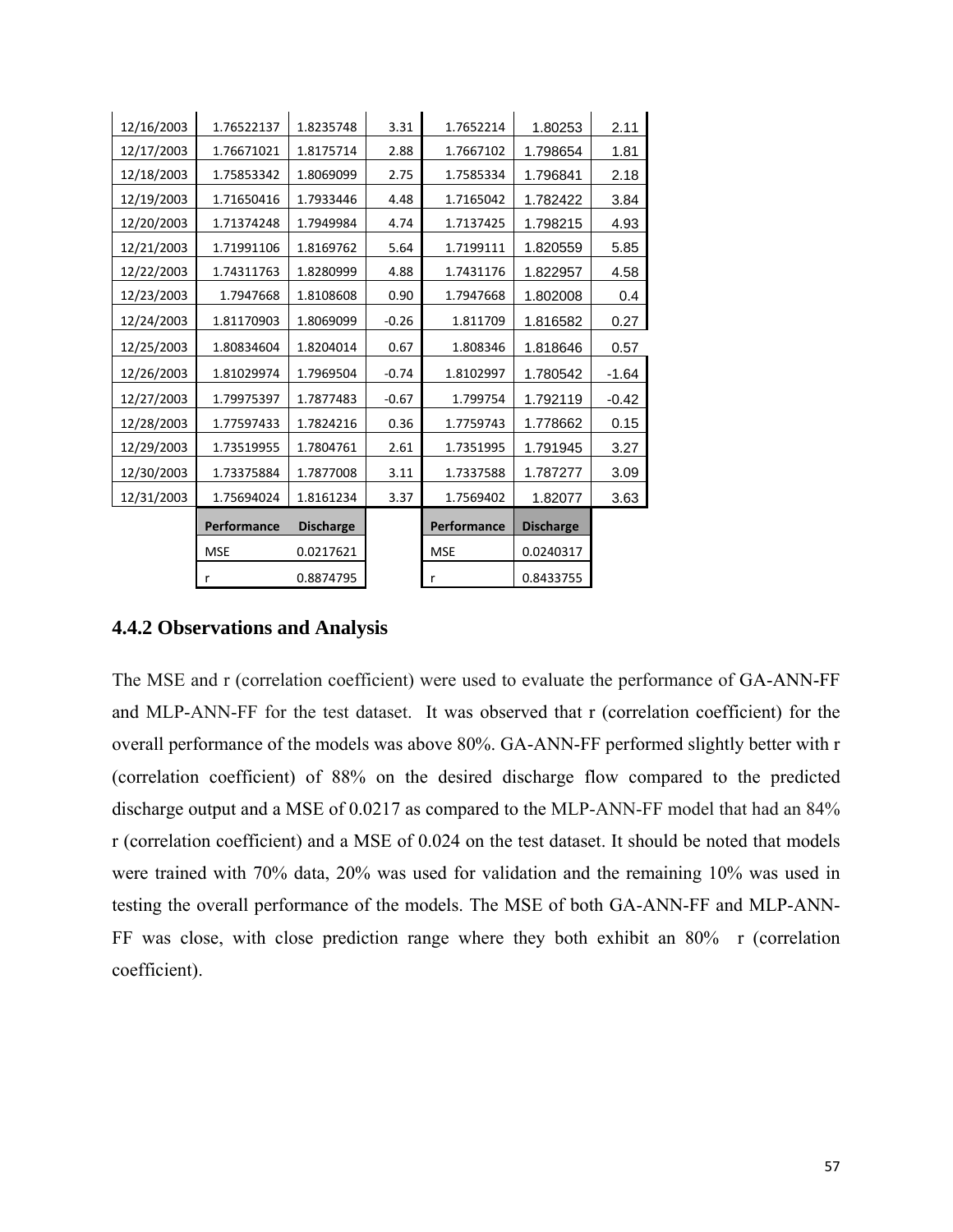| | | | | | | |
|---|---|---|---|---|---|---|
| 12/16/2003 | 1.76522137 | 1.8235748 | 3.31 | 1.7652214 | 1.80253 | 2.11 |
| 12/17/2003 | 1.76671021 | 1.8175714 | 2.88 | 1.7667102 | 1.798654 | 1.81 |
| 12/18/2003 | 1.75853342 | 1.8069099 | 2.75 | 1.7585334 | 1.796841 | 2.18 |
| 12/19/2003 | 1.71650416 | 1.7933446 | 4.48 | 1.7165042 | 1.782422 | 3.84 |
| 12/20/2003 | 1.71374248 | 1.7949984 | 4.74 | 1.7137425 | 1.798215 | 4.93 |
| 12/21/2003 | 1.71991106 | 1.8169762 | 5.64 | 1.7199111 | 1.820559 | 5.85 |
| 12/22/2003 | 1.74311763 | 1.8280999 | 4.88 | 1.7431176 | 1.822957 | 4.58 |
| 12/23/2003 | 1.7947668 | 1.8108608 | 0.90 | 1.7947668 | 1.802008 | 0.4 |
| 12/24/2003 | 1.81170903 | 1.8069099 | -0.26 | 1.811709 | 1.816582 | 0.27 |
| 12/25/2003 | 1.80834604 | 1.8204014 | 0.67 | 1.808346 | 1.818646 | 0.57 |
| 12/26/2003 | 1.81029974 | 1.7969504 | -0.74 | 1.8102997 | 1.780542 | -1.64 |
| 12/27/2003 | 1.79975397 | 1.7877483 | -0.67 | 1.799754 | 1.792119 | -0.42 |
| 12/28/2003 | 1.77597433 | 1.7824216 | 0.36 | 1.7759743 | 1.778662 | 0.15 |
| 12/29/2003 | 1.73519955 | 1.7804761 | 2.61 | 1.7351995 | 1.791945 | 3.27 |
| 12/30/2003 | 1.73375884 | 1.7877008 | 3.11 | 1.7337588 | 1.787277 | 3.09 |
| 12/31/2003 | 1.75694024 | 1.8161234 | 3.37 | 1.7569402 | 1.82077 | 3.63 |
| | **Performance** | **Discharge** | | **Performance** | **Discharge** | |
| | MSE | 0.0217621 | | MSE | 0.0240317 | |
| | r | 0.8874795 | | r | 0.8433755 | |

### 4.4.2 Observations and Analysis

The MSE and r (correlation coefficient) were used to evaluate the performance of GA-ANN-FF and MLP-ANN-FF for the test dataset. It was observed that r (correlation coefficient) for the overall performance of the models was above 80%. GA-ANN-FF performed slightly better with r (correlation coefficient) of 88% on the desired discharge flow compared to the predicted discharge output and a MSE of 0.0217 as compared to the MLP-ANN-FF model that had an 84% r (correlation coefficient) and a MSE of 0.024 on the test dataset. It should be noted that models were trained with 70% data, 20% was used for validation and the remaining 10% was used in testing the overall performance of the models. The MSE of both GA-ANN-FF and MLP-ANN-FF was close, with close prediction range where they both exhibit an 80% r (correlation coefficient).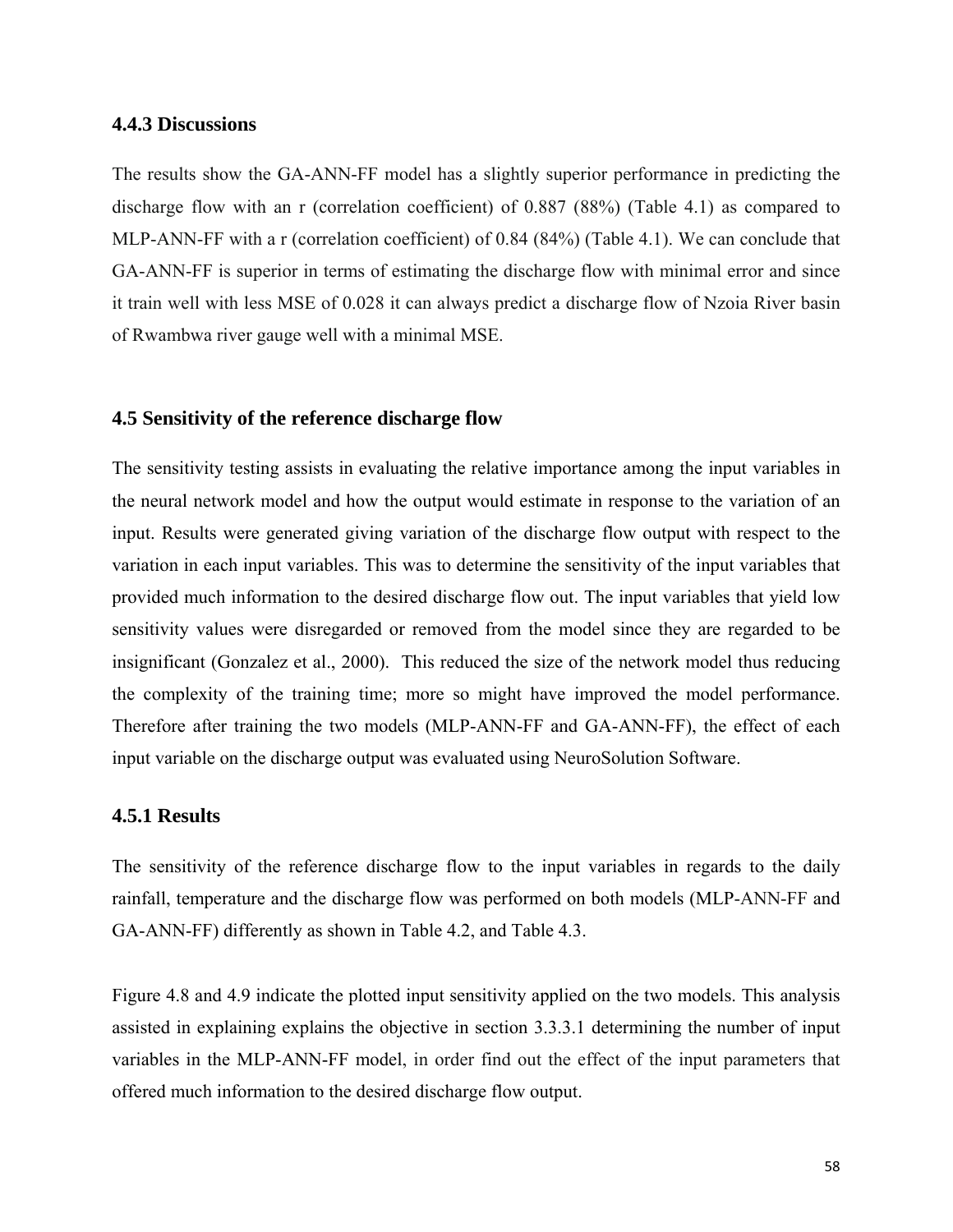### 4.4.3 Discussions

The results show the GA-ANN-FF model has a slightly superior performance in predicting the discharge flow with an r (correlation coefficient) of 0.887 (88%) (Table 4.1) as compared to MLP-ANN-FF with a r (correlation coefficient) of 0.84 (84%) (Table 4.1). We can conclude that GA-ANN-FF is superior in terms of estimating the discharge flow with minimal error and since it train well with less MSE of 0.028 it can always predict a discharge flow of Nzoia River basin of Rwambwa river gauge well with a minimal MSE.

## 4.5 Sensitivity of the reference discharge flow

The sensitivity testing assists in evaluating the relative importance among the input variables in the neural network model and how the output would estimate in response to the variation of an input. Results were generated giving variation of the discharge flow output with respect to the variation in each input variables. This was to determine the sensitivity of the input variables that provided much information to the desired discharge flow out. The input variables that yield low sensitivity values were disregarded or removed from the model since they are regarded to be insignificant (Gonzalez et al., 2000). This reduced the size of the network model thus reducing the complexity of the training time; more so might have improved the model performance. Therefore after training the two models (MLP-ANN-FF and GA-ANN-FF), the effect of each input variable on the discharge output was evaluated using NeuroSolution Software.

### 4.5.1 Results

The sensitivity of the reference discharge flow to the input variables in regards to the daily rainfall, temperature and the discharge flow was performed on both models (MLP-ANN-FF and GA-ANN-FF) differently as shown in Table 4.2, and Table 4.3.

Figure 4.8 and 4.9 indicate the plotted input sensitivity applied on the two models. This analysis assisted in explaining explains the objective in section 3.3.3.1 determining the number of input variables in the MLP-ANN-FF model, in order find out the effect of the input parameters that offered much information to the desired discharge flow output.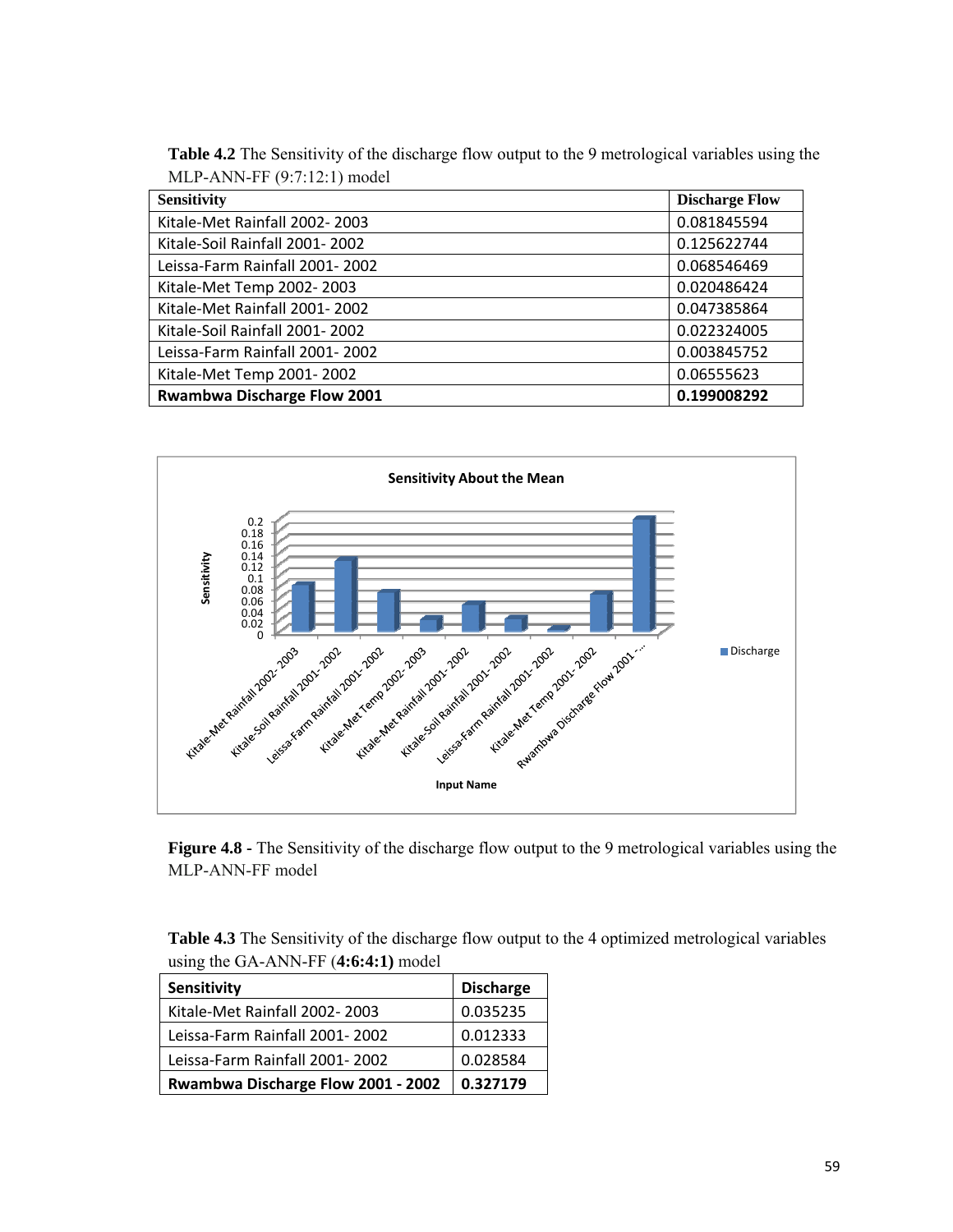**Table 4.2** The Sensitivity of the discharge flow output to the 9 metrological variables using the MLP-ANN-FF (9:7:12:1) model

| Sensitivity | Discharge Flow |
|---|---|
| Kitale-Met Rainfall 2002- 2003 | 0.081845594 |
| Kitale-Soil Rainfall 2001- 2002 | 0.125622744 |
| Leissa-Farm Rainfall 2001- 2002 | 0.068546469 |
| Kitale-Met Temp 2002- 2003 | 0.020486424 |
| Kitale-Met Rainfall 2001- 2002 | 0.047385864 |
| Kitale-Soil Rainfall 2001- 2002 | 0.022324005 |
| Leissa-Farm Rainfall 2001- 2002 | 0.003845752 |
| Kitale-Met Temp 2001- 2002 | 0.06555623 |
| **Rwambwa Discharge Flow 2001** | **0.199008292** |

**Figure 4.8 -** The Sensitivity of the discharge flow output to the 9 metrological variables using the MLP-ANN-FF model

**Table 4.3** The Sensitivity of the discharge flow output to the 4 optimized metrological variables using the GA-ANN-FF (**4:6:4:1)** model

| Sensitivity | Discharge |
|---|---|
| Kitale-Met Rainfall 2002- 2003 | 0.035235 |
| Leissa-Farm Rainfall 2001- 2002 | 0.012333 |
| Leissa-Farm Rainfall 2001- 2002 | 0.028584 |
| **Rwambwa Discharge Flow 2001 - 2002** | **0.327179** |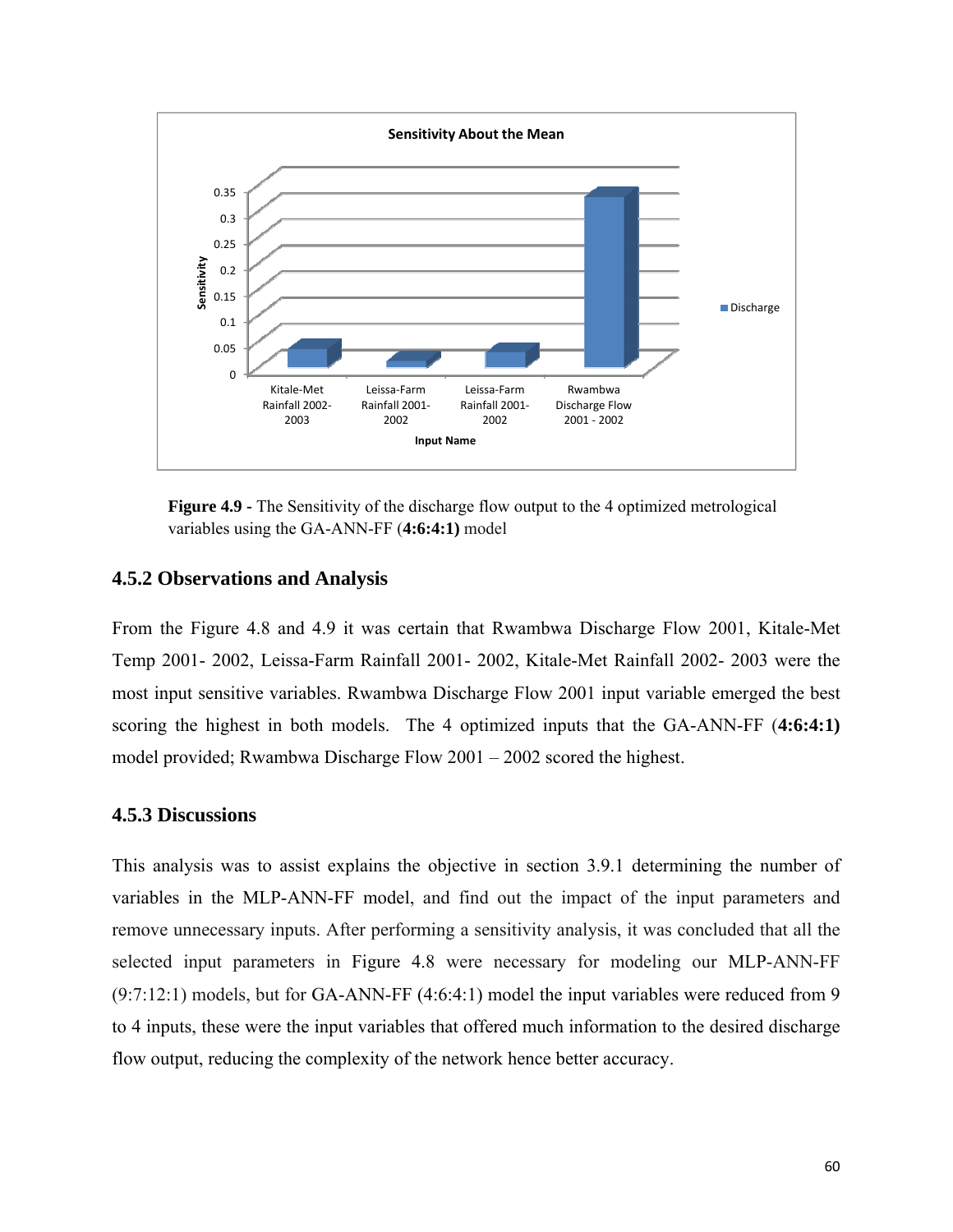**Figure 4.9 -** The Sensitivity of the discharge flow output to the 4 optimized metrological variables using the GA-ANN-FF (**4:6:4:1)** model

### 4.5.2 Observations and Analysis

From the Figure 4.8 and 4.9 it was certain that Rwambwa Discharge Flow 2001, Kitale-Met Temp 2001- 2002, Leissa-Farm Rainfall 2001- 2002, Kitale-Met Rainfall 2002- 2003 were the most input sensitive variables. Rwambwa Discharge Flow 2001 input variable emerged the best scoring the highest in both models. The 4 optimized inputs that the GA-ANN-FF (**4:6:4:1)** model provided; Rwambwa Discharge Flow 2001 – 2002 scored the highest.

### 4.5.3 Discussions

This analysis was to assist explains the objective in section 3.9.1 determining the number of variables in the MLP-ANN-FF model, and find out the impact of the input parameters and remove unnecessary inputs. After performing a sensitivity analysis, it was concluded that all the selected input parameters in Figure 4.8 were necessary for modeling our MLP-ANN-FF (9:7:12:1) models, but for GA-ANN-FF (4:6:4:1) model the input variables were reduced from 9 to 4 inputs, these were the input variables that offered much information to the desired discharge flow output, reducing the complexity of the network hence better accuracy.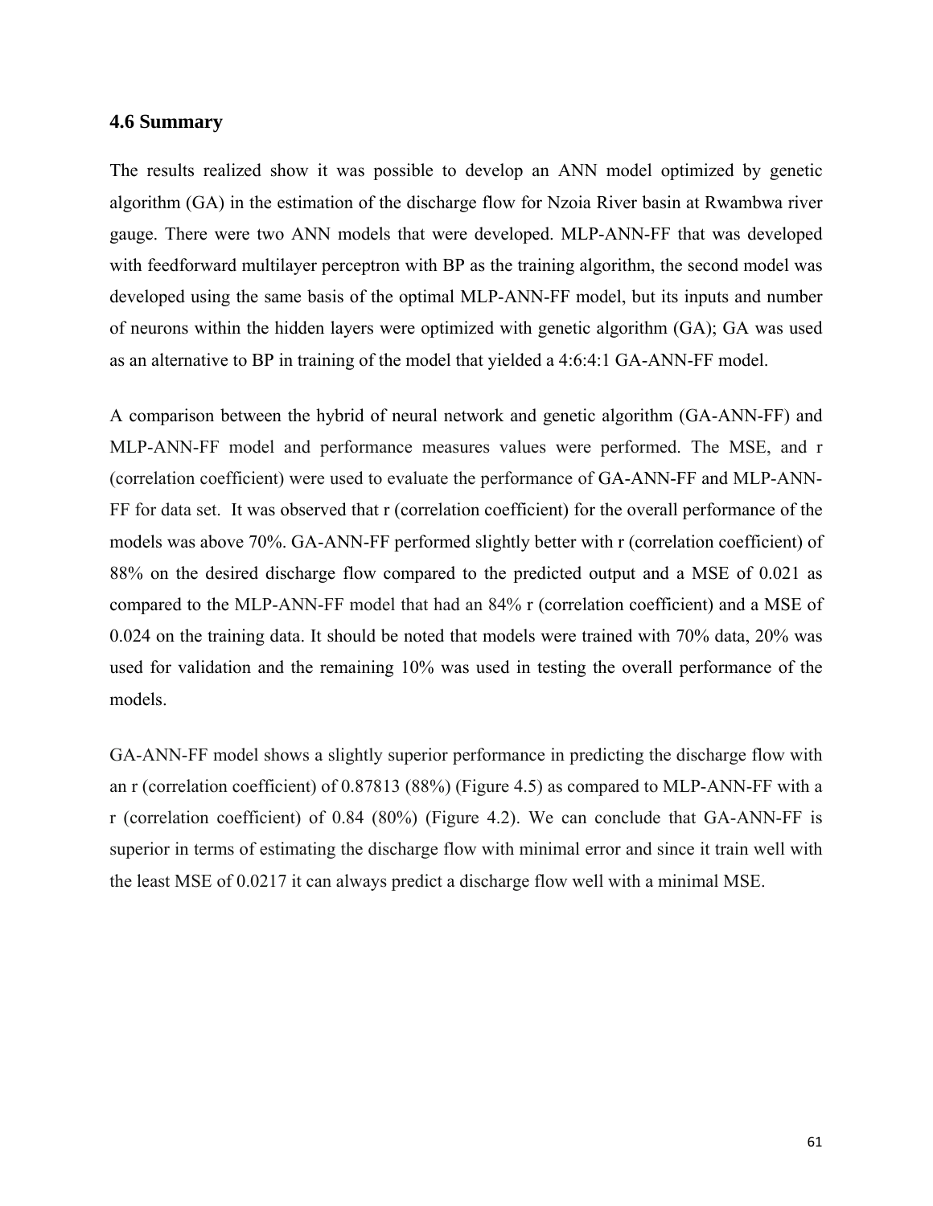### 4.6 Summary

The results realized show it was possible to develop an ANN model optimized by genetic algorithm (GA) in the estimation of the discharge flow for Nzoia River basin at Rwambwa river gauge. There were two ANN models that were developed. MLP-ANN-FF that was developed with feedforward multilayer perceptron with BP as the training algorithm, the second model was developed using the same basis of the optimal MLP-ANN-FF model, but its inputs and number of neurons within the hidden layers were optimized with genetic algorithm (GA); GA was used as an alternative to BP in training of the model that yielded a 4:6:4:1 GA-ANN-FF model.

A comparison between the hybrid of neural network and genetic algorithm (GA-ANN-FF) and MLP-ANN-FF model and performance measures values were performed. The MSE, and r (correlation coefficient) were used to evaluate the performance of GA-ANN-FF and MLP-ANN-FF for data set. It was observed that r (correlation coefficient) for the overall performance of the models was above 70%. GA-ANN-FF performed slightly better with r (correlation coefficient) of 88% on the desired discharge flow compared to the predicted output and a MSE of 0.021 as compared to the MLP-ANN-FF model that had an 84% r (correlation coefficient) and a MSE of 0.024 on the training data. It should be noted that models were trained with 70% data, 20% was used for validation and the remaining 10% was used in testing the overall performance of the models.

GA-ANN-FF model shows a slightly superior performance in predicting the discharge flow with an r (correlation coefficient) of 0.87813 (88%) (Figure 4.5) as compared to MLP-ANN-FF with a r (correlation coefficient) of 0.84 (80%) (Figure 4.2). We can conclude that GA-ANN-FF is superior in terms of estimating the discharge flow with minimal error and since it train well with the least MSE of 0.0217 it can always predict a discharge flow well with a minimal MSE.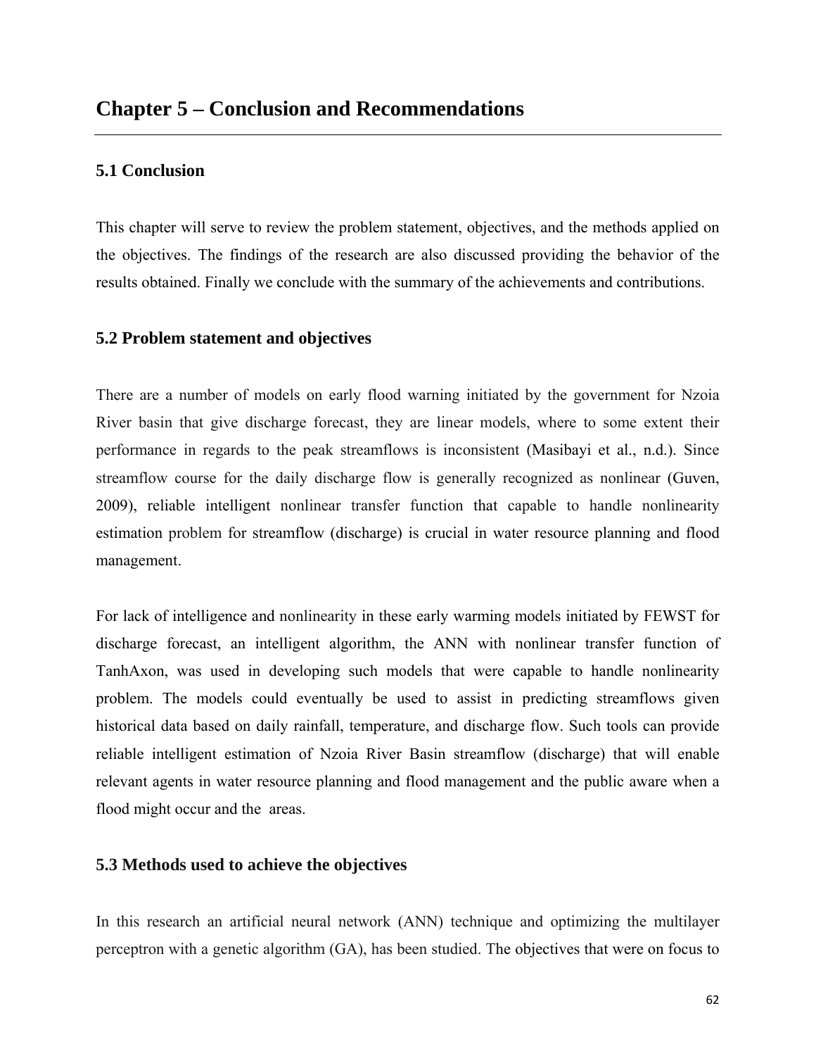# Chapter 5 – Conclusion and Recommendations

## 5.1 Conclusion

This chapter will serve to review the problem statement, objectives, and the methods applied on the objectives. The findings of the research are also discussed providing the behavior of the results obtained. Finally we conclude with the summary of the achievements and contributions.

## 5.2 Problem statement and objectives

There are a number of models on early flood warning initiated by the government for Nzoia River basin that give discharge forecast, they are linear models, where to some extent their performance in regards to the peak streamflows is inconsistent (Masibayi et al., n.d.). Since streamflow course for the daily discharge flow is generally recognized as nonlinear (Guven, 2009), reliable intelligent nonlinear transfer function that capable to handle nonlinearity estimation problem for streamflow (discharge) is crucial in water resource planning and flood management.

For lack of intelligence and nonlinearity in these early warming models initiated by FEWST for discharge forecast, an intelligent algorithm, the ANN with nonlinear transfer function of TanhAxon, was used in developing such models that were capable to handle nonlinearity problem. The models could eventually be used to assist in predicting streamflows given historical data based on daily rainfall, temperature, and discharge flow. Such tools can provide reliable intelligent estimation of Nzoia River Basin streamflow (discharge) that will enable relevant agents in water resource planning and flood management and the public aware when a flood might occur and the areas.

## 5.3 Methods used to achieve the objectives

In this research an artificial neural network (ANN) technique and optimizing the multilayer perceptron with a genetic algorithm (GA), has been studied. The objectives that were on focus to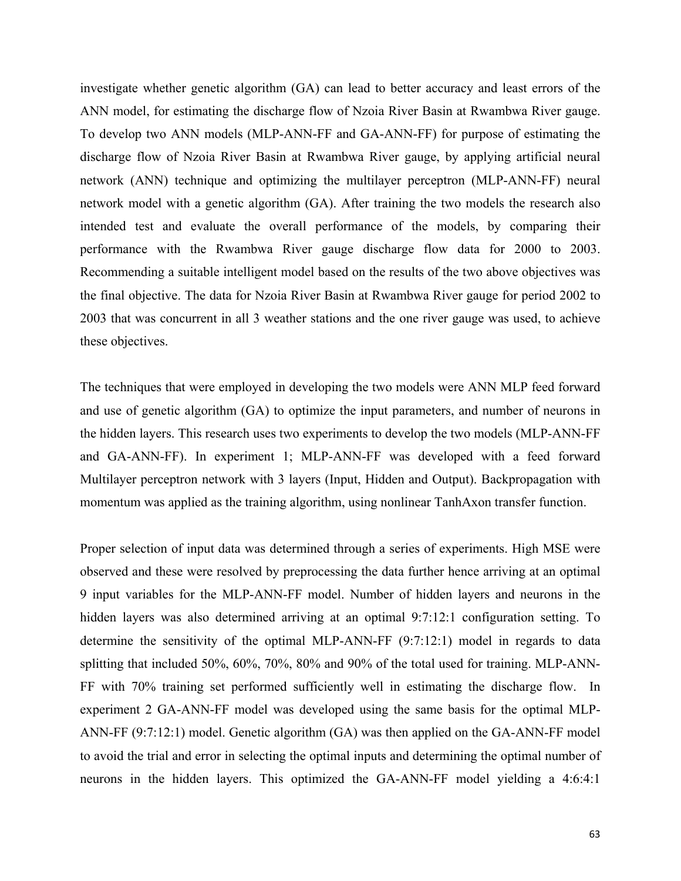investigate whether genetic algorithm (GA) can lead to better accuracy and least errors of the ANN model, for estimating the discharge flow of Nzoia River Basin at Rwambwa River gauge. To develop two ANN models (MLP-ANN-FF and GA-ANN-FF) for purpose of estimating the discharge flow of Nzoia River Basin at Rwambwa River gauge, by applying artificial neural network (ANN) technique and optimizing the multilayer perceptron (MLP-ANN-FF) neural network model with a genetic algorithm (GA). After training the two models the research also intended test and evaluate the overall performance of the models, by comparing their performance with the Rwambwa River gauge discharge flow data for 2000 to 2003. Recommending a suitable intelligent model based on the results of the two above objectives was the final objective. The data for Nzoia River Basin at Rwambwa River gauge for period 2002 to 2003 that was concurrent in all 3 weather stations and the one river gauge was used, to achieve these objectives.

The techniques that were employed in developing the two models were ANN MLP feed forward and use of genetic algorithm (GA) to optimize the input parameters, and number of neurons in the hidden layers. This research uses two experiments to develop the two models (MLP-ANN-FF and GA-ANN-FF). In experiment 1; MLP-ANN-FF was developed with a feed forward Multilayer perceptron network with 3 layers (Input, Hidden and Output). Backpropagation with momentum was applied as the training algorithm, using nonlinear TanhAxon transfer function.

Proper selection of input data was determined through a series of experiments. High MSE were observed and these were resolved by preprocessing the data further hence arriving at an optimal 9 input variables for the MLP-ANN-FF model. Number of hidden layers and neurons in the hidden layers was also determined arriving at an optimal 9:7:12:1 configuration setting. To determine the sensitivity of the optimal MLP-ANN-FF (9:7:12:1) model in regards to data splitting that included 50%, 60%, 70%, 80% and 90% of the total used for training. MLP-ANN-FF with 70% training set performed sufficiently well in estimating the discharge flow. In experiment 2 GA-ANN-FF model was developed using the same basis for the optimal MLP-ANN-FF (9:7:12:1) model. Genetic algorithm (GA) was then applied on the GA-ANN-FF model to avoid the trial and error in selecting the optimal inputs and determining the optimal number of neurons in the hidden layers. This optimized the GA-ANN-FF model yielding a 4:6:4:1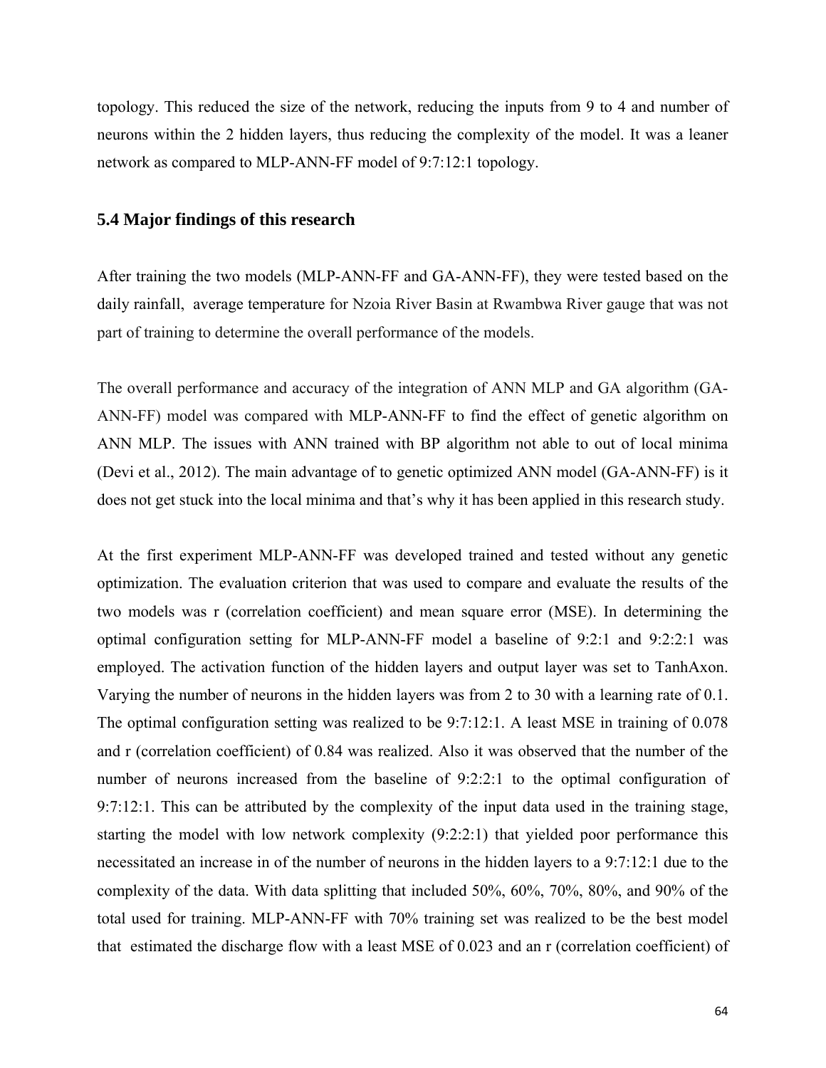topology. This reduced the size of the network, reducing the inputs from 9 to 4 and number of neurons within the 2 hidden layers, thus reducing the complexity of the model. It was a leaner network as compared to MLP-ANN-FF model of 9:7:12:1 topology.

### 5.4 Major findings of this research

After training the two models (MLP-ANN-FF and GA-ANN-FF), they were tested based on the daily rainfall, average temperature for Nzoia River Basin at Rwambwa River gauge that was not part of training to determine the overall performance of the models.

The overall performance and accuracy of the integration of ANN MLP and GA algorithm (GA-ANN-FF) model was compared with MLP-ANN-FF to find the effect of genetic algorithm on ANN MLP. The issues with ANN trained with BP algorithm not able to out of local minima (Devi et al., 2012). The main advantage of to genetic optimized ANN model (GA-ANN-FF) is it does not get stuck into the local minima and that's why it has been applied in this research study.

At the first experiment MLP-ANN-FF was developed trained and tested without any genetic optimization. The evaluation criterion that was used to compare and evaluate the results of the two models was r (correlation coefficient) and mean square error (MSE). In determining the optimal configuration setting for MLP-ANN-FF model a baseline of 9:2:1 and 9:2:2:1 was employed. The activation function of the hidden layers and output layer was set to TanhAxon. Varying the number of neurons in the hidden layers was from 2 to 30 with a learning rate of 0.1. The optimal configuration setting was realized to be 9:7:12:1. A least MSE in training of 0.078 and r (correlation coefficient) of 0.84 was realized. Also it was observed that the number of the number of neurons increased from the baseline of 9:2:2:1 to the optimal configuration of 9:7:12:1. This can be attributed by the complexity of the input data used in the training stage, starting the model with low network complexity (9:2:2:1) that yielded poor performance this necessitated an increase in of the number of neurons in the hidden layers to a 9:7:12:1 due to the complexity of the data. With data splitting that included 50%, 60%, 70%, 80%, and 90% of the total used for training. MLP-ANN-FF with 70% training set was realized to be the best model that estimated the discharge flow with a least MSE of 0.023 and an r (correlation coefficient) of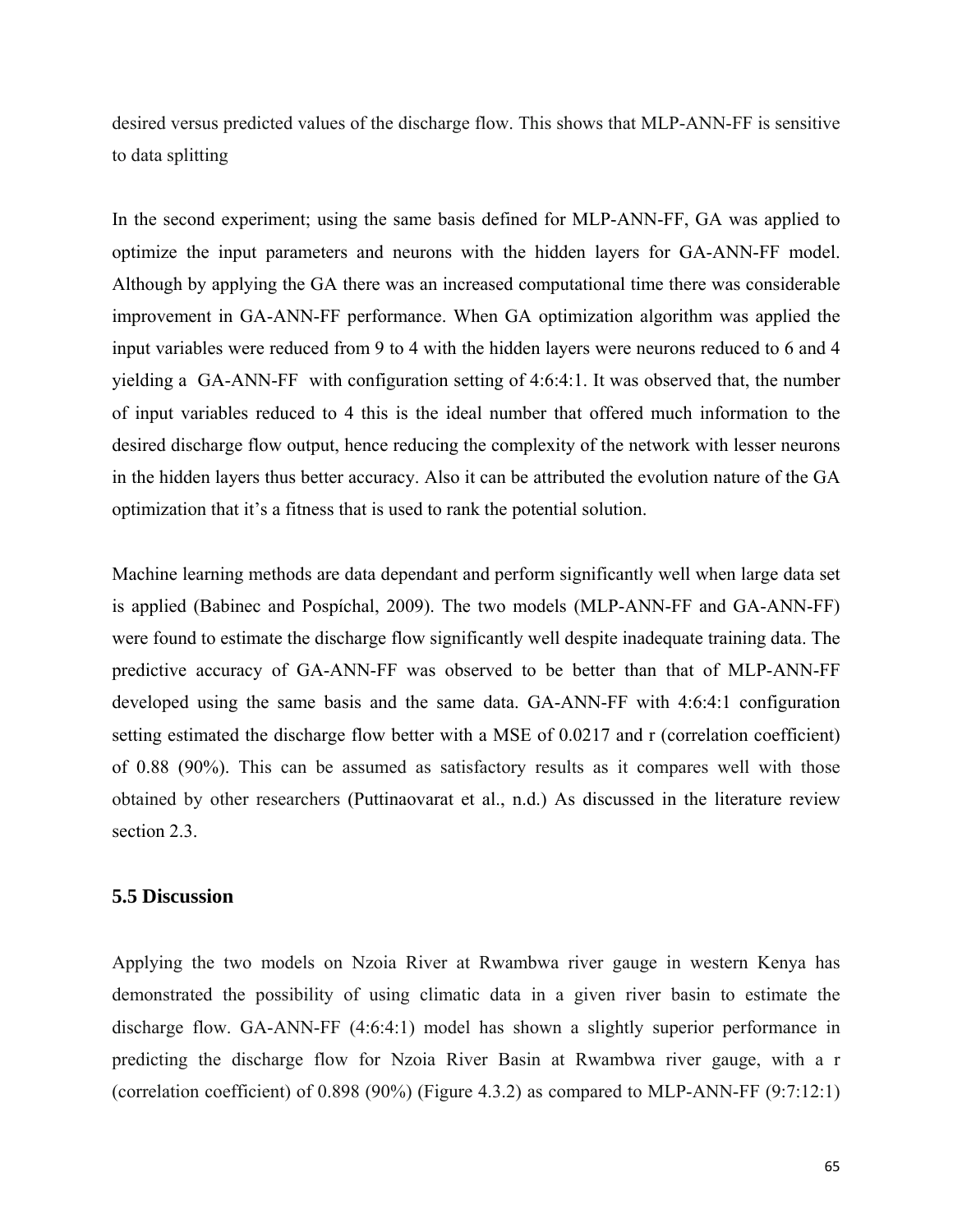desired versus predicted values of the discharge flow. This shows that MLP-ANN-FF is sensitive to data splitting

In the second experiment; using the same basis defined for MLP-ANN-FF, GA was applied to optimize the input parameters and neurons with the hidden layers for GA-ANN-FF model. Although by applying the GA there was an increased computational time there was considerable improvement in GA-ANN-FF performance. When GA optimization algorithm was applied the input variables were reduced from 9 to 4 with the hidden layers were neurons reduced to 6 and 4 yielding a GA-ANN-FF with configuration setting of 4:6:4:1. It was observed that, the number of input variables reduced to 4 this is the ideal number that offered much information to the desired discharge flow output, hence reducing the complexity of the network with lesser neurons in the hidden layers thus better accuracy. Also it can be attributed the evolution nature of the GA optimization that it's a fitness that is used to rank the potential solution.

Machine learning methods are data dependant and perform significantly well when large data set is applied (Babinec and Pospíchal, 2009). The two models (MLP-ANN-FF and GA-ANN-FF) were found to estimate the discharge flow significantly well despite inadequate training data. The predictive accuracy of GA-ANN-FF was observed to be better than that of MLP-ANN-FF developed using the same basis and the same data. GA-ANN-FF with 4:6:4:1 configuration setting estimated the discharge flow better with a MSE of 0.0217 and r (correlation coefficient) of 0.88 (90%). This can be assumed as satisfactory results as it compares well with those obtained by other researchers (Puttinaovarat et al., n.d.) As discussed in the literature review section 2.3.

### 5.5 Discussion

Applying the two models on Nzoia River at Rwambwa river gauge in western Kenya has demonstrated the possibility of using climatic data in a given river basin to estimate the discharge flow. GA-ANN-FF (4:6:4:1) model has shown a slightly superior performance in predicting the discharge flow for Nzoia River Basin at Rwambwa river gauge, with a r (correlation coefficient) of 0.898 (90%) (Figure 4.3.2) as compared to MLP-ANN-FF (9:7:12:1)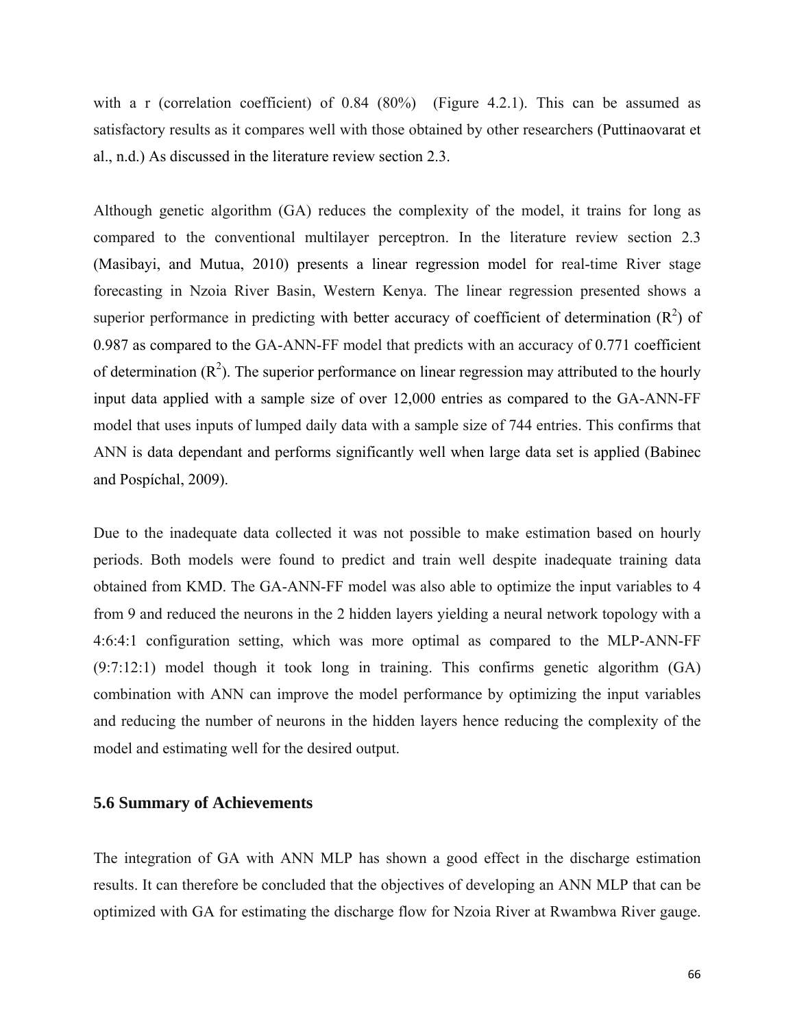with a r (correlation coefficient) of 0.84 (80%) (Figure 4.2.1). This can be assumed as satisfactory results as it compares well with those obtained by other researchers (Puttinaovarat et al., n.d.) As discussed in the literature review section 2.3.

Although genetic algorithm (GA) reduces the complexity of the model, it trains for long as compared to the conventional multilayer perceptron. In the literature review section 2.3 (Masibayi, and Mutua, 2010) presents a linear regression model for real-time River stage forecasting in Nzoia River Basin, Western Kenya. The linear regression presented shows a superior performance in predicting with better accuracy of coefficient of determination ($R^2$) of 0.987 as compared to the GA-ANN-FF model that predicts with an accuracy of 0.771 coefficient of determination ($R^2$). The superior performance on linear regression may attributed to the hourly input data applied with a sample size of over 12,000 entries as compared to the GA-ANN-FF model that uses inputs of lumped daily data with a sample size of 744 entries. This confirms that ANN is data dependant and performs significantly well when large data set is applied (Babinec and Pospíchal, 2009).

Due to the inadequate data collected it was not possible to make estimation based on hourly periods. Both models were found to predict and train well despite inadequate training data obtained from KMD. The GA-ANN-FF model was also able to optimize the input variables to 4 from 9 and reduced the neurons in the 2 hidden layers yielding a neural network topology with a 4:6:4:1 configuration setting, which was more optimal as compared to the MLP-ANN-FF (9:7:12:1) model though it took long in training. This confirms genetic algorithm (GA) combination with ANN can improve the model performance by optimizing the input variables and reducing the number of neurons in the hidden layers hence reducing the complexity of the model and estimating well for the desired output.

### 5.6 Summary of Achievements

The integration of GA with ANN MLP has shown a good effect in the discharge estimation results. It can therefore be concluded that the objectives of developing an ANN MLP that can be optimized with GA for estimating the discharge flow for Nzoia River at Rwambwa River gauge.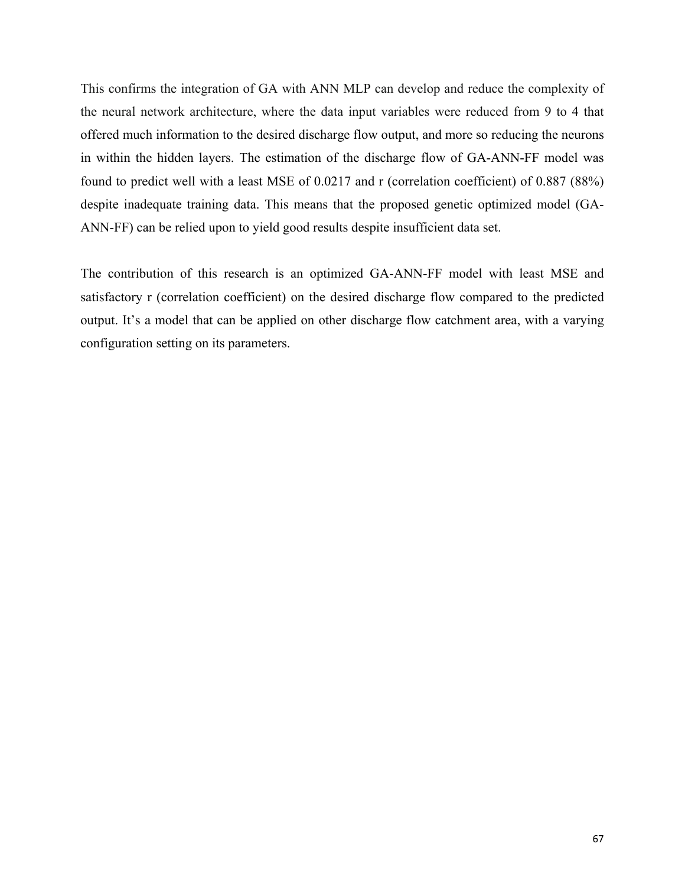This confirms the integration of GA with ANN MLP can develop and reduce the complexity of the neural network architecture, where the data input variables were reduced from 9 to 4 that offered much information to the desired discharge flow output, and more so reducing the neurons in within the hidden layers. The estimation of the discharge flow of GA-ANN-FF model was found to predict well with a least MSE of 0.0217 and r (correlation coefficient) of 0.887 (88%) despite inadequate training data. This means that the proposed genetic optimized model (GA-ANN-FF) can be relied upon to yield good results despite insufficient data set.

The contribution of this research is an optimized GA-ANN-FF model with least MSE and satisfactory r (correlation coefficient) on the desired discharge flow compared to the predicted output. It's a model that can be applied on other discharge flow catchment area, with a varying configuration setting on its parameters.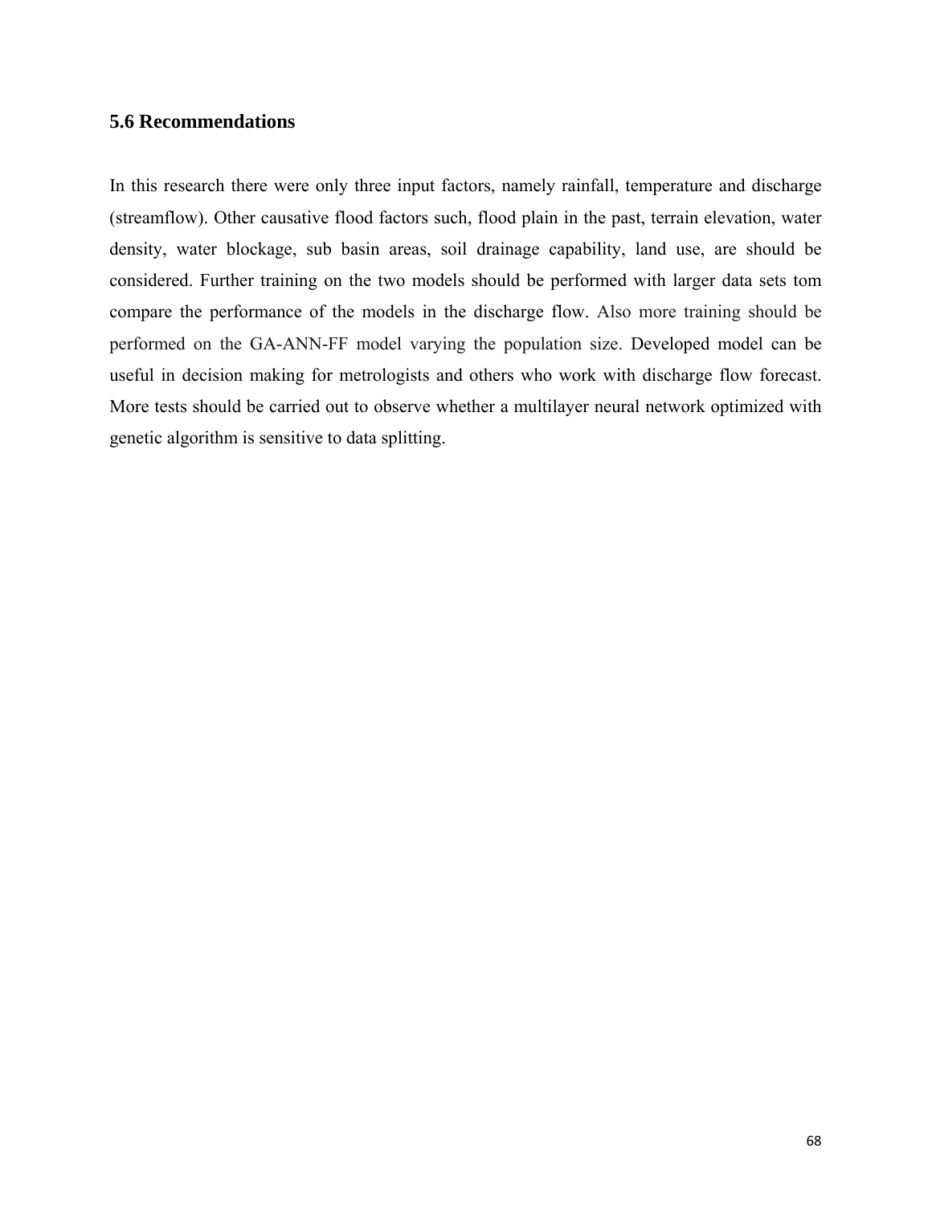## 5.6 Recommendations

In this research there were only three input factors, namely rainfall, temperature and discharge (streamflow). Other causative flood factors such, flood plain in the past, terrain elevation, water density, water blockage, sub basin areas, soil drainage capability, land use, are should be considered. Further training on the two models should be performed with larger data sets tom compare the performance of the models in the discharge flow. Also more training should be performed on the GA-ANN-FF model varying the population size. Developed model can be useful in decision making for metrologists and others who work with discharge flow forecast. More tests should be carried out to observe whether a multilayer neural network optimized with genetic algorithm is sensitive to data splitting.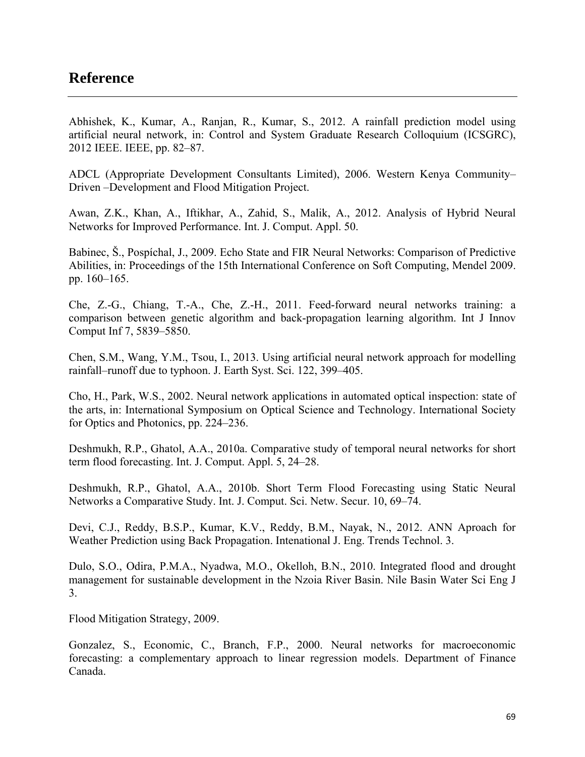# Reference

Abhishek, K., Kumar, A., Ranjan, R., Kumar, S., 2012. A rainfall prediction model using artificial neural network, in: Control and System Graduate Research Colloquium (ICSGRC), 2012 IEEE. IEEE, pp. 82–87.

ADCL (Appropriate Development Consultants Limited), 2006. Western Kenya Community–Driven –Development and Flood Mitigation Project.

Awan, Z.K., Khan, A., Iftikhar, A., Zahid, S., Malik, A., 2012. Analysis of Hybrid Neural Networks for Improved Performance. Int. J. Comput. Appl. 50.

Babinec, Š., Pospíchal, J., 2009. Echo State and FIR Neural Networks: Comparison of Predictive Abilities, in: Proceedings of the 15th International Conference on Soft Computing, Mendel 2009. pp. 160–165.

Che, Z.-G., Chiang, T.-A., Che, Z.-H., 2011. Feed-forward neural networks training: a comparison between genetic algorithm and back-propagation learning algorithm. Int J Innov Comput Inf 7, 5839–5850.

Chen, S.M., Wang, Y.M., Tsou, I., 2013. Using artificial neural network approach for modelling rainfall–runoff due to typhoon. J. Earth Syst. Sci. 122, 399–405.

Cho, H., Park, W.S., 2002. Neural network applications in automated optical inspection: state of the arts, in: International Symposium on Optical Science and Technology. International Society for Optics and Photonics, pp. 224–236.

Deshmukh, R.P., Ghatol, A.A., 2010a. Comparative study of temporal neural networks for short term flood forecasting. Int. J. Comput. Appl. 5, 24–28.

Deshmukh, R.P., Ghatol, A.A., 2010b. Short Term Flood Forecasting using Static Neural Networks a Comparative Study. Int. J. Comput. Sci. Netw. Secur. 10, 69–74.

Devi, C.J., Reddy, B.S.P., Kumar, K.V., Reddy, B.M., Nayak, N., 2012. ANN Aproach for Weather Prediction using Back Propagation. Intenational J. Eng. Trends Technol. 3.

Dulo, S.O., Odira, P.M.A., Nyadwa, M.O., Okelloh, B.N., 2010. Integrated flood and drought management for sustainable development in the Nzoia River Basin. Nile Basin Water Sci Eng J 3.

Flood Mitigation Strategy, 2009.

Gonzalez, S., Economic, C., Branch, F.P., 2000. Neural networks for macroeconomic forecasting: a complementary approach to linear regression models. Department of Finance Canada.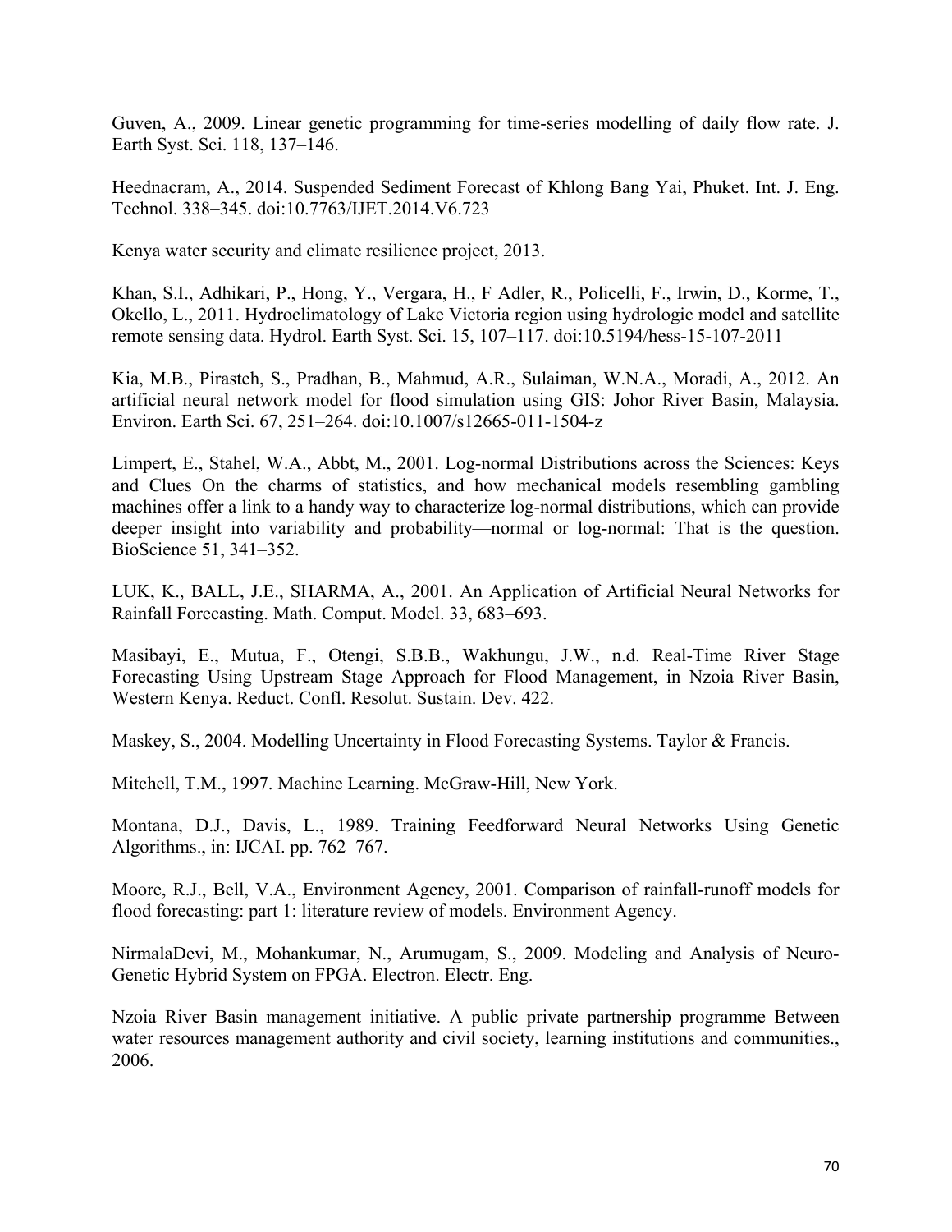Guven, A., 2009. Linear genetic programming for time-series modelling of daily flow rate. J. Earth Syst. Sci. 118, 137–146.

Heednacram, A., 2014. Suspended Sediment Forecast of Khlong Bang Yai, Phuket. Int. J. Eng. Technol. 338–345. doi:10.7763/IJET.2014.V6.723

Kenya water security and climate resilience project, 2013.

Khan, S.I., Adhikari, P., Hong, Y., Vergara, H., F Adler, R., Policelli, F., Irwin, D., Korme, T., Okello, L., 2011. Hydroclimatology of Lake Victoria region using hydrologic model and satellite remote sensing data. Hydrol. Earth Syst. Sci. 15, 107–117. doi:10.5194/hess-15-107-2011

Kia, M.B., Pirasteh, S., Pradhan, B., Mahmud, A.R., Sulaiman, W.N.A., Moradi, A., 2012. An artificial neural network model for flood simulation using GIS: Johor River Basin, Malaysia. Environ. Earth Sci. 67, 251–264. doi:10.1007/s12665-011-1504-z

Limpert, E., Stahel, W.A., Abbt, M., 2001. Log-normal Distributions across the Sciences: Keys and Clues On the charms of statistics, and how mechanical models resembling gambling machines offer a link to a handy way to characterize log-normal distributions, which can provide deeper insight into variability and probability—normal or log-normal: That is the question. BioScience 51, 341–352.

LUK, K., BALL, J.E., SHARMA, A., 2001. An Application of Artificial Neural Networks for Rainfall Forecasting. Math. Comput. Model. 33, 683–693.

Masibayi, E., Mutua, F., Otengi, S.B.B., Wakhungu, J.W., n.d. Real-Time River Stage Forecasting Using Upstream Stage Approach for Flood Management, in Nzoia River Basin, Western Kenya. Reduct. Confl. Resolut. Sustain. Dev. 422.

Maskey, S., 2004. Modelling Uncertainty in Flood Forecasting Systems. Taylor & Francis.

Mitchell, T.M., 1997. Machine Learning. McGraw-Hill, New York.

Montana, D.J., Davis, L., 1989. Training Feedforward Neural Networks Using Genetic Algorithms., in: IJCAI. pp. 762–767.

Moore, R.J., Bell, V.A., Environment Agency, 2001. Comparison of rainfall-runoff models for flood forecasting: part 1: literature review of models. Environment Agency.

NirmalaDevi, M., Mohankumar, N., Arumugam, S., 2009. Modeling and Analysis of Neuro-Genetic Hybrid System on FPGA. Electron. Electr. Eng.

Nzoia River Basin management initiative. A public private partnership programme Between water resources management authority and civil society, learning institutions and communities., 2006.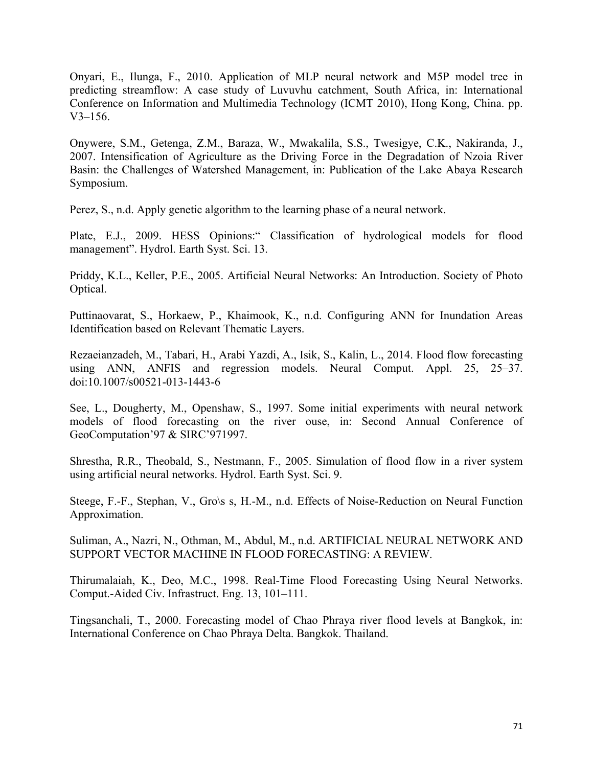Onyari, E., Ilunga, F., 2010. Application of MLP neural network and M5P model tree in predicting streamflow: A case study of Luvuvhu catchment, South Africa, in: International Conference on Information and Multimedia Technology (ICMT 2010), Hong Kong, China. pp. V3–156.

Onywere, S.M., Getenga, Z.M., Baraza, W., Mwakalila, S.S., Twesigye, C.K., Nakiranda, J., 2007. Intensification of Agriculture as the Driving Force in the Degradation of Nzoia River Basin: the Challenges of Watershed Management, in: Publication of the Lake Abaya Research Symposium.

Perez, S., n.d. Apply genetic algorithm to the learning phase of a neural network.

Plate, E.J., 2009. HESS Opinions:" Classification of hydrological models for flood management". Hydrol. Earth Syst. Sci. 13.

Priddy, K.L., Keller, P.E., 2005. Artificial Neural Networks: An Introduction. Society of Photo Optical.

Puttinaovarat, S., Horkaew, P., Khaimook, K., n.d. Configuring ANN for Inundation Areas Identification based on Relevant Thematic Layers.

Rezaeianzadeh, M., Tabari, H., Arabi Yazdi, A., Isik, S., Kalin, L., 2014. Flood flow forecasting using ANN, ANFIS and regression models. Neural Comput. Appl. 25, 25–37. doi:10.1007/s00521-013-1443-6

See, L., Dougherty, M., Openshaw, S., 1997. Some initial experiments with neural network models of flood forecasting on the river ouse, in: Second Annual Conference of GeoComputation'97 & SIRC'971997.

Shrestha, R.R., Theobald, S., Nestmann, F., 2005. Simulation of flood flow in a river system using artificial neural networks. Hydrol. Earth Syst. Sci. 9.

Steege, F.-F., Stephan, V., Gro\s s, H.-M., n.d. Effects of Noise-Reduction on Neural Function Approximation.

Suliman, A., Nazri, N., Othman, M., Abdul, M., n.d. ARTIFICIAL NEURAL NETWORK AND SUPPORT VECTOR MACHINE IN FLOOD FORECASTING: A REVIEW.

Thirumalaiah, K., Deo, M.C., 1998. Real-Time Flood Forecasting Using Neural Networks. Comput.-Aided Civ. Infrastruct. Eng. 13, 101–111.

Tingsanchali, T., 2000. Forecasting model of Chao Phraya river flood levels at Bangkok, in: International Conference on Chao Phraya Delta. Bangkok. Thailand.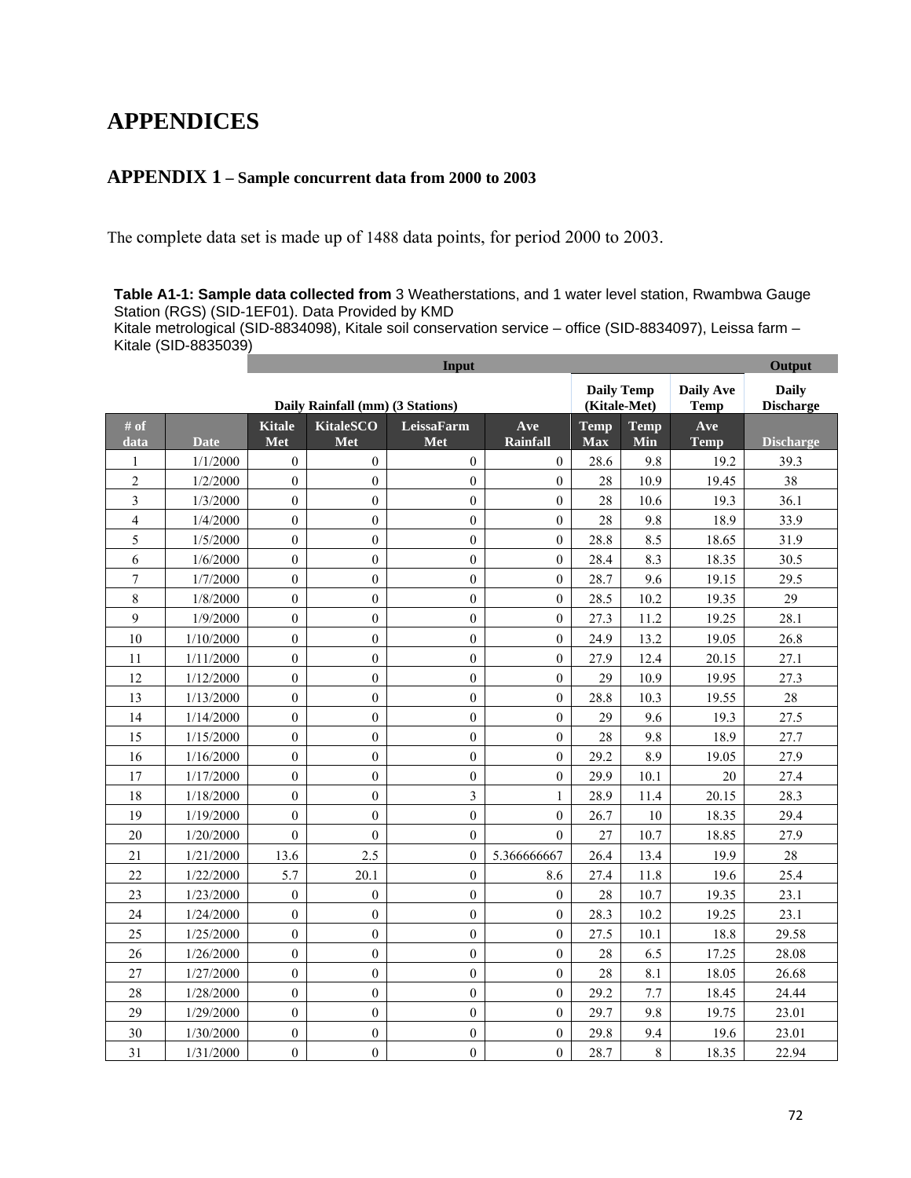# APPENDICES

## APPENDIX 1 – Sample concurrent data from 2000 to 2003

The complete data set is made up of 1488 data points, for period 2000 to 2003.

**Table A1-1: Sample data collected from** 3 Weatherstations, and 1 water level station, Rwambwa Gauge Station (RGS) (SID-1EF01). Data Provided by KMD
Kitale metrological (SID-8834098), Kitale soil conservation service – office (SID-8834097), Leissa farm – Kitale (SID-8835039)

| | | Input | | | | | | | Output |
|---|---|---|---|---|---|---|---|---|---|
| | | Daily Rainfall (mm) (3 Stations) | | | | Daily Temp (Kitale-Met) | | Daily Ave Temp | Daily Discharge |
| # of data | Date | Kitale Met | KitaleSCO Met | LeissaFarm Met | Ave Rainfall | Temp Max | Temp Min | Ave Temp | Discharge |
| 1 | 1/1/2000 | 0 | 0 | 0 | 0 | 28.6 | 9.8 | 19.2 | 39.3 |
| 2 | 1/2/2000 | 0 | 0 | 0 | 0 | 28 | 10.9 | 19.45 | 38 |
| 3 | 1/3/2000 | 0 | 0 | 0 | 0 | 28 | 10.6 | 19.3 | 36.1 |
| 4 | 1/4/2000 | 0 | 0 | 0 | 0 | 28 | 9.8 | 18.9 | 33.9 |
| 5 | 1/5/2000 | 0 | 0 | 0 | 0 | 28.8 | 8.5 | 18.65 | 31.9 |
| 6 | 1/6/2000 | 0 | 0 | 0 | 0 | 28.4 | 8.3 | 18.35 | 30.5 |
| 7 | 1/7/2000 | 0 | 0 | 0 | 0 | 28.7 | 9.6 | 19.15 | 29.5 |
| 8 | 1/8/2000 | 0 | 0 | 0 | 0 | 28.5 | 10.2 | 19.35 | 29 |
| 9 | 1/9/2000 | 0 | 0 | 0 | 0 | 27.3 | 11.2 | 19.25 | 28.1 |
| 10 | 1/10/2000 | 0 | 0 | 0 | 0 | 24.9 | 13.2 | 19.05 | 26.8 |
| 11 | 1/11/2000 | 0 | 0 | 0 | 0 | 27.9 | 12.4 | 20.15 | 27.1 |
| 12 | 1/12/2000 | 0 | 0 | 0 | 0 | 29 | 10.9 | 19.95 | 27.3 |
| 13 | 1/13/2000 | 0 | 0 | 0 | 0 | 28.8 | 10.3 | 19.55 | 28 |
| 14 | 1/14/2000 | 0 | 0 | 0 | 0 | 29 | 9.6 | 19.3 | 27.5 |
| 15 | 1/15/2000 | 0 | 0 | 0 | 0 | 28 | 9.8 | 18.9 | 27.7 |
| 16 | 1/16/2000 | 0 | 0 | 0 | 0 | 29.2 | 8.9 | 19.05 | 27.9 |
| 17 | 1/17/2000 | 0 | 0 | 0 | 0 | 29.9 | 10.1 | 20 | 27.4 |
| 18 | 1/18/2000 | 0 | 0 | 3 | 1 | 28.9 | 11.4 | 20.15 | 28.3 |
| 19 | 1/19/2000 | 0 | 0 | 0 | 0 | 26.7 | 10 | 18.35 | 29.4 |
| 20 | 1/20/2000 | 0 | 0 | 0 | 0 | 27 | 10.7 | 18.85 | 27.9 |
| 21 | 1/21/2000 | 13.6 | 2.5 | 0 | 5.366666667 | 26.4 | 13.4 | 19.9 | 28 |
| 22 | 1/22/2000 | 5.7 | 20.1 | 0 | 8.6 | 27.4 | 11.8 | 19.6 | 25.4 |
| 23 | 1/23/2000 | 0 | 0 | 0 | 0 | 28 | 10.7 | 19.35 | 23.1 |
| 24 | 1/24/2000 | 0 | 0 | 0 | 0 | 28.3 | 10.2 | 19.25 | 23.1 |
| 25 | 1/25/2000 | 0 | 0 | 0 | 0 | 27.5 | 10.1 | 18.8 | 29.58 |
| 26 | 1/26/2000 | 0 | 0 | 0 | 0 | 28 | 6.5 | 17.25 | 28.08 |
| 27 | 1/27/2000 | 0 | 0 | 0 | 0 | 28 | 8.1 | 18.05 | 26.68 |
| 28 | 1/28/2000 | 0 | 0 | 0 | 0 | 29.2 | 7.7 | 18.45 | 24.44 |
| 29 | 1/29/2000 | 0 | 0 | 0 | 0 | 29.7 | 9.8 | 19.75 | 23.01 |
| 30 | 1/30/2000 | 0 | 0 | 0 | 0 | 29.8 | 9.4 | 19.6 | 23.01 |
| 31 | 1/31/2000 | 0 | 0 | 0 | 0 | 28.7 | 8 | 18.35 | 22.94 |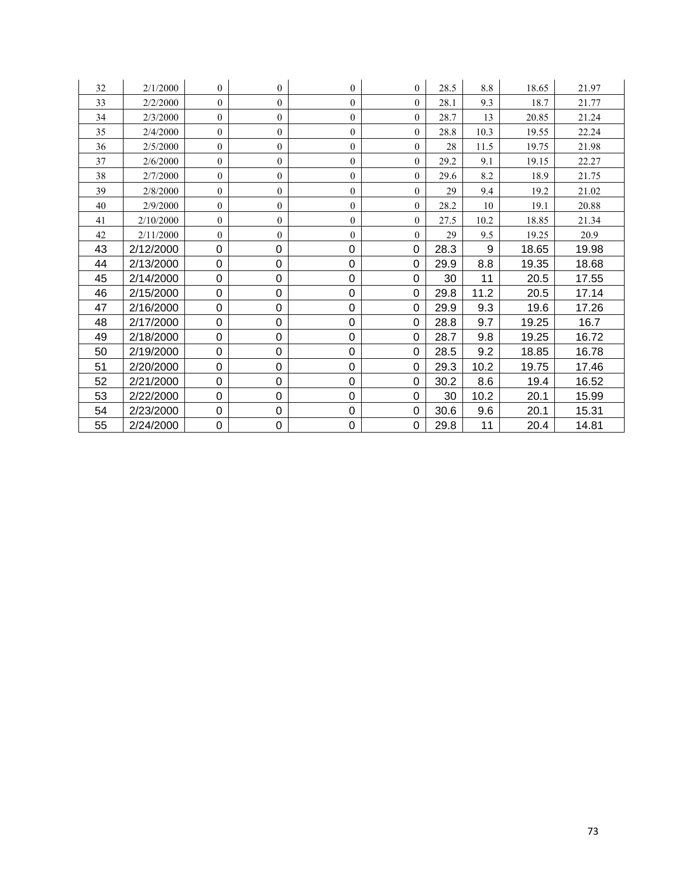| | | | | | | | | | |
|---|---|---|---|---|---|---|---|---|---|
| 32 | 2/1/2000 | 0 | 0 | 0 | 0 | 28.5 | 8.8 | 18.65 | 21.97 |
| 33 | 2/2/2000 | 0 | 0 | 0 | 0 | 28.1 | 9.3 | 18.7 | 21.77 |
| 34 | 2/3/2000 | 0 | 0 | 0 | 0 | 28.7 | 13 | 20.85 | 21.24 |
| 35 | 2/4/2000 | 0 | 0 | 0 | 0 | 28.8 | 10.3 | 19.55 | 22.24 |
| 36 | 2/5/2000 | 0 | 0 | 0 | 0 | 28 | 11.5 | 19.75 | 21.98 |
| 37 | 2/6/2000 | 0 | 0 | 0 | 0 | 29.2 | 9.1 | 19.15 | 22.27 |
| 38 | 2/7/2000 | 0 | 0 | 0 | 0 | 29.6 | 8.2 | 18.9 | 21.75 |
| 39 | 2/8/2000 | 0 | 0 | 0 | 0 | 29 | 9.4 | 19.2 | 21.02 |
| 40 | 2/9/2000 | 0 | 0 | 0 | 0 | 28.2 | 10 | 19.1 | 20.88 |
| 41 | 2/10/2000 | 0 | 0 | 0 | 0 | 27.5 | 10.2 | 18.85 | 21.34 |
| 42 | 2/11/2000 | 0 | 0 | 0 | 0 | 29 | 9.5 | 19.25 | 20.9 |
| 43 | 2/12/2000 | 0 | 0 | 0 | 0 | 28.3 | 9 | 18.65 | 19.98 |
| 44 | 2/13/2000 | 0 | 0 | 0 | 0 | 29.9 | 8.8 | 19.35 | 18.68 |
| 45 | 2/14/2000 | 0 | 0 | 0 | 0 | 30 | 11 | 20.5 | 17.55 |
| 46 | 2/15/2000 | 0 | 0 | 0 | 0 | 29.8 | 11.2 | 20.5 | 17.14 |
| 47 | 2/16/2000 | 0 | 0 | 0 | 0 | 29.9 | 9.3 | 19.6 | 17.26 |
| 48 | 2/17/2000 | 0 | 0 | 0 | 0 | 28.8 | 9.7 | 19.25 | 16.7 |
| 49 | 2/18/2000 | 0 | 0 | 0 | 0 | 28.7 | 9.8 | 19.25 | 16.72 |
| 50 | 2/19/2000 | 0 | 0 | 0 | 0 | 28.5 | 9.2 | 18.85 | 16.78 |
| 51 | 2/20/2000 | 0 | 0 | 0 | 0 | 29.3 | 10.2 | 19.75 | 17.46 |
| 52 | 2/21/2000 | 0 | 0 | 0 | 0 | 30.2 | 8.6 | 19.4 | 16.52 |
| 53 | 2/22/2000 | 0 | 0 | 0 | 0 | 30 | 10.2 | 20.1 | 15.99 |
| 54 | 2/23/2000 | 0 | 0 | 0 | 0 | 30.6 | 9.6 | 20.1 | 15.31 |
| 55 | 2/24/2000 | 0 | 0 | 0 | 0 | 29.8 | 11 | 20.4 | 14.81 |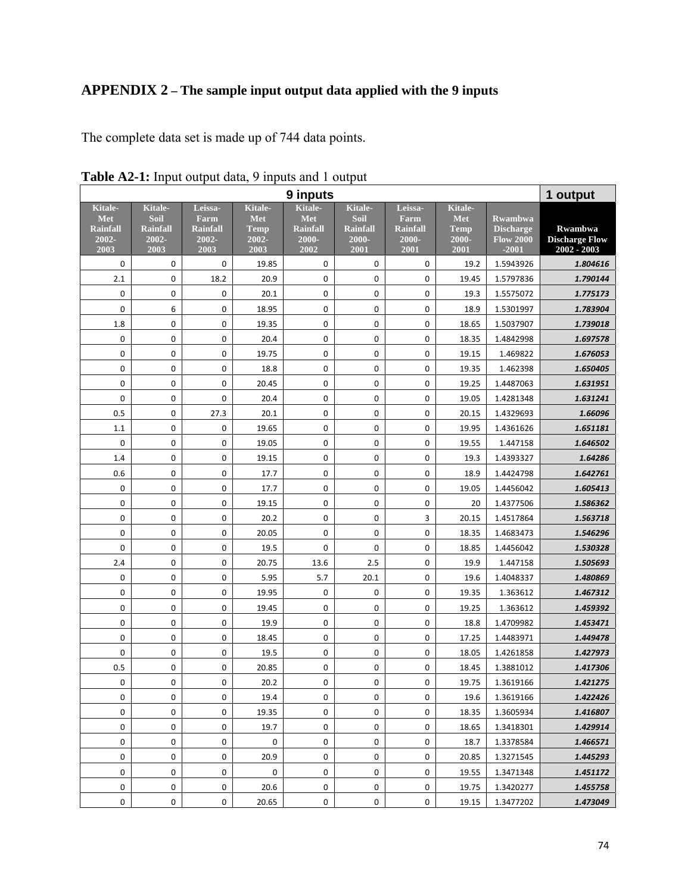## APPENDIX 2 – The sample input output data applied with the 9 inputs

The complete data set is made up of 744 data points.

**Table A2-1:** Input output data, 9 inputs and 1 output

| 9 inputs | | | | | | | | | 1 output |
|---|---|---|---|---|---|---|---|---|---|
| Kitale-Met Rainfall 2002-2003 | Kitale-Soil Rainfall 2002-2003 | Leissa-Farm Rainfall 2002-2003 | Kitale-Met Temp 2002-2003 | Kitale-Met Rainfall 2000-2002 | Kitale-Soil Rainfall 2000-2001 | Leissa-Farm Rainfall 2000-2001 | Kitale-Met Temp 2000-2001 | Rwambwa Discharge Flow 2000 -2001 | Rwambwa Discharge Flow 2002 - 2003 |
| 0 | 0 | 0 | 19.85 | 0 | 0 | 0 | 19.2 | 1.5943926 | ***1.804616*** |
| 2.1 | 0 | 18.2 | 20.9 | 0 | 0 | 0 | 19.45 | 1.5797836 | ***1.790144*** |
| 0 | 0 | 0 | 20.1 | 0 | 0 | 0 | 19.3 | 1.5575072 | ***1.775173*** |
| 0 | 6 | 0 | 18.95 | 0 | 0 | 0 | 18.9 | 1.5301997 | ***1.783904*** |
| 1.8 | 0 | 0 | 19.35 | 0 | 0 | 0 | 18.65 | 1.5037907 | ***1.739018*** |
| 0 | 0 | 0 | 20.4 | 0 | 0 | 0 | 18.35 | 1.4842998 | ***1.697578*** |
| 0 | 0 | 0 | 19.75 | 0 | 0 | 0 | 19.15 | 1.469822 | ***1.676053*** |
| 0 | 0 | 0 | 18.8 | 0 | 0 | 0 | 19.35 | 1.462398 | ***1.650405*** |
| 0 | 0 | 0 | 20.45 | 0 | 0 | 0 | 19.25 | 1.4487063 | ***1.631951*** |
| 0 | 0 | 0 | 20.4 | 0 | 0 | 0 | 19.05 | 1.4281348 | ***1.631241*** |
| 0.5 | 0 | 27.3 | 20.1 | 0 | 0 | 0 | 20.15 | 1.4329693 | ***1.66096*** |
| 1.1 | 0 | 0 | 19.65 | 0 | 0 | 0 | 19.95 | 1.4361626 | ***1.651181*** |
| 0 | 0 | 0 | 19.05 | 0 | 0 | 0 | 19.55 | 1.447158 | ***1.646502*** |
| 1.4 | 0 | 0 | 19.15 | 0 | 0 | 0 | 19.3 | 1.4393327 | ***1.64286*** |
| 0.6 | 0 | 0 | 17.7 | 0 | 0 | 0 | 18.9 | 1.4424798 | ***1.642761*** |
| 0 | 0 | 0 | 17.7 | 0 | 0 | 0 | 19.05 | 1.4456042 | ***1.605413*** |
| 0 | 0 | 0 | 19.15 | 0 | 0 | 0 | 20 | 1.4377506 | ***1.586362*** |
| 0 | 0 | 0 | 20.2 | 0 | 0 | 3 | 20.15 | 1.4517864 | ***1.563718*** |
| 0 | 0 | 0 | 20.05 | 0 | 0 | 0 | 18.35 | 1.4683473 | ***1.546296*** |
| 0 | 0 | 0 | 19.5 | 0 | 0 | 0 | 18.85 | 1.4456042 | ***1.530328*** |
| 2.4 | 0 | 0 | 20.75 | 13.6 | 2.5 | 0 | 19.9 | 1.447158 | ***1.505693*** |
| 0 | 0 | 0 | 5.95 | 5.7 | 20.1 | 0 | 19.6 | 1.4048337 | ***1.480869*** |
| 0 | 0 | 0 | 19.95 | 0 | 0 | 0 | 19.35 | 1.363612 | ***1.467312*** |
| 0 | 0 | 0 | 19.45 | 0 | 0 | 0 | 19.25 | 1.363612 | ***1.459392*** |
| 0 | 0 | 0 | 19.9 | 0 | 0 | 0 | 18.8 | 1.4709982 | ***1.453471*** |
| 0 | 0 | 0 | 18.45 | 0 | 0 | 0 | 17.25 | 1.4483971 | ***1.449478*** |
| 0 | 0 | 0 | 19.5 | 0 | 0 | 0 | 18.05 | 1.4261858 | ***1.427973*** |
| 0.5 | 0 | 0 | 20.85 | 0 | 0 | 0 | 18.45 | 1.3881012 | ***1.417306*** |
| 0 | 0 | 0 | 20.2 | 0 | 0 | 0 | 19.75 | 1.3619166 | ***1.421275*** |
| 0 | 0 | 0 | 19.4 | 0 | 0 | 0 | 19.6 | 1.3619166 | ***1.422426*** |
| 0 | 0 | 0 | 19.35 | 0 | 0 | 0 | 18.35 | 1.3605934 | ***1.416807*** |
| 0 | 0 | 0 | 19.7 | 0 | 0 | 0 | 18.65 | 1.3418301 | ***1.429914*** |
| 0 | 0 | 0 | 0 | 0 | 0 | 0 | 18.7 | 1.3378584 | ***1.466571*** |
| 0 | 0 | 0 | 20.9 | 0 | 0 | 0 | 20.85 | 1.3271545 | ***1.445293*** |
| 0 | 0 | 0 | 0 | 0 | 0 | 0 | 19.55 | 1.3471348 | ***1.451172*** |
| 0 | 0 | 0 | 20.6 | 0 | 0 | 0 | 19.75 | 1.3420277 | ***1.455758*** |
| 0 | 0 | 0 | 20.65 | 0 | 0 | 0 | 19.15 | 1.3477202 | ***1.473049*** |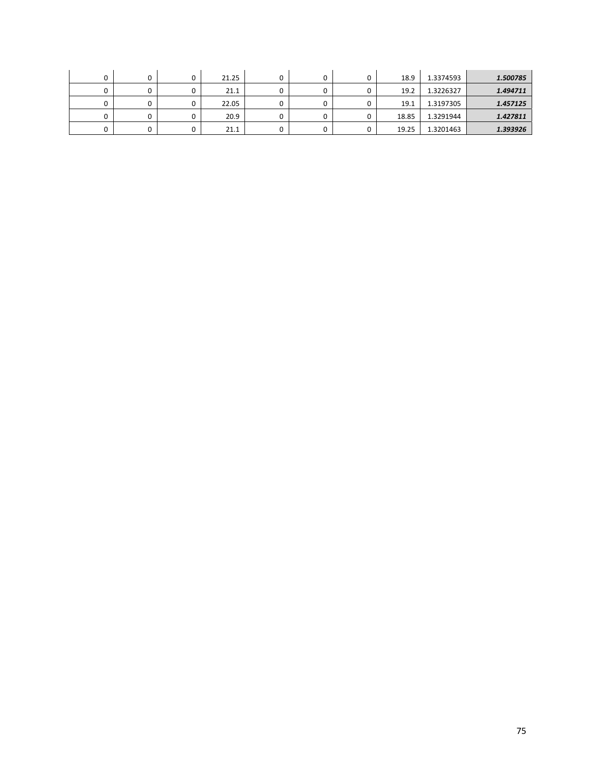| | | | | | | | | | |
|---|---|---|---|---|---|---|---|---|---|
| 0 | 0 | 0 | 21.25 | 0 | 0 | 0 | 18.9 | 1.3374593 | ***1.500785*** |
| 0 | 0 | 0 | 21.1 | 0 | 0 | 0 | 19.2 | 1.3226327 | ***1.494711*** |
| 0 | 0 | 0 | 22.05 | 0 | 0 | 0 | 19.1 | 1.3197305 | ***1.457125*** |
| 0 | 0 | 0 | 20.9 | 0 | 0 | 0 | 18.85 | 1.3291944 | ***1.427811*** |
| 0 | 0 | 0 | 21.1 | 0 | 0 | 0 | 19.25 | 1.3201463 | ***1.393926*** |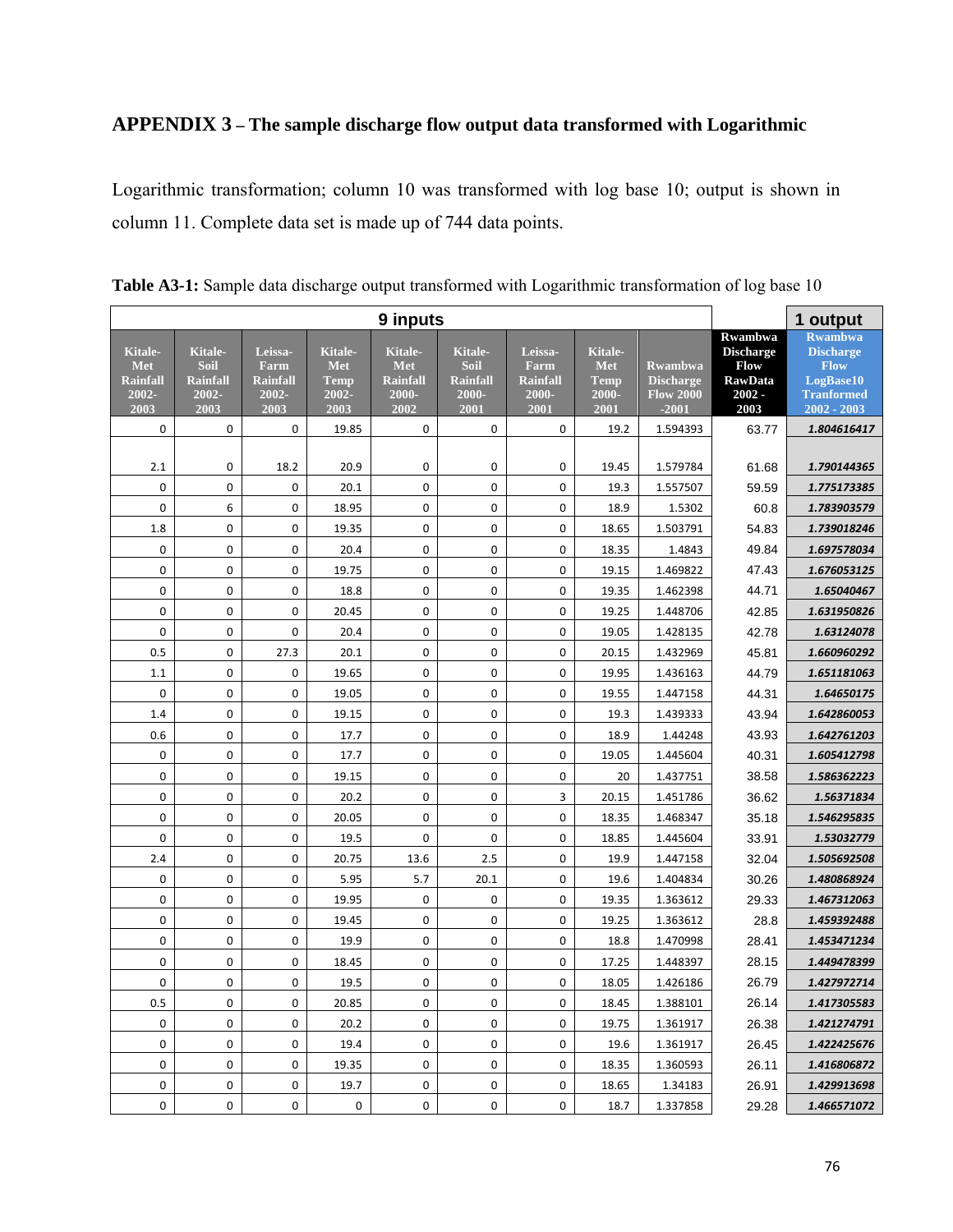## APPENDIX 3 – The sample discharge flow output data transformed with Logarithmic

Logarithmic transformation; column 10 was transformed with log base 10; output is shown in column 11. Complete data set is made up of 744 data points.

**Table A3-1:** Sample data discharge output transformed with Logarithmic transformation of log base 10

| 9 inputs | | | | | | | | | | 1 output |
|---|---|---|---|---|---|---|---|---|---|---|
| Kitale-Met Rainfall 2002-2003 | Kitale-Soil Rainfall 2002-2003 | Leissa-Farm Rainfall 2002-2003 | Kitale-Met Temp 2002-2003 | Kitale-Met Rainfall 2000-2002 | Kitale-Soil Rainfall 2000-2001 | Leissa-Farm Rainfall 2000-2001 | Kitale-Met Temp 2000-2001 | Rwambwa Discharge Flow 2000 -2001 | Rwambwa Discharge Flow RawData 2002 - 2003 | Rwambwa Discharge Flow LogBase10 Tranformed 2002 - 2003 |
| 0 | 0 | 0 | 19.85 | 0 | 0 | 0 | 19.2 | 1.594393 | 63.77 | ***1.804616417*** |
| | | | | | | | | | | |
| 2.1 | 0 | 18.2 | 20.9 | 0 | 0 | 0 | 19.45 | 1.579784 | 61.68 | ***1.790144365*** |
| 0 | 0 | 0 | 20.1 | 0 | 0 | 0 | 19.3 | 1.557507 | 59.59 | ***1.775173385*** |
| 0 | 6 | 0 | 18.95 | 0 | 0 | 0 | 18.9 | 1.5302 | 60.8 | ***1.783903579*** |
| 1.8 | 0 | 0 | 19.35 | 0 | 0 | 0 | 18.65 | 1.503791 | 54.83 | ***1.739018246*** |
| 0 | 0 | 0 | 20.4 | 0 | 0 | 0 | 18.35 | 1.4843 | 49.84 | ***1.697578034*** |
| 0 | 0 | 0 | 19.75 | 0 | 0 | 0 | 19.15 | 1.469822 | 47.43 | ***1.676053125*** |
| 0 | 0 | 0 | 18.8 | 0 | 0 | 0 | 19.35 | 1.462398 | 44.71 | ***1.65040467*** |
| 0 | 0 | 0 | 20.45 | 0 | 0 | 0 | 19.25 | 1.448706 | 42.85 | ***1.631950826*** |
| 0 | 0 | 0 | 20.4 | 0 | 0 | 0 | 19.05 | 1.428135 | 42.78 | ***1.63124078*** |
| 0.5 | 0 | 27.3 | 20.1 | 0 | 0 | 0 | 20.15 | 1.432969 | 45.81 | ***1.660960292*** |
| 1.1 | 0 | 0 | 19.65 | 0 | 0 | 0 | 19.95 | 1.436163 | 44.79 | ***1.651181063*** |
| 0 | 0 | 0 | 19.05 | 0 | 0 | 0 | 19.55 | 1.447158 | 44.31 | ***1.64650175*** |
| 1.4 | 0 | 0 | 19.15 | 0 | 0 | 0 | 19.3 | 1.439333 | 43.94 | ***1.642860053*** |
| 0.6 | 0 | 0 | 17.7 | 0 | 0 | 0 | 18.9 | 1.44248 | 43.93 | ***1.642761203*** |
| 0 | 0 | 0 | 17.7 | 0 | 0 | 0 | 19.05 | 1.445604 | 40.31 | ***1.605412798*** |
| 0 | 0 | 0 | 19.15 | 0 | 0 | 0 | 20 | 1.437751 | 38.58 | ***1.586362223*** |
| 0 | 0 | 0 | 20.2 | 0 | 0 | 3 | 20.15 | 1.451786 | 36.62 | ***1.56371834*** |
| 0 | 0 | 0 | 20.05 | 0 | 0 | 0 | 18.35 | 1.468347 | 35.18 | ***1.546295835*** |
| 0 | 0 | 0 | 19.5 | 0 | 0 | 0 | 18.85 | 1.445604 | 33.91 | ***1.53032779*** |
| 2.4 | 0 | 0 | 20.75 | 13.6 | 2.5 | 0 | 19.9 | 1.447158 | 32.04 | ***1.505692508*** |
| 0 | 0 | 0 | 5.95 | 5.7 | 20.1 | 0 | 19.6 | 1.404834 | 30.26 | ***1.480868924*** |
| 0 | 0 | 0 | 19.95 | 0 | 0 | 0 | 19.35 | 1.363612 | 29.33 | ***1.467312063*** |
| 0 | 0 | 0 | 19.45 | 0 | 0 | 0 | 19.25 | 1.363612 | 28.8 | ***1.459392488*** |
| 0 | 0 | 0 | 19.9 | 0 | 0 | 0 | 18.8 | 1.470998 | 28.41 | ***1.453471234*** |
| 0 | 0 | 0 | 18.45 | 0 | 0 | 0 | 17.25 | 1.448397 | 28.15 | ***1.449478399*** |
| 0 | 0 | 0 | 19.5 | 0 | 0 | 0 | 18.05 | 1.426186 | 26.79 | ***1.427972714*** |
| 0.5 | 0 | 0 | 20.85 | 0 | 0 | 0 | 18.45 | 1.388101 | 26.14 | ***1.417305583*** |
| 0 | 0 | 0 | 20.2 | 0 | 0 | 0 | 19.75 | 1.361917 | 26.38 | ***1.421274791*** |
| 0 | 0 | 0 | 19.4 | 0 | 0 | 0 | 19.6 | 1.361917 | 26.45 | ***1.422425676*** |
| 0 | 0 | 0 | 19.35 | 0 | 0 | 0 | 18.35 | 1.360593 | 26.11 | ***1.416806872*** |
| 0 | 0 | 0 | 19.7 | 0 | 0 | 0 | 18.65 | 1.34183 | 26.91 | ***1.429913698*** |
| 0 | 0 | 0 | 0 | 0 | 0 | 0 | 18.7 | 1.337858 | 29.28 | ***1.466571072*** |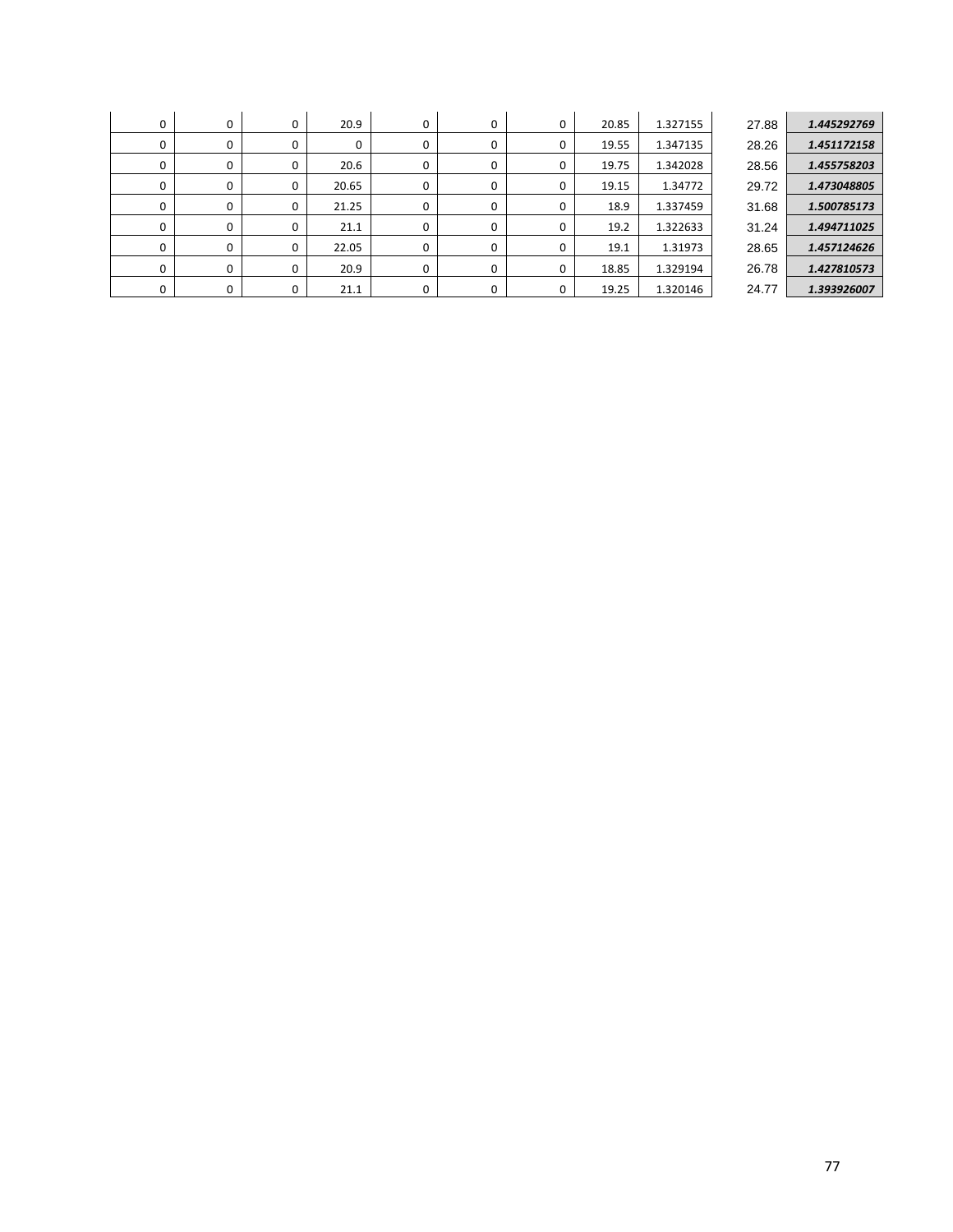| | | | | | | | | | | |
|---|---|---|---|---|---|---|---|---|---|---|
| 0 | 0 | 0 | 20.9 | 0 | 0 | 0 | 20.85 | 1.327155 | 27.88 | ***1.445292769*** |
| 0 | 0 | 0 | 0 | 0 | 0 | 0 | 19.55 | 1.347135 | 28.26 | ***1.451172158*** |
| 0 | 0 | 0 | 20.6 | 0 | 0 | 0 | 19.75 | 1.342028 | 28.56 | ***1.455758203*** |
| 0 | 0 | 0 | 20.65 | 0 | 0 | 0 | 19.15 | 1.34772 | 29.72 | ***1.473048805*** |
| 0 | 0 | 0 | 21.25 | 0 | 0 | 0 | 18.9 | 1.337459 | 31.68 | ***1.500785173*** |
| 0 | 0 | 0 | 21.1 | 0 | 0 | 0 | 19.2 | 1.322633 | 31.24 | ***1.494711025*** |
| 0 | 0 | 0 | 22.05 | 0 | 0 | 0 | 19.1 | 1.31973 | 28.65 | ***1.457124626*** |
| 0 | 0 | 0 | 20.9 | 0 | 0 | 0 | 18.85 | 1.329194 | 26.78 | ***1.427810573*** |
| 0 | 0 | 0 | 21.1 | 0 | 0 | 0 | 19.25 | 1.320146 | 24.77 | ***1.393926007*** |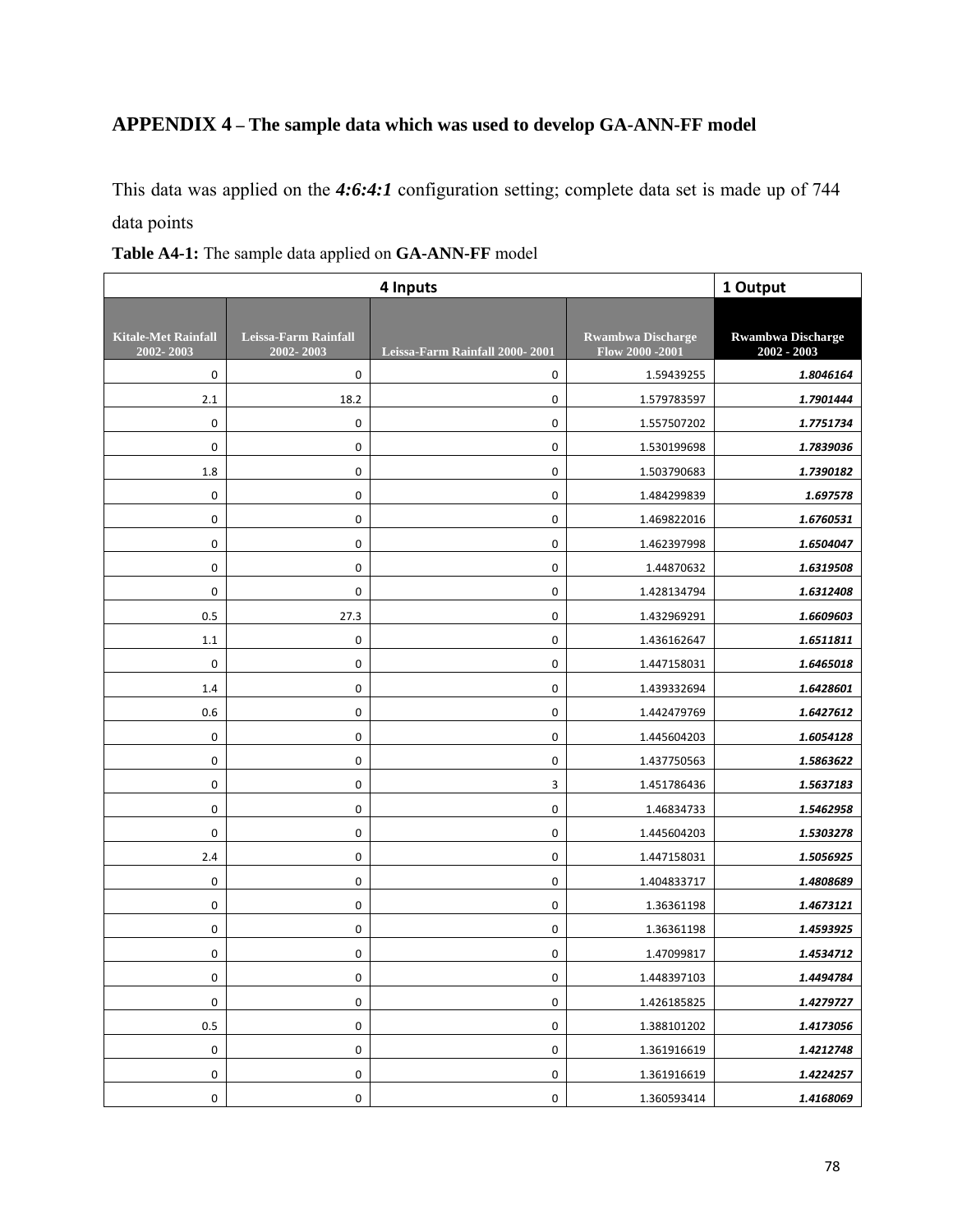## APPENDIX 4 – The sample data which was used to develop GA-ANN-FF model

This data was applied on the ***4:6:4:1*** configuration setting; complete data set is made up of 744 data points

**Table A4-1:** The sample data applied on **GA-ANN-FF** model

| 4 Inputs | | | | 1 Output |
|---|---|---|---|---|
| Kitale-Met Rainfall 2002- 2003 | Leissa-Farm Rainfall 2002- 2003 | Leissa-Farm Rainfall 2000- 2001 | Rwambwa Discharge Flow 2000 -2001 | Rwambwa Discharge 2002 - 2003 |
| 0 | 0 | 0 | 1.59439255 | ***1.8046164*** |
| 2.1 | 18.2 | 0 | 1.579783597 | ***1.7901444*** |
| 0 | 0 | 0 | 1.557507202 | ***1.7751734*** |
| 0 | 0 | 0 | 1.530199698 | ***1.7839036*** |
| 1.8 | 0 | 0 | 1.503790683 | ***1.7390182*** |
| 0 | 0 | 0 | 1.484299839 | ***1.697578*** |
| 0 | 0 | 0 | 1.469822016 | ***1.6760531*** |
| 0 | 0 | 0 | 1.462397998 | ***1.6504047*** |
| 0 | 0 | 0 | 1.44870632 | ***1.6319508*** |
| 0 | 0 | 0 | 1.428134794 | ***1.6312408*** |
| 0.5 | 27.3 | 0 | 1.432969291 | ***1.6609603*** |
| 1.1 | 0 | 0 | 1.436162647 | ***1.6511811*** |
| 0 | 0 | 0 | 1.447158031 | ***1.6465018*** |
| 1.4 | 0 | 0 | 1.439332694 | ***1.6428601*** |
| 0.6 | 0 | 0 | 1.442479769 | ***1.6427612*** |
| 0 | 0 | 0 | 1.445604203 | ***1.6054128*** |
| 0 | 0 | 0 | 1.437750563 | ***1.5863622*** |
| 0 | 0 | 3 | 1.451786436 | ***1.5637183*** |
| 0 | 0 | 0 | 1.46834733 | ***1.5462958*** |
| 0 | 0 | 0 | 1.445604203 | ***1.5303278*** |
| 2.4 | 0 | 0 | 1.447158031 | ***1.5056925*** |
| 0 | 0 | 0 | 1.404833717 | ***1.4808689*** |
| 0 | 0 | 0 | 1.36361198 | ***1.4673121*** |
| 0 | 0 | 0 | 1.36361198 | ***1.4593925*** |
| 0 | 0 | 0 | 1.47099817 | ***1.4534712*** |
| 0 | 0 | 0 | 1.448397103 | ***1.4494784*** |
| 0 | 0 | 0 | 1.426185825 | ***1.4279727*** |
| 0.5 | 0 | 0 | 1.388101202 | ***1.4173056*** |
| 0 | 0 | 0 | 1.361916619 | ***1.4212748*** |
| 0 | 0 | 0 | 1.361916619 | ***1.4224257*** |
| 0 | 0 | 0 | 1.360593414 | ***1.4168069*** |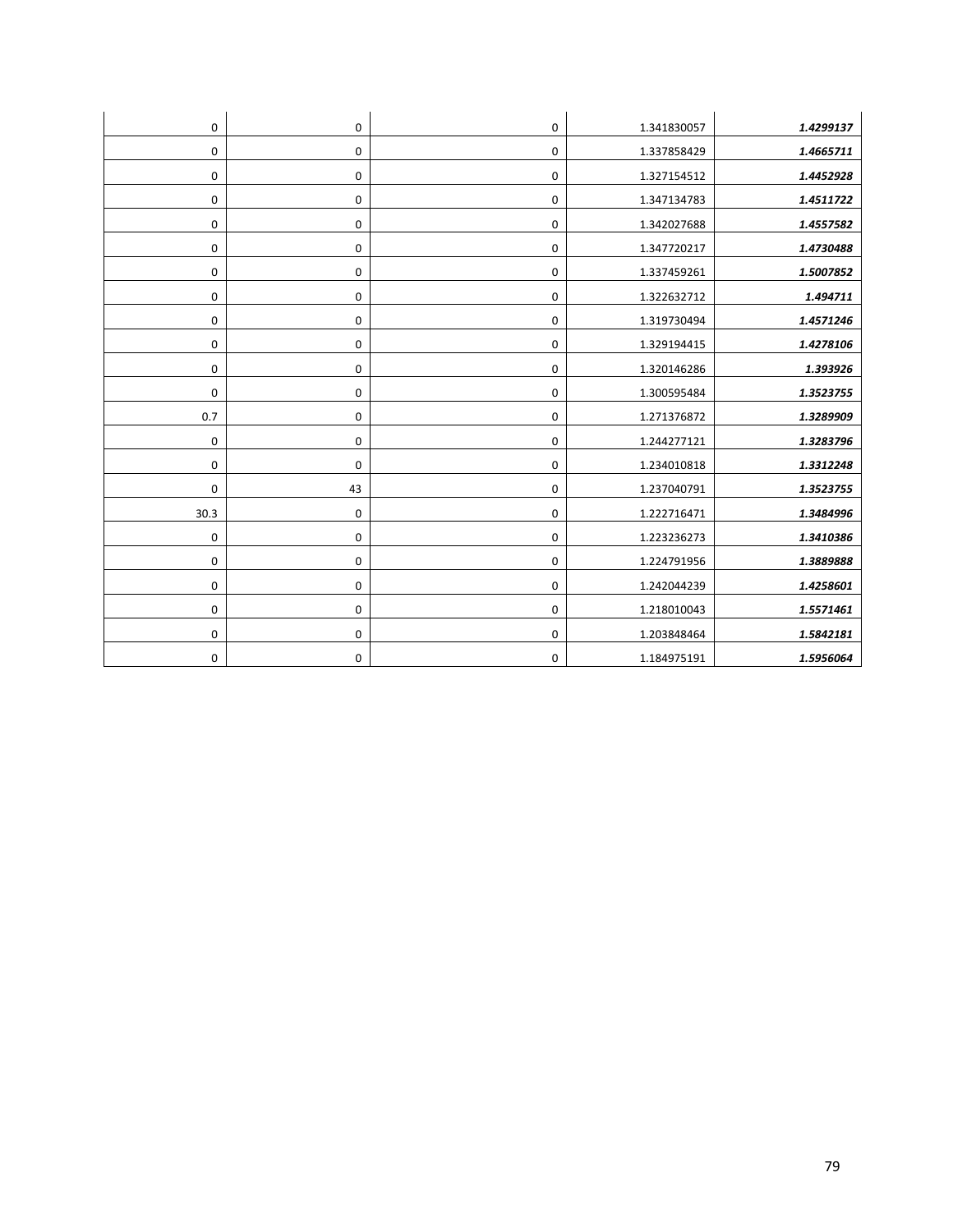| | | | | |
|---|---|---|---|---|
| 0 | 0 | 0 | 1.341830057 | ***1.4299137*** |
| 0 | 0 | 0 | 1.337858429 | ***1.4665711*** |
| 0 | 0 | 0 | 1.327154512 | ***1.4452928*** |
| 0 | 0 | 0 | 1.347134783 | ***1.4511722*** |
| 0 | 0 | 0 | 1.342027688 | ***1.4557582*** |
| 0 | 0 | 0 | 1.347720217 | ***1.4730488*** |
| 0 | 0 | 0 | 1.337459261 | ***1.5007852*** |
| 0 | 0 | 0 | 1.322632712 | ***1.494711*** |
| 0 | 0 | 0 | 1.319730494 | ***1.4571246*** |
| 0 | 0 | 0 | 1.329194415 | ***1.4278106*** |
| 0 | 0 | 0 | 1.320146286 | ***1.393926*** |
| 0 | 0 | 0 | 1.300595484 | ***1.3523755*** |
| 0.7 | 0 | 0 | 1.271376872 | ***1.3289909*** |
| 0 | 0 | 0 | 1.244277121 | ***1.3283796*** |
| 0 | 0 | 0 | 1.234010818 | ***1.3312248*** |
| 0 | 43 | 0 | 1.237040791 | ***1.3523755*** |
| 30.3 | 0 | 0 | 1.222716471 | ***1.3484996*** |
| 0 | 0 | 0 | 1.223236273 | ***1.3410386*** |
| 0 | 0 | 0 | 1.224791956 | ***1.3889888*** |
| 0 | 0 | 0 | 1.242044239 | ***1.4258601*** |
| 0 | 0 | 0 | 1.218010043 | ***1.5571461*** |
| 0 | 0 | 0 | 1.203848464 | ***1.5842181*** |
| 0 | 0 | 0 | 1.184975191 | ***1.5956064*** |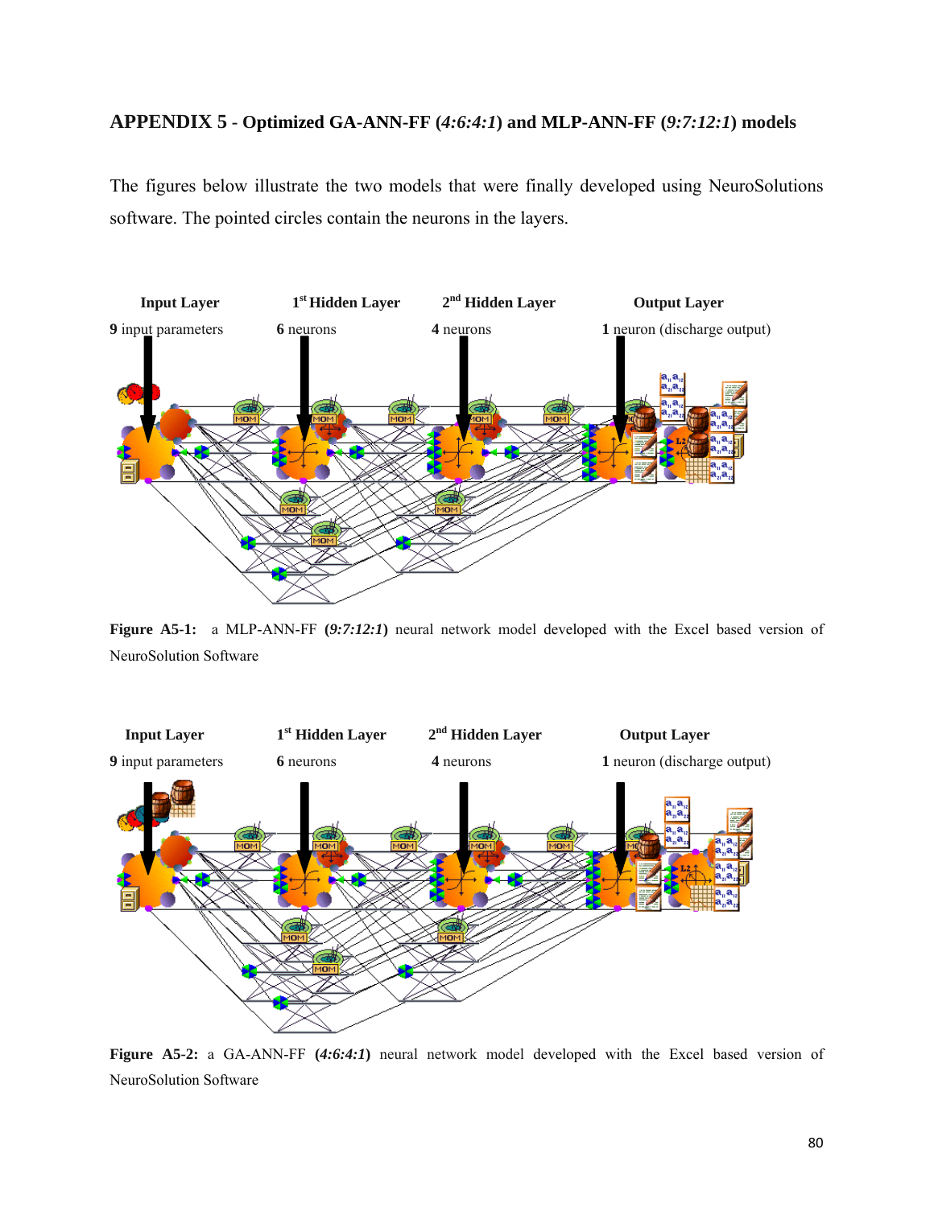## APPENDIX 5 - Optimized GA-ANN-FF (*4:6:4:1*) and MLP-ANN-FF (*9:7:12:1*) models

The figures below illustrate the two models that were finally developed using NeuroSolutions software. The pointed circles contain the neurons in the layers.

**Input Layer** **9** input parameters

**1st Hidden Layer** **6** neurons

**2nd Hidden Layer** **4** neurons

**Output Layer** **1** neuron (discharge output)

**Figure A5-1:** a MLP-ANN-FF **(*9:7:12:1*)** neural network model developed with the Excel based version of NeuroSolution Software

**Input Layer** **9** input parameters

**1st Hidden Layer** **6** neurons

**2nd Hidden Layer** **4** neurons

**Output Layer** **1** neuron (discharge output)

**Figure A5-2:** a GA-ANN-FF **(*4:6:4:1*)** neural network model developed with the Excel based version of NeuroSolution Software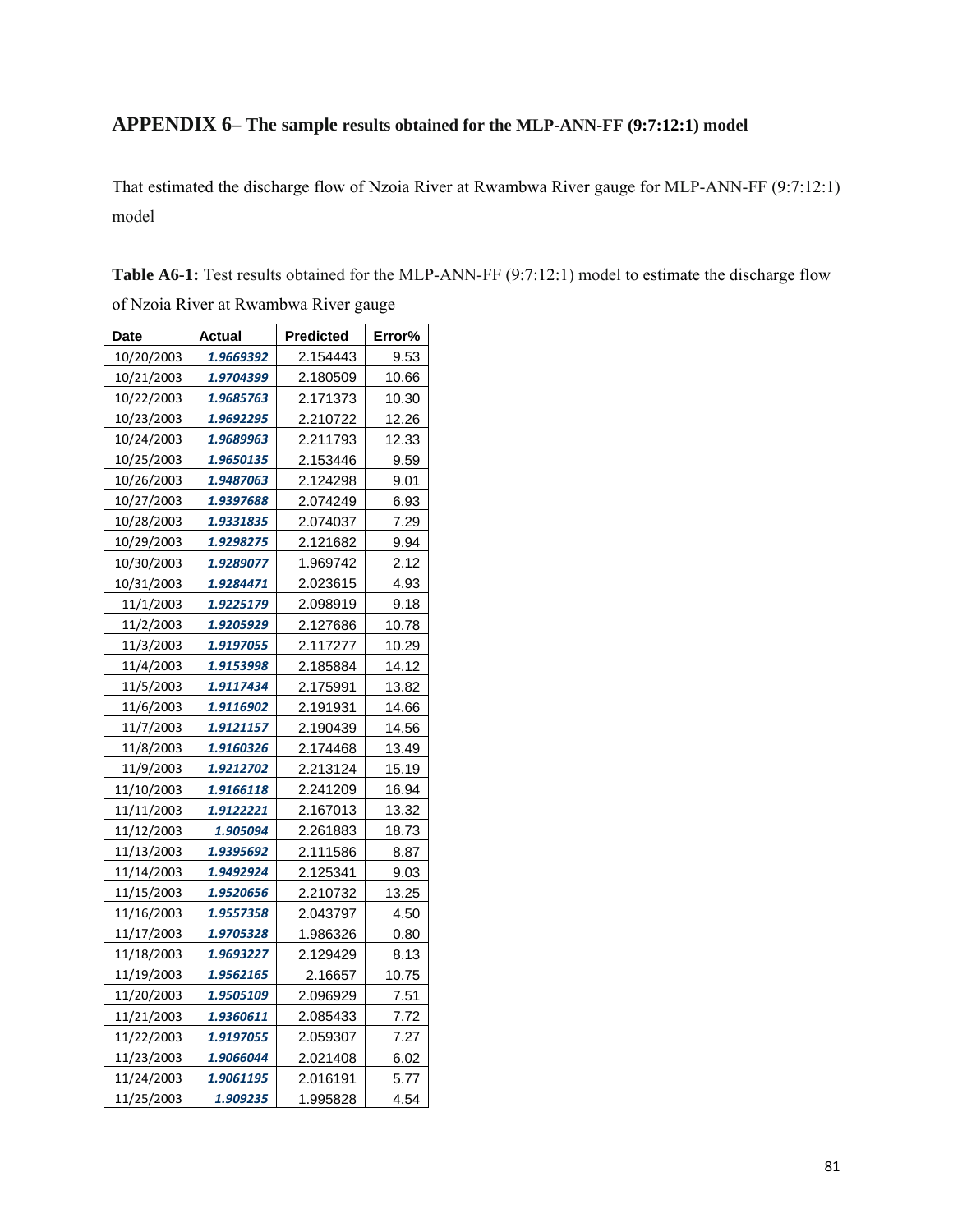# APPENDIX 6– The sample results obtained for the MLP-ANN-FF (9:7:12:1) model

That estimated the discharge flow of Nzoia River at Rwambwa River gauge for MLP-ANN-FF (9:7:12:1) model

**Table A6-1:** Test results obtained for the MLP-ANN-FF (9:7:12:1) model to estimate the discharge flow of Nzoia River at Rwambwa River gauge

| Date | Actual | Predicted | Error% |
|---|---|---|---|
| 10/20/2003 | 1.9669392 | 2.154443 | 9.53 |
| 10/21/2003 | 1.9704399 | 2.180509 | 10.66 |
| 10/22/2003 | 1.9685763 | 2.171373 | 10.30 |
| 10/23/2003 | 1.9692295 | 2.210722 | 12.26 |
| 10/24/2003 | 1.9689963 | 2.211793 | 12.33 |
| 10/25/2003 | 1.9650135 | 2.153446 | 9.59 |
| 10/26/2003 | 1.9487063 | 2.124298 | 9.01 |
| 10/27/2003 | 1.9397688 | 2.074249 | 6.93 |
| 10/28/2003 | 1.9331835 | 2.074037 | 7.29 |
| 10/29/2003 | 1.9298275 | 2.121682 | 9.94 |
| 10/30/2003 | 1.9289077 | 1.969742 | 2.12 |
| 10/31/2003 | 1.9284471 | 2.023615 | 4.93 |
| 11/1/2003 | 1.9225179 | 2.098919 | 9.18 |
| 11/2/2003 | 1.9205929 | 2.127686 | 10.78 |
| 11/3/2003 | 1.9197055 | 2.117277 | 10.29 |
| 11/4/2003 | 1.9153998 | 2.185884 | 14.12 |
| 11/5/2003 | 1.9117434 | 2.175991 | 13.82 |
| 11/6/2003 | 1.9116902 | 2.191931 | 14.66 |
| 11/7/2003 | 1.9121157 | 2.190439 | 14.56 |
| 11/8/2003 | 1.9160326 | 2.174468 | 13.49 |
| 11/9/2003 | 1.9212702 | 2.213124 | 15.19 |
| 11/10/2003 | 1.9166118 | 2.241209 | 16.94 |
| 11/11/2003 | 1.9122221 | 2.167013 | 13.32 |
| 11/12/2003 | 1.905094 | 2.261883 | 18.73 |
| 11/13/2003 | 1.9395692 | 2.111586 | 8.87 |
| 11/14/2003 | 1.9492924 | 2.125341 | 9.03 |
| 11/15/2003 | 1.9520656 | 2.210732 | 13.25 |
| 11/16/2003 | 1.9557358 | 2.043797 | 4.50 |
| 11/17/2003 | 1.9705328 | 1.986326 | 0.80 |
| 11/18/2003 | 1.9693227 | 2.129429 | 8.13 |
| 11/19/2003 | 1.9562165 | 2.16657 | 10.75 |
| 11/20/2003 | 1.9505109 | 2.096929 | 7.51 |
| 11/21/2003 | 1.9360611 | 2.085433 | 7.72 |
| 11/22/2003 | 1.9197055 | 2.059307 | 7.27 |
| 11/23/2003 | 1.9066044 | 2.021408 | 6.02 |
| 11/24/2003 | 1.9061195 | 2.016191 | 5.77 |
| 11/25/2003 | 1.909235 | 1.995828 | 4.54 |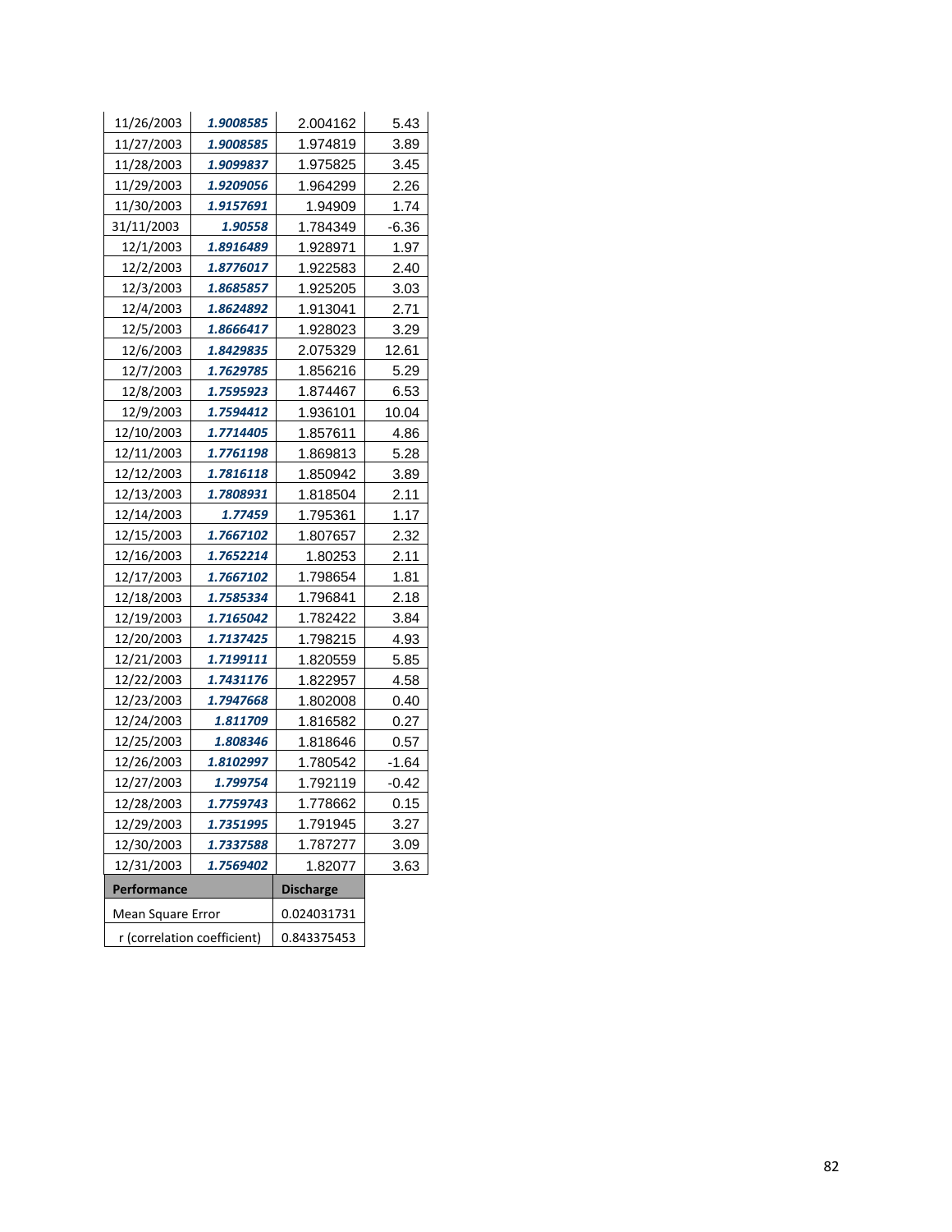| | | | |
|---|---|---|---|
| 11/26/2003 | ***1.9008585*** | 2.004162 | 5.43 |
| 11/27/2003 | ***1.9008585*** | 1.974819 | 3.89 |
| 11/28/2003 | ***1.9099837*** | 1.975825 | 3.45 |
| 11/29/2003 | ***1.9209056*** | 1.964299 | 2.26 |
| 11/30/2003 | ***1.9157691*** | 1.94909 | 1.74 |
| 31/11/2003 | ***1.90558*** | 1.784349 | -6.36 |
| 12/1/2003 | ***1.8916489*** | 1.928971 | 1.97 |
| 12/2/2003 | ***1.8776017*** | 1.922583 | 2.40 |
| 12/3/2003 | ***1.8685857*** | 1.925205 | 3.03 |
| 12/4/2003 | ***1.8624892*** | 1.913041 | 2.71 |
| 12/5/2003 | ***1.8666417*** | 1.928023 | 3.29 |
| 12/6/2003 | ***1.8429835*** | 2.075329 | 12.61 |
| 12/7/2003 | ***1.7629785*** | 1.856216 | 5.29 |
| 12/8/2003 | ***1.7595923*** | 1.874467 | 6.53 |
| 12/9/2003 | ***1.7594412*** | 1.936101 | 10.04 |
| 12/10/2003 | ***1.7714405*** | 1.857611 | 4.86 |
| 12/11/2003 | ***1.7761198*** | 1.869813 | 5.28 |
| 12/12/2003 | ***1.7816118*** | 1.850942 | 3.89 |
| 12/13/2003 | ***1.7808931*** | 1.818504 | 2.11 |
| 12/14/2003 | ***1.77459*** | 1.795361 | 1.17 |
| 12/15/2003 | ***1.7667102*** | 1.807657 | 2.32 |
| 12/16/2003 | ***1.7652214*** | 1.80253 | 2.11 |
| 12/17/2003 | ***1.7667102*** | 1.798654 | 1.81 |
| 12/18/2003 | ***1.7585334*** | 1.796841 | 2.18 |
| 12/19/2003 | ***1.7165042*** | 1.782422 | 3.84 |
| 12/20/2003 | ***1.7137425*** | 1.798215 | 4.93 |
| 12/21/2003 | ***1.7199111*** | 1.820559 | 5.85 |
| 12/22/2003 | ***1.7431176*** | 1.822957 | 4.58 |
| 12/23/2003 | ***1.7947668*** | 1.802008 | 0.40 |
| 12/24/2003 | ***1.811709*** | 1.816582 | 0.27 |
| 12/25/2003 | ***1.808346*** | 1.818646 | 0.57 |
| 12/26/2003 | ***1.8102997*** | 1.780542 | -1.64 |
| 12/27/2003 | ***1.799754*** | 1.792119 | -0.42 |
| 12/28/2003 | ***1.7759743*** | 1.778662 | 0.15 |
| 12/29/2003 | ***1.7351995*** | 1.791945 | 3.27 |
| 12/30/2003 | ***1.7337588*** | 1.787277 | 3.09 |
| 12/31/2003 | ***1.7569402*** | 1.82077 | 3.63 |

| **Performance** | **Discharge** |
|---|---|
| Mean Square Error | 0.024031731 |
| r (correlation coefficient) | 0.843375453 |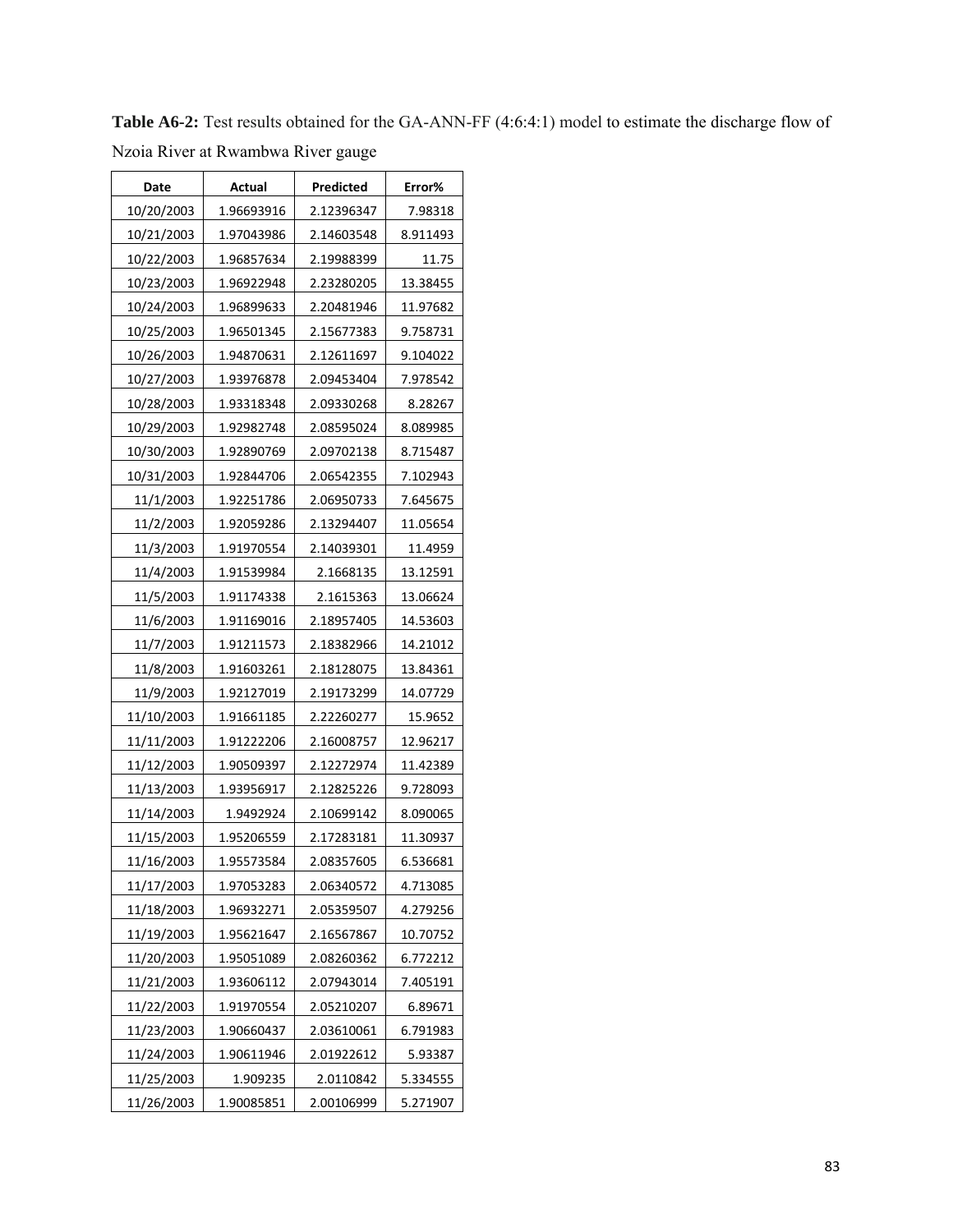**Table A6-2:** Test results obtained for the GA-ANN-FF (4:6:4:1) model to estimate the discharge flow of Nzoia River at Rwambwa River gauge

| Date | Actual | Predicted | Error% |
|---|---|---|---|
| 10/20/2003 | 1.96693916 | 2.12396347 | 7.98318 |
| 10/21/2003 | 1.97043986 | 2.14603548 | 8.911493 |
| 10/22/2003 | 1.96857634 | 2.19988399 | 11.75 |
| 10/23/2003 | 1.96922948 | 2.23280205 | 13.38455 |
| 10/24/2003 | 1.96899633 | 2.20481946 | 11.97682 |
| 10/25/2003 | 1.96501345 | 2.15677383 | 9.758731 |
| 10/26/2003 | 1.94870631 | 2.12611697 | 9.104022 |
| 10/27/2003 | 1.93976878 | 2.09453404 | 7.978542 |
| 10/28/2003 | 1.93318348 | 2.09330268 | 8.28267 |
| 10/29/2003 | 1.92982748 | 2.08595024 | 8.089985 |
| 10/30/2003 | 1.92890769 | 2.09702138 | 8.715487 |
| 10/31/2003 | 1.92844706 | 2.06542355 | 7.102943 |
| 11/1/2003 | 1.92251786 | 2.06950733 | 7.645675 |
| 11/2/2003 | 1.92059286 | 2.13294407 | 11.05654 |
| 11/3/2003 | 1.91970554 | 2.14039301 | 11.4959 |
| 11/4/2003 | 1.91539984 | 2.1668135 | 13.12591 |
| 11/5/2003 | 1.91174338 | 2.1615363 | 13.06624 |
| 11/6/2003 | 1.91169016 | 2.18957405 | 14.53603 |
| 11/7/2003 | 1.91211573 | 2.18382966 | 14.21012 |
| 11/8/2003 | 1.91603261 | 2.18128075 | 13.84361 |
| 11/9/2003 | 1.92127019 | 2.19173299 | 14.07729 |
| 11/10/2003 | 1.91661185 | 2.22260277 | 15.9652 |
| 11/11/2003 | 1.91222206 | 2.16008757 | 12.96217 |
| 11/12/2003 | 1.90509397 | 2.12272974 | 11.42389 |
| 11/13/2003 | 1.93956917 | 2.12825226 | 9.728093 |
| 11/14/2003 | 1.9492924 | 2.10699142 | 8.090065 |
| 11/15/2003 | 1.95206559 | 2.17283181 | 11.30937 |
| 11/16/2003 | 1.95573584 | 2.08357605 | 6.536681 |
| 11/17/2003 | 1.97053283 | 2.06340572 | 4.713085 |
| 11/18/2003 | 1.96932271 | 2.05359507 | 4.279256 |
| 11/19/2003 | 1.95621647 | 2.16567867 | 10.70752 |
| 11/20/2003 | 1.95051089 | 2.08260362 | 6.772212 |
| 11/21/2003 | 1.93606112 | 2.07943014 | 7.405191 |
| 11/22/2003 | 1.91970554 | 2.05210207 | 6.89671 |
| 11/23/2003 | 1.90660437 | 2.03610061 | 6.791983 |
| 11/24/2003 | 1.90611946 | 2.01922612 | 5.93387 |
| 11/25/2003 | 1.909235 | 2.0110842 | 5.334555 |
| 11/26/2003 | 1.90085851 | 2.00106999 | 5.271907 |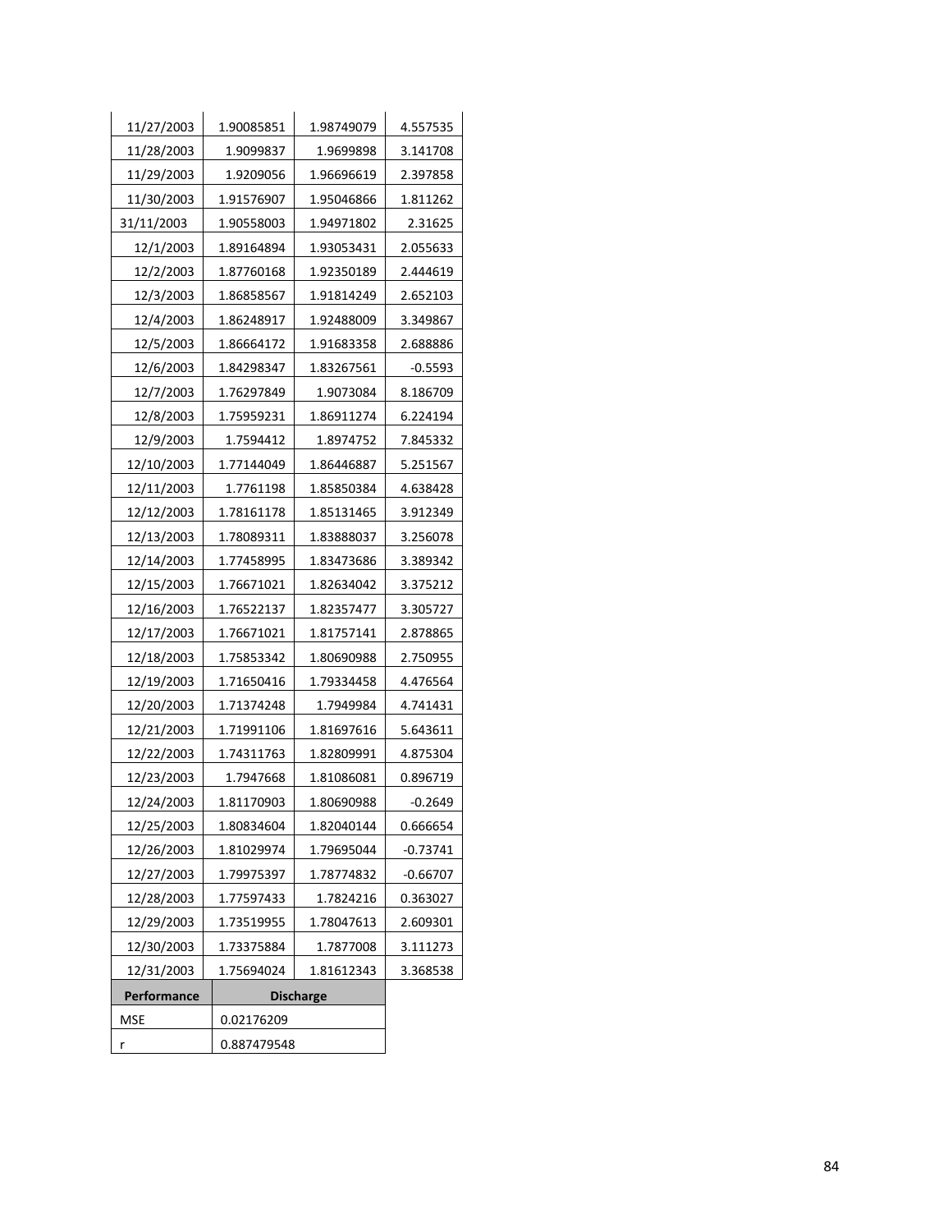| | | | |
|---|---|---|---|
| 11/27/2003 | 1.90085851 | 1.98749079 | 4.557535 |
| 11/28/2003 | 1.9099837 | 1.9699898 | 3.141708 |
| 11/29/2003 | 1.9209056 | 1.96696619 | 2.397858 |
| 11/30/2003 | 1.91576907 | 1.95046866 | 1.811262 |
| 31/11/2003 | 1.90558003 | 1.94971802 | 2.31625 |
| 12/1/2003 | 1.89164894 | 1.93053431 | 2.055633 |
| 12/2/2003 | 1.87760168 | 1.92350189 | 2.444619 |
| 12/3/2003 | 1.86858567 | 1.91814249 | 2.652103 |
| 12/4/2003 | 1.86248917 | 1.92488009 | 3.349867 |
| 12/5/2003 | 1.86664172 | 1.91683358 | 2.688886 |
| 12/6/2003 | 1.84298347 | 1.83267561 | -0.5593 |
| 12/7/2003 | 1.76297849 | 1.9073084 | 8.186709 |
| 12/8/2003 | 1.75959231 | 1.86911274 | 6.224194 |
| 12/9/2003 | 1.7594412 | 1.8974752 | 7.845332 |
| 12/10/2003 | 1.77144049 | 1.86446887 | 5.251567 |
| 12/11/2003 | 1.7761198 | 1.85850384 | 4.638428 |
| 12/12/2003 | 1.78161178 | 1.85131465 | 3.912349 |
| 12/13/2003 | 1.78089311 | 1.83888037 | 3.256078 |
| 12/14/2003 | 1.77458995 | 1.83473686 | 3.389342 |
| 12/15/2003 | 1.76671021 | 1.82634042 | 3.375212 |
| 12/16/2003 | 1.76522137 | 1.82357477 | 3.305727 |
| 12/17/2003 | 1.76671021 | 1.81757141 | 2.878865 |
| 12/18/2003 | 1.75853342 | 1.80690988 | 2.750955 |
| 12/19/2003 | 1.71650416 | 1.79334458 | 4.476564 |
| 12/20/2003 | 1.71374248 | 1.7949984 | 4.741431 |
| 12/21/2003 | 1.71991106 | 1.81697616 | 5.643611 |
| 12/22/2003 | 1.74311763 | 1.82809991 | 4.875304 |
| 12/23/2003 | 1.7947668 | 1.81086081 | 0.896719 |
| 12/24/2003 | 1.81170903 | 1.80690988 | -0.2649 |
| 12/25/2003 | 1.80834604 | 1.82040144 | 0.666654 |
| 12/26/2003 | 1.81029974 | 1.79695044 | -0.73741 |
| 12/27/2003 | 1.79975397 | 1.78774832 | -0.66707 |
| 12/28/2003 | 1.77597433 | 1.7824216 | 0.363027 |
| 12/29/2003 | 1.73519955 | 1.78047613 | 2.609301 |
| 12/30/2003 | 1.73375884 | 1.7877008 | 3.111273 |
| 12/31/2003 | 1.75694024 | 1.81612343 | 3.368538 |

| Performance | Discharge |
|---|---|
| MSE | 0.02176209 |
| r | 0.887479548 |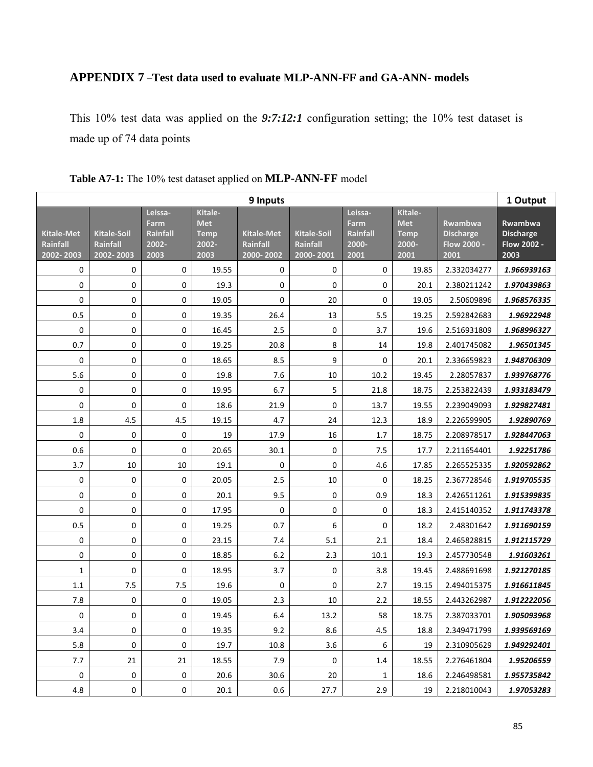## APPENDIX 7 –Test data used to evaluate MLP-ANN-FF and GA-ANN- models

This 10% test data was applied on the ***9:7:12:1*** configuration setting; the 10% test dataset is made up of 74 data points

**Table A7-1:** The 10% test dataset applied on **MLP-ANN-FF** model

| 9 Inputs | | | | | | | | | 1 Output |
|---|---|---|---|---|---|---|---|---|---|
| Kitale-Met Rainfall 2002- 2003 | Kitale-Soil Rainfall 2002- 2003 | Leissa-Farm Rainfall 2002-2003 | Kitale-Met Temp 2002-2003 | Kitale-Met Rainfall 2000- 2002 | Kitale-Soil Rainfall 2000- 2001 | Leissa-Farm Rainfall 2000-2001 | Kitale-Met Temp 2000-2001 | Rwambwa Discharge Flow 2000 - 2001 | Rwambwa Discharge Flow 2002 - 2003 |
| 0 | 0 | 0 | 19.55 | 0 | 0 | 0 | 19.85 | 2.332034277 | ***1.966939163*** |
| 0 | 0 | 0 | 19.3 | 0 | 0 | 0 | 20.1 | 2.380211242 | ***1.970439863*** |
| 0 | 0 | 0 | 19.05 | 0 | 20 | 0 | 19.05 | 2.50609896 | ***1.968576335*** |
| 0.5 | 0 | 0 | 19.35 | 26.4 | 13 | 5.5 | 19.25 | 2.592842683 | ***1.96922948*** |
| 0 | 0 | 0 | 16.45 | 2.5 | 0 | 3.7 | 19.6 | 2.516931809 | ***1.968996327*** |
| 0.7 | 0 | 0 | 19.25 | 20.8 | 8 | 14 | 19.8 | 2.401745082 | ***1.96501345*** |
| 0 | 0 | 0 | 18.65 | 8.5 | 9 | 0 | 20.1 | 2.336659823 | ***1.948706309*** |
| 5.6 | 0 | 0 | 19.8 | 7.6 | 10 | 10.2 | 19.45 | 2.28057837 | ***1.939768776*** |
| 0 | 0 | 0 | 19.95 | 6.7 | 5 | 21.8 | 18.75 | 2.253822439 | ***1.933183479*** |
| 0 | 0 | 0 | 18.6 | 21.9 | 0 | 13.7 | 19.55 | 2.239049093 | ***1.929827481*** |
| 1.8 | 4.5 | 4.5 | 19.15 | 4.7 | 24 | 12.3 | 18.9 | 2.226599905 | ***1.92890769*** |
| 0 | 0 | 0 | 19 | 17.9 | 16 | 1.7 | 18.75 | 2.208978517 | ***1.928447063*** |
| 0.6 | 0 | 0 | 20.65 | 30.1 | 0 | 7.5 | 17.7 | 2.211654401 | ***1.92251786*** |
| 3.7 | 10 | 10 | 19.1 | 0 | 0 | 4.6 | 17.85 | 2.265525335 | ***1.920592862*** |
| 0 | 0 | 0 | 20.05 | 2.5 | 10 | 0 | 18.25 | 2.367728546 | ***1.919705535*** |
| 0 | 0 | 0 | 20.1 | 9.5 | 0 | 0.9 | 18.3 | 2.426511261 | ***1.915399835*** |
| 0 | 0 | 0 | 17.95 | 0 | 0 | 0 | 18.3 | 2.415140352 | ***1.911743378*** |
| 0.5 | 0 | 0 | 19.25 | 0.7 | 6 | 0 | 18.2 | 2.48301642 | ***1.911690159*** |
| 0 | 0 | 0 | 23.15 | 7.4 | 5.1 | 2.1 | 18.4 | 2.465828815 | ***1.912115729*** |
| 0 | 0 | 0 | 18.85 | 6.2 | 2.3 | 10.1 | 19.3 | 2.457730548 | ***1.91603261*** |
| 1 | 0 | 0 | 18.95 | 3.7 | 0 | 3.8 | 19.45 | 2.488691698 | ***1.921270185*** |
| 1.1 | 7.5 | 7.5 | 19.6 | 0 | 0 | 2.7 | 19.15 | 2.494015375 | ***1.916611845*** |
| 7.8 | 0 | 0 | 19.05 | 2.3 | 10 | 2.2 | 18.55 | 2.443262987 | ***1.912222056*** |
| 0 | 0 | 0 | 19.45 | 6.4 | 13.2 | 58 | 18.75 | 2.387033701 | ***1.905093968*** |
| 3.4 | 0 | 0 | 19.35 | 9.2 | 8.6 | 4.5 | 18.8 | 2.349471799 | ***1.939569169*** |
| 5.8 | 0 | 0 | 19.7 | 10.8 | 3.6 | 6 | 19 | 2.310905629 | ***1.949292401*** |
| 7.7 | 21 | 21 | 18.55 | 7.9 | 0 | 1.4 | 18.55 | 2.276461804 | ***1.95206559*** |
| 0 | 0 | 0 | 20.6 | 30.6 | 20 | 1 | 18.6 | 2.246498581 | ***1.955735842*** |
| 4.8 | 0 | 0 | 20.1 | 0.6 | 27.7 | 2.9 | 19 | 2.218010043 | ***1.97053283*** |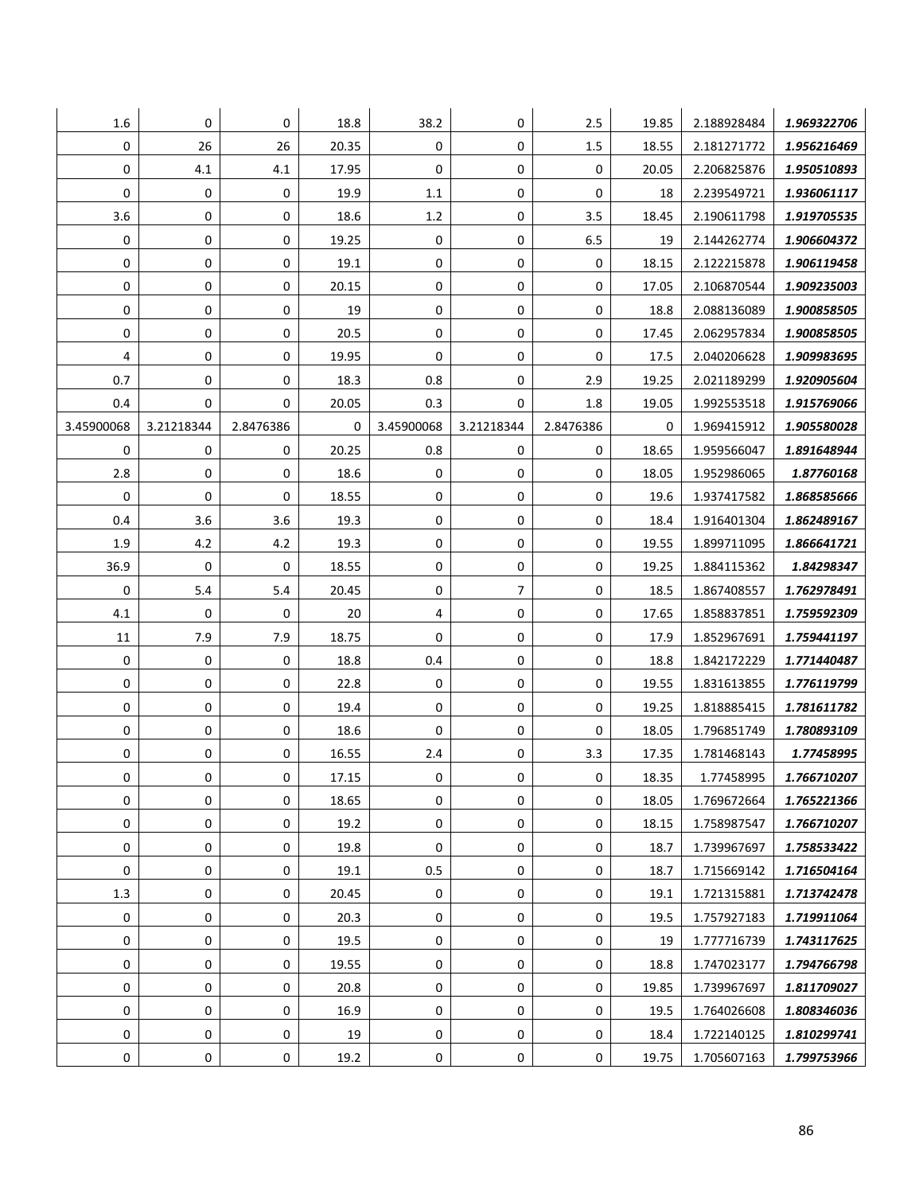| | | | | | | | | | |
|---|---|---|---|---|---|---|---|---|---|
| 1.6 | 0 | 0 | 18.8 | 38.2 | 0 | 2.5 | 19.85 | 2.188928484 | ***1.969322706*** |
| 0 | 26 | 26 | 20.35 | 0 | 0 | 1.5 | 18.55 | 2.181271772 | ***1.956216469*** |
| 0 | 4.1 | 4.1 | 17.95 | 0 | 0 | 0 | 20.05 | 2.206825876 | ***1.950510893*** |
| 0 | 0 | 0 | 19.9 | 1.1 | 0 | 0 | 18 | 2.239549721 | ***1.936061117*** |
| 3.6 | 0 | 0 | 18.6 | 1.2 | 0 | 3.5 | 18.45 | 2.190611798 | ***1.919705535*** |
| 0 | 0 | 0 | 19.25 | 0 | 0 | 6.5 | 19 | 2.144262774 | ***1.906604372*** |
| 0 | 0 | 0 | 19.1 | 0 | 0 | 0 | 18.15 | 2.122215878 | ***1.906119458*** |
| 0 | 0 | 0 | 20.15 | 0 | 0 | 0 | 17.05 | 2.106870544 | ***1.909235003*** |
| 0 | 0 | 0 | 19 | 0 | 0 | 0 | 18.8 | 2.088136089 | ***1.900858505*** |
| 0 | 0 | 0 | 20.5 | 0 | 0 | 0 | 17.45 | 2.062957834 | ***1.900858505*** |
| 4 | 0 | 0 | 19.95 | 0 | 0 | 0 | 17.5 | 2.040206628 | ***1.909983695*** |
| 0.7 | 0 | 0 | 18.3 | 0.8 | 0 | 2.9 | 19.25 | 2.021189299 | ***1.920905604*** |
| 0.4 | 0 | 0 | 20.05 | 0.3 | 0 | 1.8 | 19.05 | 1.992553518 | ***1.915769066*** |
| 3.45900068 | 3.21218344 | 2.8476386 | 0 | 3.45900068 | 3.21218344 | 2.8476386 | 0 | 1.969415912 | ***1.905580028*** |
| 0 | 0 | 0 | 20.25 | 0.8 | 0 | 0 | 18.65 | 1.959566047 | ***1.891648944*** |
| 2.8 | 0 | 0 | 18.6 | 0 | 0 | 0 | 18.05 | 1.952986065 | ***1.87760168*** |
| 0 | 0 | 0 | 18.55 | 0 | 0 | 0 | 19.6 | 1.937417582 | ***1.868585666*** |
| 0.4 | 3.6 | 3.6 | 19.3 | 0 | 0 | 0 | 18.4 | 1.916401304 | ***1.862489167*** |
| 1.9 | 4.2 | 4.2 | 19.3 | 0 | 0 | 0 | 19.55 | 1.899711095 | ***1.866641721*** |
| 36.9 | 0 | 0 | 18.55 | 0 | 0 | 0 | 19.25 | 1.884115362 | ***1.84298347*** |
| 0 | 5.4 | 5.4 | 20.45 | 0 | 7 | 0 | 18.5 | 1.867408557 | ***1.762978491*** |
| 4.1 | 0 | 0 | 20 | 4 | 0 | 0 | 17.65 | 1.858837851 | ***1.759592309*** |
| 11 | 7.9 | 7.9 | 18.75 | 0 | 0 | 0 | 17.9 | 1.852967691 | ***1.759441197*** |
| 0 | 0 | 0 | 18.8 | 0.4 | 0 | 0 | 18.8 | 1.842172229 | ***1.771440487*** |
| 0 | 0 | 0 | 22.8 | 0 | 0 | 0 | 19.55 | 1.831613855 | ***1.776119799*** |
| 0 | 0 | 0 | 19.4 | 0 | 0 | 0 | 19.25 | 1.818885415 | ***1.781611782*** |
| 0 | 0 | 0 | 18.6 | 0 | 0 | 0 | 18.05 | 1.796851749 | ***1.780893109*** |
| 0 | 0 | 0 | 16.55 | 2.4 | 0 | 3.3 | 17.35 | 1.781468143 | ***1.77458995*** |
| 0 | 0 | 0 | 17.15 | 0 | 0 | 0 | 18.35 | 1.77458995 | ***1.766710207*** |
| 0 | 0 | 0 | 18.65 | 0 | 0 | 0 | 18.05 | 1.769672664 | ***1.765221366*** |
| 0 | 0 | 0 | 19.2 | 0 | 0 | 0 | 18.15 | 1.758987547 | ***1.766710207*** |
| 0 | 0 | 0 | 19.8 | 0 | 0 | 0 | 18.7 | 1.739967697 | ***1.758533422*** |
| 0 | 0 | 0 | 19.1 | 0.5 | 0 | 0 | 18.7 | 1.715669142 | ***1.716504164*** |
| 1.3 | 0 | 0 | 20.45 | 0 | 0 | 0 | 19.1 | 1.721315881 | ***1.713742478*** |
| 0 | 0 | 0 | 20.3 | 0 | 0 | 0 | 19.5 | 1.757927183 | ***1.719911064*** |
| 0 | 0 | 0 | 19.5 | 0 | 0 | 0 | 19 | 1.777716739 | ***1.743117625*** |
| 0 | 0 | 0 | 19.55 | 0 | 0 | 0 | 18.8 | 1.747023177 | ***1.794766798*** |
| 0 | 0 | 0 | 20.8 | 0 | 0 | 0 | 19.85 | 1.739967697 | ***1.811709027*** |
| 0 | 0 | 0 | 16.9 | 0 | 0 | 0 | 19.5 | 1.764026608 | ***1.808346036*** |
| 0 | 0 | 0 | 19 | 0 | 0 | 0 | 18.4 | 1.722140125 | ***1.810299741*** |
| 0 | 0 | 0 | 19.2 | 0 | 0 | 0 | 19.75 | 1.705607163 | ***1.799753966*** |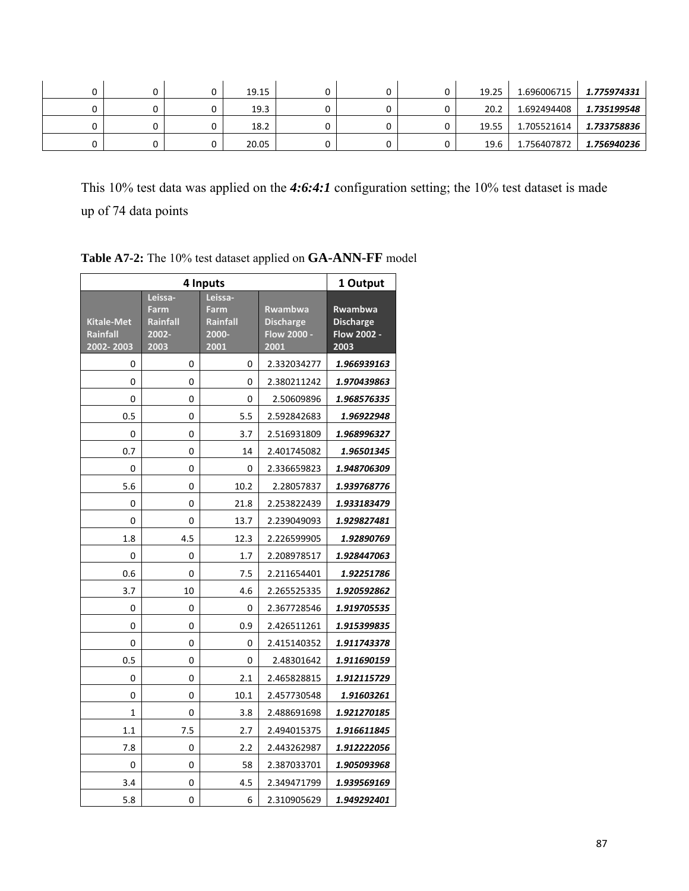| | | | | | | | | | |
|---|---|---|---|---|---|---|---|---|---|
| 0 | 0 | 0 | 19.15 | 0 | 0 | 0 | 19.25 | 1.696006715 | ***1.775974331*** |
| 0 | 0 | 0 | 19.3 | 0 | 0 | 0 | 20.2 | 1.692494408 | ***1.735199548*** |
| 0 | 0 | 0 | 18.2 | 0 | 0 | 0 | 19.55 | 1.705521614 | ***1.733758836*** |
| 0 | 0 | 0 | 20.05 | 0 | 0 | 0 | 19.6 | 1.756407872 | ***1.756940236*** |

This 10% test data was applied on the ***4:6:4:1*** configuration setting; the 10% test dataset is made up of 74 data points

**Table A7-2:** The 10% test dataset applied on **GA-ANN-FF** model

| 4 Inputs | | | | 1 Output |
|---|---|---|---|---|
| Kitale-Met Rainfall 2002- 2003 | Leissa-Farm Rainfall 2002-2003 | Leissa-Farm Rainfall 2000-2001 | Rwambwa Discharge Flow 2000 - 2001 | Rwambwa Discharge Flow 2002 - 2003 |
| 0 | 0 | 0 | 2.332034277 | ***1.966939163*** |
| 0 | 0 | 0 | 2.380211242 | ***1.970439863*** |
| 0 | 0 | 0 | 2.50609896 | ***1.968576335*** |
| 0.5 | 0 | 5.5 | 2.592842683 | ***1.96922948*** |
| 0 | 0 | 3.7 | 2.516931809 | ***1.968996327*** |
| 0.7 | 0 | 14 | 2.401745082 | ***1.96501345*** |
| 0 | 0 | 0 | 2.336659823 | ***1.948706309*** |
| 5.6 | 0 | 10.2 | 2.28057837 | ***1.939768776*** |
| 0 | 0 | 21.8 | 2.253822439 | ***1.933183479*** |
| 0 | 0 | 13.7 | 2.239049093 | ***1.929827481*** |
| 1.8 | 4.5 | 12.3 | 2.226599905 | ***1.92890769*** |
| 0 | 0 | 1.7 | 2.208978517 | ***1.928447063*** |
| 0.6 | 0 | 7.5 | 2.211654401 | ***1.92251786*** |
| 3.7 | 10 | 4.6 | 2.265525335 | ***1.920592862*** |
| 0 | 0 | 0 | 2.367728546 | ***1.919705535*** |
| 0 | 0 | 0.9 | 2.426511261 | ***1.915399835*** |
| 0 | 0 | 0 | 2.415140352 | ***1.911743378*** |
| 0.5 | 0 | 0 | 2.48301642 | ***1.911690159*** |
| 0 | 0 | 2.1 | 2.465828815 | ***1.912115729*** |
| 0 | 0 | 10.1 | 2.457730548 | ***1.91603261*** |
| 1 | 0 | 3.8 | 2.488691698 | ***1.921270185*** |
| 1.1 | 7.5 | 2.7 | 2.494015375 | ***1.916611845*** |
| 7.8 | 0 | 2.2 | 2.443262987 | ***1.912222056*** |
| 0 | 0 | 58 | 2.387033701 | ***1.905093968*** |
| 3.4 | 0 | 4.5 | 2.349471799 | ***1.939569169*** |
| 5.8 | 0 | 6 | 2.310905629 | ***1.949292401*** |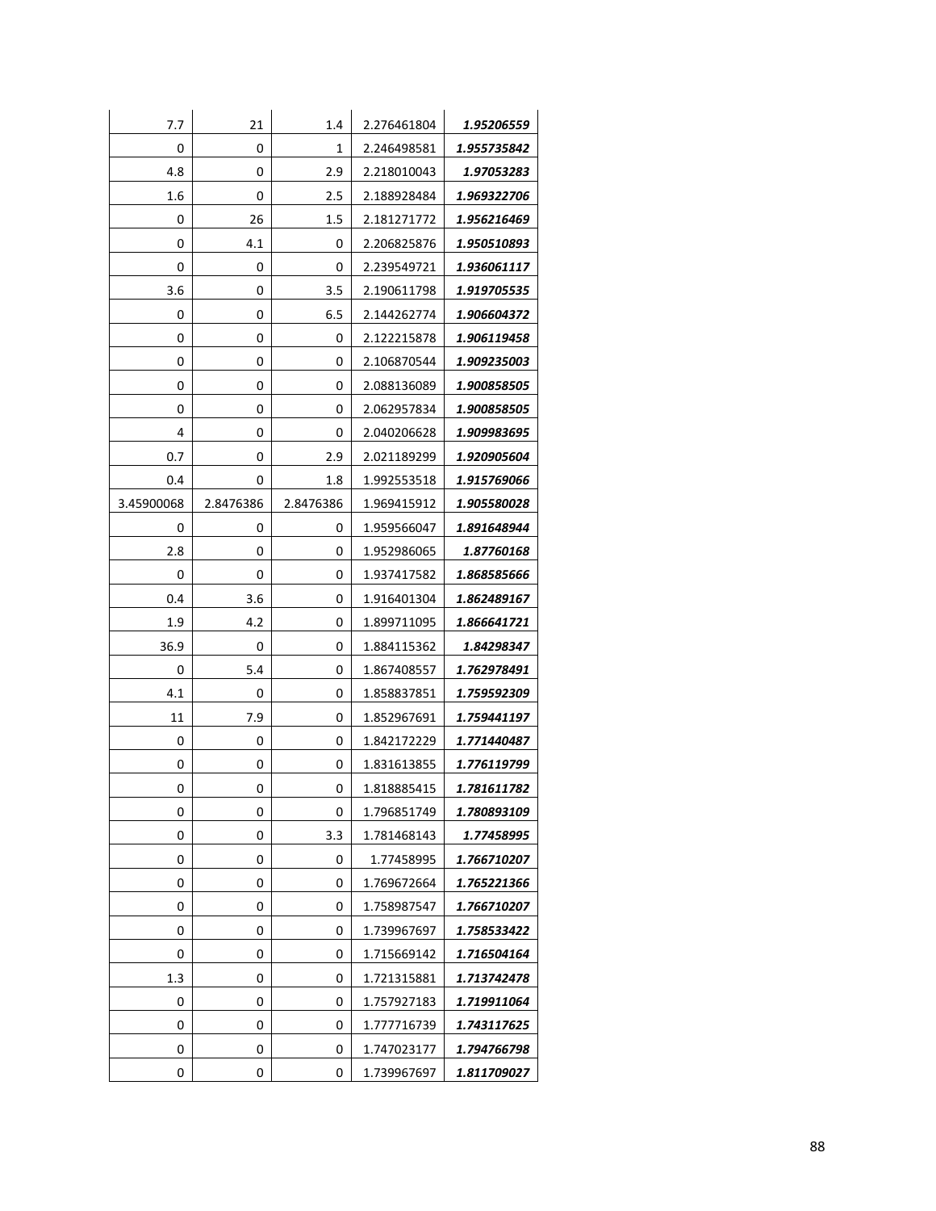| | | | | |
|---|---|---|---|---|
| 7.7 | 21 | 1.4 | 2.276461804 | ***1.95206559*** |
| 0 | 0 | 1 | 2.246498581 | ***1.955735842*** |
| 4.8 | 0 | 2.9 | 2.218010043 | ***1.97053283*** |
| 1.6 | 0 | 2.5 | 2.188928484 | ***1.969322706*** |
| 0 | 26 | 1.5 | 2.181271772 | ***1.956216469*** |
| 0 | 4.1 | 0 | 2.206825876 | ***1.950510893*** |
| 0 | 0 | 0 | 2.239549721 | ***1.936061117*** |
| 3.6 | 0 | 3.5 | 2.190611798 | ***1.919705535*** |
| 0 | 0 | 6.5 | 2.144262774 | ***1.906604372*** |
| 0 | 0 | 0 | 2.122215878 | ***1.906119458*** |
| 0 | 0 | 0 | 2.106870544 | ***1.909235003*** |
| 0 | 0 | 0 | 2.088136089 | ***1.900858505*** |
| 0 | 0 | 0 | 2.062957834 | ***1.900858505*** |
| 4 | 0 | 0 | 2.040206628 | ***1.909983695*** |
| 0.7 | 0 | 2.9 | 2.021189299 | ***1.920905604*** |
| 0.4 | 0 | 1.8 | 1.992553518 | ***1.915769066*** |
| 3.45900068 | 2.8476386 | 2.8476386 | 1.969415912 | ***1.905580028*** |
| 0 | 0 | 0 | 1.959566047 | ***1.891648944*** |
| 2.8 | 0 | 0 | 1.952986065 | ***1.87760168*** |
| 0 | 0 | 0 | 1.937417582 | ***1.868585666*** |
| 0.4 | 3.6 | 0 | 1.916401304 | ***1.862489167*** |
| 1.9 | 4.2 | 0 | 1.899711095 | ***1.866641721*** |
| 36.9 | 0 | 0 | 1.884115362 | ***1.84298347*** |
| 0 | 5.4 | 0 | 1.867408557 | ***1.762978491*** |
| 4.1 | 0 | 0 | 1.858837851 | ***1.759592309*** |
| 11 | 7.9 | 0 | 1.852967691 | ***1.759441197*** |
| 0 | 0 | 0 | 1.842172229 | ***1.771440487*** |
| 0 | 0 | 0 | 1.831613855 | ***1.776119799*** |
| 0 | 0 | 0 | 1.818885415 | ***1.781611782*** |
| 0 | 0 | 0 | 1.796851749 | ***1.780893109*** |
| 0 | 0 | 3.3 | 1.781468143 | ***1.77458995*** |
| 0 | 0 | 0 | 1.77458995 | ***1.766710207*** |
| 0 | 0 | 0 | 1.769672664 | ***1.765221366*** |
| 0 | 0 | 0 | 1.758987547 | ***1.766710207*** |
| 0 | 0 | 0 | 1.739967697 | ***1.758533422*** |
| 0 | 0 | 0 | 1.715669142 | ***1.716504164*** |
| 1.3 | 0 | 0 | 1.721315881 | ***1.713742478*** |
| 0 | 0 | 0 | 1.757927183 | ***1.719911064*** |
| 0 | 0 | 0 | 1.777716739 | ***1.743117625*** |
| 0 | 0 | 0 | 1.747023177 | ***1.794766798*** |
| 0 | 0 | 0 | 1.739967697 | ***1.811709027*** |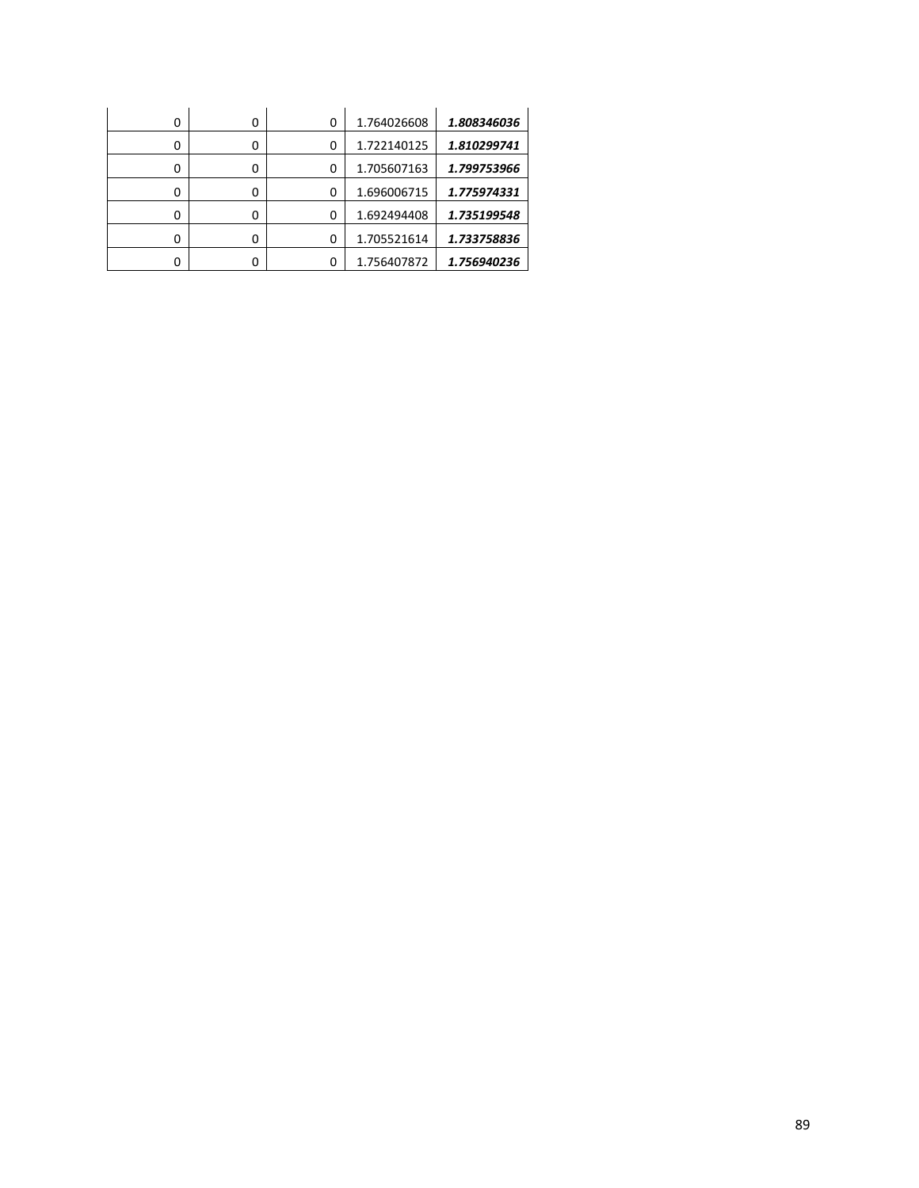| | | | | |
|---|---|---|---|---|
| 0 | 0 | 0 | 1.764026608 | ***1.808346036*** |
| 0 | 0 | 0 | 1.722140125 | ***1.810299741*** |
| 0 | 0 | 0 | 1.705607163 | ***1.799753966*** |
| 0 | 0 | 0 | 1.696006715 | ***1.775974331*** |
| 0 | 0 | 0 | 1.692494408 | ***1.735199548*** |
| 0 | 0 | 0 | 1.705521614 | ***1.733758836*** |
| 0 | 0 | 0 | 1.756407872 | ***1.756940236*** |